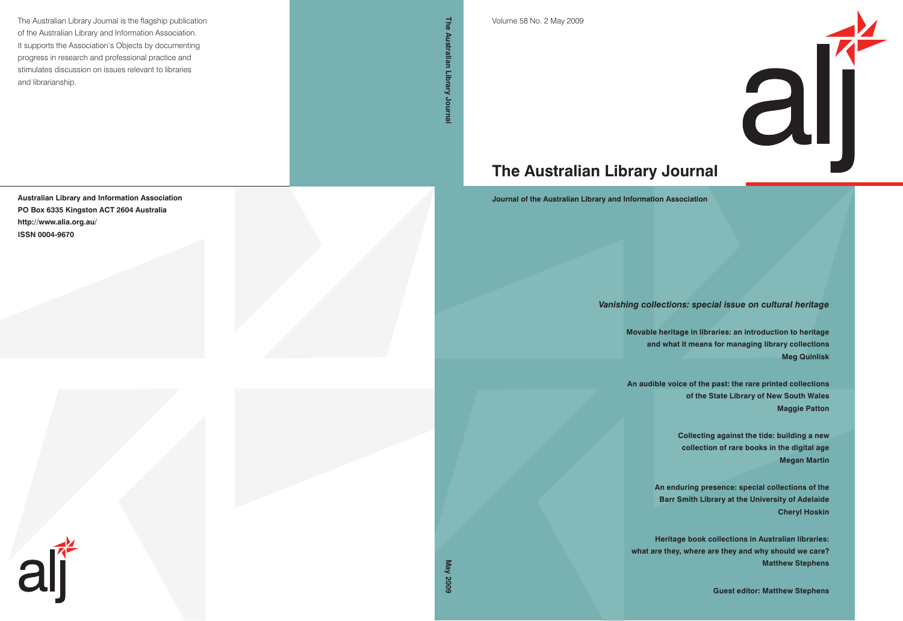The Australian Library Journal is the flagship publication of the Australian Library and Information Association. It supports the Association's Objects by documenting progress in research and professional practice and stimulates discussion on issues relevant to libraries and librarianship.

**Australian Library and Information Association**
**PO Box 6335 Kingston ACT 2604 Australia**
**http://www.alia.org.au/**
**ISSN 0004-9670**

alj

**The Australian Library Journal**

**May 2009**

Volume 58 No. 2 May 2009

alj

# The Australian Library Journal

**Journal of the Australian Library and Information Association**

***Vanishing collections: special issue on cultural heritage***

**Movable heritage in libraries: an introduction to heritage and what it means for managing library collections**
**Meg Quinlisk**

**An audible voice of the past: the rare printed collections of the State Library of New South Wales**
**Maggie Patton**

**Collecting against the tide: building a new collection of rare books in the digital age**
**Megan Martin**

**An enduring presence: special collections of the Barr Smith Library at the University of Adelaide**
**Cheryl Hoskin**

**Heritage book collections in Australian libraries: what are they, where are they and why should we care?**
**Matthew Stephens**

**Guest editor: Matthew Stephens**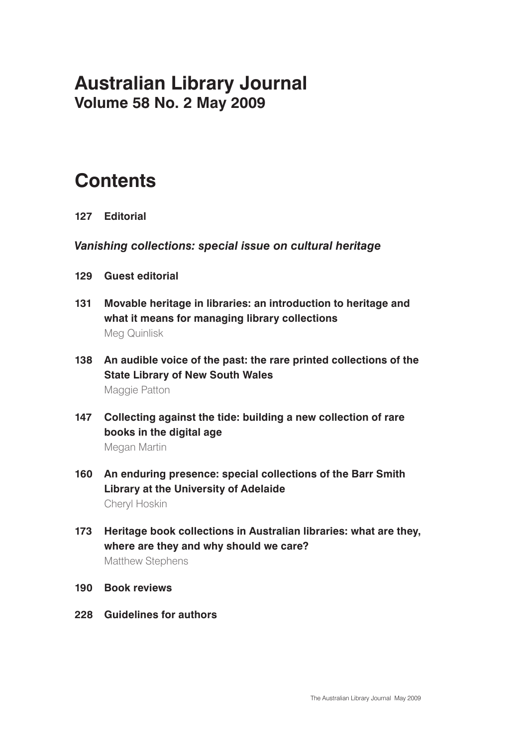# Australian Library Journal
## Volume 58 No. 2 May 2009

# Contents

**127 Editorial**

***Vanishing collections: special issue on cultural heritage***

**129 Guest editorial**

**131 Movable heritage in libraries: an introduction to heritage and what it means for managing library collections**
Meg Quinlisk

**138 An audible voice of the past: the rare printed collections of the State Library of New South Wales**
Maggie Patton

**147 Collecting against the tide: building a new collection of rare books in the digital age**
Megan Martin

**160 An enduring presence: special collections of the Barr Smith Library at the University of Adelaide**
Cheryl Hoskin

**173 Heritage book collections in Australian libraries: what are they, where are they and why should we care?**
Matthew Stephens

**190 Book reviews**

**228 Guidelines for authors**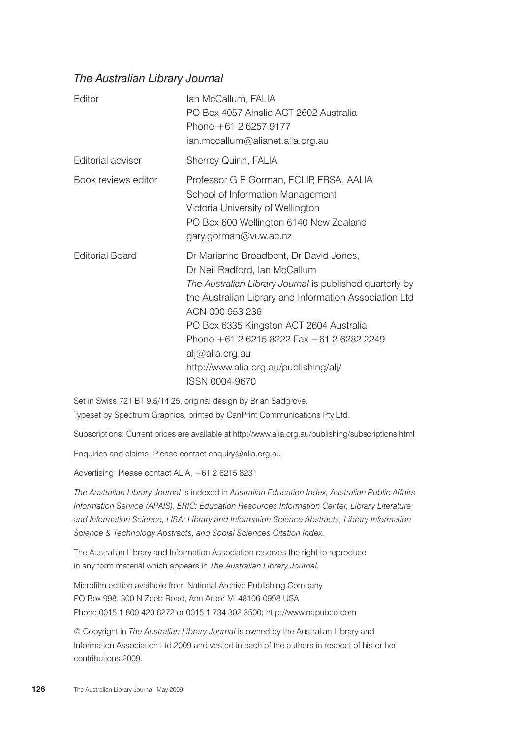*The Australian Library Journal*

| | |
|---|---|
| Editor | Ian McCallum, FALIA<br>PO Box 4057 Ainslie ACT 2602 Australia<br>Phone +61 2 6257 9177<br>ian.mccallum@alianet.alia.org.au |
| Editorial adviser | Sherrey Quinn, FALIA |
| Book reviews editor | Professor G E Gorman, FCLIP, FRSA, AALIA<br>School of Information Management<br>Victoria University of Wellington<br>PO Box 600 Wellington 6140 New Zealand<br>gary.gorman@vuw.ac.nz |
| Editorial Board | Dr Marianne Broadbent, Dr David Jones,<br>Dr Neil Radford, Ian McCallum<br>*The Australian Library Journal* is published quarterly by the Australian Library and Information Association Ltd<br>ACN 090 953 236<br>PO Box 6335 Kingston ACT 2604 Australia<br>Phone +61 2 6215 8222 Fax +61 2 6282 2249<br>alj@alia.org.au<br>http://www.alia.org.au/publishing/alj/<br>ISSN 0004-9670 |

Set in Swiss 721 BT 9.5/14.25, original design by Brian Sadgrove.
Typeset by Spectrum Graphics, printed by CanPrint Communications Pty Ltd.

Subscriptions: Current prices are available at http://www.alia.org.au/publishing/subscriptions.html

Enquiries and claims: Please contact enquiry@alia.org.au

Advertising: Please contact ALIA, +61 2 6215 8231

*The Australian Library Journal* is indexed in *Australian Education Index, Australian Public Affairs Information Service (APAIS), ERIC: Education Resources Information Center, Library Literature and Information Science, LISA: Library and Information Science Abstracts, Library Information Science & Technology Abstracts, and Social Sciences Citation Index.*

The Australian Library and Information Association reserves the right to reproduce in any form material which appears in *The Australian Library Journal*.

Microfilm edition available from National Archive Publishing Company
PO Box 998, 300 N Zeeb Road, Ann Arbor MI 48106-0998 USA
Phone 0015 1 800 420 6272 or 0015 1 734 302 3500; http://www.napubco.com

© Copyright in *The Australian Library Journal* is owned by the Australian Library and Information Association Ltd 2009 and vested in each of the authors in respect of his or her contributions 2009.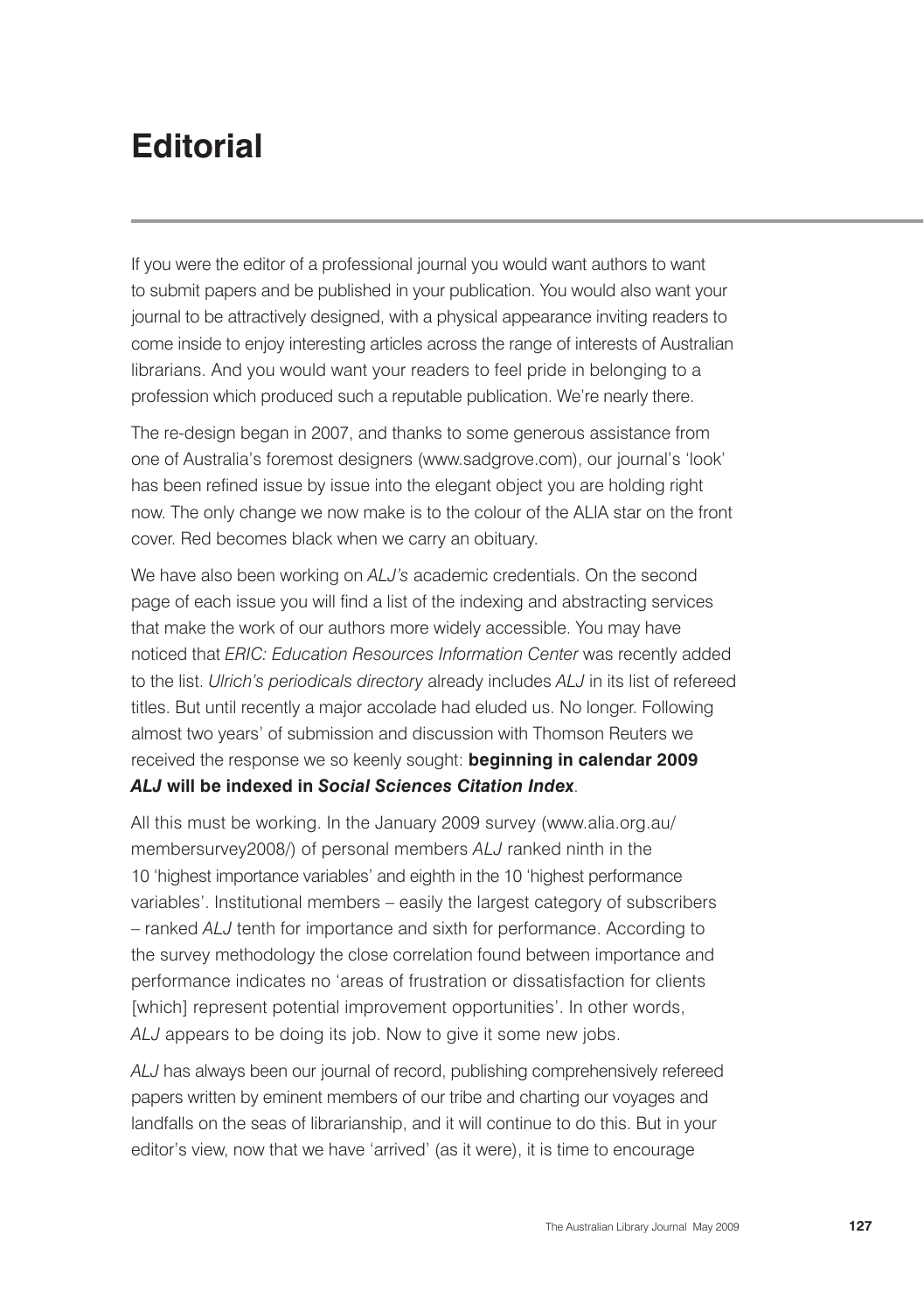# Editorial

If you were the editor of a professional journal you would want authors to want to submit papers and be published in your publication. You would also want your journal to be attractively designed, with a physical appearance inviting readers to come inside to enjoy interesting articles across the range of interests of Australian librarians. And you would want your readers to feel pride in belonging to a profession which produced such a reputable publication. We're nearly there.

The re-design began in 2007, and thanks to some generous assistance from one of Australia's foremost designers (www.sadgrove.com), our journal's 'look' has been refined issue by issue into the elegant object you are holding right now. The only change we now make is to the colour of the ALIA star on the front cover. Red becomes black when we carry an obituary.

We have also been working on *ALJ's* academic credentials. On the second page of each issue you will find a list of the indexing and abstracting services that make the work of our authors more widely accessible. You may have noticed that *ERIC: Education Resources Information Center* was recently added to the list. *Ulrich's periodicals directory* already includes *ALJ* in its list of refereed titles. But until recently a major accolade had eluded us. No longer. Following almost two years' of submission and discussion with Thomson Reuters we received the response we so keenly sought: **beginning in calendar 2009 *ALJ* will be indexed in *Social Sciences Citation Index***.

All this must be working. In the January 2009 survey (www.alia.org.au/membersurvey2008/) of personal members *ALJ* ranked ninth in the 10 'highest importance variables' and eighth in the 10 'highest performance variables'. Institutional members – easily the largest category of subscribers – ranked *ALJ* tenth for importance and sixth for performance. According to the survey methodology the close correlation found between importance and performance indicates no 'areas of frustration or dissatisfaction for clients [which] represent potential improvement opportunities'. In other words, *ALJ* appears to be doing its job. Now to give it some new jobs.

*ALJ* has always been our journal of record, publishing comprehensively refereed papers written by eminent members of our tribe and charting our voyages and landfalls on the seas of librarianship, and it will continue to do this. But in your editor's view, now that we have 'arrived' (as it were), it is time to encourage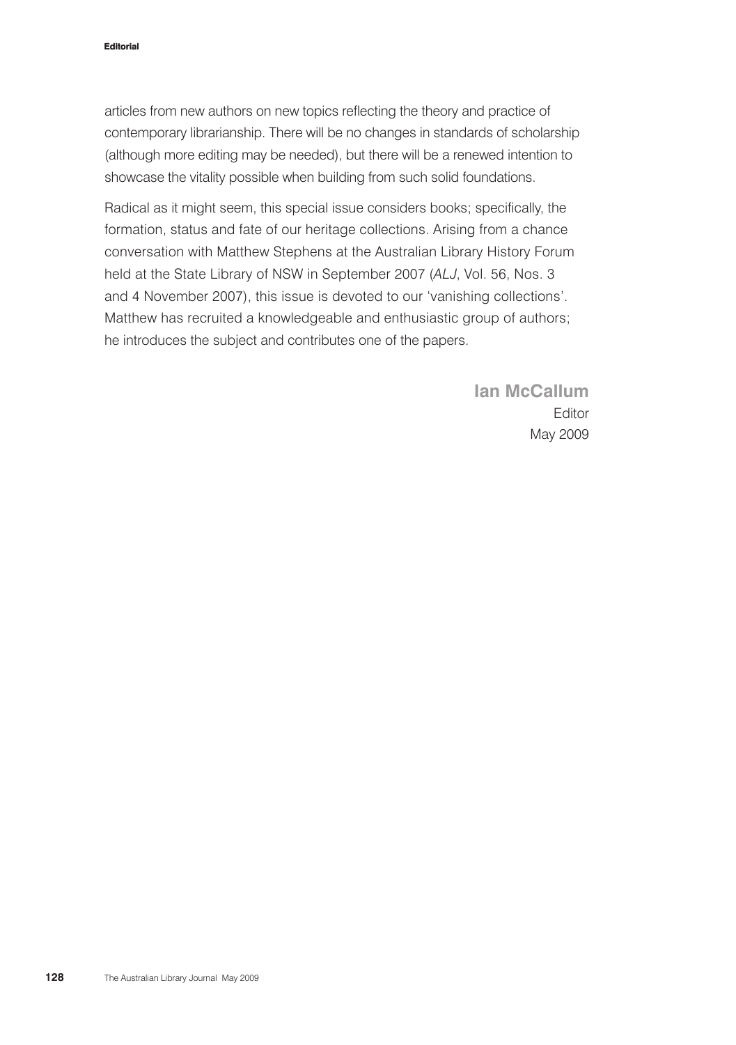articles from new authors on new topics reflecting the theory and practice of contemporary librarianship. There will be no changes in standards of scholarship (although more editing may be needed), but there will be a renewed intention to showcase the vitality possible when building from such solid foundations.

Radical as it might seem, this special issue considers books; specifically, the formation, status and fate of our heritage collections. Arising from a chance conversation with Matthew Stephens at the Australian Library History Forum held at the State Library of NSW in September 2007 (*ALJ*, Vol. 56, Nos. 3 and 4 November 2007), this issue is devoted to our 'vanishing collections'. Matthew has recruited a knowledgeable and enthusiastic group of authors; he introduces the subject and contributes one of the papers.

**Ian McCallum**
Editor
May 2009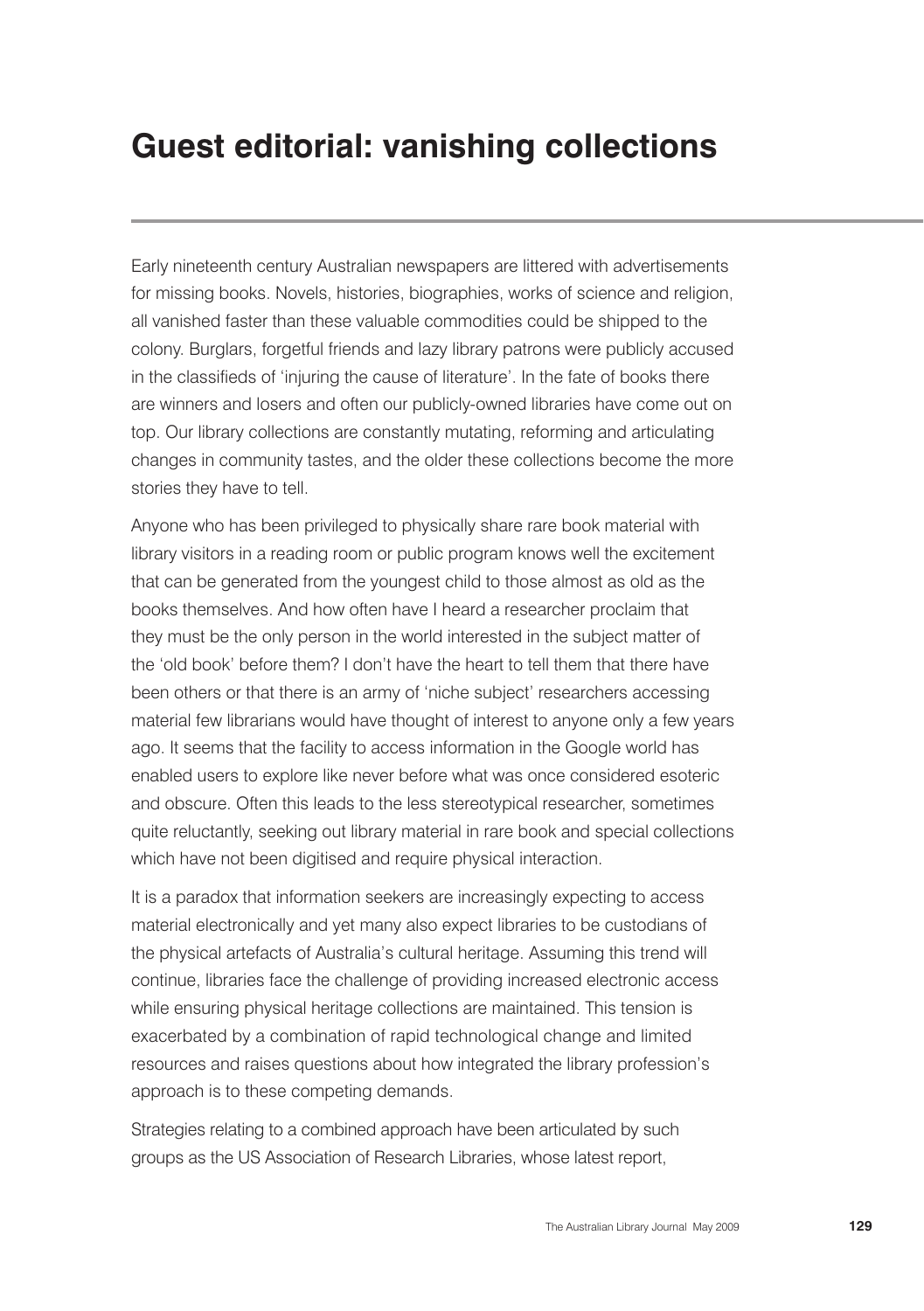# Guest editorial: vanishing collections

Early nineteenth century Australian newspapers are littered with advertisements for missing books. Novels, histories, biographies, works of science and religion, all vanished faster than these valuable commodities could be shipped to the colony. Burglars, forgetful friends and lazy library patrons were publicly accused in the classifieds of 'injuring the cause of literature'. In the fate of books there are winners and losers and often our publicly-owned libraries have come out on top. Our library collections are constantly mutating, reforming and articulating changes in community tastes, and the older these collections become the more stories they have to tell.

Anyone who has been privileged to physically share rare book material with library visitors in a reading room or public program knows well the excitement that can be generated from the youngest child to those almost as old as the books themselves. And how often have I heard a researcher proclaim that they must be the only person in the world interested in the subject matter of the 'old book' before them? I don't have the heart to tell them that there have been others or that there is an army of 'niche subject' researchers accessing material few librarians would have thought of interest to anyone only a few years ago. It seems that the facility to access information in the Google world has enabled users to explore like never before what was once considered esoteric and obscure. Often this leads to the less stereotypical researcher, sometimes quite reluctantly, seeking out library material in rare book and special collections which have not been digitised and require physical interaction.

It is a paradox that information seekers are increasingly expecting to access material electronically and yet many also expect libraries to be custodians of the physical artefacts of Australia's cultural heritage. Assuming this trend will continue, libraries face the challenge of providing increased electronic access while ensuring physical heritage collections are maintained. This tension is exacerbated by a combination of rapid technological change and limited resources and raises questions about how integrated the library profession's approach is to these competing demands.

Strategies relating to a combined approach have been articulated by such groups as the US Association of Research Libraries, whose latest report,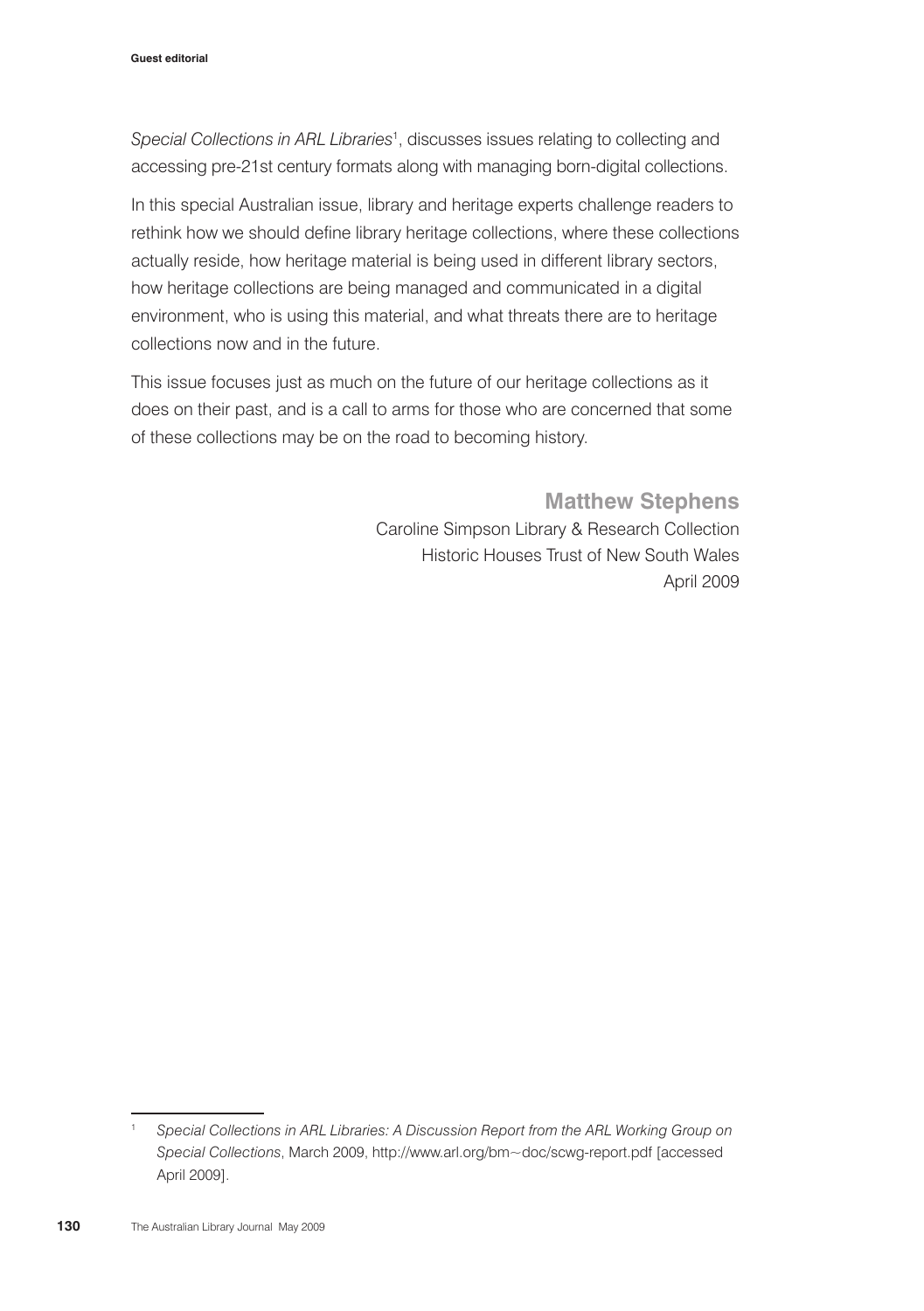*Special Collections in ARL Libraries*[1], discusses issues relating to collecting and accessing pre-21st century formats along with managing born-digital collections.

In this special Australian issue, library and heritage experts challenge readers to rethink how we should define library heritage collections, where these collections actually reside, how heritage material is being used in different library sectors, how heritage collections are being managed and communicated in a digital environment, who is using this material, and what threats there are to heritage collections now and in the future.

This issue focuses just as much on the future of our heritage collections as it does on their past, and is a call to arms for those who are concerned that some of these collections may be on the road to becoming history.

**Matthew Stephens**
Caroline Simpson Library & Research Collection
Historic Houses Trust of New South Wales
April 2009

---

[1] *Special Collections in ARL Libraries: A Discussion Report from the ARL Working Group on Special Collections*, March 2009, http://www.arl.org/bm~doc/scwg-report.pdf [accessed April 2009].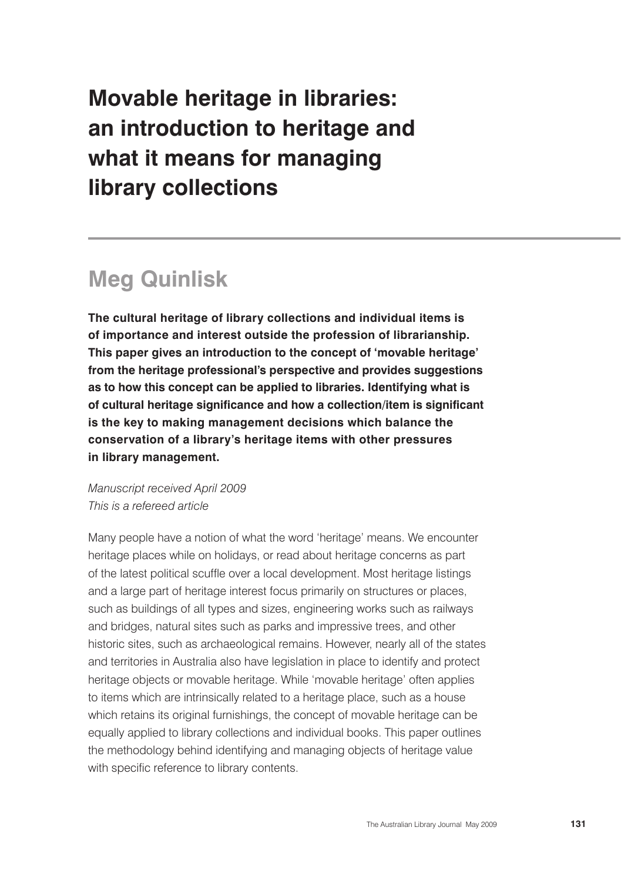# Movable heritage in libraries: an introduction to heritage and what it means for managing library collections

## Meg Quinlisk

**The cultural heritage of library collections and individual items is of importance and interest outside the profession of librarianship. This paper gives an introduction to the concept of 'movable heritage' from the heritage professional's perspective and provides suggestions as to how this concept can be applied to libraries. Identifying what is of cultural heritage significance and how a collection/item is significant is the key to making management decisions which balance the conservation of a library's heritage items with other pressures in library management.**

*Manuscript received April 2009*
*This is a refereed article*

Many people have a notion of what the word 'heritage' means. We encounter heritage places while on holidays, or read about heritage concerns as part of the latest political scuffle over a local development. Most heritage listings and a large part of heritage interest focus primarily on structures or places, such as buildings of all types and sizes, engineering works such as railways and bridges, natural sites such as parks and impressive trees, and other historic sites, such as archaeological remains. However, nearly all of the states and territories in Australia also have legislation in place to identify and protect heritage objects or movable heritage. While 'movable heritage' often applies to items which are intrinsically related to a heritage place, such as a house which retains its original furnishings, the concept of movable heritage can be equally applied to library collections and individual books. This paper outlines the methodology behind identifying and managing objects of heritage value with specific reference to library contents.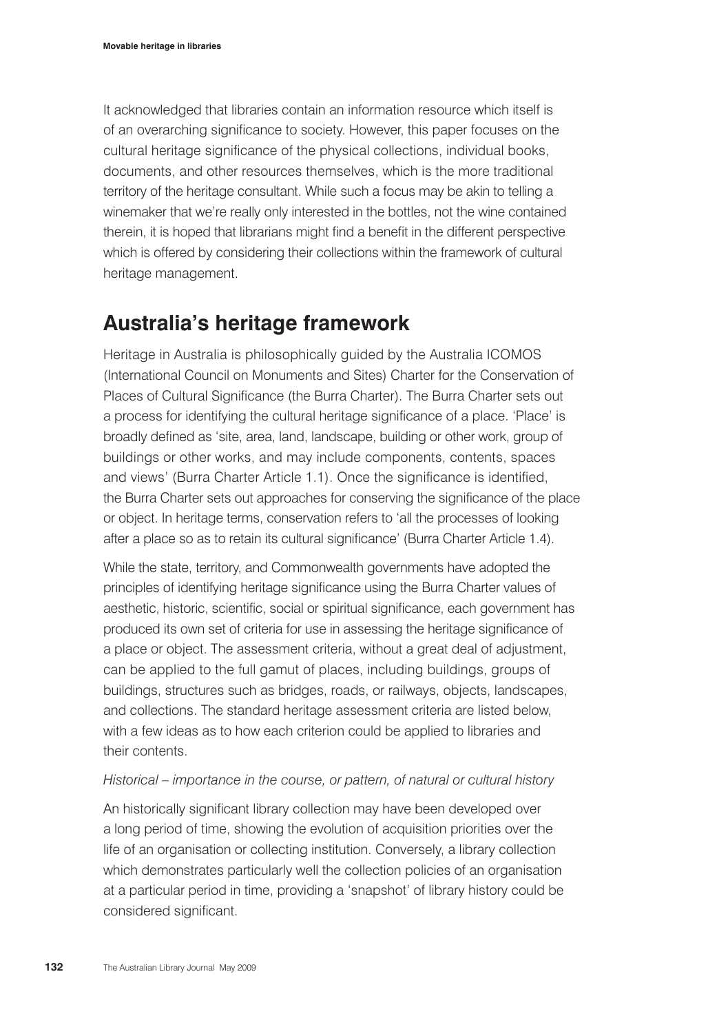It acknowledged that libraries contain an information resource which itself is of an overarching significance to society. However, this paper focuses on the cultural heritage significance of the physical collections, individual books, documents, and other resources themselves, which is the more traditional territory of the heritage consultant. While such a focus may be akin to telling a winemaker that we're really only interested in the bottles, not the wine contained therein, it is hoped that librarians might find a benefit in the different perspective which is offered by considering their collections within the framework of cultural heritage management.

## Australia's heritage framework

Heritage in Australia is philosophically guided by the Australia ICOMOS (International Council on Monuments and Sites) Charter for the Conservation of Places of Cultural Significance (the Burra Charter). The Burra Charter sets out a process for identifying the cultural heritage significance of a place. 'Place' is broadly defined as 'site, area, land, landscape, building or other work, group of buildings or other works, and may include components, contents, spaces and views' (Burra Charter Article 1.1). Once the significance is identified, the Burra Charter sets out approaches for conserving the significance of the place or object. In heritage terms, conservation refers to 'all the processes of looking after a place so as to retain its cultural significance' (Burra Charter Article 1.4).

While the state, territory, and Commonwealth governments have adopted the principles of identifying heritage significance using the Burra Charter values of aesthetic, historic, scientific, social or spiritual significance, each government has produced its own set of criteria for use in assessing the heritage significance of a place or object. The assessment criteria, without a great deal of adjustment, can be applied to the full gamut of places, including buildings, groups of buildings, structures such as bridges, roads, or railways, objects, landscapes, and collections. The standard heritage assessment criteria are listed below, with a few ideas as to how each criterion could be applied to libraries and their contents.

*Historical – importance in the course, or pattern, of natural or cultural history*

An historically significant library collection may have been developed over a long period of time, showing the evolution of acquisition priorities over the life of an organisation or collecting institution. Conversely, a library collection which demonstrates particularly well the collection policies of an organisation at a particular period in time, providing a 'snapshot' of library history could be considered significant.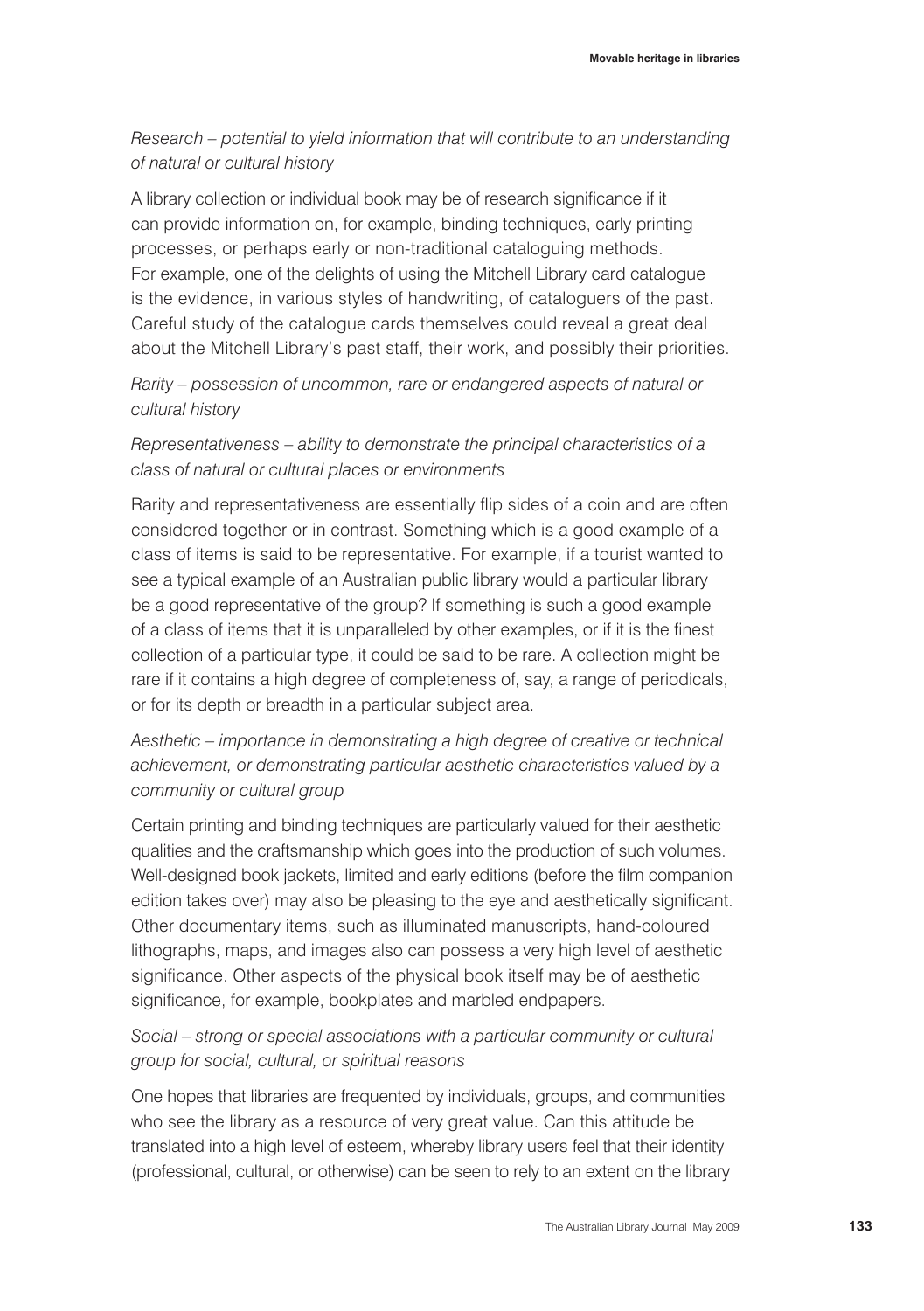*Research – potential to yield information that will contribute to an understanding of natural or cultural history*

A library collection or individual book may be of research significance if it can provide information on, for example, binding techniques, early printing processes, or perhaps early or non-traditional cataloguing methods. For example, one of the delights of using the Mitchell Library card catalogue is the evidence, in various styles of handwriting, of cataloguers of the past. Careful study of the catalogue cards themselves could reveal a great deal about the Mitchell Library's past staff, their work, and possibly their priorities.

*Rarity – possession of uncommon, rare or endangered aspects of natural or cultural history*

*Representativeness – ability to demonstrate the principal characteristics of a class of natural or cultural places or environments*

Rarity and representativeness are essentially flip sides of a coin and are often considered together or in contrast. Something which is a good example of a class of items is said to be representative. For example, if a tourist wanted to see a typical example of an Australian public library would a particular library be a good representative of the group? If something is such a good example of a class of items that it is unparalleled by other examples, or if it is the finest collection of a particular type, it could be said to be rare. A collection might be rare if it contains a high degree of completeness of, say, a range of periodicals, or for its depth or breadth in a particular subject area.

*Aesthetic – importance in demonstrating a high degree of creative or technical achievement, or demonstrating particular aesthetic characteristics valued by a community or cultural group*

Certain printing and binding techniques are particularly valued for their aesthetic qualities and the craftsmanship which goes into the production of such volumes. Well-designed book jackets, limited and early editions (before the film companion edition takes over) may also be pleasing to the eye and aesthetically significant. Other documentary items, such as illuminated manuscripts, hand-coloured lithographs, maps, and images also can possess a very high level of aesthetic significance. Other aspects of the physical book itself may be of aesthetic significance, for example, bookplates and marbled endpapers.

*Social – strong or special associations with a particular community or cultural group for social, cultural, or spiritual reasons*

One hopes that libraries are frequented by individuals, groups, and communities who see the library as a resource of very great value. Can this attitude be translated into a high level of esteem, whereby library users feel that their identity (professional, cultural, or otherwise) can be seen to rely to an extent on the library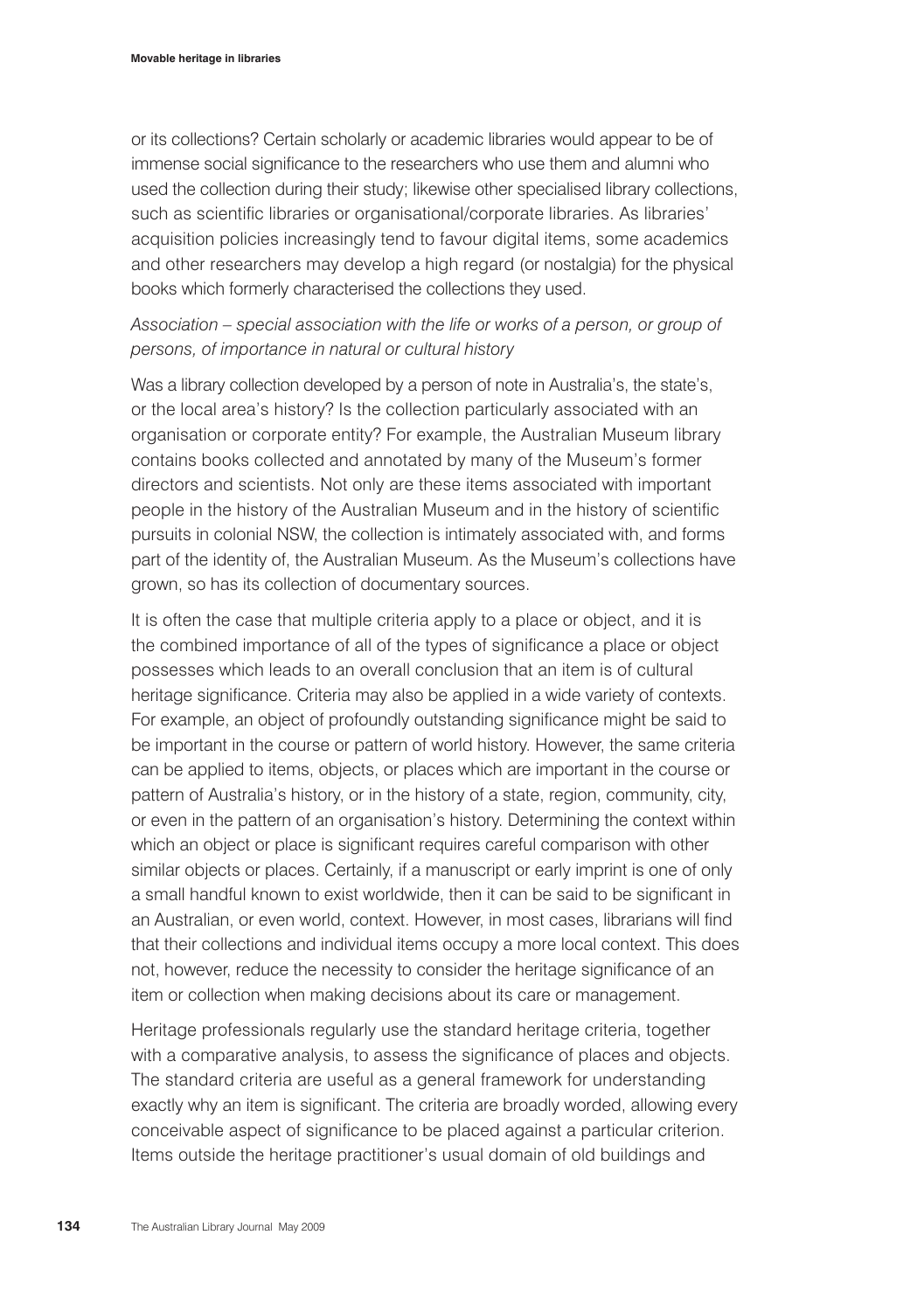or its collections? Certain scholarly or academic libraries would appear to be of immense social significance to the researchers who use them and alumni who used the collection during their study; likewise other specialised library collections, such as scientific libraries or organisational/corporate libraries. As libraries' acquisition policies increasingly tend to favour digital items, some academics and other researchers may develop a high regard (or nostalgia) for the physical books which formerly characterised the collections they used.

*Association – special association with the life or works of a person, or group of persons, of importance in natural or cultural history*

Was a library collection developed by a person of note in Australia's, the state's, or the local area's history? Is the collection particularly associated with an organisation or corporate entity? For example, the Australian Museum library contains books collected and annotated by many of the Museum's former directors and scientists. Not only are these items associated with important people in the history of the Australian Museum and in the history of scientific pursuits in colonial NSW, the collection is intimately associated with, and forms part of the identity of, the Australian Museum. As the Museum's collections have grown, so has its collection of documentary sources.

It is often the case that multiple criteria apply to a place or object, and it is the combined importance of all of the types of significance a place or object possesses which leads to an overall conclusion that an item is of cultural heritage significance. Criteria may also be applied in a wide variety of contexts. For example, an object of profoundly outstanding significance might be said to be important in the course or pattern of world history. However, the same criteria can be applied to items, objects, or places which are important in the course or pattern of Australia's history, or in the history of a state, region, community, city, or even in the pattern of an organisation's history. Determining the context within which an object or place is significant requires careful comparison with other similar objects or places. Certainly, if a manuscript or early imprint is one of only a small handful known to exist worldwide, then it can be said to be significant in an Australian, or even world, context. However, in most cases, librarians will find that their collections and individual items occupy a more local context. This does not, however, reduce the necessity to consider the heritage significance of an item or collection when making decisions about its care or management.

Heritage professionals regularly use the standard heritage criteria, together with a comparative analysis, to assess the significance of places and objects. The standard criteria are useful as a general framework for understanding exactly why an item is significant. The criteria are broadly worded, allowing every conceivable aspect of significance to be placed against a particular criterion. Items outside the heritage practitioner's usual domain of old buildings and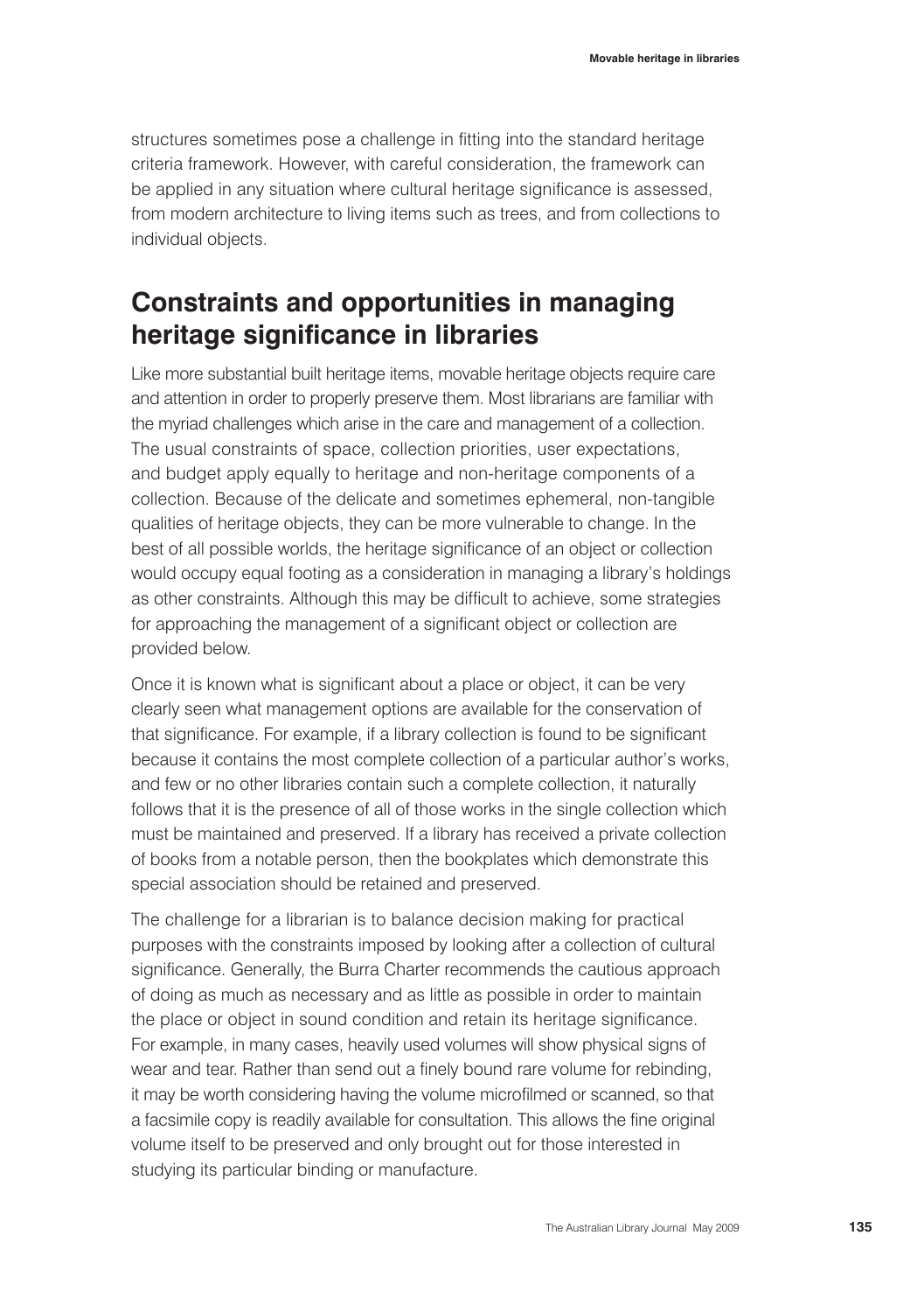structures sometimes pose a challenge in fitting into the standard heritage criteria framework. However, with careful consideration, the framework can be applied in any situation where cultural heritage significance is assessed, from modern architecture to living items such as trees, and from collections to individual objects.

## Constraints and opportunities in managing heritage significance in libraries

Like more substantial built heritage items, movable heritage objects require care and attention in order to properly preserve them. Most librarians are familiar with the myriad challenges which arise in the care and management of a collection. The usual constraints of space, collection priorities, user expectations, and budget apply equally to heritage and non-heritage components of a collection. Because of the delicate and sometimes ephemeral, non-tangible qualities of heritage objects, they can be more vulnerable to change. In the best of all possible worlds, the heritage significance of an object or collection would occupy equal footing as a consideration in managing a library's holdings as other constraints. Although this may be difficult to achieve, some strategies for approaching the management of a significant object or collection are provided below.

Once it is known what is significant about a place or object, it can be very clearly seen what management options are available for the conservation of that significance. For example, if a library collection is found to be significant because it contains the most complete collection of a particular author's works, and few or no other libraries contain such a complete collection, it naturally follows that it is the presence of all of those works in the single collection which must be maintained and preserved. If a library has received a private collection of books from a notable person, then the bookplates which demonstrate this special association should be retained and preserved.

The challenge for a librarian is to balance decision making for practical purposes with the constraints imposed by looking after a collection of cultural significance. Generally, the Burra Charter recommends the cautious approach of doing as much as necessary and as little as possible in order to maintain the place or object in sound condition and retain its heritage significance. For example, in many cases, heavily used volumes will show physical signs of wear and tear. Rather than send out a finely bound rare volume for rebinding, it may be worth considering having the volume microfilmed or scanned, so that a facsimile copy is readily available for consultation. This allows the fine original volume itself to be preserved and only brought out for those interested in studying its particular binding or manufacture.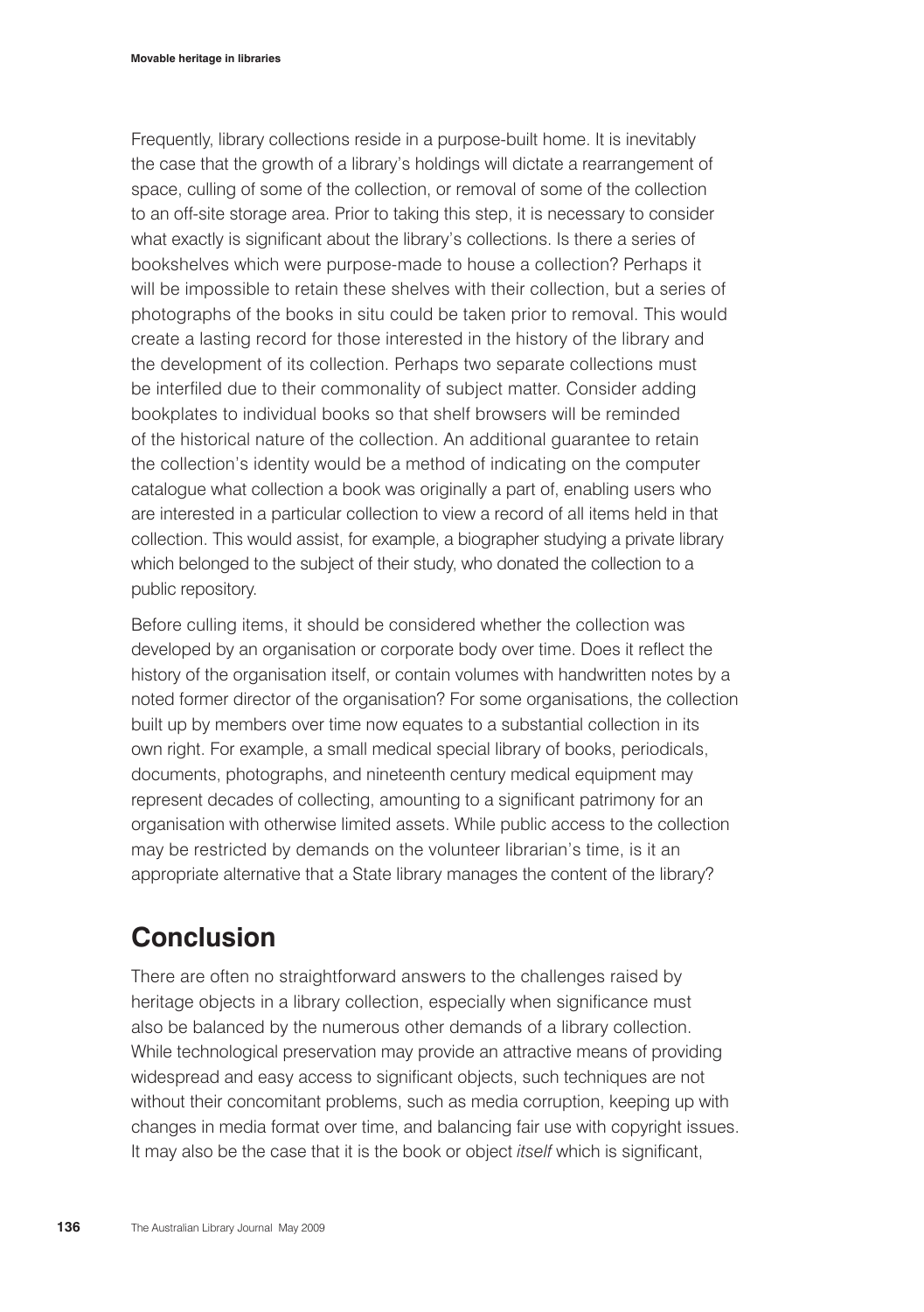Frequently, library collections reside in a purpose-built home. It is inevitably the case that the growth of a library's holdings will dictate a rearrangement of space, culling of some of the collection, or removal of some of the collection to an off-site storage area. Prior to taking this step, it is necessary to consider what exactly is significant about the library's collections. Is there a series of bookshelves which were purpose-made to house a collection? Perhaps it will be impossible to retain these shelves with their collection, but a series of photographs of the books in situ could be taken prior to removal. This would create a lasting record for those interested in the history of the library and the development of its collection. Perhaps two separate collections must be interfiled due to their commonality of subject matter. Consider adding bookplates to individual books so that shelf browsers will be reminded of the historical nature of the collection. An additional guarantee to retain the collection's identity would be a method of indicating on the computer catalogue what collection a book was originally a part of, enabling users who are interested in a particular collection to view a record of all items held in that collection. This would assist, for example, a biographer studying a private library which belonged to the subject of their study, who donated the collection to a public repository.

Before culling items, it should be considered whether the collection was developed by an organisation or corporate body over time. Does it reflect the history of the organisation itself, or contain volumes with handwritten notes by a noted former director of the organisation? For some organisations, the collection built up by members over time now equates to a substantial collection in its own right. For example, a small medical special library of books, periodicals, documents, photographs, and nineteenth century medical equipment may represent decades of collecting, amounting to a significant patrimony for an organisation with otherwise limited assets. While public access to the collection may be restricted by demands on the volunteer librarian's time, is it an appropriate alternative that a State library manages the content of the library?

## Conclusion

There are often no straightforward answers to the challenges raised by heritage objects in a library collection, especially when significance must also be balanced by the numerous other demands of a library collection. While technological preservation may provide an attractive means of providing widespread and easy access to significant objects, such techniques are not without their concomitant problems, such as media corruption, keeping up with changes in media format over time, and balancing fair use with copyright issues. It may also be the case that it is the book or object *itself* which is significant,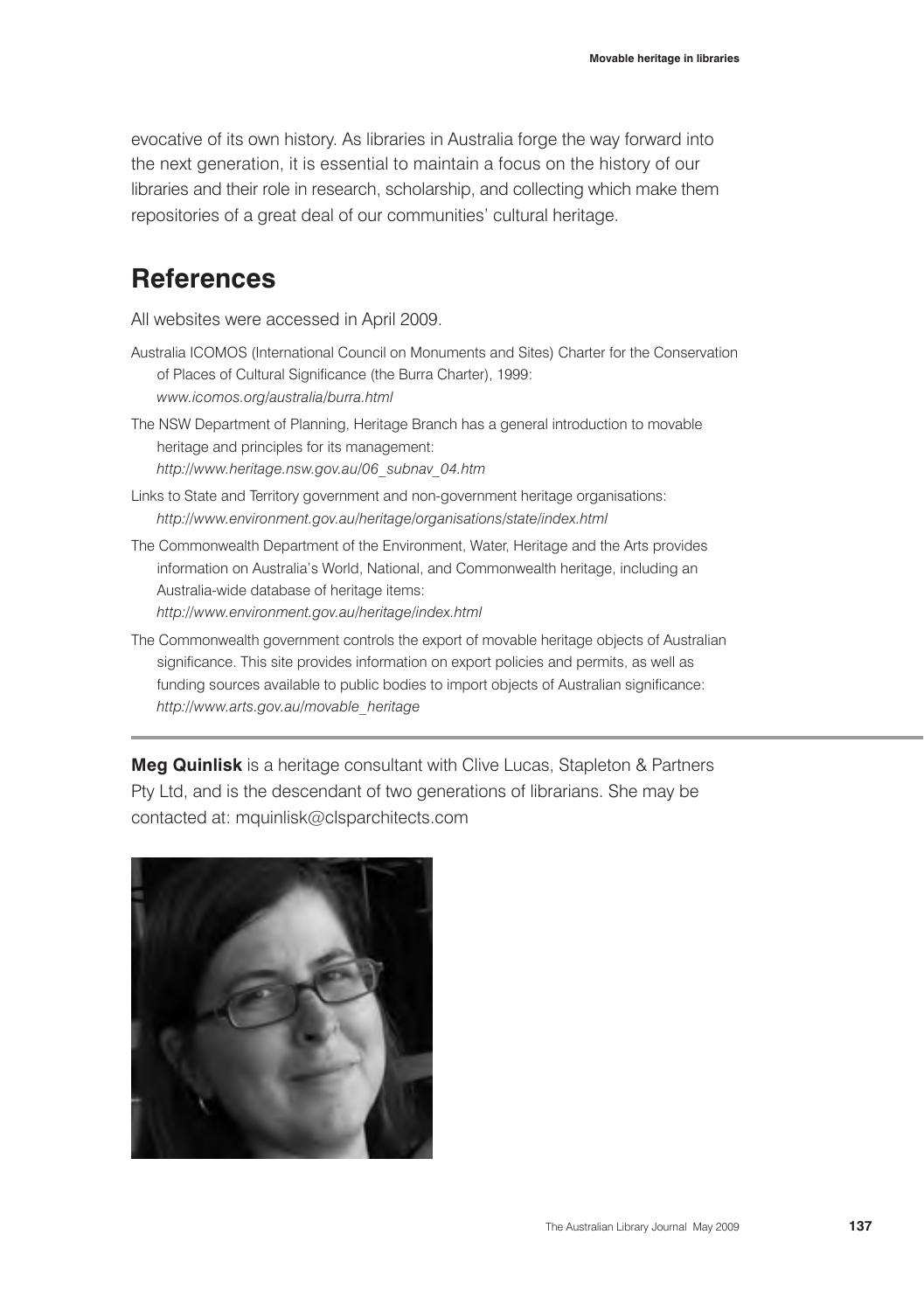evocative of its own history. As libraries in Australia forge the way forward into the next generation, it is essential to maintain a focus on the history of our libraries and their role in research, scholarship, and collecting which make them repositories of a great deal of our communities' cultural heritage.

## References

All websites were accessed in April 2009.

Australia ICOMOS (International Council on Monuments and Sites) Charter for the Conservation of Places of Cultural Significance (the Burra Charter), 1999: *www.icomos.org/australia/burra.html*

The NSW Department of Planning, Heritage Branch has a general introduction to movable heritage and principles for its management: *http://www.heritage.nsw.gov.au/06_subnav_04.htm*

Links to State and Territory government and non-government heritage organisations: *http://www.environment.gov.au/heritage/organisations/state/index.html*

The Commonwealth Department of the Environment, Water, Heritage and the Arts provides information on Australia's World, National, and Commonwealth heritage, including an Australia-wide database of heritage items: *http://www.environment.gov.au/heritage/index.html*

The Commonwealth government controls the export of movable heritage objects of Australian significance. This site provides information on export policies and permits, as well as funding sources available to public bodies to import objects of Australian significance: *http://www.arts.gov.au/movable_heritage*

---

**Meg Quinlisk** is a heritage consultant with Clive Lucas, Stapleton & Partners Pty Ltd, and is the descendant of two generations of librarians. She may be contacted at: mquinlisk@clsparchitects.com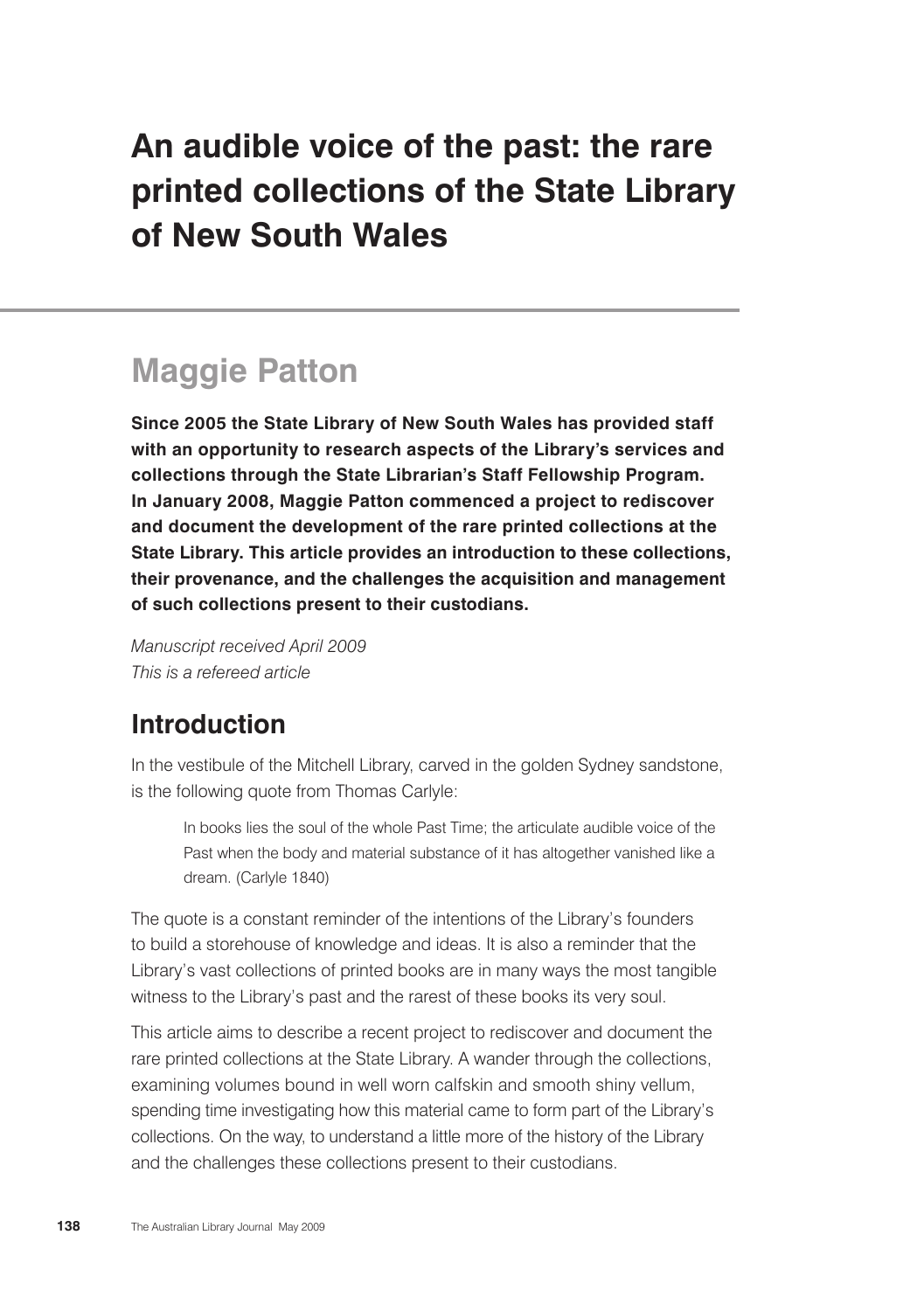# An audible voice of the past: the rare printed collections of the State Library of New South Wales

## Maggie Patton

**Since 2005 the State Library of New South Wales has provided staff with an opportunity to research aspects of the Library's services and collections through the State Librarian's Staff Fellowship Program. In January 2008, Maggie Patton commenced a project to rediscover and document the development of the rare printed collections at the State Library. This article provides an introduction to these collections, their provenance, and the challenges the acquisition and management of such collections present to their custodians.**

*Manuscript received April 2009*
*This is a refereed article*

## Introduction

In the vestibule of the Mitchell Library, carved in the golden Sydney sandstone, is the following quote from Thomas Carlyle:

> In books lies the soul of the whole Past Time; the articulate audible voice of the Past when the body and material substance of it has altogether vanished like a dream. (Carlyle 1840)

The quote is a constant reminder of the intentions of the Library's founders to build a storehouse of knowledge and ideas. It is also a reminder that the Library's vast collections of printed books are in many ways the most tangible witness to the Library's past and the rarest of these books its very soul.

This article aims to describe a recent project to rediscover and document the rare printed collections at the State Library. A wander through the collections, examining volumes bound in well worn calfskin and smooth shiny vellum, spending time investigating how this material came to form part of the Library's collections. On the way, to understand a little more of the history of the Library and the challenges these collections present to their custodians.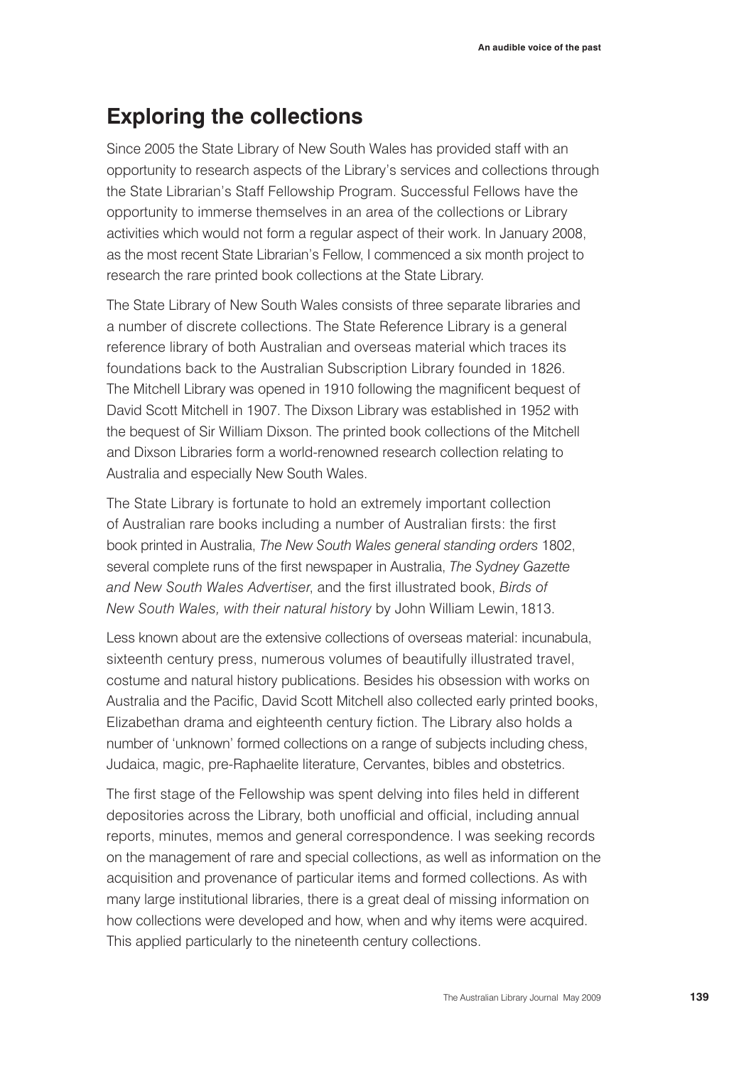## Exploring the collections

Since 2005 the State Library of New South Wales has provided staff with an opportunity to research aspects of the Library's services and collections through the State Librarian's Staff Fellowship Program. Successful Fellows have the opportunity to immerse themselves in an area of the collections or Library activities which would not form a regular aspect of their work. In January 2008, as the most recent State Librarian's Fellow, I commenced a six month project to research the rare printed book collections at the State Library.

The State Library of New South Wales consists of three separate libraries and a number of discrete collections. The State Reference Library is a general reference library of both Australian and overseas material which traces its foundations back to the Australian Subscription Library founded in 1826. The Mitchell Library was opened in 1910 following the magnificent bequest of David Scott Mitchell in 1907. The Dixson Library was established in 1952 with the bequest of Sir William Dixson. The printed book collections of the Mitchell and Dixson Libraries form a world-renowned research collection relating to Australia and especially New South Wales.

The State Library is fortunate to hold an extremely important collection of Australian rare books including a number of Australian firsts: the first book printed in Australia, *The New South Wales general standing orders* 1802, several complete runs of the first newspaper in Australia, *The Sydney Gazette and New South Wales Advertiser*, and the first illustrated book, *Birds of New South Wales, with their natural history* by John William Lewin, 1813.

Less known about are the extensive collections of overseas material: incunabula, sixteenth century press, numerous volumes of beautifully illustrated travel, costume and natural history publications. Besides his obsession with works on Australia and the Pacific, David Scott Mitchell also collected early printed books, Elizabethan drama and eighteenth century fiction. The Library also holds a number of 'unknown' formed collections on a range of subjects including chess, Judaica, magic, pre-Raphaelite literature, Cervantes, bibles and obstetrics.

The first stage of the Fellowship was spent delving into files held in different depositories across the Library, both unofficial and official, including annual reports, minutes, memos and general correspondence. I was seeking records on the management of rare and special collections, as well as information on the acquisition and provenance of particular items and formed collections. As with many large institutional libraries, there is a great deal of missing information on how collections were developed and how, when and why items were acquired. This applied particularly to the nineteenth century collections.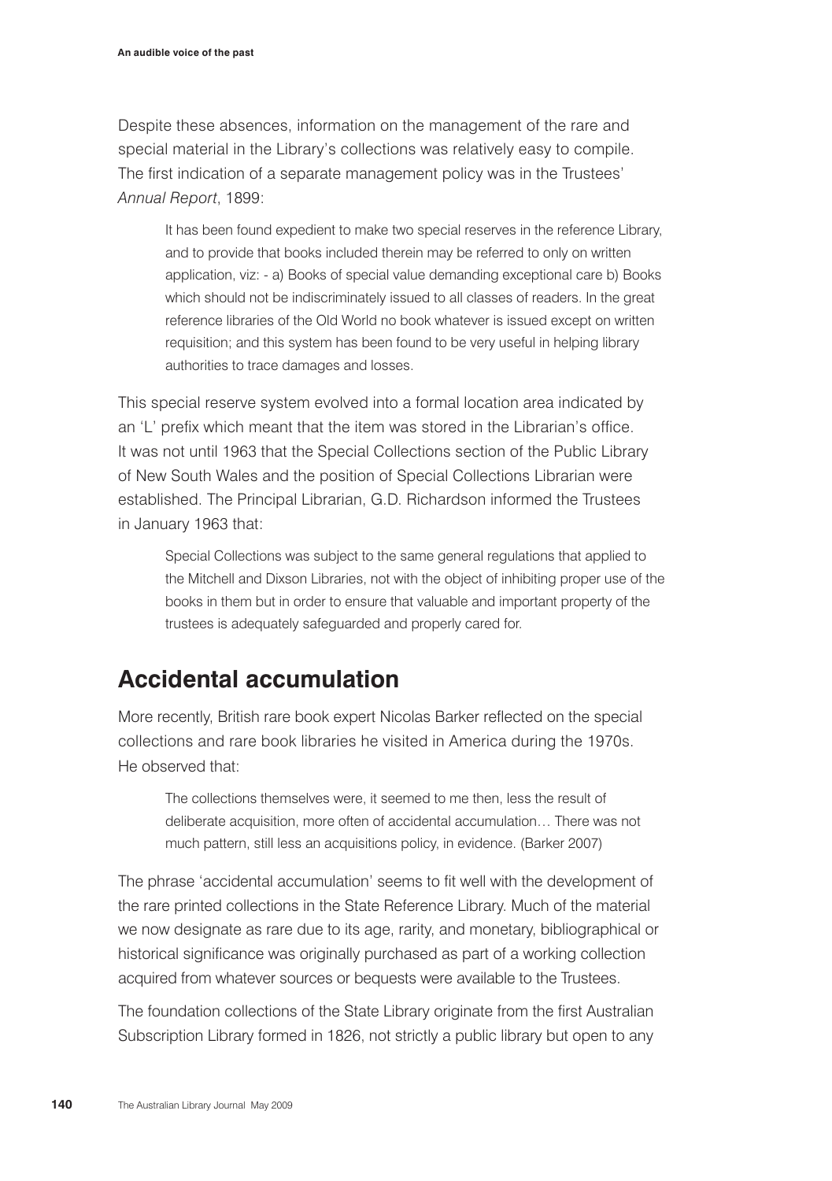Despite these absences, information on the management of the rare and special material in the Library's collections was relatively easy to compile. The first indication of a separate management policy was in the Trustees' *Annual Report*, 1899:

> It has been found expedient to make two special reserves in the reference Library, and to provide that books included therein may be referred to only on written application, viz: - a) Books of special value demanding exceptional care b) Books which should not be indiscriminately issued to all classes of readers. In the great reference libraries of the Old World no book whatever is issued except on written requisition; and this system has been found to be very useful in helping library authorities to trace damages and losses.

This special reserve system evolved into a formal location area indicated by an 'L' prefix which meant that the item was stored in the Librarian's office. It was not until 1963 that the Special Collections section of the Public Library of New South Wales and the position of Special Collections Librarian were established. The Principal Librarian, G.D. Richardson informed the Trustees in January 1963 that:

> Special Collections was subject to the same general regulations that applied to the Mitchell and Dixson Libraries, not with the object of inhibiting proper use of the books in them but in order to ensure that valuable and important property of the trustees is adequately safeguarded and properly cared for.

## Accidental accumulation

More recently, British rare book expert Nicolas Barker reflected on the special collections and rare book libraries he visited in America during the 1970s. He observed that:

> The collections themselves were, it seemed to me then, less the result of deliberate acquisition, more often of accidental accumulation… There was not much pattern, still less an acquisitions policy, in evidence. (Barker 2007)

The phrase 'accidental accumulation' seems to fit well with the development of the rare printed collections in the State Reference Library. Much of the material we now designate as rare due to its age, rarity, and monetary, bibliographical or historical significance was originally purchased as part of a working collection acquired from whatever sources or bequests were available to the Trustees.

The foundation collections of the State Library originate from the first Australian Subscription Library formed in 1826, not strictly a public library but open to any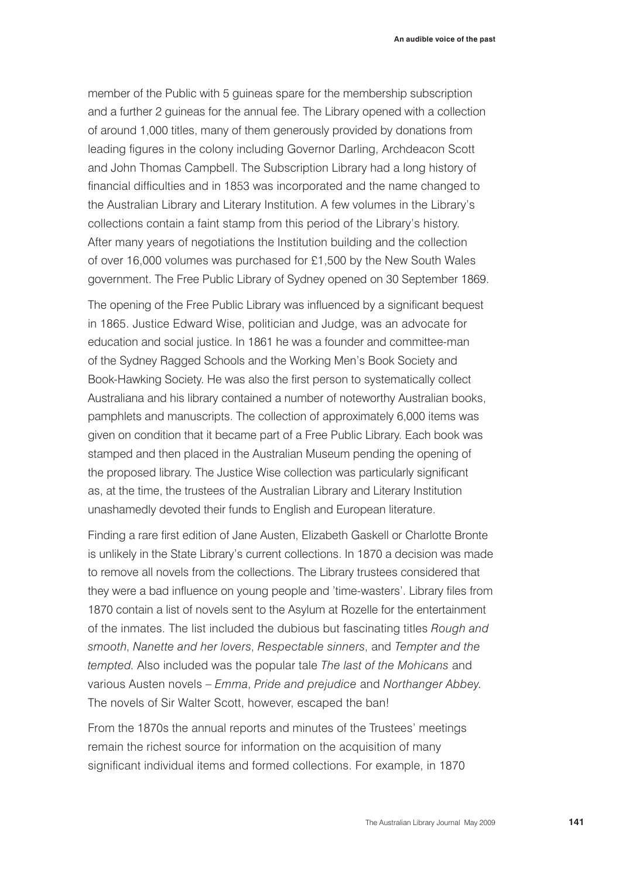member of the Public with 5 guineas spare for the membership subscription and a further 2 guineas for the annual fee. The Library opened with a collection of around 1,000 titles, many of them generously provided by donations from leading figures in the colony including Governor Darling, Archdeacon Scott and John Thomas Campbell. The Subscription Library had a long history of financial difficulties and in 1853 was incorporated and the name changed to the Australian Library and Literary Institution. A few volumes in the Library's collections contain a faint stamp from this period of the Library's history. After many years of negotiations the Institution building and the collection of over 16,000 volumes was purchased for £1,500 by the New South Wales government. The Free Public Library of Sydney opened on 30 September 1869.

The opening of the Free Public Library was influenced by a significant bequest in 1865. Justice Edward Wise, politician and Judge, was an advocate for education and social justice. In 1861 he was a founder and committee-man of the Sydney Ragged Schools and the Working Men's Book Society and Book-Hawking Society. He was also the first person to systematically collect Australiana and his library contained a number of noteworthy Australian books, pamphlets and manuscripts. The collection of approximately 6,000 items was given on condition that it became part of a Free Public Library. Each book was stamped and then placed in the Australian Museum pending the opening of the proposed library. The Justice Wise collection was particularly significant as, at the time, the trustees of the Australian Library and Literary Institution unashamedly devoted their funds to English and European literature.

Finding a rare first edition of Jane Austen, Elizabeth Gaskell or Charlotte Bronte is unlikely in the State Library's current collections. In 1870 a decision was made to remove all novels from the collections. The Library trustees considered that they were a bad influence on young people and 'time-wasters'. Library files from 1870 contain a list of novels sent to the Asylum at Rozelle for the entertainment of the inmates. The list included the dubious but fascinating titles *Rough and smooth*, *Nanette and her lovers*, *Respectable sinners*, and *Tempter and the tempted.* Also included was the popular tale *The last of the Mohicans* and various Austen novels – *Emma*, *Pride and prejudice* and *Northanger Abbey*. The novels of Sir Walter Scott, however, escaped the ban!

From the 1870s the annual reports and minutes of the Trustees' meetings remain the richest source for information on the acquisition of many significant individual items and formed collections. For example, in 1870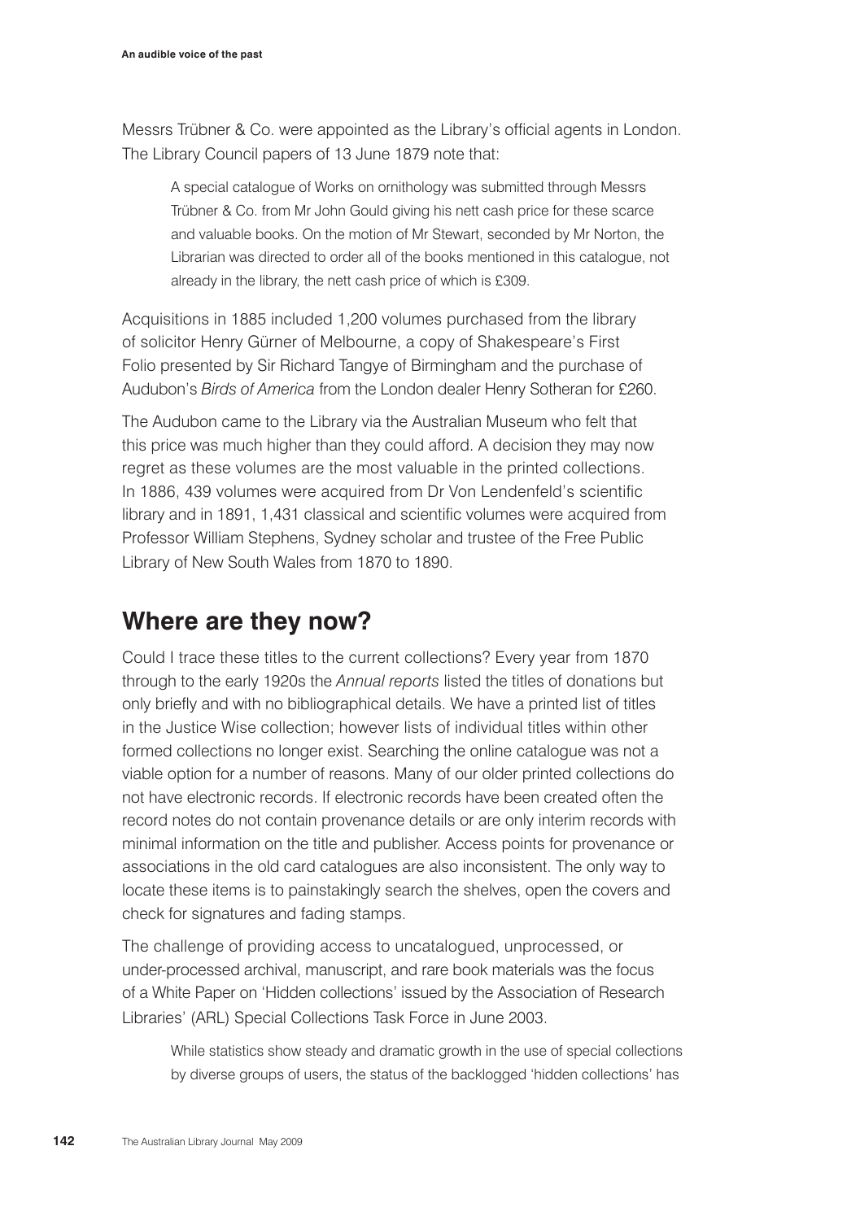Messrs Trübner & Co. were appointed as the Library's official agents in London. The Library Council papers of 13 June 1879 note that:

> A special catalogue of Works on ornithology was submitted through Messrs Trübner & Co. from Mr John Gould giving his nett cash price for these scarce and valuable books. On the motion of Mr Stewart, seconded by Mr Norton, the Librarian was directed to order all of the books mentioned in this catalogue, not already in the library, the nett cash price of which is £309.

Acquisitions in 1885 included 1,200 volumes purchased from the library of solicitor Henry Gürner of Melbourne, a copy of Shakespeare's First Folio presented by Sir Richard Tangye of Birmingham and the purchase of Audubon's *Birds of America* from the London dealer Henry Sotheran for £260.

The Audubon came to the Library via the Australian Museum who felt that this price was much higher than they could afford. A decision they may now regret as these volumes are the most valuable in the printed collections. In 1886, 439 volumes were acquired from Dr Von Lendenfeld's scientific library and in 1891, 1,431 classical and scientific volumes were acquired from Professor William Stephens, Sydney scholar and trustee of the Free Public Library of New South Wales from 1870 to 1890.

## Where are they now?

Could I trace these titles to the current collections? Every year from 1870 through to the early 1920s the *Annual reports* listed the titles of donations but only briefly and with no bibliographical details. We have a printed list of titles in the Justice Wise collection; however lists of individual titles within other formed collections no longer exist. Searching the online catalogue was not a viable option for a number of reasons. Many of our older printed collections do not have electronic records. If electronic records have been created often the record notes do not contain provenance details or are only interim records with minimal information on the title and publisher. Access points for provenance or associations in the old card catalogues are also inconsistent. The only way to locate these items is to painstakingly search the shelves, open the covers and check for signatures and fading stamps.

The challenge of providing access to uncatalogued, unprocessed, or under-processed archival, manuscript, and rare book materials was the focus of a White Paper on 'Hidden collections' issued by the Association of Research Libraries' (ARL) Special Collections Task Force in June 2003.

> While statistics show steady and dramatic growth in the use of special collections by diverse groups of users, the status of the backlogged 'hidden collections' has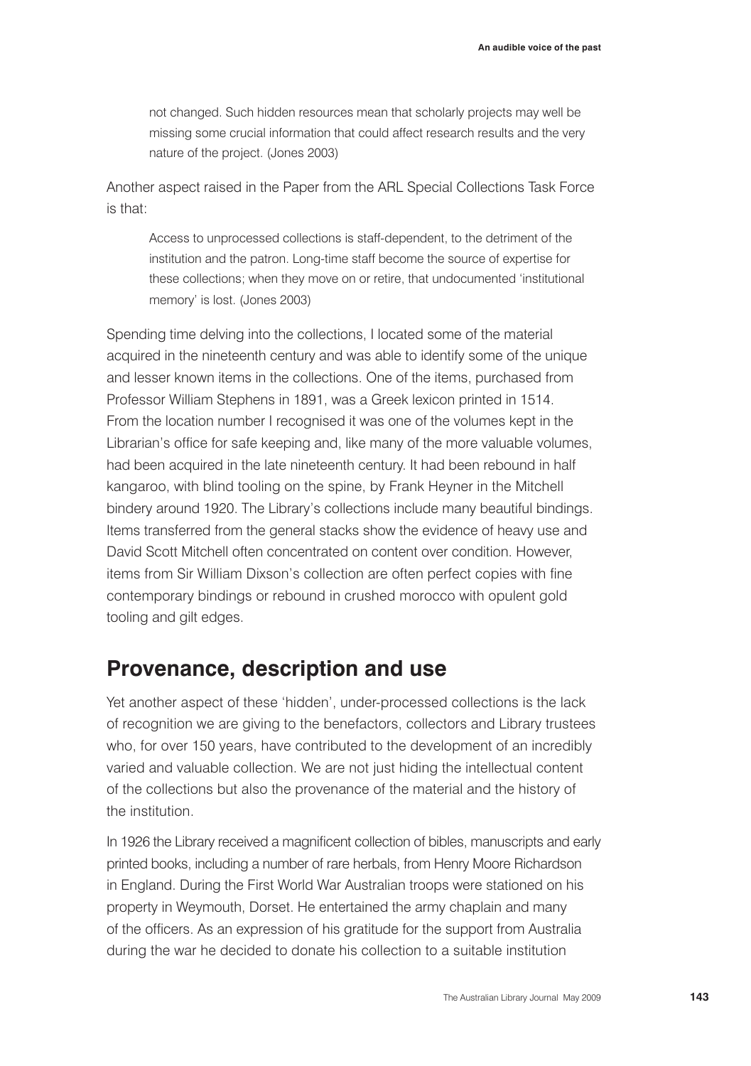> not changed. Such hidden resources mean that scholarly projects may well be missing some crucial information that could affect research results and the very nature of the project. (Jones 2003)

Another aspect raised in the Paper from the ARL Special Collections Task Force is that:

> Access to unprocessed collections is staff-dependent, to the detriment of the institution and the patron. Long-time staff become the source of expertise for these collections; when they move on or retire, that undocumented 'institutional memory' is lost. (Jones 2003)

Spending time delving into the collections, I located some of the material acquired in the nineteenth century and was able to identify some of the unique and lesser known items in the collections. One of the items, purchased from Professor William Stephens in 1891, was a Greek lexicon printed in 1514. From the location number I recognised it was one of the volumes kept in the Librarian's office for safe keeping and, like many of the more valuable volumes, had been acquired in the late nineteenth century. It had been rebound in half kangaroo, with blind tooling on the spine, by Frank Heyner in the Mitchell bindery around 1920. The Library's collections include many beautiful bindings. Items transferred from the general stacks show the evidence of heavy use and David Scott Mitchell often concentrated on content over condition. However, items from Sir William Dixson's collection are often perfect copies with fine contemporary bindings or rebound in crushed morocco with opulent gold tooling and gilt edges.

## Provenance, description and use

Yet another aspect of these 'hidden', under-processed collections is the lack of recognition we are giving to the benefactors, collectors and Library trustees who, for over 150 years, have contributed to the development of an incredibly varied and valuable collection. We are not just hiding the intellectual content of the collections but also the provenance of the material and the history of the institution.

In 1926 the Library received a magnificent collection of bibles, manuscripts and early printed books, including a number of rare herbals, from Henry Moore Richardson in England. During the First World War Australian troops were stationed on his property in Weymouth, Dorset. He entertained the army chaplain and many of the officers. As an expression of his gratitude for the support from Australia during the war he decided to donate his collection to a suitable institution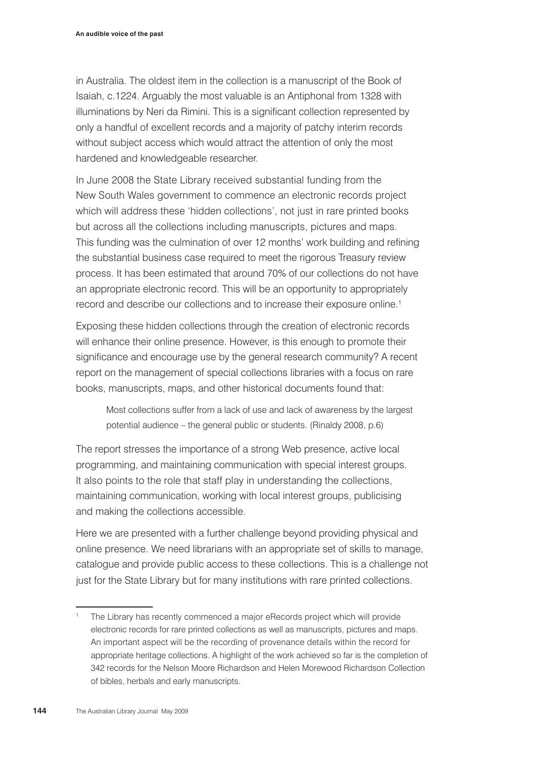in Australia. The oldest item in the collection is a manuscript of the Book of Isaiah, c.1224. Arguably the most valuable is an Antiphonal from 1328 with illuminations by Neri da Rimini. This is a significant collection represented by only a handful of excellent records and a majority of patchy interim records without subject access which would attract the attention of only the most hardened and knowledgeable researcher.

In June 2008 the State Library received substantial funding from the New South Wales government to commence an electronic records project which will address these 'hidden collections', not just in rare printed books but across all the collections including manuscripts, pictures and maps. This funding was the culmination of over 12 months' work building and refining the substantial business case required to meet the rigorous Treasury review process. It has been estimated that around 70% of our collections do not have an appropriate electronic record. This will be an opportunity to appropriately record and describe our collections and to increase their exposure online.[1]

Exposing these hidden collections through the creation of electronic records will enhance their online presence. However, is this enough to promote their significance and encourage use by the general research community? A recent report on the management of special collections libraries with a focus on rare books, manuscripts, maps, and other historical documents found that:

> Most collections suffer from a lack of use and lack of awareness by the largest potential audience – the general public or students. (Rinaldy 2008, p.6)

The report stresses the importance of a strong Web presence, active local programming, and maintaining communication with special interest groups. It also points to the role that staff play in understanding the collections, maintaining communication, working with local interest groups, publicising and making the collections accessible.

Here we are presented with a further challenge beyond providing physical and online presence. We need librarians with an appropriate set of skills to manage, catalogue and provide public access to these collections. This is a challenge not just for the State Library but for many institutions with rare printed collections.

---

[1] The Library has recently commenced a major eRecords project which will provide electronic records for rare printed collections as well as manuscripts, pictures and maps. An important aspect will be the recording of provenance details within the record for appropriate heritage collections. A highlight of the work achieved so far is the completion of 342 records for the Nelson Moore Richardson and Helen Morewood Richardson Collection of bibles, herbals and early manuscripts.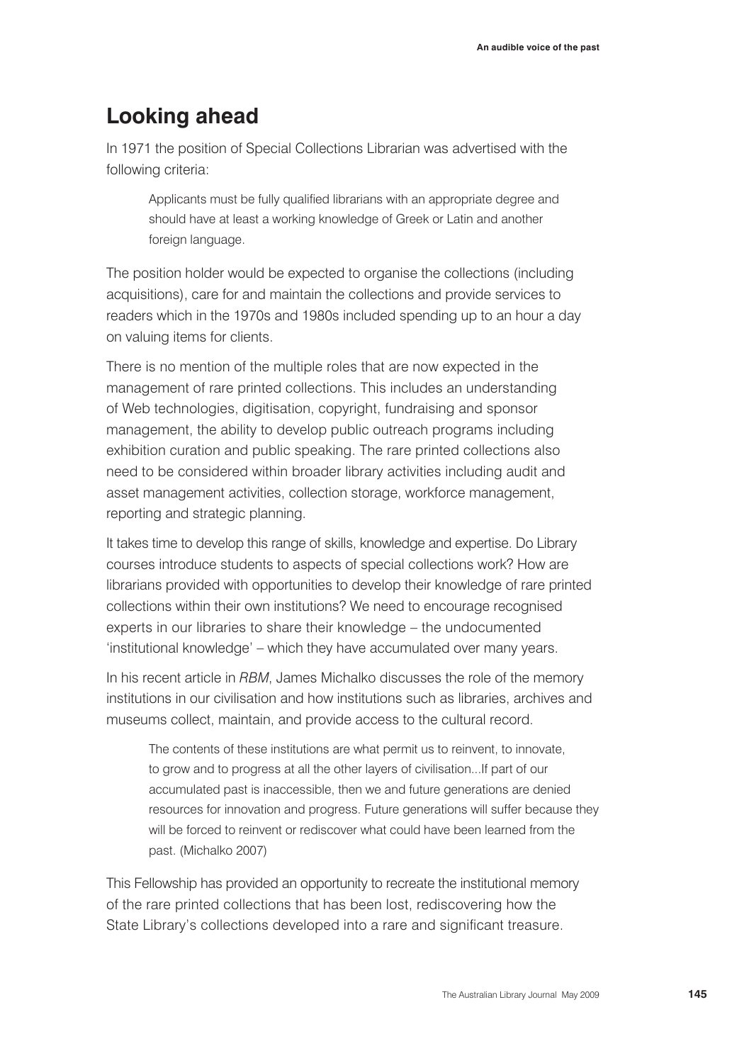## Looking ahead

In 1971 the position of Special Collections Librarian was advertised with the following criteria:

> Applicants must be fully qualified librarians with an appropriate degree and should have at least a working knowledge of Greek or Latin and another foreign language.

The position holder would be expected to organise the collections (including acquisitions), care for and maintain the collections and provide services to readers which in the 1970s and 1980s included spending up to an hour a day on valuing items for clients.

There is no mention of the multiple roles that are now expected in the management of rare printed collections. This includes an understanding of Web technologies, digitisation, copyright, fundraising and sponsor management, the ability to develop public outreach programs including exhibition curation and public speaking. The rare printed collections also need to be considered within broader library activities including audit and asset management activities, collection storage, workforce management, reporting and strategic planning.

It takes time to develop this range of skills, knowledge and expertise. Do Library courses introduce students to aspects of special collections work? How are librarians provided with opportunities to develop their knowledge of rare printed collections within their own institutions? We need to encourage recognised experts in our libraries to share their knowledge – the undocumented 'institutional knowledge' – which they have accumulated over many years.

In his recent article in *RBM*, James Michalko discusses the role of the memory institutions in our civilisation and how institutions such as libraries, archives and museums collect, maintain, and provide access to the cultural record.

> The contents of these institutions are what permit us to reinvent, to innovate, to grow and to progress at all the other layers of civilisation...If part of our accumulated past is inaccessible, then we and future generations are denied resources for innovation and progress. Future generations will suffer because they will be forced to reinvent or rediscover what could have been learned from the past. (Michalko 2007)

This Fellowship has provided an opportunity to recreate the institutional memory of the rare printed collections that has been lost, rediscovering how the State Library's collections developed into a rare and significant treasure.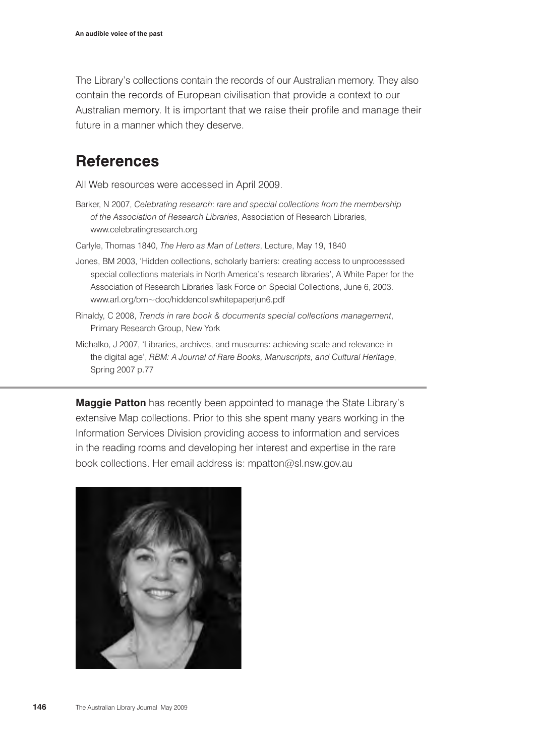The Library's collections contain the records of our Australian memory. They also contain the records of European civilisation that provide a context to our Australian memory. It is important that we raise their profile and manage their future in a manner which they deserve.

## References

All Web resources were accessed in April 2009.

Barker, N 2007, *Celebrating research: rare and special collections from the membership of the Association of Research Libraries*, Association of Research Libraries, www.celebratingresearch.org

Carlyle, Thomas 1840, *The Hero as Man of Letters*, Lecture, May 19, 1840

Jones, BM 2003, 'Hidden collections, scholarly barriers: creating access to unprocesssed special collections materials in North America's research libraries', A White Paper for the Association of Research Libraries Task Force on Special Collections, June 6, 2003. www.arl.org/bm~doc/hiddencollswhitepaperjun6.pdf

Rinaldy, C 2008, *Trends in rare book & documents special collections management*, Primary Research Group, New York

Michalko, J 2007, 'Libraries, archives, and museums: achieving scale and relevance in the digital age', *RBM: A Journal of Rare Books, Manuscripts, and Cultural Heritage*, Spring 2007 p.77

---

**Maggie Patton** has recently been appointed to manage the State Library's extensive Map collections. Prior to this she spent many years working in the Information Services Division providing access to information and services in the reading rooms and developing her interest and expertise in the rare book collections. Her email address is: mpatton@sl.nsw.gov.au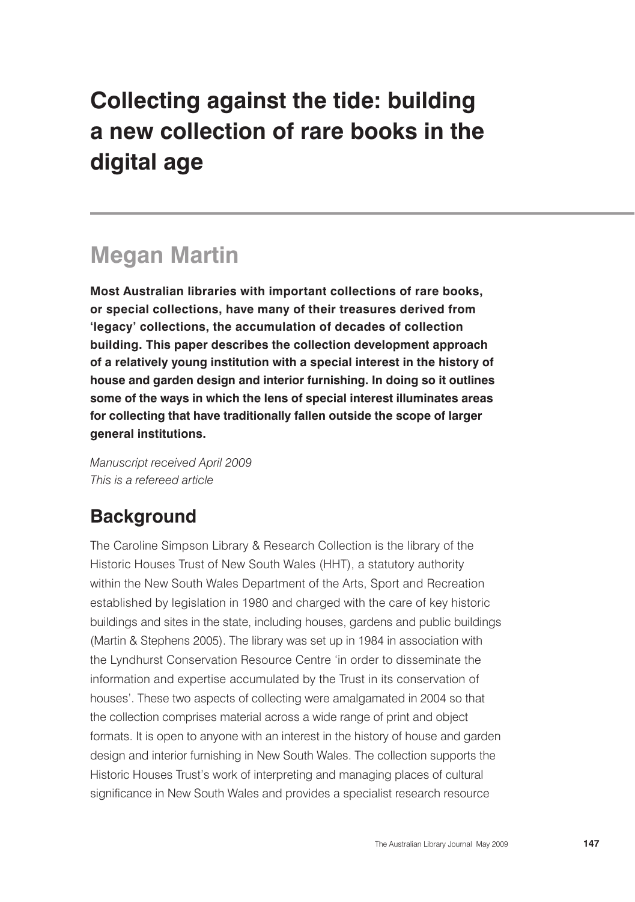# Collecting against the tide: building a new collection of rare books in the digital age

## Megan Martin

**Most Australian libraries with important collections of rare books, or special collections, have many of their treasures derived from 'legacy' collections, the accumulation of decades of collection building. This paper describes the collection development approach of a relatively young institution with a special interest in the history of house and garden design and interior furnishing. In doing so it outlines some of the ways in which the lens of special interest illuminates areas for collecting that have traditionally fallen outside the scope of larger general institutions.**

*Manuscript received April 2009*
*This is a refereed article*

## Background

The Caroline Simpson Library & Research Collection is the library of the Historic Houses Trust of New South Wales (HHT), a statutory authority within the New South Wales Department of the Arts, Sport and Recreation established by legislation in 1980 and charged with the care of key historic buildings and sites in the state, including houses, gardens and public buildings (Martin & Stephens 2005). The library was set up in 1984 in association with the Lyndhurst Conservation Resource Centre 'in order to disseminate the information and expertise accumulated by the Trust in its conservation of houses'. These two aspects of collecting were amalgamated in 2004 so that the collection comprises material across a wide range of print and object formats. It is open to anyone with an interest in the history of house and garden design and interior furnishing in New South Wales. The collection supports the Historic Houses Trust's work of interpreting and managing places of cultural significance in New South Wales and provides a specialist research resource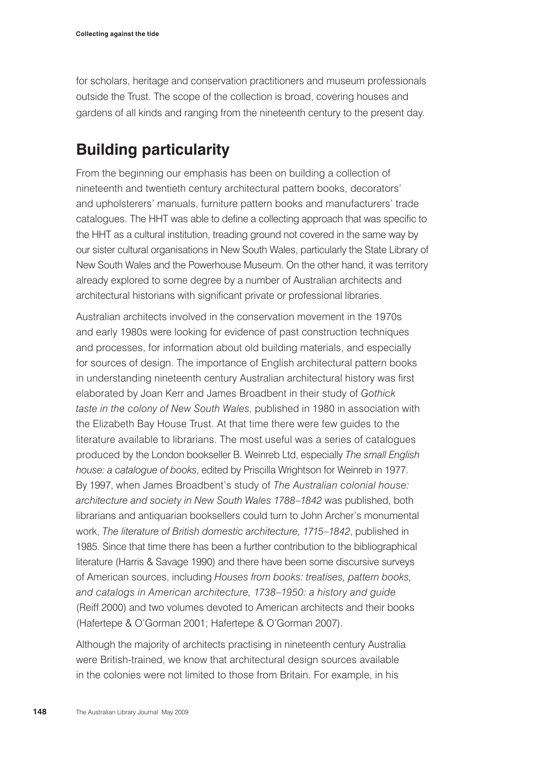for scholars, heritage and conservation practitioners and museum professionals outside the Trust. The scope of the collection is broad, covering houses and gardens of all kinds and ranging from the nineteenth century to the present day.

## Building particularity

From the beginning our emphasis has been on building a collection of nineteenth and twentieth century architectural pattern books, decorators' and upholsterers' manuals, furniture pattern books and manufacturers' trade catalogues. The HHT was able to define a collecting approach that was specific to the HHT as a cultural institution, treading ground not covered in the same way by our sister cultural organisations in New South Wales, particularly the State Library of New South Wales and the Powerhouse Museum. On the other hand, it was territory already explored to some degree by a number of Australian architects and architectural historians with significant private or professional libraries.

Australian architects involved in the conservation movement in the 1970s and early 1980s were looking for evidence of past construction techniques and processes, for information about old building materials, and especially for sources of design. The importance of English architectural pattern books in understanding nineteenth century Australian architectural history was first elaborated by Joan Kerr and James Broadbent in their study of *Gothick taste in the colony of New South Wales*, published in 1980 in association with the Elizabeth Bay House Trust. At that time there were few guides to the literature available to librarians. The most useful was a series of catalogues produced by the London bookseller B. Weinreb Ltd, especially *The small English house: a catalogue of books*, edited by Priscilla Wrightson for Weinreb in 1977. By 1997, when James Broadbent's study of *The Australian colonial house: architecture and society in New South Wales 1788–1842* was published, both librarians and antiquarian booksellers could turn to John Archer's monumental work, *The literature of British domestic architecture, 1715–1842*, published in 1985. Since that time there has been a further contribution to the bibliographical literature (Harris & Savage 1990) and there have been some discursive surveys of American sources, including *Houses from books: treatises, pattern books, and catalogs in American architecture, 1738–1950: a history and guide* (Reiff 2000) and two volumes devoted to American architects and their books (Hafertepe & O'Gorman 2001; Hafertepe & O'Gorman 2007).

Although the majority of architects practising in nineteenth century Australia were British-trained, we know that architectural design sources available in the colonies were not limited to those from Britain. For example, in his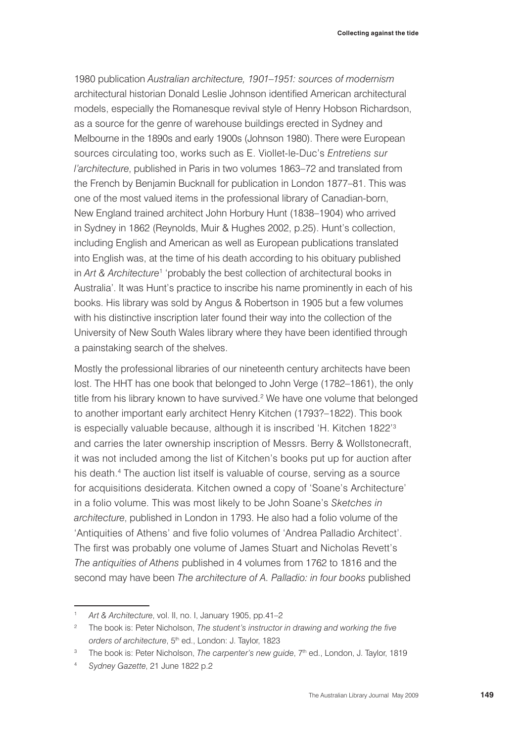1980 publication *Australian architecture, 1901–1951: sources of modernism* architectural historian Donald Leslie Johnson identified American architectural models, especially the Romanesque revival style of Henry Hobson Richardson, as a source for the genre of warehouse buildings erected in Sydney and Melbourne in the 1890s and early 1900s (Johnson 1980). There were European sources circulating too, works such as E. Viollet-le-Duc's *Entretiens sur l'architecture*, published in Paris in two volumes 1863–72 and translated from the French by Benjamin Bucknall for publication in London 1877–81. This was one of the most valued items in the professional library of Canadian-born, New England trained architect John Horbury Hunt (1838–1904) who arrived in Sydney in 1862 (Reynolds, Muir & Hughes 2002, p.25). Hunt's collection, including English and American as well as European publications translated into English was, at the time of his death according to his obituary published in *Art & Architecture*[1] 'probably the best collection of architectural books in Australia'. It was Hunt's practice to inscribe his name prominently in each of his books. His library was sold by Angus & Robertson in 1905 but a few volumes with his distinctive inscription later found their way into the collection of the University of New South Wales library where they have been identified through a painstaking search of the shelves.

Mostly the professional libraries of our nineteenth century architects have been lost. The HHT has one book that belonged to John Verge (1782–1861), the only title from his library known to have survived.[2] We have one volume that belonged to another important early architect Henry Kitchen (1793?–1822). This book is especially valuable because, although it is inscribed 'H. Kitchen 1822'[3] and carries the later ownership inscription of Messrs. Berry & Wollstonecraft, it was not included among the list of Kitchen's books put up for auction after his death.[4] The auction list itself is valuable of course, serving as a source for acquisitions desiderata. Kitchen owned a copy of 'Soane's Architecture' in a folio volume. This was most likely to be John Soane's *Sketches in architecture*, published in London in 1793. He also had a folio volume of the 'Antiquities of Athens' and five folio volumes of 'Andrea Palladio Architect'. The first was probably one volume of James Stuart and Nicholas Revett's *The antiquities of Athens* published in 4 volumes from 1762 to 1816 and the second may have been *The architecture of A. Palladio: in four books* published

---

[1] *Art & Architecture*, vol. II, no. I, January 1905, pp.41–2

[2] The book is: Peter Nicholson, *The student's instructor in drawing and working the five orders of architecture*, 5th ed., London: J. Taylor, 1823

[3] The book is: Peter Nicholson, *The carpenter's new guide*, 7th ed., London, J. Taylor, 1819

[4] *Sydney Gazette*, 21 June 1822 p.2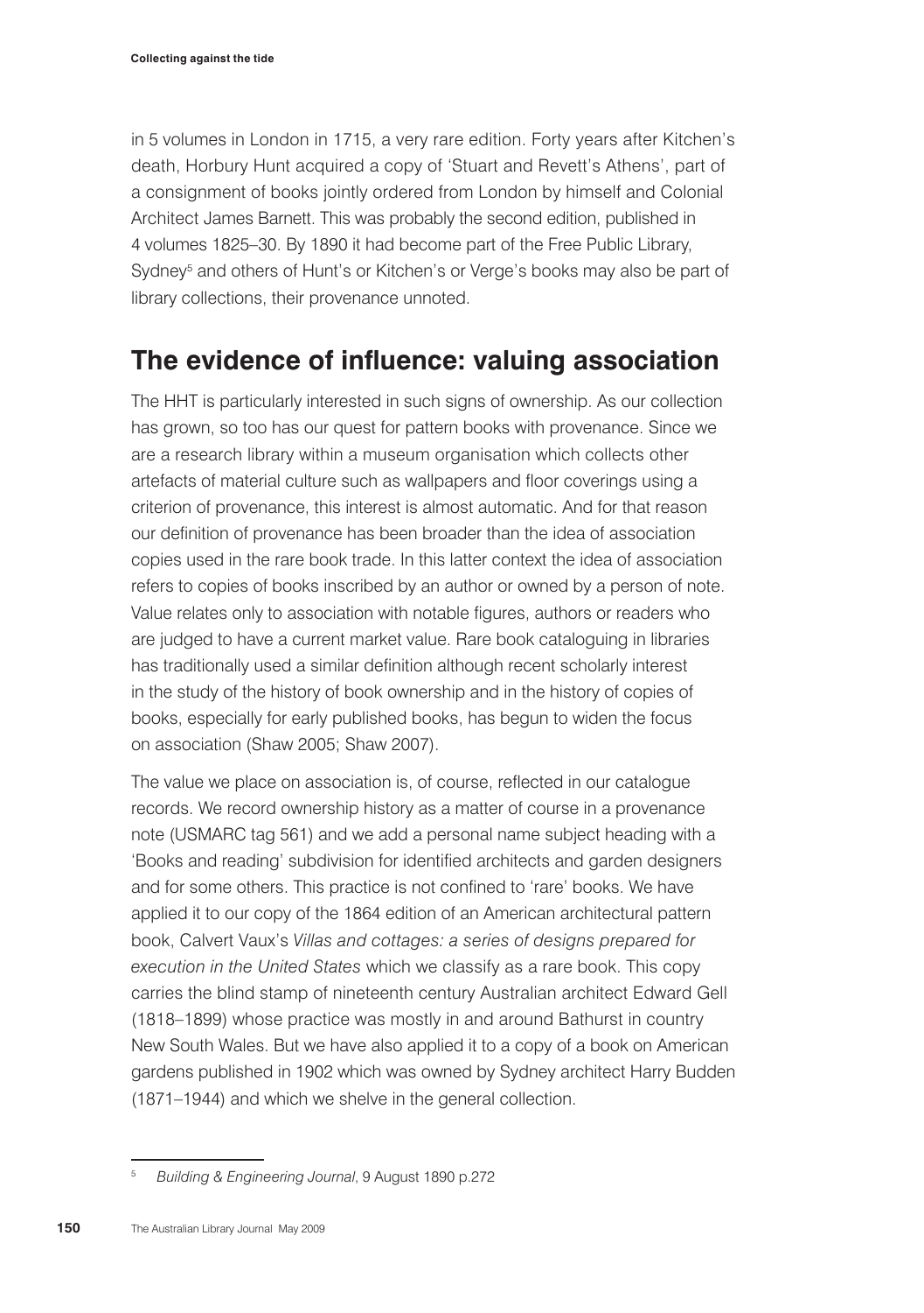in 5 volumes in London in 1715, a very rare edition. Forty years after Kitchen's death, Horbury Hunt acquired a copy of 'Stuart and Revett's Athens', part of a consignment of books jointly ordered from London by himself and Colonial Architect James Barnett. This was probably the second edition, published in 4 volumes 1825–30. By 1890 it had become part of the Free Public Library, Sydney[5] and others of Hunt's or Kitchen's or Verge's books may also be part of library collections, their provenance unnoted.

## The evidence of influence: valuing association

The HHT is particularly interested in such signs of ownership. As our collection has grown, so too has our quest for pattern books with provenance. Since we are a research library within a museum organisation which collects other artefacts of material culture such as wallpapers and floor coverings using a criterion of provenance, this interest is almost automatic. And for that reason our definition of provenance has been broader than the idea of association copies used in the rare book trade. In this latter context the idea of association refers to copies of books inscribed by an author or owned by a person of note. Value relates only to association with notable figures, authors or readers who are judged to have a current market value. Rare book cataloguing in libraries has traditionally used a similar definition although recent scholarly interest in the study of the history of book ownership and in the history of copies of books, especially for early published books, has begun to widen the focus on association (Shaw 2005; Shaw 2007).

The value we place on association is, of course, reflected in our catalogue records. We record ownership history as a matter of course in a provenance note (USMARC tag 561) and we add a personal name subject heading with a 'Books and reading' subdivision for identified architects and garden designers and for some others. This practice is not confined to 'rare' books. We have applied it to our copy of the 1864 edition of an American architectural pattern book, Calvert Vaux's *Villas and cottages: a series of designs prepared for execution in the United States* which we classify as a rare book. This copy carries the blind stamp of nineteenth century Australian architect Edward Gell (1818–1899) whose practice was mostly in and around Bathurst in country New South Wales. But we have also applied it to a copy of a book on American gardens published in 1902 which was owned by Sydney architect Harry Budden (1871–1944) and which we shelve in the general collection.

---

[5] *Building & Engineering Journal*, 9 August 1890 p.272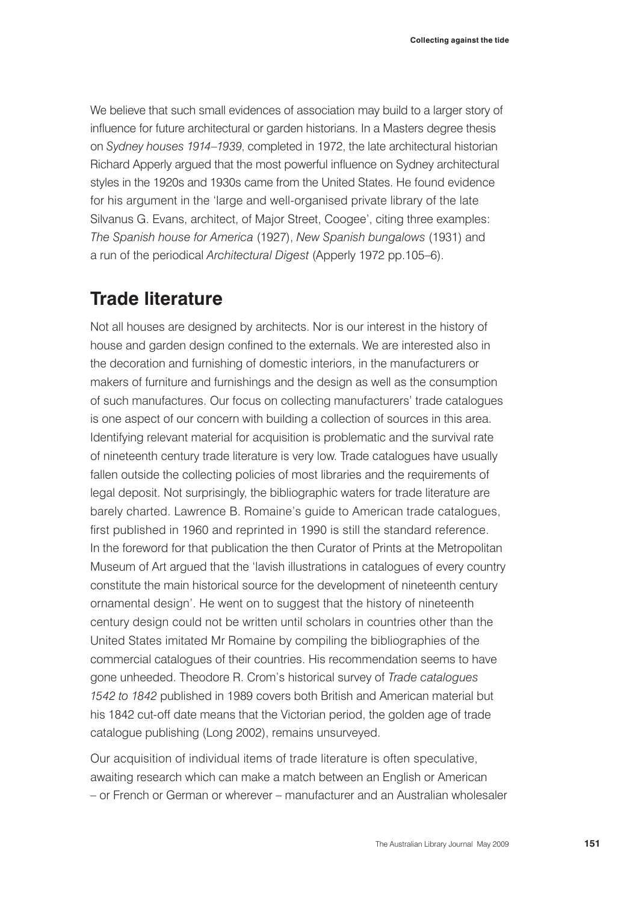We believe that such small evidences of association may build to a larger story of influence for future architectural or garden historians. In a Masters degree thesis on *Sydney houses 1914–1939*, completed in 1972, the late architectural historian Richard Apperly argued that the most powerful influence on Sydney architectural styles in the 1920s and 1930s came from the United States. He found evidence for his argument in the 'large and well-organised private library of the late Silvanus G. Evans, architect, of Major Street, Coogee', citing three examples: *The Spanish house for America* (1927), *New Spanish bungalows* (1931) and a run of the periodical *Architectural Digest* (Apperly 1972 pp.105–6).

## Trade literature

Not all houses are designed by architects. Nor is our interest in the history of house and garden design confined to the externals. We are interested also in the decoration and furnishing of domestic interiors, in the manufacturers or makers of furniture and furnishings and the design as well as the consumption of such manufactures. Our focus on collecting manufacturers' trade catalogues is one aspect of our concern with building a collection of sources in this area. Identifying relevant material for acquisition is problematic and the survival rate of nineteenth century trade literature is very low. Trade catalogues have usually fallen outside the collecting policies of most libraries and the requirements of legal deposit. Not surprisingly, the bibliographic waters for trade literature are barely charted. Lawrence B. Romaine's guide to American trade catalogues, first published in 1960 and reprinted in 1990 is still the standard reference. In the foreword for that publication the then Curator of Prints at the Metropolitan Museum of Art argued that the 'lavish illustrations in catalogues of every country constitute the main historical source for the development of nineteenth century ornamental design'. He went on to suggest that the history of nineteenth century design could not be written until scholars in countries other than the United States imitated Mr Romaine by compiling the bibliographies of the commercial catalogues of their countries. His recommendation seems to have gone unheeded. Theodore R. Crom's historical survey of *Trade catalogues 1542 to 1842* published in 1989 covers both British and American material but his 1842 cut-off date means that the Victorian period, the golden age of trade catalogue publishing (Long 2002), remains unsurveyed.

Our acquisition of individual items of trade literature is often speculative, awaiting research which can make a match between an English or American – or French or German or wherever – manufacturer and an Australian wholesaler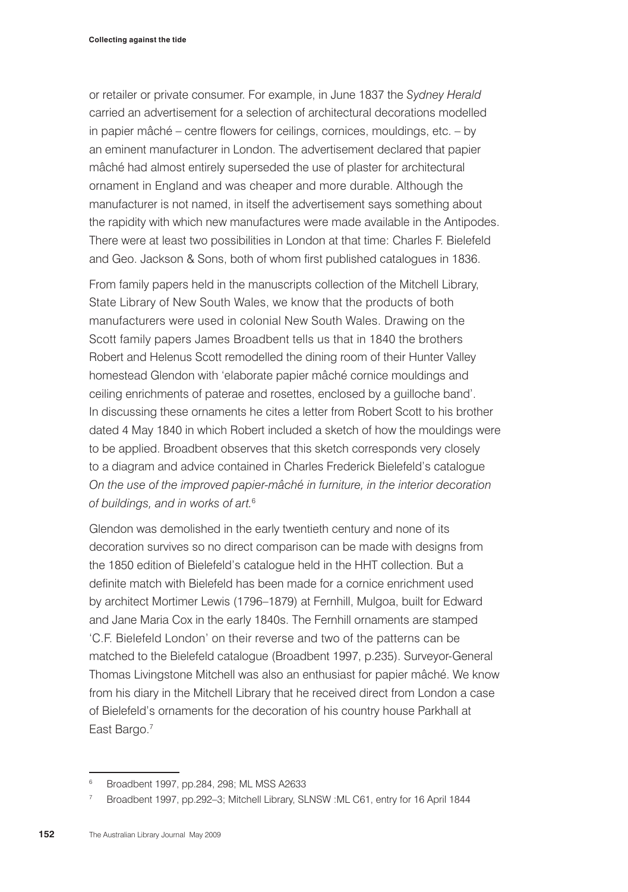or retailer or private consumer. For example, in June 1837 the *Sydney Herald* carried an advertisement for a selection of architectural decorations modelled in papier mâché – centre flowers for ceilings, cornices, mouldings, etc. – by an eminent manufacturer in London. The advertisement declared that papier mâché had almost entirely superseded the use of plaster for architectural ornament in England and was cheaper and more durable. Although the manufacturer is not named, in itself the advertisement says something about the rapidity with which new manufactures were made available in the Antipodes. There were at least two possibilities in London at that time: Charles F. Bielefeld and Geo. Jackson & Sons, both of whom first published catalogues in 1836.

From family papers held in the manuscripts collection of the Mitchell Library, State Library of New South Wales, we know that the products of both manufacturers were used in colonial New South Wales. Drawing on the Scott family papers James Broadbent tells us that in 1840 the brothers Robert and Helenus Scott remodelled the dining room of their Hunter Valley homestead Glendon with 'elaborate papier mâché cornice mouldings and ceiling enrichments of paterae and rosettes, enclosed by a guilloche band'. In discussing these ornaments he cites a letter from Robert Scott to his brother dated 4 May 1840 in which Robert included a sketch of how the mouldings were to be applied. Broadbent observes that this sketch corresponds very closely to a diagram and advice contained in Charles Frederick Bielefeld's catalogue *On the use of the improved papier-mâché in furniture, in the interior decoration of buildings, and in works of art.*[6]

Glendon was demolished in the early twentieth century and none of its decoration survives so no direct comparison can be made with designs from the 1850 edition of Bielefeld's catalogue held in the HHT collection. But a definite match with Bielefeld has been made for a cornice enrichment used by architect Mortimer Lewis (1796–1879) at Fernhill, Mulgoa, built for Edward and Jane Maria Cox in the early 1840s. The Fernhill ornaments are stamped 'C.F. Bielefeld London' on their reverse and two of the patterns can be matched to the Bielefeld catalogue (Broadbent 1997, p.235). Surveyor-General Thomas Livingstone Mitchell was also an enthusiast for papier mâché. We know from his diary in the Mitchell Library that he received direct from London a case of Bielefeld's ornaments for the decoration of his country house Parkhall at East Bargo.[7]

---

[6] Broadbent 1997, pp.284, 298; ML MSS A2633

[7] Broadbent 1997, pp.292–3; Mitchell Library, SLNSW :ML C61, entry for 16 April 1844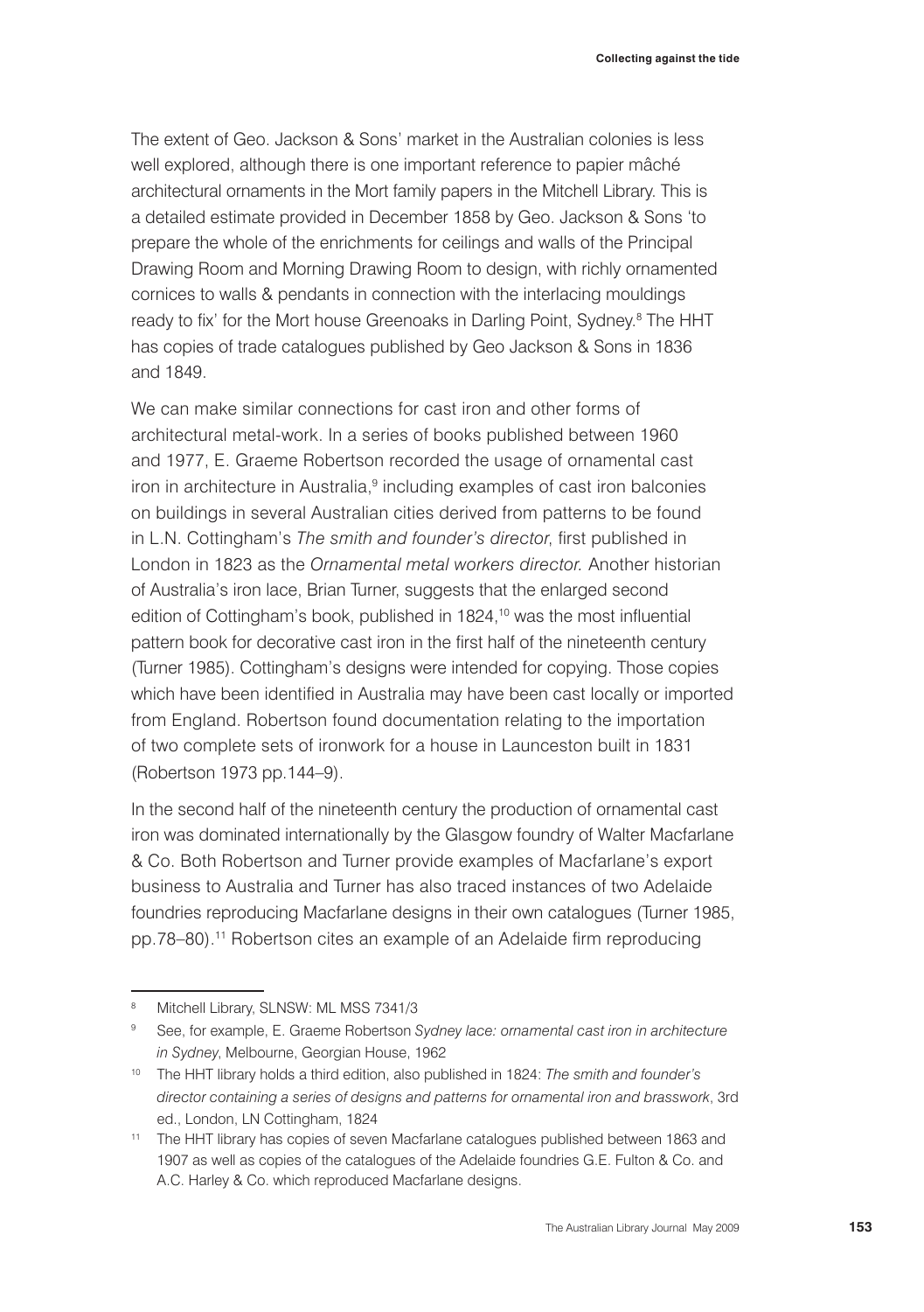The extent of Geo. Jackson & Sons' market in the Australian colonies is less well explored, although there is one important reference to papier mâché architectural ornaments in the Mort family papers in the Mitchell Library. This is a detailed estimate provided in December 1858 by Geo. Jackson & Sons 'to prepare the whole of the enrichments for ceilings and walls of the Principal Drawing Room and Morning Drawing Room to design, with richly ornamented cornices to walls & pendants in connection with the interlacing mouldings ready to fix' for the Mort house Greenoaks in Darling Point, Sydney.[8] The HHT has copies of trade catalogues published by Geo Jackson & Sons in 1836 and 1849.

We can make similar connections for cast iron and other forms of architectural metal-work. In a series of books published between 1960 and 1977, E. Graeme Robertson recorded the usage of ornamental cast iron in architecture in Australia,[9] including examples of cast iron balconies on buildings in several Australian cities derived from patterns to be found in L.N. Cottingham's *The smith and founder's director*, first published in London in 1823 as the *Ornamental metal workers director.* Another historian of Australia's iron lace, Brian Turner, suggests that the enlarged second edition of Cottingham's book, published in 1824,[10] was the most influential pattern book for decorative cast iron in the first half of the nineteenth century (Turner 1985). Cottingham's designs were intended for copying. Those copies which have been identified in Australia may have been cast locally or imported from England. Robertson found documentation relating to the importation of two complete sets of ironwork for a house in Launceston built in 1831 (Robertson 1973 pp.144–9).

In the second half of the nineteenth century the production of ornamental cast iron was dominated internationally by the Glasgow foundry of Walter Macfarlane & Co. Both Robertson and Turner provide examples of Macfarlane's export business to Australia and Turner has also traced instances of two Adelaide foundries reproducing Macfarlane designs in their own catalogues (Turner 1985, pp.78–80).[11] Robertson cites an example of an Adelaide firm reproducing

---

8 Mitchell Library, SLNSW: ML MSS 7341/3

9 See, for example, E. Graeme Robertson *Sydney lace: ornamental cast iron in architecture in Sydney*, Melbourne, Georgian House, 1962

10 The HHT library holds a third edition, also published in 1824: *The smith and founder's director containing a series of designs and patterns for ornamental iron and brasswork*, 3rd ed., London, LN Cottingham, 1824

11 The HHT library has copies of seven Macfarlane catalogues published between 1863 and 1907 as well as copies of the catalogues of the Adelaide foundries G.E. Fulton & Co. and A.C. Harley & Co. which reproduced Macfarlane designs.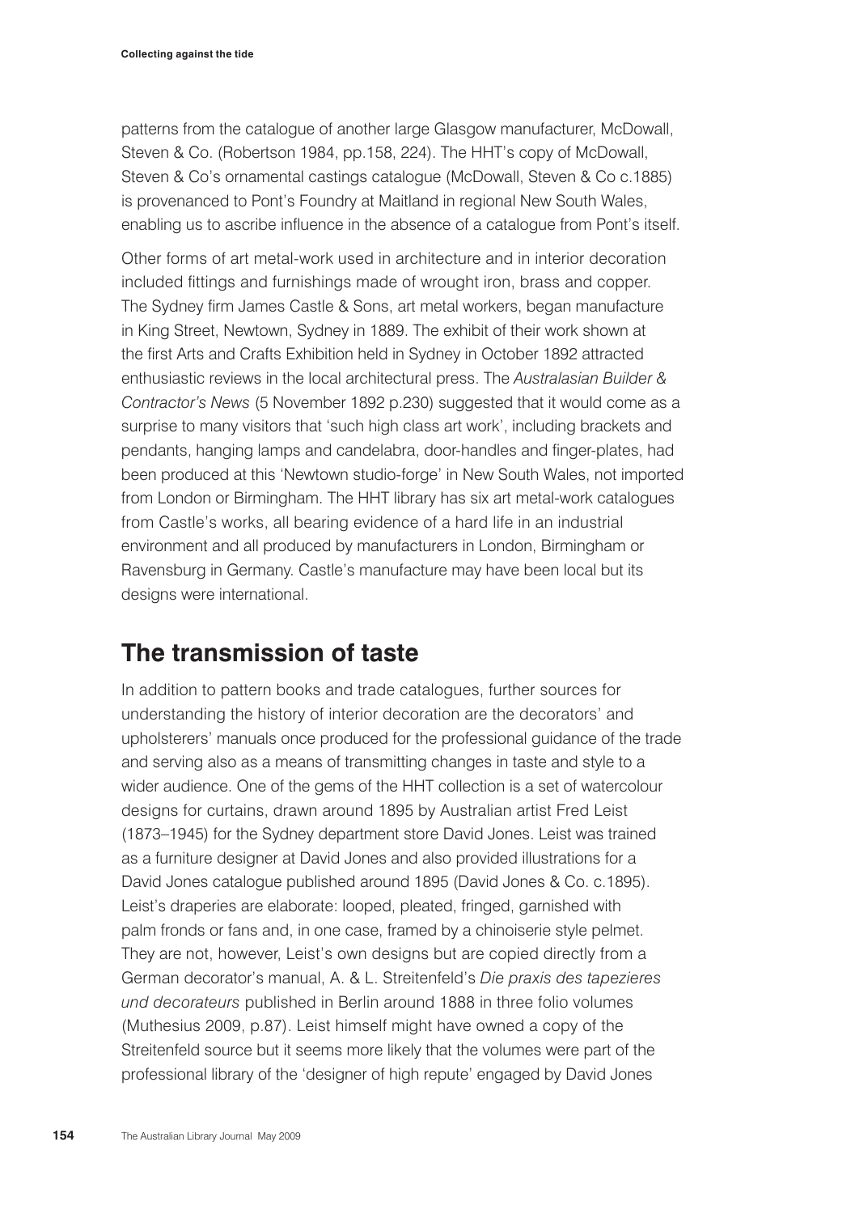patterns from the catalogue of another large Glasgow manufacturer, McDowall, Steven & Co. (Robertson 1984, pp.158, 224). The HHT's copy of McDowall, Steven & Co's ornamental castings catalogue (McDowall, Steven & Co c.1885) is provenanced to Pont's Foundry at Maitland in regional New South Wales, enabling us to ascribe influence in the absence of a catalogue from Pont's itself.

Other forms of art metal-work used in architecture and in interior decoration included fittings and furnishings made of wrought iron, brass and copper. The Sydney firm James Castle & Sons, art metal workers, began manufacture in King Street, Newtown, Sydney in 1889. The exhibit of their work shown at the first Arts and Crafts Exhibition held in Sydney in October 1892 attracted enthusiastic reviews in the local architectural press. The *Australasian Builder & Contractor's News* (5 November 1892 p.230) suggested that it would come as a surprise to many visitors that 'such high class art work', including brackets and pendants, hanging lamps and candelabra, door-handles and finger-plates, had been produced at this 'Newtown studio-forge' in New South Wales, not imported from London or Birmingham. The HHT library has six art metal-work catalogues from Castle's works, all bearing evidence of a hard life in an industrial environment and all produced by manufacturers in London, Birmingham or Ravensburg in Germany. Castle's manufacture may have been local but its designs were international.

## The transmission of taste

In addition to pattern books and trade catalogues, further sources for understanding the history of interior decoration are the decorators' and upholsterers' manuals once produced for the professional guidance of the trade and serving also as a means of transmitting changes in taste and style to a wider audience. One of the gems of the HHT collection is a set of watercolour designs for curtains, drawn around 1895 by Australian artist Fred Leist (1873–1945) for the Sydney department store David Jones. Leist was trained as a furniture designer at David Jones and also provided illustrations for a David Jones catalogue published around 1895 (David Jones & Co. c.1895). Leist's draperies are elaborate: looped, pleated, fringed, garnished with palm fronds or fans and, in one case, framed by a chinoiserie style pelmet. They are not, however, Leist's own designs but are copied directly from a German decorator's manual, A. & L. Streitenfeld's *Die praxis des tapezieres und decorateurs* published in Berlin around 1888 in three folio volumes (Muthesius 2009, p.87). Leist himself might have owned a copy of the Streitenfeld source but it seems more likely that the volumes were part of the professional library of the 'designer of high repute' engaged by David Jones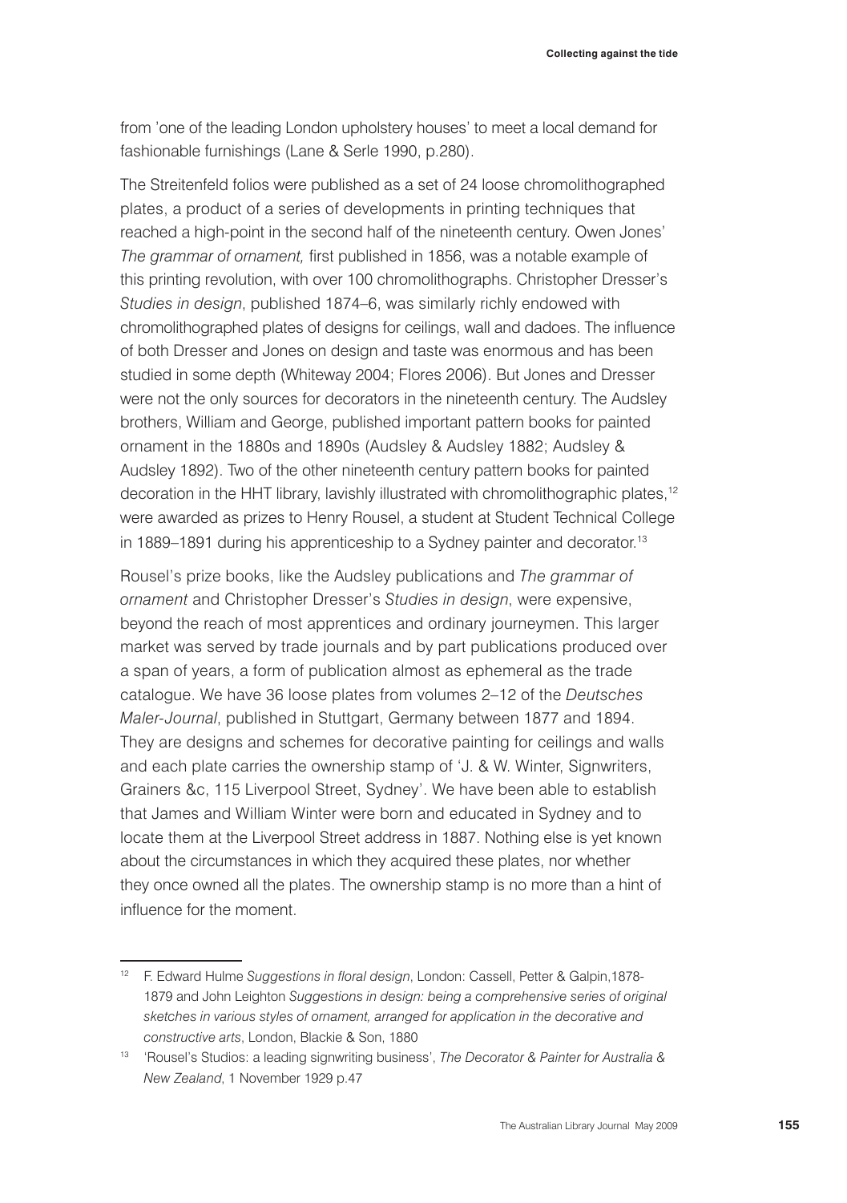from 'one of the leading London upholstery houses' to meet a local demand for fashionable furnishings (Lane & Serle 1990, p.280).

The Streitenfeld folios were published as a set of 24 loose chromolithographed plates, a product of a series of developments in printing techniques that reached a high-point in the second half of the nineteenth century. Owen Jones' *The grammar of ornament,* first published in 1856, was a notable example of this printing revolution, with over 100 chromolithographs. Christopher Dresser's *Studies in design*, published 1874–6, was similarly richly endowed with chromolithographed plates of designs for ceilings, wall and dadoes. The influence of both Dresser and Jones on design and taste was enormous and has been studied in some depth (Whiteway 2004; Flores 2006). But Jones and Dresser were not the only sources for decorators in the nineteenth century. The Audsley brothers, William and George, published important pattern books for painted ornament in the 1880s and 1890s (Audsley & Audsley 1882; Audsley & Audsley 1892). Two of the other nineteenth century pattern books for painted decoration in the HHT library, lavishly illustrated with chromolithographic plates,[12] were awarded as prizes to Henry Rousel, a student at Student Technical College in 1889–1891 during his apprenticeship to a Sydney painter and decorator.[13]

Rousel's prize books, like the Audsley publications and *The grammar of ornament* and Christopher Dresser's *Studies in design*, were expensive, beyond the reach of most apprentices and ordinary journeymen. This larger market was served by trade journals and by part publications produced over a span of years, a form of publication almost as ephemeral as the trade catalogue. We have 36 loose plates from volumes 2–12 of the *Deutsches Maler-Journal*, published in Stuttgart, Germany between 1877 and 1894. They are designs and schemes for decorative painting for ceilings and walls and each plate carries the ownership stamp of 'J. & W. Winter, Signwriters, Grainers &c, 115 Liverpool Street, Sydney'. We have been able to establish that James and William Winter were born and educated in Sydney and to locate them at the Liverpool Street address in 1887. Nothing else is yet known about the circumstances in which they acquired these plates, nor whether they once owned all the plates. The ownership stamp is no more than a hint of influence for the moment.

---

[12] F. Edward Hulme *Suggestions in floral design*, London: Cassell, Petter & Galpin,1878-1879 and John Leighton *Suggestions in design: being a comprehensive series of original sketches in various styles of ornament, arranged for application in the decorative and constructive arts*, London, Blackie & Son, 1880

[13] 'Rousel's Studios: a leading signwriting business', *The Decorator & Painter for Australia & New Zealand*, 1 November 1929 p.47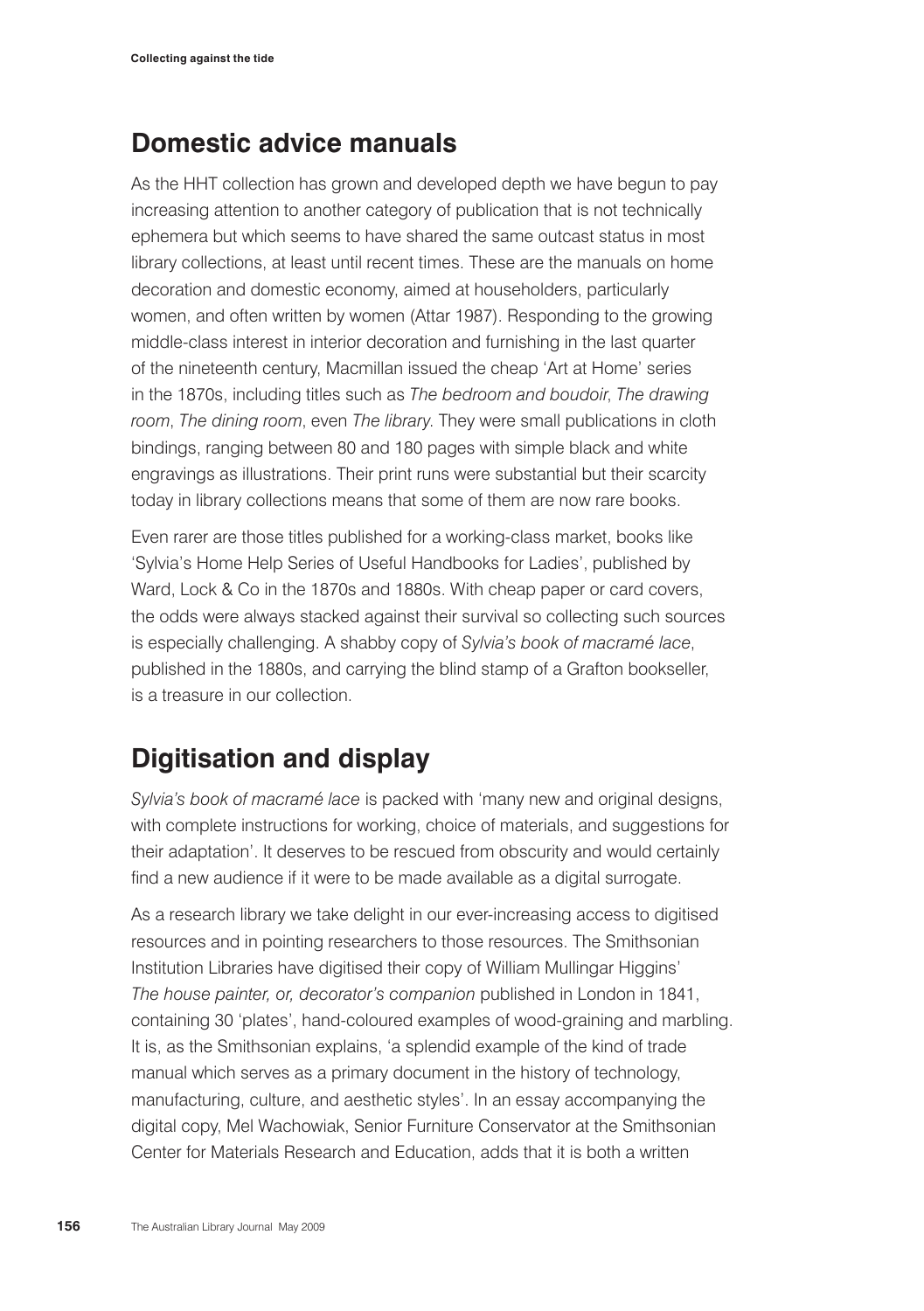## Domestic advice manuals

As the HHT collection has grown and developed depth we have begun to pay increasing attention to another category of publication that is not technically ephemera but which seems to have shared the same outcast status in most library collections, at least until recent times. These are the manuals on home decoration and domestic economy, aimed at householders, particularly women, and often written by women (Attar 1987). Responding to the growing middle-class interest in interior decoration and furnishing in the last quarter of the nineteenth century, Macmillan issued the cheap 'Art at Home' series in the 1870s, including titles such as *The bedroom and boudoir*, *The drawing room*, *The dining room*, even *The library*. They were small publications in cloth bindings, ranging between 80 and 180 pages with simple black and white engravings as illustrations. Their print runs were substantial but their scarcity today in library collections means that some of them are now rare books.

Even rarer are those titles published for a working-class market, books like 'Sylvia's Home Help Series of Useful Handbooks for Ladies', published by Ward, Lock & Co in the 1870s and 1880s. With cheap paper or card covers, the odds were always stacked against their survival so collecting such sources is especially challenging. A shabby copy of *Sylvia's book of macramé lace*, published in the 1880s, and carrying the blind stamp of a Grafton bookseller, is a treasure in our collection.

## Digitisation and display

*Sylvia's book of macramé lace* is packed with 'many new and original designs, with complete instructions for working, choice of materials, and suggestions for their adaptation'. It deserves to be rescued from obscurity and would certainly find a new audience if it were to be made available as a digital surrogate.

As a research library we take delight in our ever-increasing access to digitised resources and in pointing researchers to those resources. The Smithsonian Institution Libraries have digitised their copy of William Mullingar Higgins' *The house painter, or, decorator's companion* published in London in 1841, containing 30 'plates', hand-coloured examples of wood-graining and marbling. It is, as the Smithsonian explains, 'a splendid example of the kind of trade manual which serves as a primary document in the history of technology, manufacturing, culture, and aesthetic styles'. In an essay accompanying the digital copy, Mel Wachowiak, Senior Furniture Conservator at the Smithsonian Center for Materials Research and Education, adds that it is both a written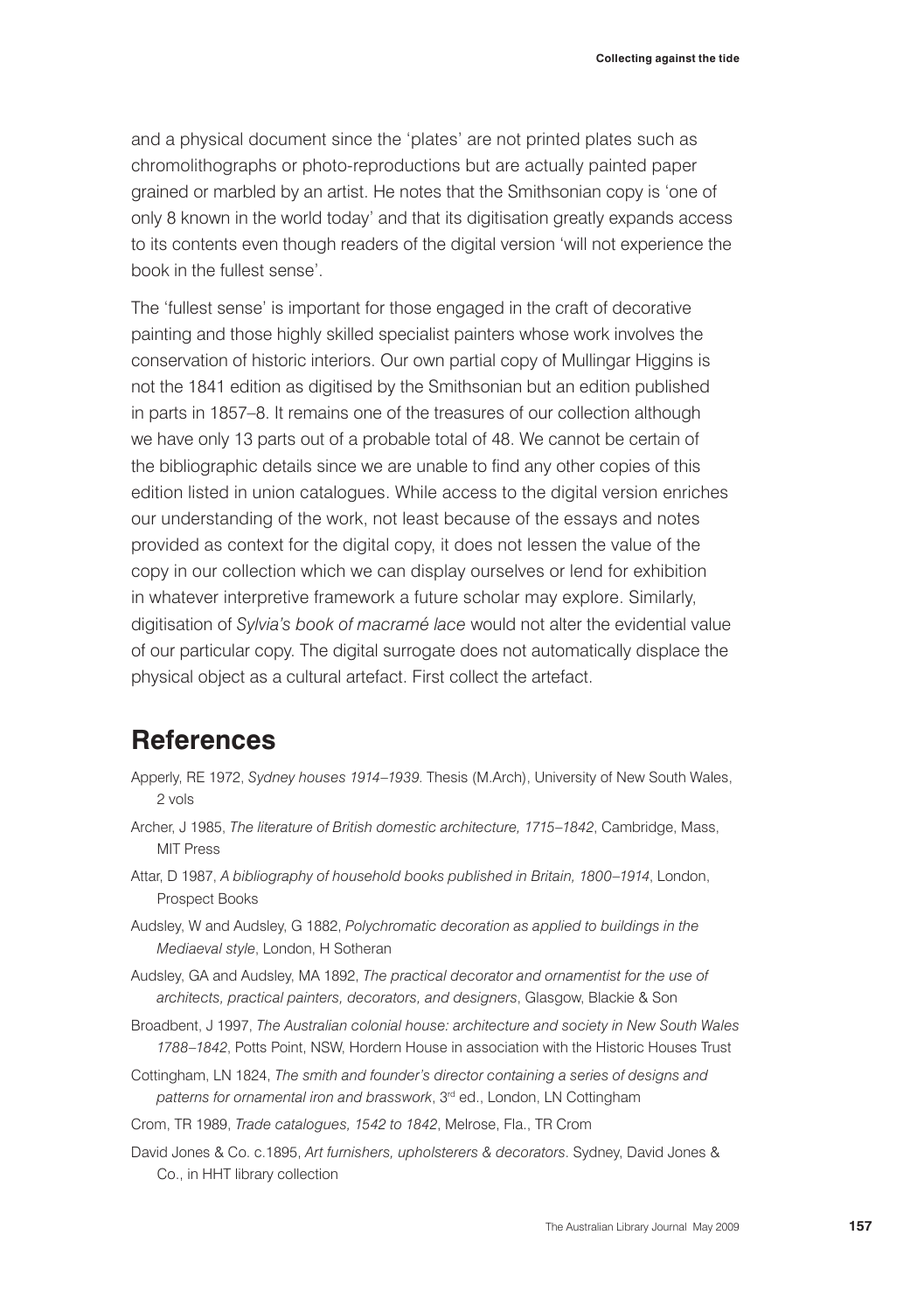and a physical document since the 'plates' are not printed plates such as chromolithographs or photo-reproductions but are actually painted paper grained or marbled by an artist. He notes that the Smithsonian copy is 'one of only 8 known in the world today' and that its digitisation greatly expands access to its contents even though readers of the digital version 'will not experience the book in the fullest sense'.

The 'fullest sense' is important for those engaged in the craft of decorative painting and those highly skilled specialist painters whose work involves the conservation of historic interiors. Our own partial copy of Mullingar Higgins is not the 1841 edition as digitised by the Smithsonian but an edition published in parts in 1857–8. It remains one of the treasures of our collection although we have only 13 parts out of a probable total of 48. We cannot be certain of the bibliographic details since we are unable to find any other copies of this edition listed in union catalogues. While access to the digital version enriches our understanding of the work, not least because of the essays and notes provided as context for the digital copy, it does not lessen the value of the copy in our collection which we can display ourselves or lend for exhibition in whatever interpretive framework a future scholar may explore. Similarly, digitisation of *Sylvia's book of macramé lace* would not alter the evidential value of our particular copy. The digital surrogate does not automatically displace the physical object as a cultural artefact. First collect the artefact.

## References

Apperly, RE 1972, *Sydney houses 1914–1939.* Thesis (M.Arch), University of New South Wales, 2 vols

Archer, J 1985, *The literature of British domestic architecture, 1715–1842*, Cambridge, Mass, MIT Press

Attar, D 1987, *A bibliography of household books published in Britain, 1800–1914*, London, Prospect Books

Audsley, W and Audsley, G 1882, *Polychromatic decoration as applied to buildings in the Mediaeval style*, London, H Sotheran

Audsley, GA and Audsley, MA 1892, *The practical decorator and ornamentist for the use of architects, practical painters, decorators, and designers*, Glasgow, Blackie & Son

Broadbent, J 1997, *The Australian colonial house: architecture and society in New South Wales 1788–1842*, Potts Point, NSW, Hordern House in association with the Historic Houses Trust

Cottingham, LN 1824, *The smith and founder's director containing a series of designs and patterns for ornamental iron and brasswork*, 3rd ed., London, LN Cottingham

Crom, TR 1989, *Trade catalogues, 1542 to 1842*, Melrose, Fla., TR Crom

David Jones & Co. c.1895, *Art furnishers, upholsterers & decorators*. Sydney, David Jones & Co., in HHT library collection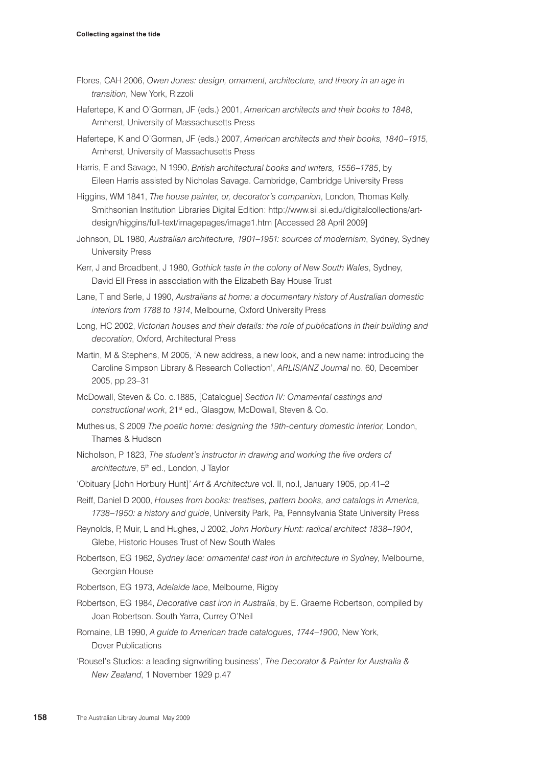Flores, CAH 2006, *Owen Jones: design, ornament, architecture, and theory in an age in transition*, New York, Rizzoli

Hafertepe, K and O'Gorman, JF (eds.) 2001, *American architects and their books to 1848*, Amherst, University of Massachusetts Press

Hafertepe, K and O'Gorman, JF (eds.) 2007, *American architects and their books, 1840–1915*, Amherst, University of Massachusetts Press

Harris, E and Savage, N 1990, *British architectural books and writers, 1556–1785*, by Eileen Harris assisted by Nicholas Savage. Cambridge, Cambridge University Press

Higgins, WM 1841, *The house painter, or, decorator's companion*, London, Thomas Kelly. Smithsonian Institution Libraries Digital Edition: http://www.sil.si.edu/digitalcollections/art-design/higgins/full-text/imagepages/image1.htm [Accessed 28 April 2009]

Johnson, DL 1980, *Australian architecture, 1901–1951: sources of modernism*, Sydney, Sydney University Press

Kerr, J and Broadbent, J 1980, *Gothick taste in the colony of New South Wales*, Sydney, David Ell Press in association with the Elizabeth Bay House Trust

Lane, T and Serle, J 1990, *Australians at home: a documentary history of Australian domestic interiors from 1788 to 1914*, Melbourne, Oxford University Press

Long, HC 2002, *Victorian houses and their details: the role of publications in their building and decoration*, Oxford, Architectural Press

Martin, M & Stephens, M 2005, 'A new address, a new look, and a new name: introducing the Caroline Simpson Library & Research Collection', *ARLIS/ANZ Journal* no. 60, December 2005, pp.23–31

McDowall, Steven & Co. c.1885, [Catalogue] *Section IV: Ornamental castings and constructional work*, 21st ed., Glasgow, McDowall, Steven & Co.

Muthesius, S 2009 *The poetic home: designing the 19th-century domestic interior*, London, Thames & Hudson

Nicholson, P 1823, *The student's instructor in drawing and working the five orders of architecture*, 5th ed., London, J Taylor

'Obituary [John Horbury Hunt]' *Art & Architecture* vol. II, no.I, January 1905, pp.41–2

Reiff, Daniel D 2000, *Houses from books: treatises, pattern books, and catalogs in America, 1738–1950: a history and guide*, University Park, Pa, Pennsylvania State University Press

Reynolds, P, Muir, L and Hughes, J 2002, *John Horbury Hunt: radical architect 1838–1904*, Glebe, Historic Houses Trust of New South Wales

Robertson, EG 1962, *Sydney lace: ornamental cast iron in architecture in Sydney*, Melbourne, Georgian House

Robertson, EG 1973, *Adelaide lace*, Melbourne, Rigby

Robertson, EG 1984, *Decorative cast iron in Australia*, by E. Graeme Robertson, compiled by Joan Robertson. South Yarra, Currey O'Neil

Romaine, LB 1990, *A guide to American trade catalogues, 1744–1900*, New York, Dover Publications

'Rousel's Studios: a leading signwriting business', *The Decorator & Painter for Australia & New Zealand*, 1 November 1929 p.47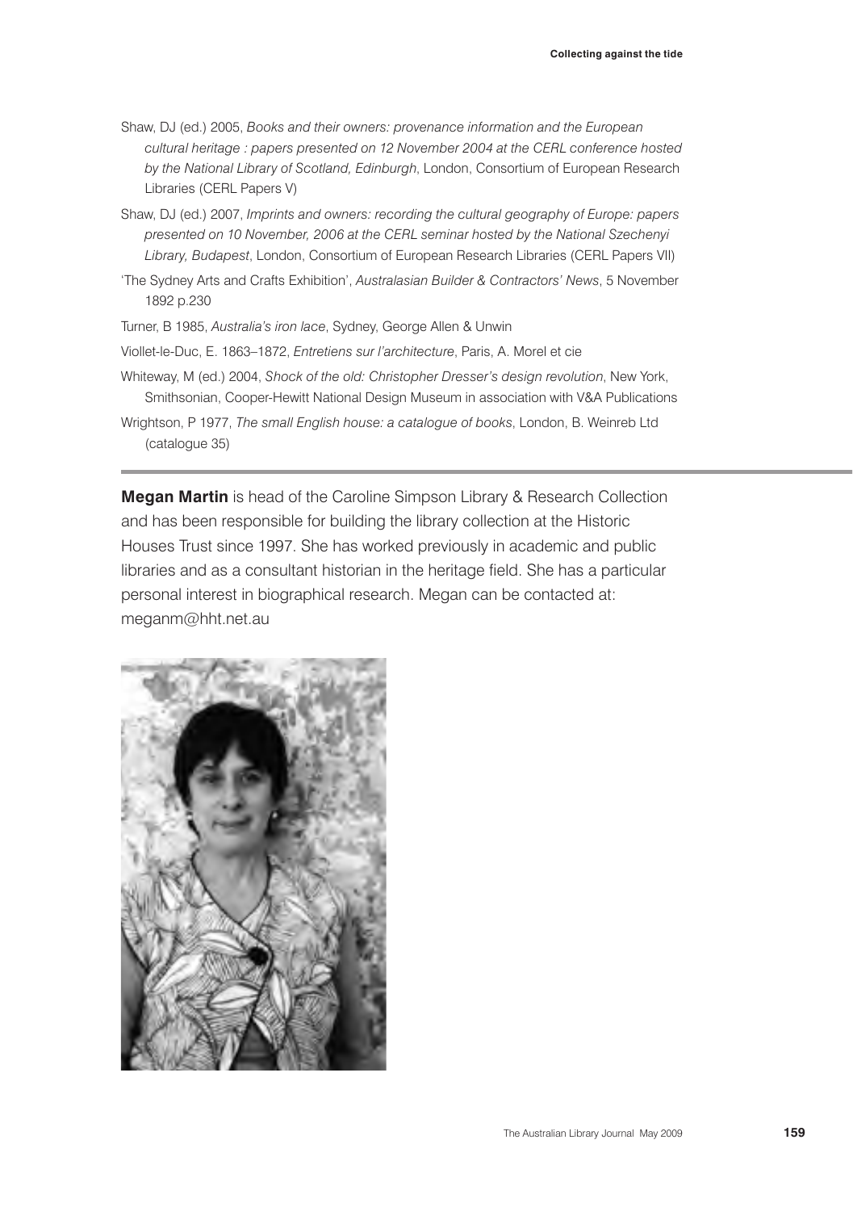Shaw, DJ (ed.) 2005, *Books and their owners: provenance information and the European cultural heritage : papers presented on 12 November 2004 at the CERL conference hosted by the National Library of Scotland, Edinburgh*, London, Consortium of European Research Libraries (CERL Papers V)

Shaw, DJ (ed.) 2007, *Imprints and owners: recording the cultural geography of Europe: papers presented on 10 November, 2006 at the CERL seminar hosted by the National Szechenyi Library, Budapest*, London, Consortium of European Research Libraries (CERL Papers VII)

'The Sydney Arts and Crafts Exhibition', *Australasian Builder & Contractors' News*, 5 November 1892 p.230

Turner, B 1985, *Australia's iron lace*, Sydney, George Allen & Unwin

Viollet-le-Duc, E. 1863–1872, *Entretiens sur l'architecture*, Paris, A. Morel et cie

Whiteway, M (ed.) 2004, *Shock of the old: Christopher Dresser's design revolution*, New York, Smithsonian, Cooper-Hewitt National Design Museum in association with V&A Publications

Wrightson, P 1977, *The small English house: a catalogue of books*, London, B. Weinreb Ltd (catalogue 35)

---

**Megan Martin** is head of the Caroline Simpson Library & Research Collection and has been responsible for building the library collection at the Historic Houses Trust since 1997. She has worked previously in academic and public libraries and as a consultant historian in the heritage field. She has a particular personal interest in biographical research. Megan can be contacted at: meganm@hht.net.au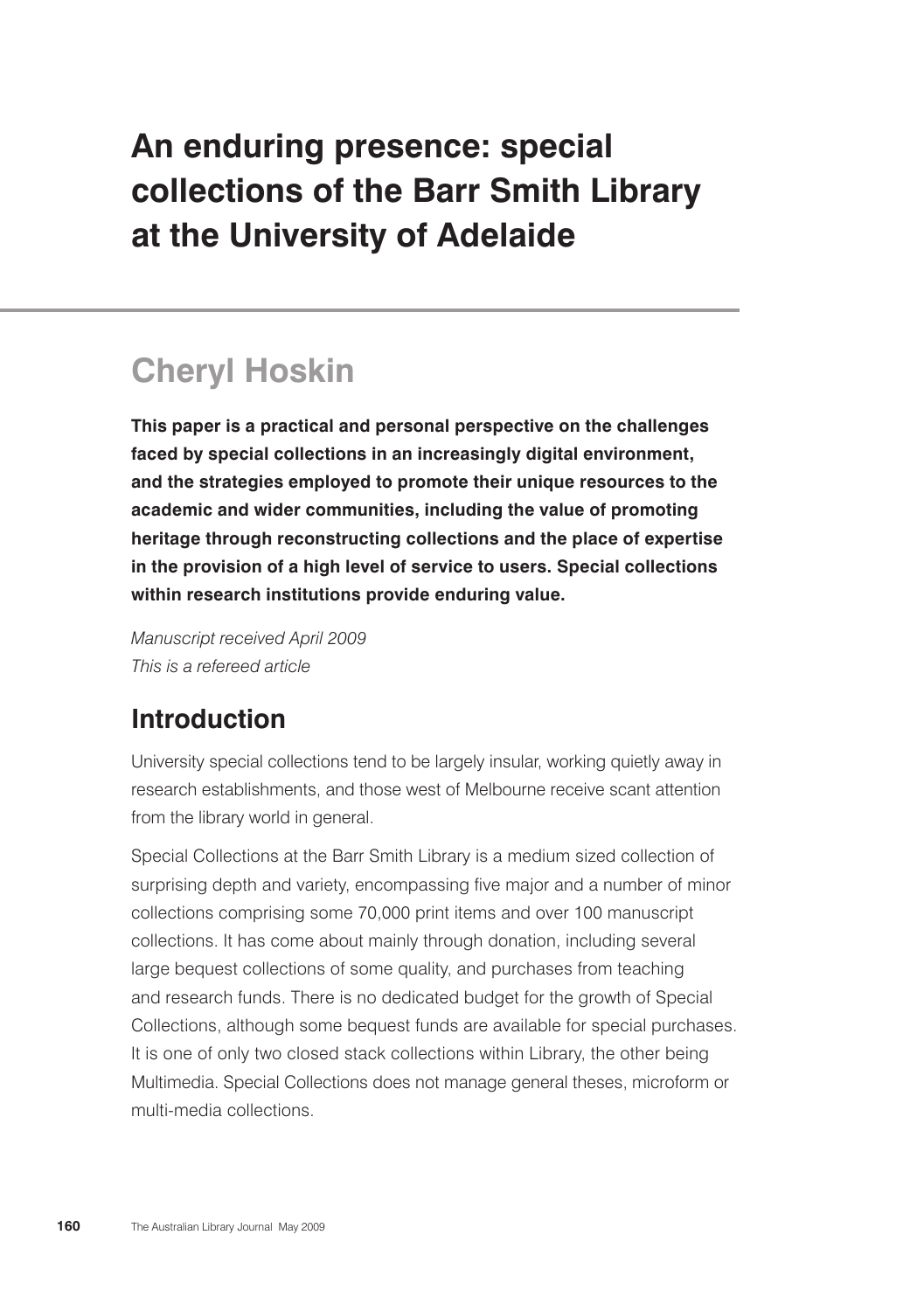# An enduring presence: special collections of the Barr Smith Library at the University of Adelaide

## Cheryl Hoskin

**This paper is a practical and personal perspective on the challenges faced by special collections in an increasingly digital environment, and the strategies employed to promote their unique resources to the academic and wider communities, including the value of promoting heritage through reconstructing collections and the place of expertise in the provision of a high level of service to users. Special collections within research institutions provide enduring value.**

*Manuscript received April 2009*
*This is a refereed article*

## Introduction

University special collections tend to be largely insular, working quietly away in research establishments, and those west of Melbourne receive scant attention from the library world in general.

Special Collections at the Barr Smith Library is a medium sized collection of surprising depth and variety, encompassing five major and a number of minor collections comprising some 70,000 print items and over 100 manuscript collections. It has come about mainly through donation, including several large bequest collections of some quality, and purchases from teaching and research funds. There is no dedicated budget for the growth of Special Collections, although some bequest funds are available for special purchases. It is one of only two closed stack collections within Library, the other being Multimedia. Special Collections does not manage general theses, microform or multi-media collections.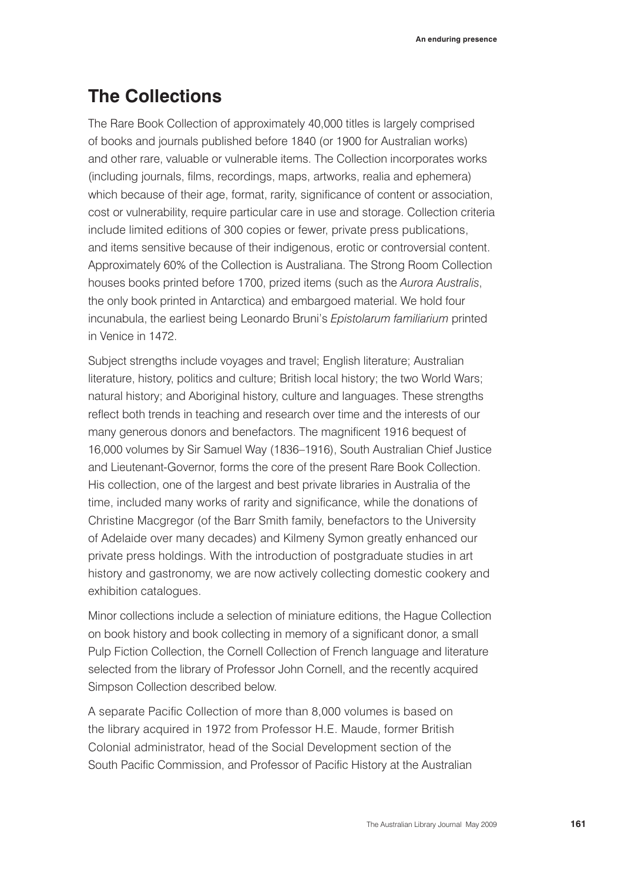## The Collections

The Rare Book Collection of approximately 40,000 titles is largely comprised of books and journals published before 1840 (or 1900 for Australian works) and other rare, valuable or vulnerable items. The Collection incorporates works (including journals, films, recordings, maps, artworks, realia and ephemera) which because of their age, format, rarity, significance of content or association, cost or vulnerability, require particular care in use and storage. Collection criteria include limited editions of 300 copies or fewer, private press publications, and items sensitive because of their indigenous, erotic or controversial content. Approximately 60% of the Collection is Australiana. The Strong Room Collection houses books printed before 1700, prized items (such as the *Aurora Australis*, the only book printed in Antarctica) and embargoed material. We hold four incunabula, the earliest being Leonardo Bruni's *Epistolarum familiarium* printed in Venice in 1472.

Subject strengths include voyages and travel; English literature; Australian literature, history, politics and culture; British local history; the two World Wars; natural history; and Aboriginal history, culture and languages. These strengths reflect both trends in teaching and research over time and the interests of our many generous donors and benefactors. The magnificent 1916 bequest of 16,000 volumes by Sir Samuel Way (1836–1916), South Australian Chief Justice and Lieutenant-Governor, forms the core of the present Rare Book Collection. His collection, one of the largest and best private libraries in Australia of the time, included many works of rarity and significance, while the donations of Christine Macgregor (of the Barr Smith family, benefactors to the University of Adelaide over many decades) and Kilmeny Symon greatly enhanced our private press holdings. With the introduction of postgraduate studies in art history and gastronomy, we are now actively collecting domestic cookery and exhibition catalogues.

Minor collections include a selection of miniature editions, the Hague Collection on book history and book collecting in memory of a significant donor, a small Pulp Fiction Collection, the Cornell Collection of French language and literature selected from the library of Professor John Cornell, and the recently acquired Simpson Collection described below.

A separate Pacific Collection of more than 8,000 volumes is based on the library acquired in 1972 from Professor H.E. Maude, former British Colonial administrator, head of the Social Development section of the South Pacific Commission, and Professor of Pacific History at the Australian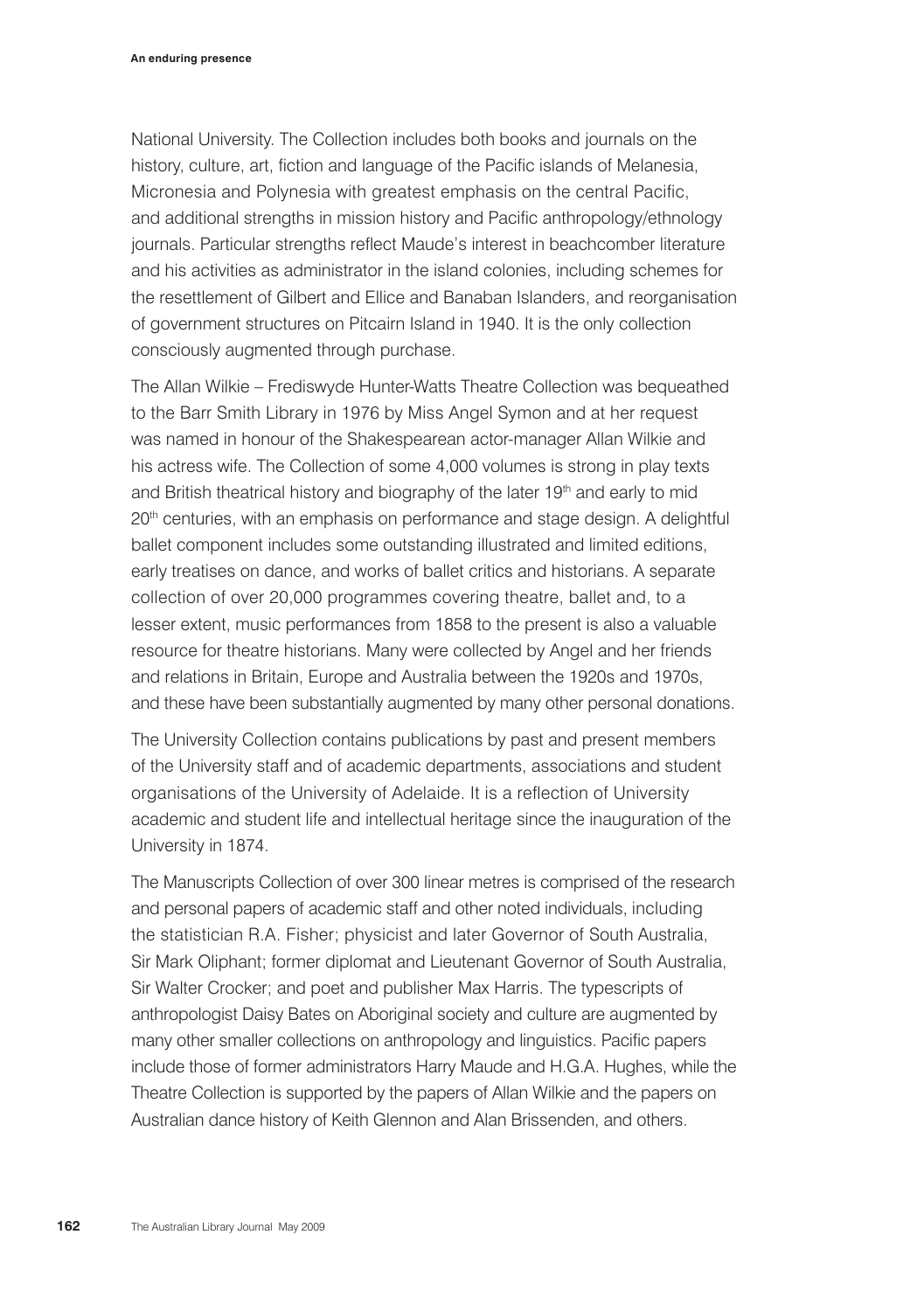National University. The Collection includes both books and journals on the history, culture, art, fiction and language of the Pacific islands of Melanesia, Micronesia and Polynesia with greatest emphasis on the central Pacific, and additional strengths in mission history and Pacific anthropology/ethnology journals. Particular strengths reflect Maude's interest in beachcomber literature and his activities as administrator in the island colonies, including schemes for the resettlement of Gilbert and Ellice and Banaban Islanders, and reorganisation of government structures on Pitcairn Island in 1940. It is the only collection consciously augmented through purchase.

The Allan Wilkie – Frediswyde Hunter-Watts Theatre Collection was bequeathed to the Barr Smith Library in 1976 by Miss Angel Symon and at her request was named in honour of the Shakespearean actor-manager Allan Wilkie and his actress wife. The Collection of some 4,000 volumes is strong in play texts and British theatrical history and biography of the later 19th and early to mid 20th centuries, with an emphasis on performance and stage design. A delightful ballet component includes some outstanding illustrated and limited editions, early treatises on dance, and works of ballet critics and historians. A separate collection of over 20,000 programmes covering theatre, ballet and, to a lesser extent, music performances from 1858 to the present is also a valuable resource for theatre historians. Many were collected by Angel and her friends and relations in Britain, Europe and Australia between the 1920s and 1970s, and these have been substantially augmented by many other personal donations.

The University Collection contains publications by past and present members of the University staff and of academic departments, associations and student organisations of the University of Adelaide. It is a reflection of University academic and student life and intellectual heritage since the inauguration of the University in 1874.

The Manuscripts Collection of over 300 linear metres is comprised of the research and personal papers of academic staff and other noted individuals, including the statistician R.A. Fisher; physicist and later Governor of South Australia, Sir Mark Oliphant; former diplomat and Lieutenant Governor of South Australia, Sir Walter Crocker; and poet and publisher Max Harris. The typescripts of anthropologist Daisy Bates on Aboriginal society and culture are augmented by many other smaller collections on anthropology and linguistics. Pacific papers include those of former administrators Harry Maude and H.G.A. Hughes, while the Theatre Collection is supported by the papers of Allan Wilkie and the papers on Australian dance history of Keith Glennon and Alan Brissenden, and others.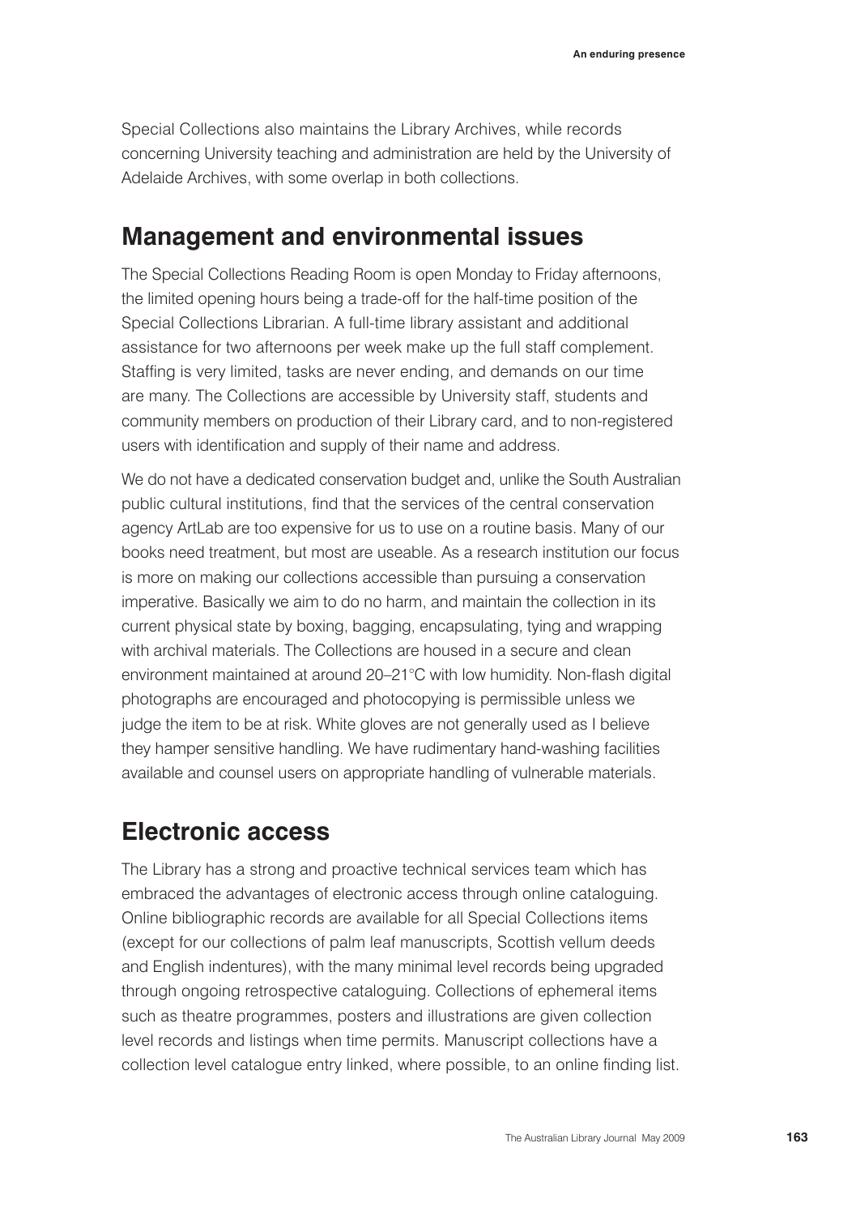Special Collections also maintains the Library Archives, while records concerning University teaching and administration are held by the University of Adelaide Archives, with some overlap in both collections.

## Management and environmental issues

The Special Collections Reading Room is open Monday to Friday afternoons, the limited opening hours being a trade-off for the half-time position of the Special Collections Librarian. A full-time library assistant and additional assistance for two afternoons per week make up the full staff complement. Staffing is very limited, tasks are never ending, and demands on our time are many. The Collections are accessible by University staff, students and community members on production of their Library card, and to non-registered users with identification and supply of their name and address.

We do not have a dedicated conservation budget and, unlike the South Australian public cultural institutions, find that the services of the central conservation agency ArtLab are too expensive for us to use on a routine basis. Many of our books need treatment, but most are useable. As a research institution our focus is more on making our collections accessible than pursuing a conservation imperative. Basically we aim to do no harm, and maintain the collection in its current physical state by boxing, bagging, encapsulating, tying and wrapping with archival materials. The Collections are housed in a secure and clean environment maintained at around 20–21°C with low humidity. Non-flash digital photographs are encouraged and photocopying is permissible unless we judge the item to be at risk. White gloves are not generally used as I believe they hamper sensitive handling. We have rudimentary hand-washing facilities available and counsel users on appropriate handling of vulnerable materials.

## Electronic access

The Library has a strong and proactive technical services team which has embraced the advantages of electronic access through online cataloguing. Online bibliographic records are available for all Special Collections items (except for our collections of palm leaf manuscripts, Scottish vellum deeds and English indentures), with the many minimal level records being upgraded through ongoing retrospective cataloguing. Collections of ephemeral items such as theatre programmes, posters and illustrations are given collection level records and listings when time permits. Manuscript collections have a collection level catalogue entry linked, where possible, to an online finding list.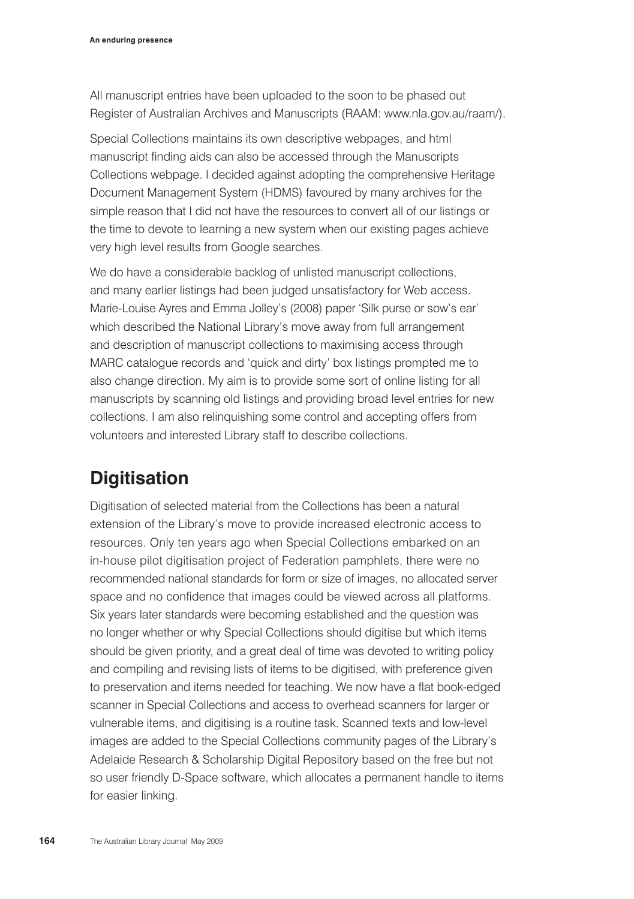All manuscript entries have been uploaded to the soon to be phased out Register of Australian Archives and Manuscripts (RAAM: www.nla.gov.au/raam/).

Special Collections maintains its own descriptive webpages, and html manuscript finding aids can also be accessed through the Manuscripts Collections webpage. I decided against adopting the comprehensive Heritage Document Management System (HDMS) favoured by many archives for the simple reason that I did not have the resources to convert all of our listings or the time to devote to learning a new system when our existing pages achieve very high level results from Google searches.

We do have a considerable backlog of unlisted manuscript collections, and many earlier listings had been judged unsatisfactory for Web access. Marie-Louise Ayres and Emma Jolley's (2008) paper 'Silk purse or sow's ear' which described the National Library's move away from full arrangement and description of manuscript collections to maximising access through MARC catalogue records and 'quick and dirty' box listings prompted me to also change direction. My aim is to provide some sort of online listing for all manuscripts by scanning old listings and providing broad level entries for new collections. I am also relinquishing some control and accepting offers from volunteers and interested Library staff to describe collections.

## Digitisation

Digitisation of selected material from the Collections has been a natural extension of the Library's move to provide increased electronic access to resources. Only ten years ago when Special Collections embarked on an in-house pilot digitisation project of Federation pamphlets, there were no recommended national standards for form or size of images, no allocated server space and no confidence that images could be viewed across all platforms. Six years later standards were becoming established and the question was no longer whether or why Special Collections should digitise but which items should be given priority, and a great deal of time was devoted to writing policy and compiling and revising lists of items to be digitised, with preference given to preservation and items needed for teaching. We now have a flat book-edged scanner in Special Collections and access to overhead scanners for larger or vulnerable items, and digitising is a routine task. Scanned texts and low-level images are added to the Special Collections community pages of the Library's Adelaide Research & Scholarship Digital Repository based on the free but not so user friendly D-Space software, which allocates a permanent handle to items for easier linking.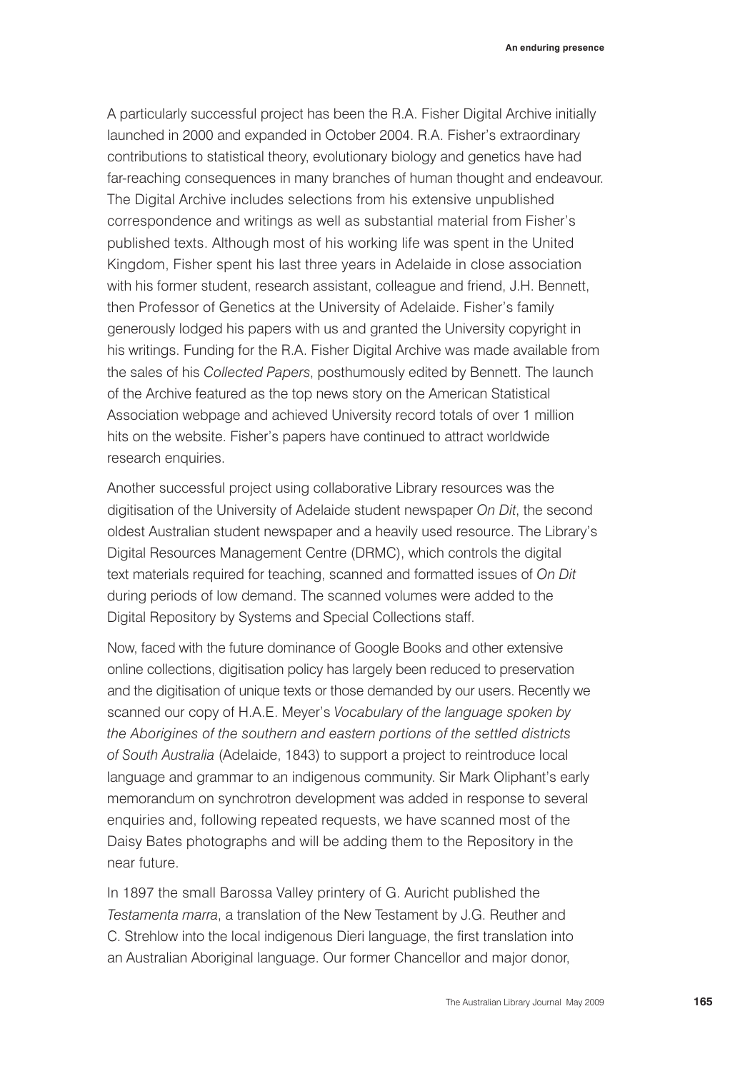A particularly successful project has been the R.A. Fisher Digital Archive initially launched in 2000 and expanded in October 2004. R.A. Fisher's extraordinary contributions to statistical theory, evolutionary biology and genetics have had far-reaching consequences in many branches of human thought and endeavour. The Digital Archive includes selections from his extensive unpublished correspondence and writings as well as substantial material from Fisher's published texts. Although most of his working life was spent in the United Kingdom, Fisher spent his last three years in Adelaide in close association with his former student, research assistant, colleague and friend, J.H. Bennett, then Professor of Genetics at the University of Adelaide. Fisher's family generously lodged his papers with us and granted the University copyright in his writings. Funding for the R.A. Fisher Digital Archive was made available from the sales of his *Collected Papers*, posthumously edited by Bennett. The launch of the Archive featured as the top news story on the American Statistical Association webpage and achieved University record totals of over 1 million hits on the website. Fisher's papers have continued to attract worldwide research enquiries.

Another successful project using collaborative Library resources was the digitisation of the University of Adelaide student newspaper *On Dit*, the second oldest Australian student newspaper and a heavily used resource. The Library's Digital Resources Management Centre (DRMC), which controls the digital text materials required for teaching, scanned and formatted issues of *On Dit* during periods of low demand. The scanned volumes were added to the Digital Repository by Systems and Special Collections staff.

Now, faced with the future dominance of Google Books and other extensive online collections, digitisation policy has largely been reduced to preservation and the digitisation of unique texts or those demanded by our users. Recently we scanned our copy of H.A.E. Meyer's *Vocabulary of the language spoken by the Aborigines of the southern and eastern portions of the settled districts of South Australia* (Adelaide, 1843) to support a project to reintroduce local language and grammar to an indigenous community. Sir Mark Oliphant's early memorandum on synchrotron development was added in response to several enquiries and, following repeated requests, we have scanned most of the Daisy Bates photographs and will be adding them to the Repository in the near future.

In 1897 the small Barossa Valley printery of G. Auricht published the *Testamenta marra*, a translation of the New Testament by J.G. Reuther and C. Strehlow into the local indigenous Dieri language, the first translation into an Australian Aboriginal language. Our former Chancellor and major donor,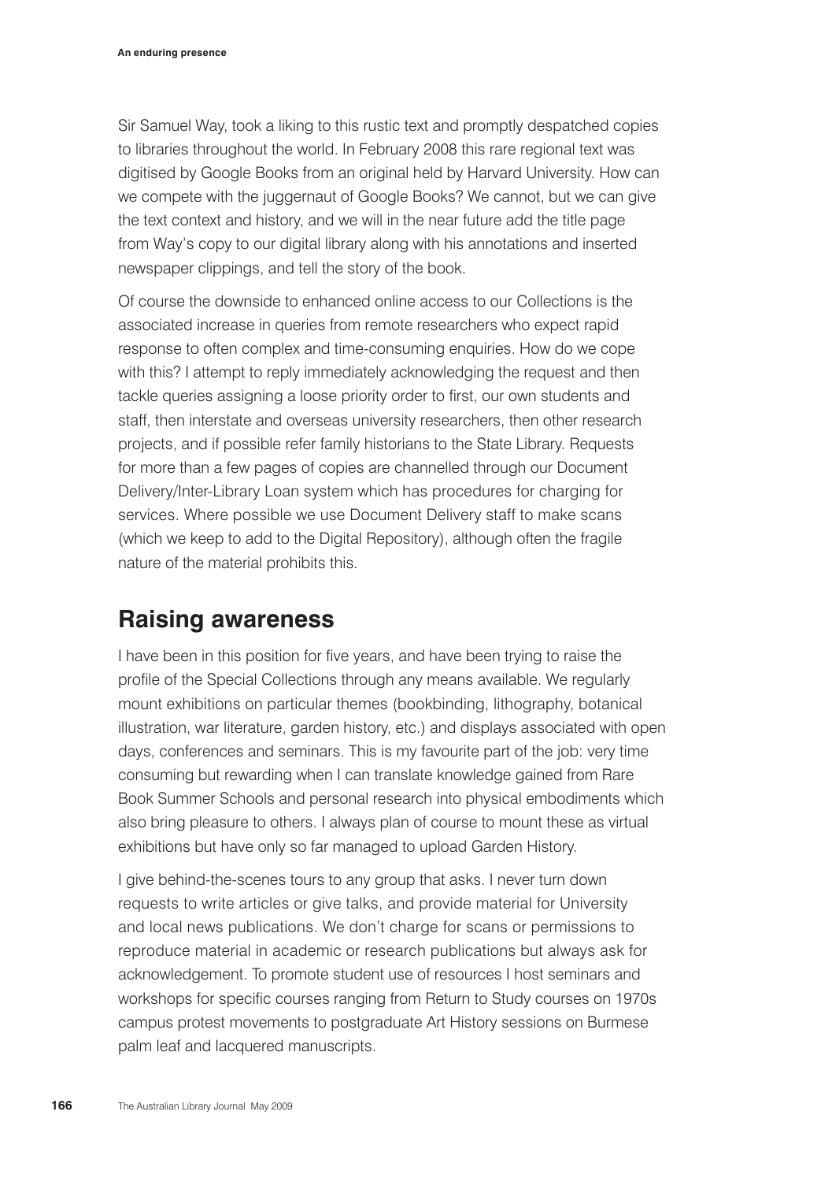Sir Samuel Way, took a liking to this rustic text and promptly despatched copies to libraries throughout the world. In February 2008 this rare regional text was digitised by Google Books from an original held by Harvard University. How can we compete with the juggernaut of Google Books? We cannot, but we can give the text context and history, and we will in the near future add the title page from Way's copy to our digital library along with his annotations and inserted newspaper clippings, and tell the story of the book.

Of course the downside to enhanced online access to our Collections is the associated increase in queries from remote researchers who expect rapid response to often complex and time-consuming enquiries. How do we cope with this? I attempt to reply immediately acknowledging the request and then tackle queries assigning a loose priority order to first, our own students and staff, then interstate and overseas university researchers, then other research projects, and if possible refer family historians to the State Library. Requests for more than a few pages of copies are channelled through our Document Delivery/Inter-Library Loan system which has procedures for charging for services. Where possible we use Document Delivery staff to make scans (which we keep to add to the Digital Repository), although often the fragile nature of the material prohibits this.

## Raising awareness

I have been in this position for five years, and have been trying to raise the profile of the Special Collections through any means available. We regularly mount exhibitions on particular themes (bookbinding, lithography, botanical illustration, war literature, garden history, etc.) and displays associated with open days, conferences and seminars. This is my favourite part of the job: very time consuming but rewarding when I can translate knowledge gained from Rare Book Summer Schools and personal research into physical embodiments which also bring pleasure to others. I always plan of course to mount these as virtual exhibitions but have only so far managed to upload Garden History.

I give behind-the-scenes tours to any group that asks. I never turn down requests to write articles or give talks, and provide material for University and local news publications. We don't charge for scans or permissions to reproduce material in academic or research publications but always ask for acknowledgement. To promote student use of resources I host seminars and workshops for specific courses ranging from Return to Study courses on 1970s campus protest movements to postgraduate Art History sessions on Burmese palm leaf and lacquered manuscripts.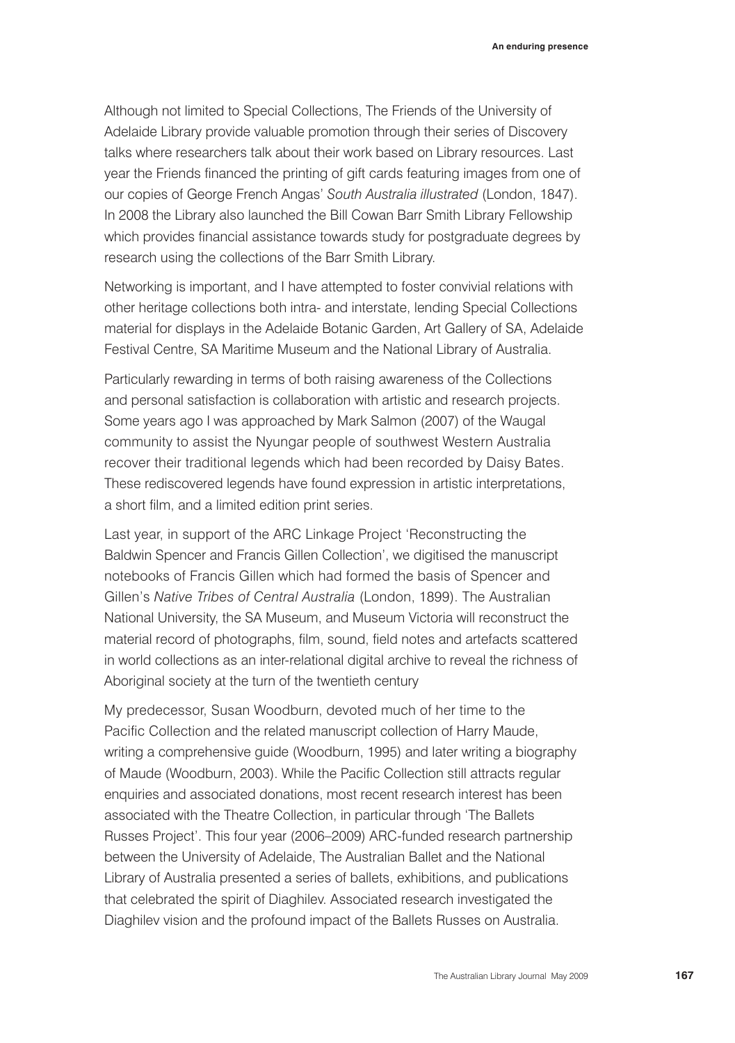Although not limited to Special Collections, The Friends of the University of Adelaide Library provide valuable promotion through their series of Discovery talks where researchers talk about their work based on Library resources. Last year the Friends financed the printing of gift cards featuring images from one of our copies of George French Angas' *South Australia illustrated* (London, 1847). In 2008 the Library also launched the Bill Cowan Barr Smith Library Fellowship which provides financial assistance towards study for postgraduate degrees by research using the collections of the Barr Smith Library.

Networking is important, and I have attempted to foster convivial relations with other heritage collections both intra- and interstate, lending Special Collections material for displays in the Adelaide Botanic Garden, Art Gallery of SA, Adelaide Festival Centre, SA Maritime Museum and the National Library of Australia.

Particularly rewarding in terms of both raising awareness of the Collections and personal satisfaction is collaboration with artistic and research projects. Some years ago I was approached by Mark Salmon (2007) of the Waugal community to assist the Nyungar people of southwest Western Australia recover their traditional legends which had been recorded by Daisy Bates. These rediscovered legends have found expression in artistic interpretations, a short film, and a limited edition print series.

Last year, in support of the ARC Linkage Project 'Reconstructing the Baldwin Spencer and Francis Gillen Collection', we digitised the manuscript notebooks of Francis Gillen which had formed the basis of Spencer and Gillen's *Native Tribes of Central Australia* (London, 1899). The Australian National University, the SA Museum, and Museum Victoria will reconstruct the material record of photographs, film, sound, field notes and artefacts scattered in world collections as an inter-relational digital archive to reveal the richness of Aboriginal society at the turn of the twentieth century

My predecessor, Susan Woodburn, devoted much of her time to the Pacific Collection and the related manuscript collection of Harry Maude, writing a comprehensive guide (Woodburn, 1995) and later writing a biography of Maude (Woodburn, 2003). While the Pacific Collection still attracts regular enquiries and associated donations, most recent research interest has been associated with the Theatre Collection, in particular through 'The Ballets Russes Project'. This four year (2006–2009) ARC-funded research partnership between the University of Adelaide, The Australian Ballet and the National Library of Australia presented a series of ballets, exhibitions, and publications that celebrated the spirit of Diaghilev. Associated research investigated the Diaghilev vision and the profound impact of the Ballets Russes on Australia.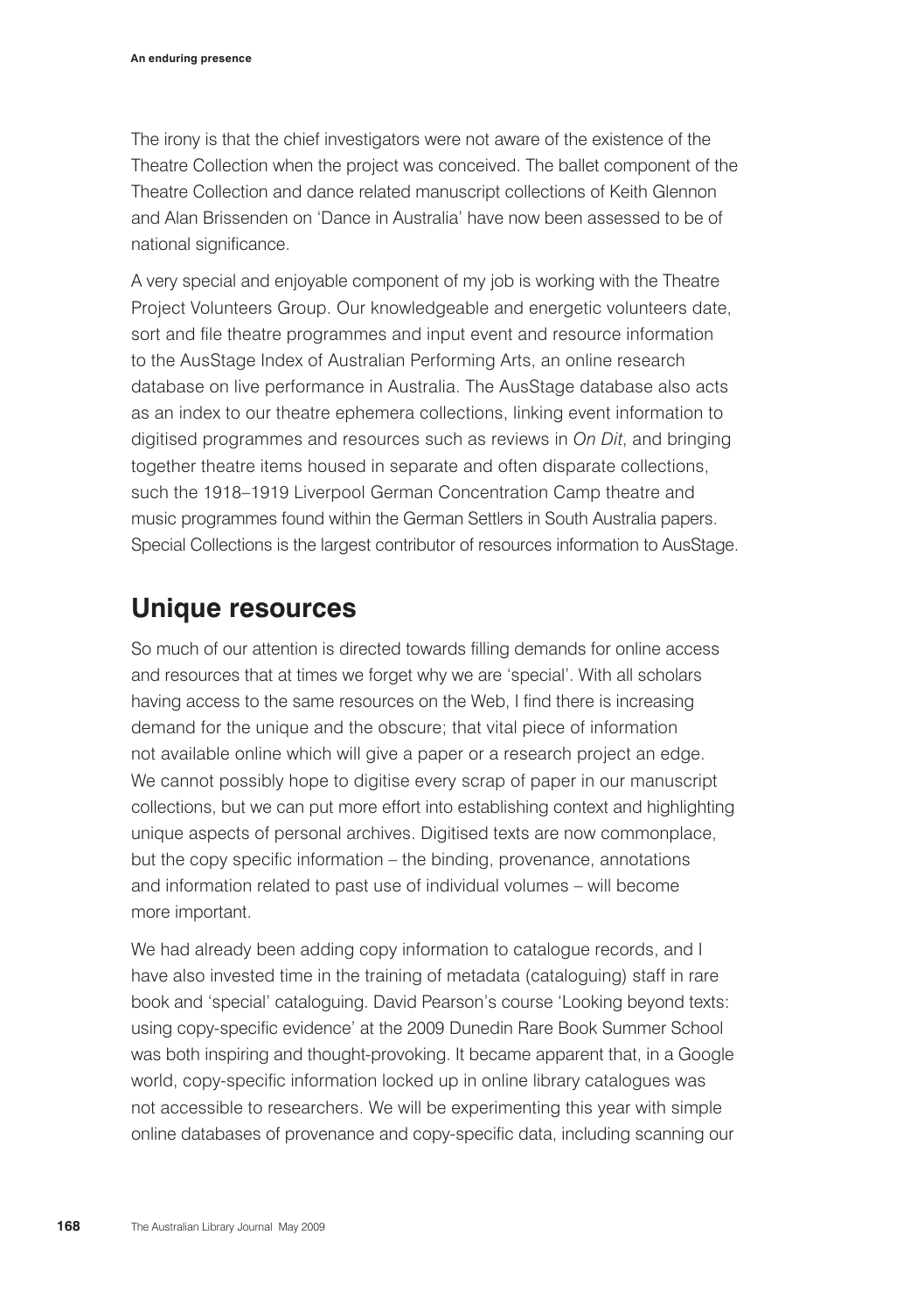The irony is that the chief investigators were not aware of the existence of the Theatre Collection when the project was conceived. The ballet component of the Theatre Collection and dance related manuscript collections of Keith Glennon and Alan Brissenden on 'Dance in Australia' have now been assessed to be of national significance.

A very special and enjoyable component of my job is working with the Theatre Project Volunteers Group. Our knowledgeable and energetic volunteers date, sort and file theatre programmes and input event and resource information to the AusStage Index of Australian Performing Arts, an online research database on live performance in Australia. The AusStage database also acts as an index to our theatre ephemera collections, linking event information to digitised programmes and resources such as reviews in *On Dit*, and bringing together theatre items housed in separate and often disparate collections, such the 1918–1919 Liverpool German Concentration Camp theatre and music programmes found within the German Settlers in South Australia papers. Special Collections is the largest contributor of resources information to AusStage.

## Unique resources

So much of our attention is directed towards filling demands for online access and resources that at times we forget why we are 'special'. With all scholars having access to the same resources on the Web, I find there is increasing demand for the unique and the obscure; that vital piece of information not available online which will give a paper or a research project an edge. We cannot possibly hope to digitise every scrap of paper in our manuscript collections, but we can put more effort into establishing context and highlighting unique aspects of personal archives. Digitised texts are now commonplace, but the copy specific information – the binding, provenance, annotations and information related to past use of individual volumes – will become more important.

We had already been adding copy information to catalogue records, and I have also invested time in the training of metadata (cataloguing) staff in rare book and 'special' cataloguing. David Pearson's course 'Looking beyond texts: using copy-specific evidence' at the 2009 Dunedin Rare Book Summer School was both inspiring and thought-provoking. It became apparent that, in a Google world, copy-specific information locked up in online library catalogues was not accessible to researchers. We will be experimenting this year with simple online databases of provenance and copy-specific data, including scanning our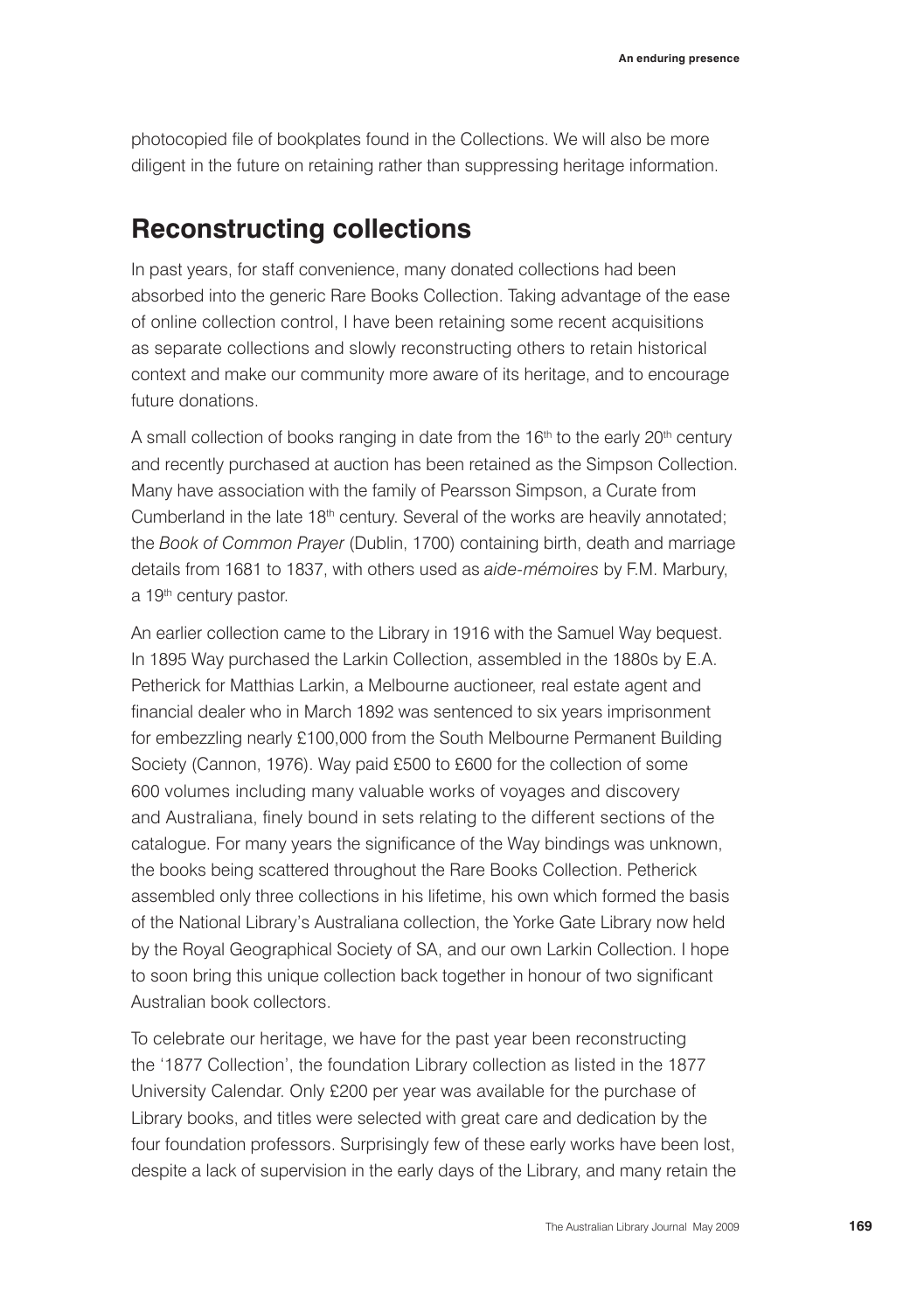photocopied file of bookplates found in the Collections. We will also be more diligent in the future on retaining rather than suppressing heritage information.

## Reconstructing collections

In past years, for staff convenience, many donated collections had been absorbed into the generic Rare Books Collection. Taking advantage of the ease of online collection control, I have been retaining some recent acquisitions as separate collections and slowly reconstructing others to retain historical context and make our community more aware of its heritage, and to encourage future donations.

A small collection of books ranging in date from the 16th to the early 20th century and recently purchased at auction has been retained as the Simpson Collection. Many have association with the family of Pearsson Simpson, a Curate from Cumberland in the late 18th century. Several of the works are heavily annotated; the *Book of Common Prayer* (Dublin, 1700) containing birth, death and marriage details from 1681 to 1837, with others used as *aide-mémoires* by F.M. Marbury, a 19th century pastor.

An earlier collection came to the Library in 1916 with the Samuel Way bequest. In 1895 Way purchased the Larkin Collection, assembled in the 1880s by E.A. Petherick for Matthias Larkin, a Melbourne auctioneer, real estate agent and financial dealer who in March 1892 was sentenced to six years imprisonment for embezzling nearly £100,000 from the South Melbourne Permanent Building Society (Cannon, 1976). Way paid £500 to £600 for the collection of some 600 volumes including many valuable works of voyages and discovery and Australiana, finely bound in sets relating to the different sections of the catalogue. For many years the significance of the Way bindings was unknown, the books being scattered throughout the Rare Books Collection. Petherick assembled only three collections in his lifetime, his own which formed the basis of the National Library's Australiana collection, the Yorke Gate Library now held by the Royal Geographical Society of SA, and our own Larkin Collection. I hope to soon bring this unique collection back together in honour of two significant Australian book collectors.

To celebrate our heritage, we have for the past year been reconstructing the '1877 Collection', the foundation Library collection as listed in the 1877 University Calendar. Only £200 per year was available for the purchase of Library books, and titles were selected with great care and dedication by the four foundation professors. Surprisingly few of these early works have been lost, despite a lack of supervision in the early days of the Library, and many retain the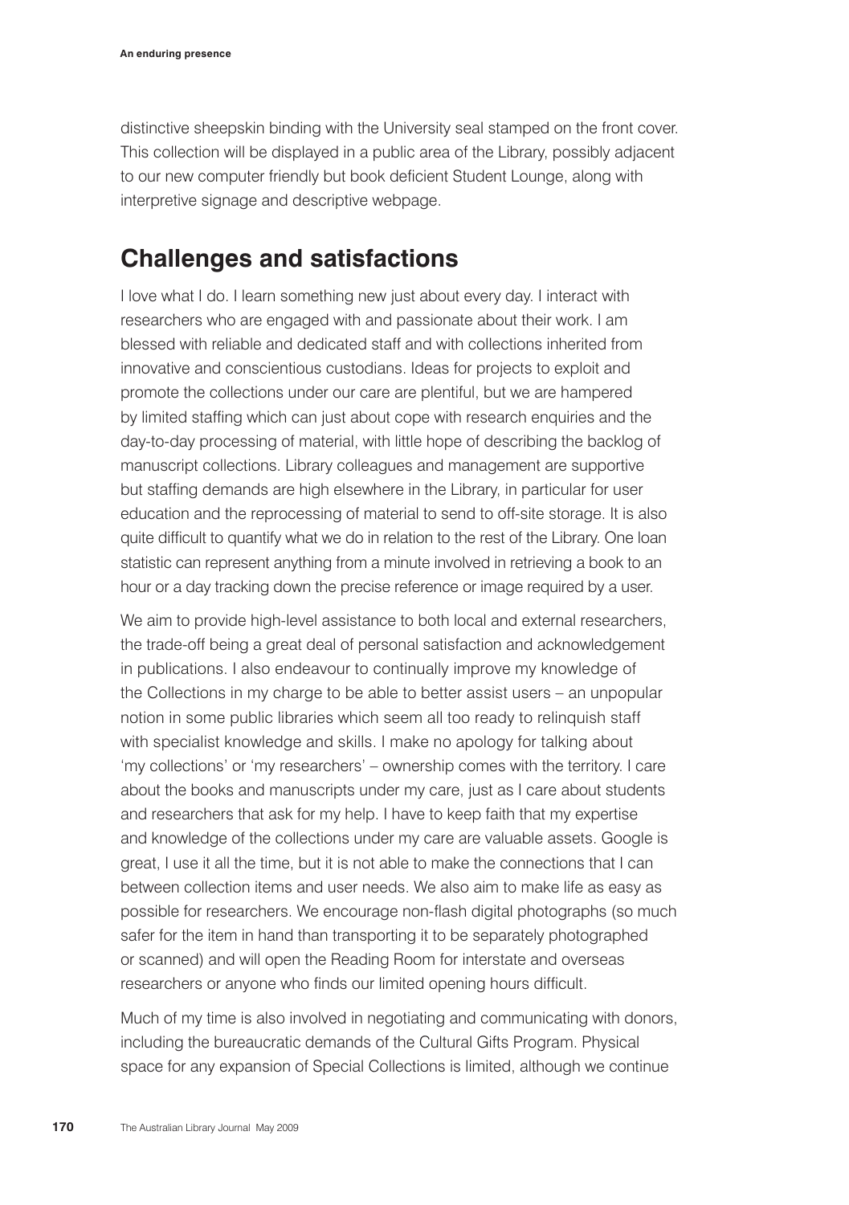distinctive sheepskin binding with the University seal stamped on the front cover. This collection will be displayed in a public area of the Library, possibly adjacent to our new computer friendly but book deficient Student Lounge, along with interpretive signage and descriptive webpage.

## Challenges and satisfactions

I love what I do. I learn something new just about every day. I interact with researchers who are engaged with and passionate about their work. I am blessed with reliable and dedicated staff and with collections inherited from innovative and conscientious custodians. Ideas for projects to exploit and promote the collections under our care are plentiful, but we are hampered by limited staffing which can just about cope with research enquiries and the day-to-day processing of material, with little hope of describing the backlog of manuscript collections. Library colleagues and management are supportive but staffing demands are high elsewhere in the Library, in particular for user education and the reprocessing of material to send to off-site storage. It is also quite difficult to quantify what we do in relation to the rest of the Library. One loan statistic can represent anything from a minute involved in retrieving a book to an hour or a day tracking down the precise reference or image required by a user.

We aim to provide high-level assistance to both local and external researchers, the trade-off being a great deal of personal satisfaction and acknowledgement in publications. I also endeavour to continually improve my knowledge of the Collections in my charge to be able to better assist users – an unpopular notion in some public libraries which seem all too ready to relinquish staff with specialist knowledge and skills. I make no apology for talking about 'my collections' or 'my researchers' – ownership comes with the territory. I care about the books and manuscripts under my care, just as I care about students and researchers that ask for my help. I have to keep faith that my expertise and knowledge of the collections under my care are valuable assets. Google is great, I use it all the time, but it is not able to make the connections that I can between collection items and user needs. We also aim to make life as easy as possible for researchers. We encourage non-flash digital photographs (so much safer for the item in hand than transporting it to be separately photographed or scanned) and will open the Reading Room for interstate and overseas researchers or anyone who finds our limited opening hours difficult.

Much of my time is also involved in negotiating and communicating with donors, including the bureaucratic demands of the Cultural Gifts Program. Physical space for any expansion of Special Collections is limited, although we continue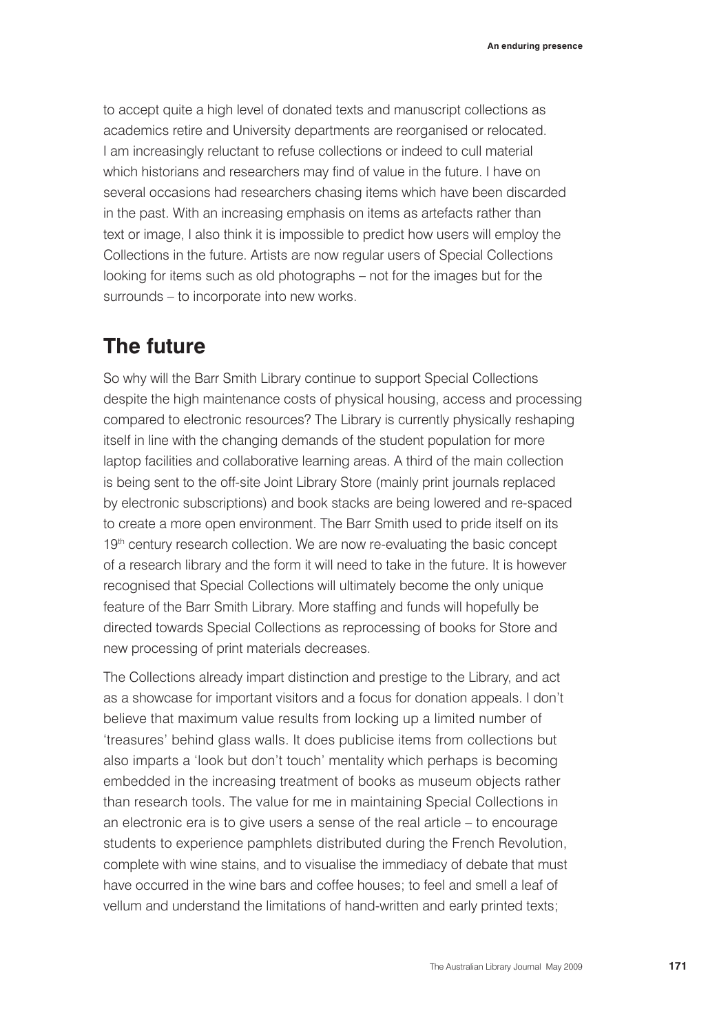to accept quite a high level of donated texts and manuscript collections as academics retire and University departments are reorganised or relocated. I am increasingly reluctant to refuse collections or indeed to cull material which historians and researchers may find of value in the future. I have on several occasions had researchers chasing items which have been discarded in the past. With an increasing emphasis on items as artefacts rather than text or image, I also think it is impossible to predict how users will employ the Collections in the future. Artists are now regular users of Special Collections looking for items such as old photographs – not for the images but for the surrounds – to incorporate into new works.

## The future

So why will the Barr Smith Library continue to support Special Collections despite the high maintenance costs of physical housing, access and processing compared to electronic resources? The Library is currently physically reshaping itself in line with the changing demands of the student population for more laptop facilities and collaborative learning areas. A third of the main collection is being sent to the off-site Joint Library Store (mainly print journals replaced by electronic subscriptions) and book stacks are being lowered and re-spaced to create a more open environment. The Barr Smith used to pride itself on its 19th century research collection. We are now re-evaluating the basic concept of a research library and the form it will need to take in the future. It is however recognised that Special Collections will ultimately become the only unique feature of the Barr Smith Library. More staffing and funds will hopefully be directed towards Special Collections as reprocessing of books for Store and new processing of print materials decreases.

The Collections already impart distinction and prestige to the Library, and act as a showcase for important visitors and a focus for donation appeals. I don't believe that maximum value results from locking up a limited number of 'treasures' behind glass walls. It does publicise items from collections but also imparts a 'look but don't touch' mentality which perhaps is becoming embedded in the increasing treatment of books as museum objects rather than research tools. The value for me in maintaining Special Collections in an electronic era is to give users a sense of the real article – to encourage students to experience pamphlets distributed during the French Revolution, complete with wine stains, and to visualise the immediacy of debate that must have occurred in the wine bars and coffee houses; to feel and smell a leaf of vellum and understand the limitations of hand-written and early printed texts;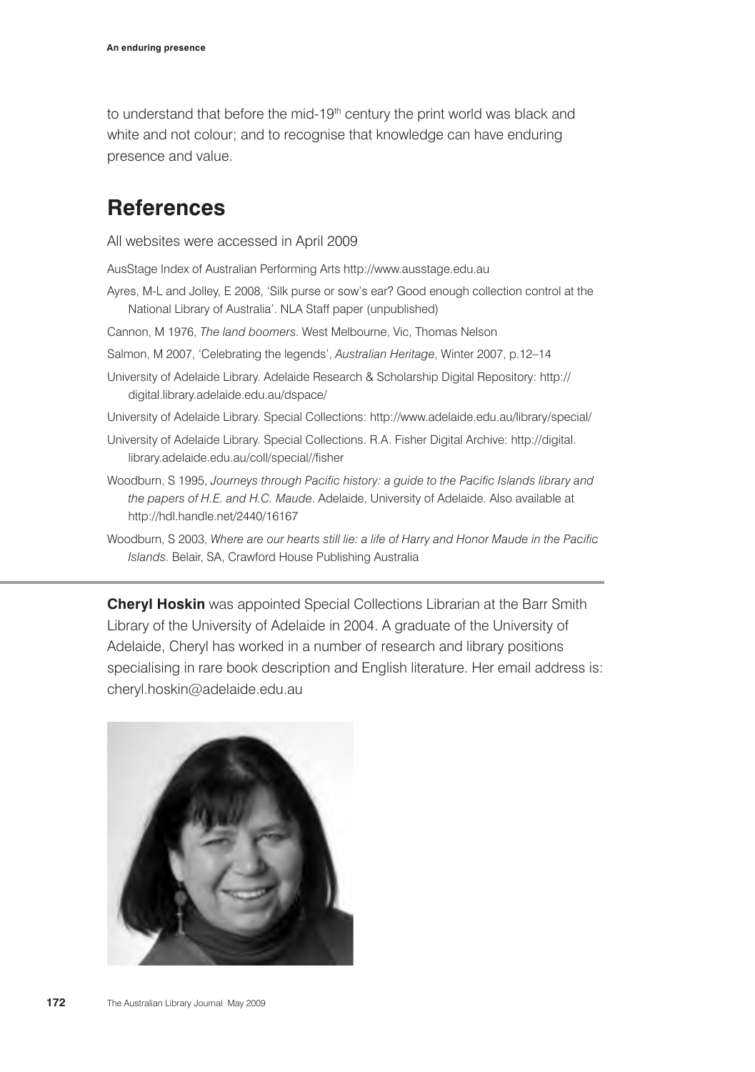to understand that before the mid-19th century the print world was black and white and not colour; and to recognise that knowledge can have enduring presence and value.

## References

All websites were accessed in April 2009

AusStage Index of Australian Performing Arts http://www.ausstage.edu.au

Ayres, M-L and Jolley, E 2008, 'Silk purse or sow's ear? Good enough collection control at the National Library of Australia'. NLA Staff paper (unpublished)

Cannon, M 1976, *The land boomers*. West Melbourne, Vic, Thomas Nelson

Salmon, M 2007, 'Celebrating the legends', *Australian Heritage*, Winter 2007, p.12–14

University of Adelaide Library. Adelaide Research & Scholarship Digital Repository: http://digital.library.adelaide.edu.au/dspace/

University of Adelaide Library. Special Collections: http://www.adelaide.edu.au/library/special/

University of Adelaide Library. Special Collections. R.A. Fisher Digital Archive: http://digital.library.adelaide.edu.au/coll/special//fisher

Woodburn, S 1995, *Journeys through Pacific history: a guide to the Pacific Islands library and the papers of H.E. and H.C. Maude*. Adelaide, University of Adelaide. Also available at http://hdl.handle.net/2440/16167

Woodburn, S 2003, *Where are our hearts still lie: a life of Harry and Honor Maude in the Pacific Islands*. Belair, SA, Crawford House Publishing Australia

---

**Cheryl Hoskin** was appointed Special Collections Librarian at the Barr Smith Library of the University of Adelaide in 2004. A graduate of the University of Adelaide, Cheryl has worked in a number of research and library positions specialising in rare book description and English literature. Her email address is: cheryl.hoskin@adelaide.edu.au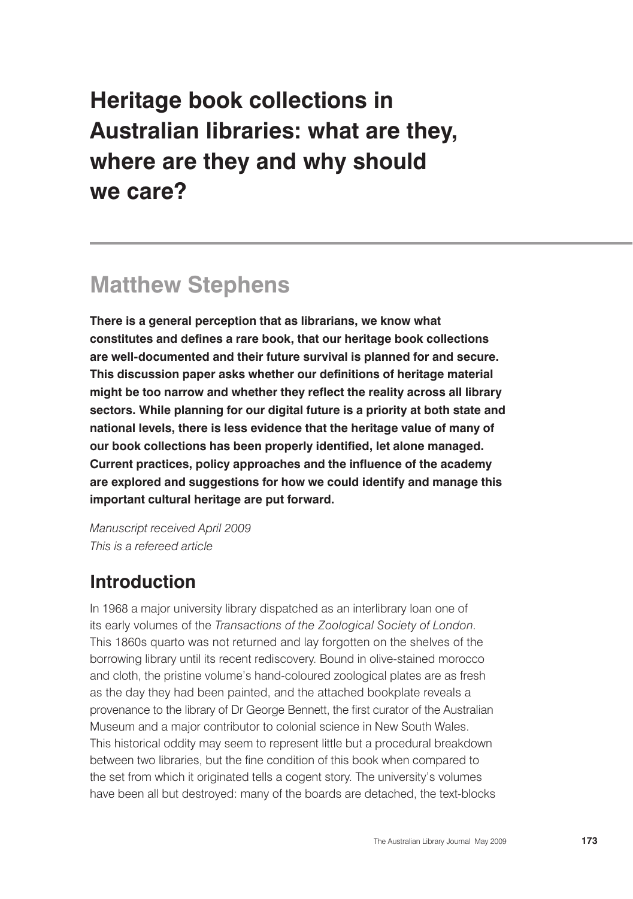# Heritage book collections in Australian libraries: what are they, where are they and why should we care?

## Matthew Stephens

**There is a general perception that as librarians, we know what constitutes and defines a rare book, that our heritage book collections are well-documented and their future survival is planned for and secure. This discussion paper asks whether our definitions of heritage material might be too narrow and whether they reflect the reality across all library sectors. While planning for our digital future is a priority at both state and national levels, there is less evidence that the heritage value of many of our book collections has been properly identified, let alone managed. Current practices, policy approaches and the influence of the academy are explored and suggestions for how we could identify and manage this important cultural heritage are put forward.**

*Manuscript received April 2009*
*This is a refereed article*

## Introduction

In 1968 a major university library dispatched as an interlibrary loan one of its early volumes of the *Transactions of the Zoological Society of London*. This 1860s quarto was not returned and lay forgotten on the shelves of the borrowing library until its recent rediscovery. Bound in olive-stained morocco and cloth, the pristine volume's hand-coloured zoological plates are as fresh as the day they had been painted, and the attached bookplate reveals a provenance to the library of Dr George Bennett, the first curator of the Australian Museum and a major contributor to colonial science in New South Wales. This historical oddity may seem to represent little but a procedural breakdown between two libraries, but the fine condition of this book when compared to the set from which it originated tells a cogent story. The university's volumes have been all but destroyed: many of the boards are detached, the text-blocks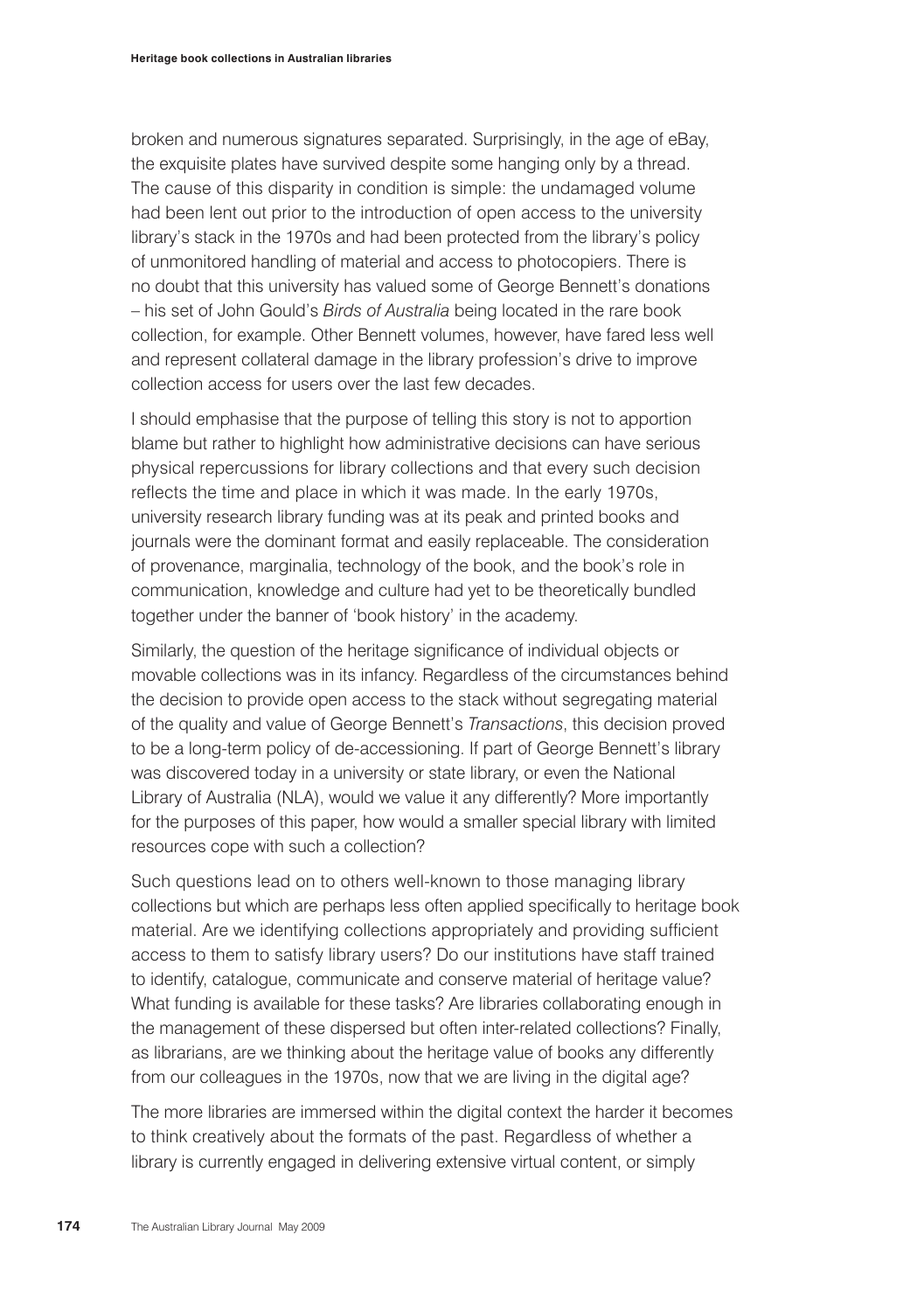broken and numerous signatures separated. Surprisingly, in the age of eBay, the exquisite plates have survived despite some hanging only by a thread. The cause of this disparity in condition is simple: the undamaged volume had been lent out prior to the introduction of open access to the university library's stack in the 1970s and had been protected from the library's policy of unmonitored handling of material and access to photocopiers. There is no doubt that this university has valued some of George Bennett's donations – his set of John Gould's *Birds of Australia* being located in the rare book collection, for example. Other Bennett volumes, however, have fared less well and represent collateral damage in the library profession's drive to improve collection access for users over the last few decades.

I should emphasise that the purpose of telling this story is not to apportion blame but rather to highlight how administrative decisions can have serious physical repercussions for library collections and that every such decision reflects the time and place in which it was made. In the early 1970s, university research library funding was at its peak and printed books and journals were the dominant format and easily replaceable. The consideration of provenance, marginalia, technology of the book, and the book's role in communication, knowledge and culture had yet to be theoretically bundled together under the banner of 'book history' in the academy.

Similarly, the question of the heritage significance of individual objects or movable collections was in its infancy. Regardless of the circumstances behind the decision to provide open access to the stack without segregating material of the quality and value of George Bennett's *Transactions*, this decision proved to be a long-term policy of de-accessioning. If part of George Bennett's library was discovered today in a university or state library, or even the National Library of Australia (NLA), would we value it any differently? More importantly for the purposes of this paper, how would a smaller special library with limited resources cope with such a collection?

Such questions lead on to others well-known to those managing library collections but which are perhaps less often applied specifically to heritage book material. Are we identifying collections appropriately and providing sufficient access to them to satisfy library users? Do our institutions have staff trained to identify, catalogue, communicate and conserve material of heritage value? What funding is available for these tasks? Are libraries collaborating enough in the management of these dispersed but often inter-related collections? Finally, as librarians, are we thinking about the heritage value of books any differently from our colleagues in the 1970s, now that we are living in the digital age?

The more libraries are immersed within the digital context the harder it becomes to think creatively about the formats of the past. Regardless of whether a library is currently engaged in delivering extensive virtual content, or simply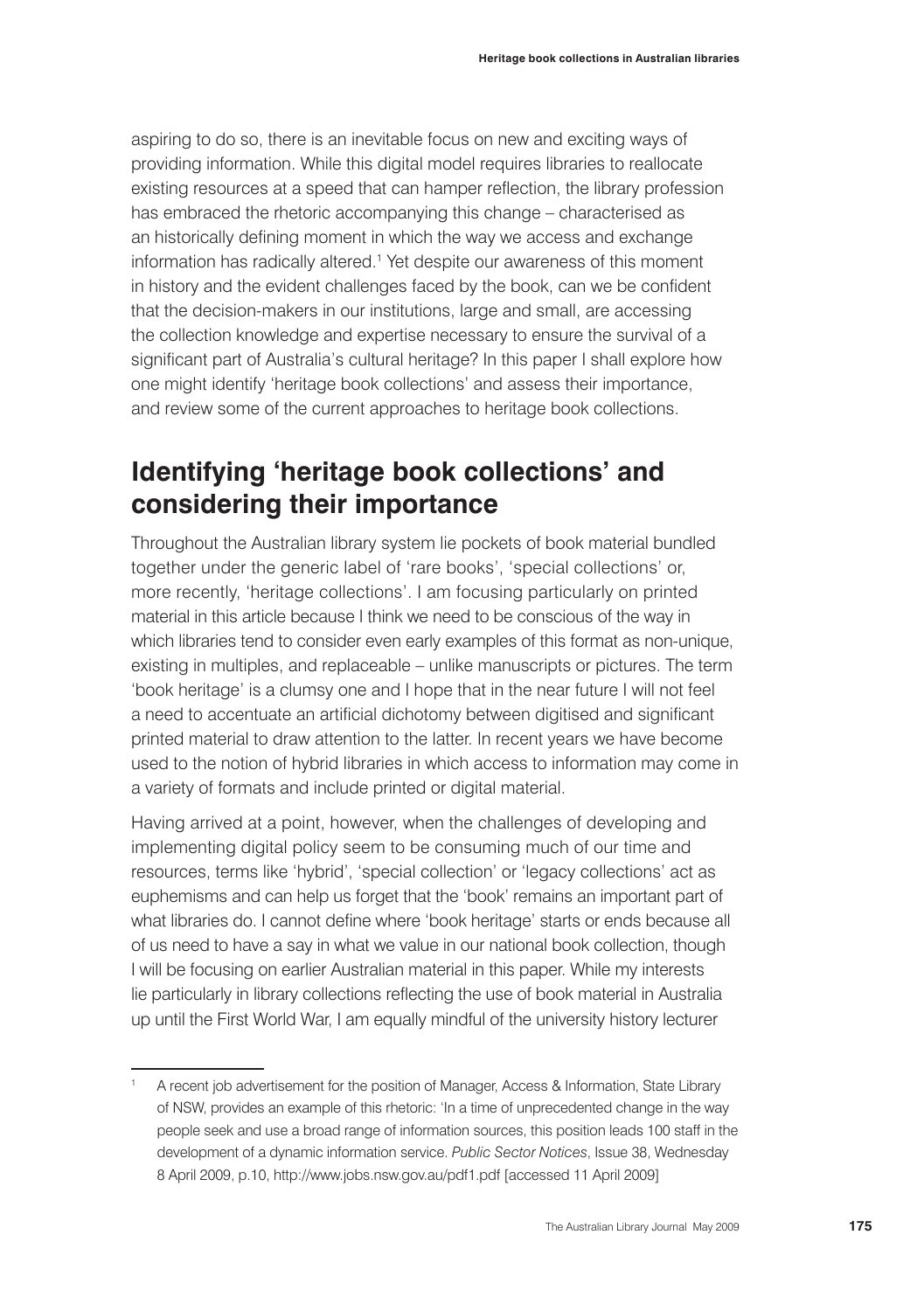aspiring to do so, there is an inevitable focus on new and exciting ways of providing information. While this digital model requires libraries to reallocate existing resources at a speed that can hamper reflection, the library profession has embraced the rhetoric accompanying this change – characterised as an historically defining moment in which the way we access and exchange information has radically altered.[1] Yet despite our awareness of this moment in history and the evident challenges faced by the book, can we be confident that the decision-makers in our institutions, large and small, are accessing the collection knowledge and expertise necessary to ensure the survival of a significant part of Australia's cultural heritage? In this paper I shall explore how one might identify 'heritage book collections' and assess their importance, and review some of the current approaches to heritage book collections.

## Identifying 'heritage book collections' and considering their importance

Throughout the Australian library system lie pockets of book material bundled together under the generic label of 'rare books', 'special collections' or, more recently, 'heritage collections'. I am focusing particularly on printed material in this article because I think we need to be conscious of the way in which libraries tend to consider even early examples of this format as non-unique, existing in multiples, and replaceable – unlike manuscripts or pictures. The term 'book heritage' is a clumsy one and I hope that in the near future I will not feel a need to accentuate an artificial dichotomy between digitised and significant printed material to draw attention to the latter. In recent years we have become used to the notion of hybrid libraries in which access to information may come in a variety of formats and include printed or digital material.

Having arrived at a point, however, when the challenges of developing and implementing digital policy seem to be consuming much of our time and resources, terms like 'hybrid', 'special collection' or 'legacy collections' act as euphemisms and can help us forget that the 'book' remains an important part of what libraries do. I cannot define where 'book heritage' starts or ends because all of us need to have a say in what we value in our national book collection, though I will be focusing on earlier Australian material in this paper. While my interests lie particularly in library collections reflecting the use of book material in Australia up until the First World War, I am equally mindful of the university history lecturer

---

[1] A recent job advertisement for the position of Manager, Access & Information, State Library of NSW, provides an example of this rhetoric: 'In a time of unprecedented change in the way people seek and use a broad range of information sources, this position leads 100 staff in the development of a dynamic information service. *Public Sector Notices*, Issue 38, Wednesday 8 April 2009, p.10, http://www.jobs.nsw.gov.au/pdf1.pdf [accessed 11 April 2009]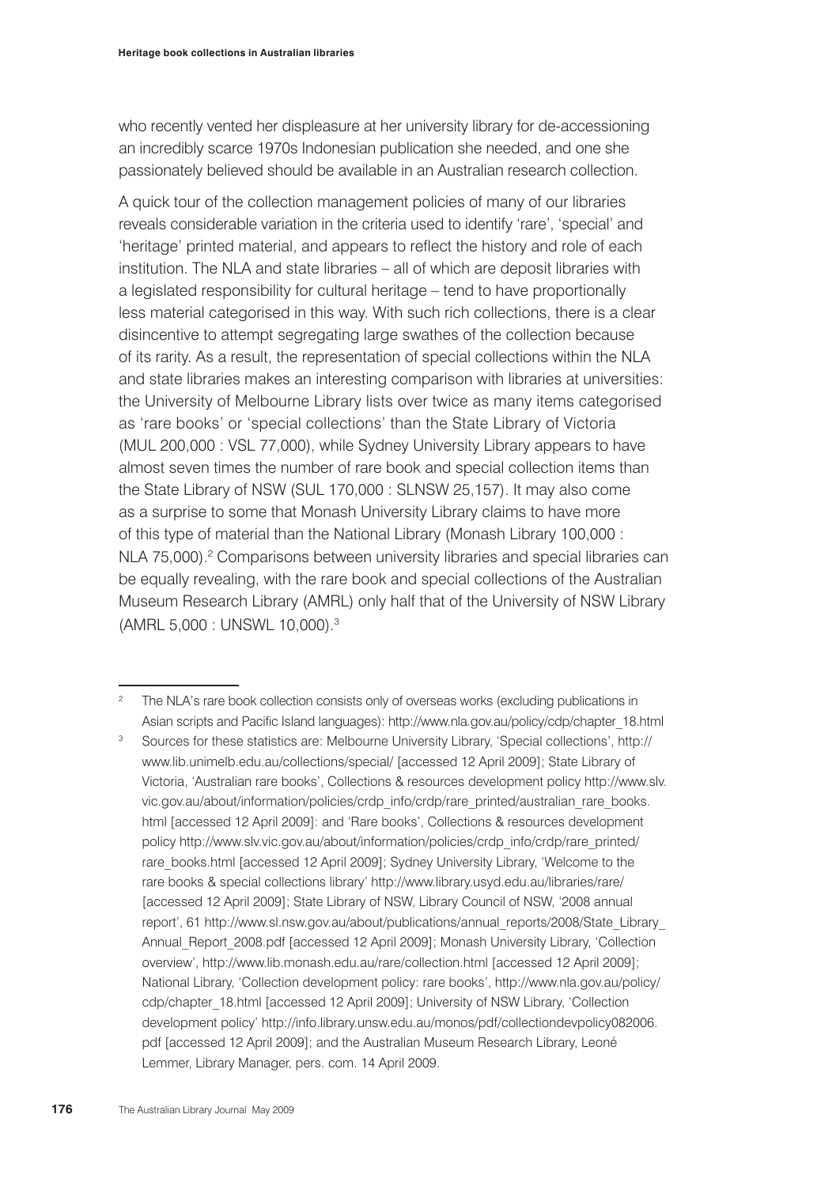who recently vented her displeasure at her university library for de-accessioning an incredibly scarce 1970s Indonesian publication she needed, and one she passionately believed should be available in an Australian research collection.

A quick tour of the collection management policies of many of our libraries reveals considerable variation in the criteria used to identify 'rare', 'special' and 'heritage' printed material, and appears to reflect the history and role of each institution. The NLA and state libraries – all of which are deposit libraries with a legislated responsibility for cultural heritage – tend to have proportionally less material categorised in this way. With such rich collections, there is a clear disincentive to attempt segregating large swathes of the collection because of its rarity. As a result, the representation of special collections within the NLA and state libraries makes an interesting comparison with libraries at universities: the University of Melbourne Library lists over twice as many items categorised as 'rare books' or 'special collections' than the State Library of Victoria (MUL 200,000 : VSL 77,000), while Sydney University Library appears to have almost seven times the number of rare book and special collection items than the State Library of NSW (SUL 170,000 : SLNSW 25,157). It may also come as a surprise to some that Monash University Library claims to have more of this type of material than the National Library (Monash Library 100,000 : NLA 75,000).[2] Comparisons between university libraries and special libraries can be equally revealing, with the rare book and special collections of the Australian Museum Research Library (AMRL) only half that of the University of NSW Library (AMRL 5,000 : UNSWL 10,000).[3]

---

[2] The NLA's rare book collection consists only of overseas works (excluding publications in Asian scripts and Pacific Island languages): http://www.nla.gov.au/policy/cdp/chapter_18.html

[3] Sources for these statistics are: Melbourne University Library, 'Special collections', http://www.lib.unimelb.edu.au/collections/special/ [accessed 12 April 2009]; State Library of Victoria, 'Australian rare books', Collections & resources development policy http://www.slv.vic.gov.au/about/information/policies/crdp_info/crdp/rare_printed/australian_rare_books.html [accessed 12 April 2009]: and 'Rare books', Collections & resources development policy http://www.slv.vic.gov.au/about/information/policies/crdp_info/crdp/rare_printed/rare_books.html [accessed 12 April 2009]; Sydney University Library, 'Welcome to the rare books & special collections library' http://www.library.usyd.edu.au/libraries/rare/ [accessed 12 April 2009]; State Library of NSW, Library Council of NSW, '2008 annual report', 61 http://www.sl.nsw.gov.au/about/publications/annual_reports/2008/State_Library_Annual_Report_2008.pdf [accessed 12 April 2009]; Monash University Library, 'Collection overview', http://www.lib.monash.edu.au/rare/collection.html [accessed 12 April 2009]; National Library, 'Collection development policy: rare books', http://www.nla.gov.au/policy/cdp/chapter_18.html [accessed 12 April 2009]; University of NSW Library, 'Collection development policy' http://info.library.unsw.edu.au/monos/pdf/collectiondevpolicy082006.pdf [accessed 12 April 2009]; and the Australian Museum Research Library, Leoné Lemmer, Library Manager, pers. com. 14 April 2009.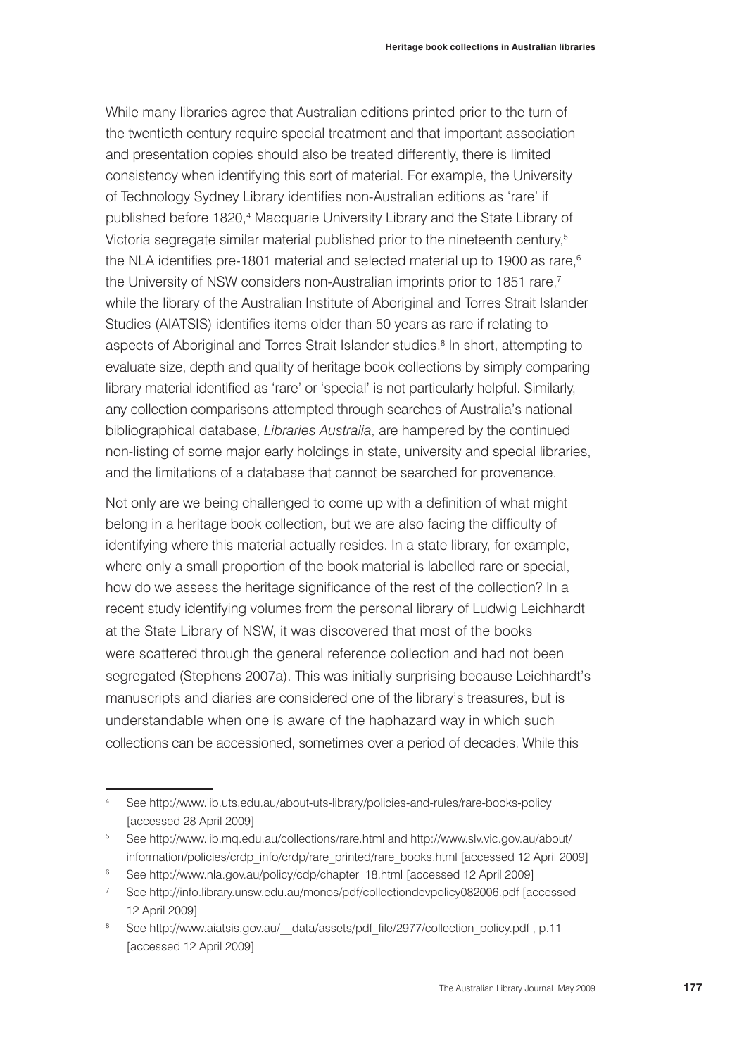While many libraries agree that Australian editions printed prior to the turn of the twentieth century require special treatment and that important association and presentation copies should also be treated differently, there is limited consistency when identifying this sort of material. For example, the University of Technology Sydney Library identifies non-Australian editions as 'rare' if published before 1820,[4] Macquarie University Library and the State Library of Victoria segregate similar material published prior to the nineteenth century,[5] the NLA identifies pre-1801 material and selected material up to 1900 as rare,[6] the University of NSW considers non-Australian imprints prior to 1851 rare,[7] while the library of the Australian Institute of Aboriginal and Torres Strait Islander Studies (AIATSIS) identifies items older than 50 years as rare if relating to aspects of Aboriginal and Torres Strait Islander studies.[8] In short, attempting to evaluate size, depth and quality of heritage book collections by simply comparing library material identified as 'rare' or 'special' is not particularly helpful. Similarly, any collection comparisons attempted through searches of Australia's national bibliographical database, *Libraries Australia*, are hampered by the continued non-listing of some major early holdings in state, university and special libraries, and the limitations of a database that cannot be searched for provenance.

Not only are we being challenged to come up with a definition of what might belong in a heritage book collection, but we are also facing the difficulty of identifying where this material actually resides. In a state library, for example, where only a small proportion of the book material is labelled rare or special, how do we assess the heritage significance of the rest of the collection? In a recent study identifying volumes from the personal library of Ludwig Leichhardt at the State Library of NSW, it was discovered that most of the books were scattered through the general reference collection and had not been segregated (Stephens 2007a). This was initially surprising because Leichhardt's manuscripts and diaries are considered one of the library's treasures, but is understandable when one is aware of the haphazard way in which such collections can be accessioned, sometimes over a period of decades. While this

---

4 See http://www.lib.uts.edu.au/about-uts-library/policies-and-rules/rare-books-policy [accessed 28 April 2009]

5 See http://www.lib.mq.edu.au/collections/rare.html and http://www.slv.vic.gov.au/about/information/policies/crdp_info/crdp/rare_printed/rare_books.html [accessed 12 April 2009]

6 See http://www.nla.gov.au/policy/cdp/chapter_18.html [accessed 12 April 2009]

7 See http://info.library.unsw.edu.au/monos/pdf/collectiondevpolicy082006.pdf [accessed 12 April 2009]

8 See http://www.aiatsis.gov.au/__data/assets/pdf_file/2977/collection_policy.pdf , p.11 [accessed 12 April 2009]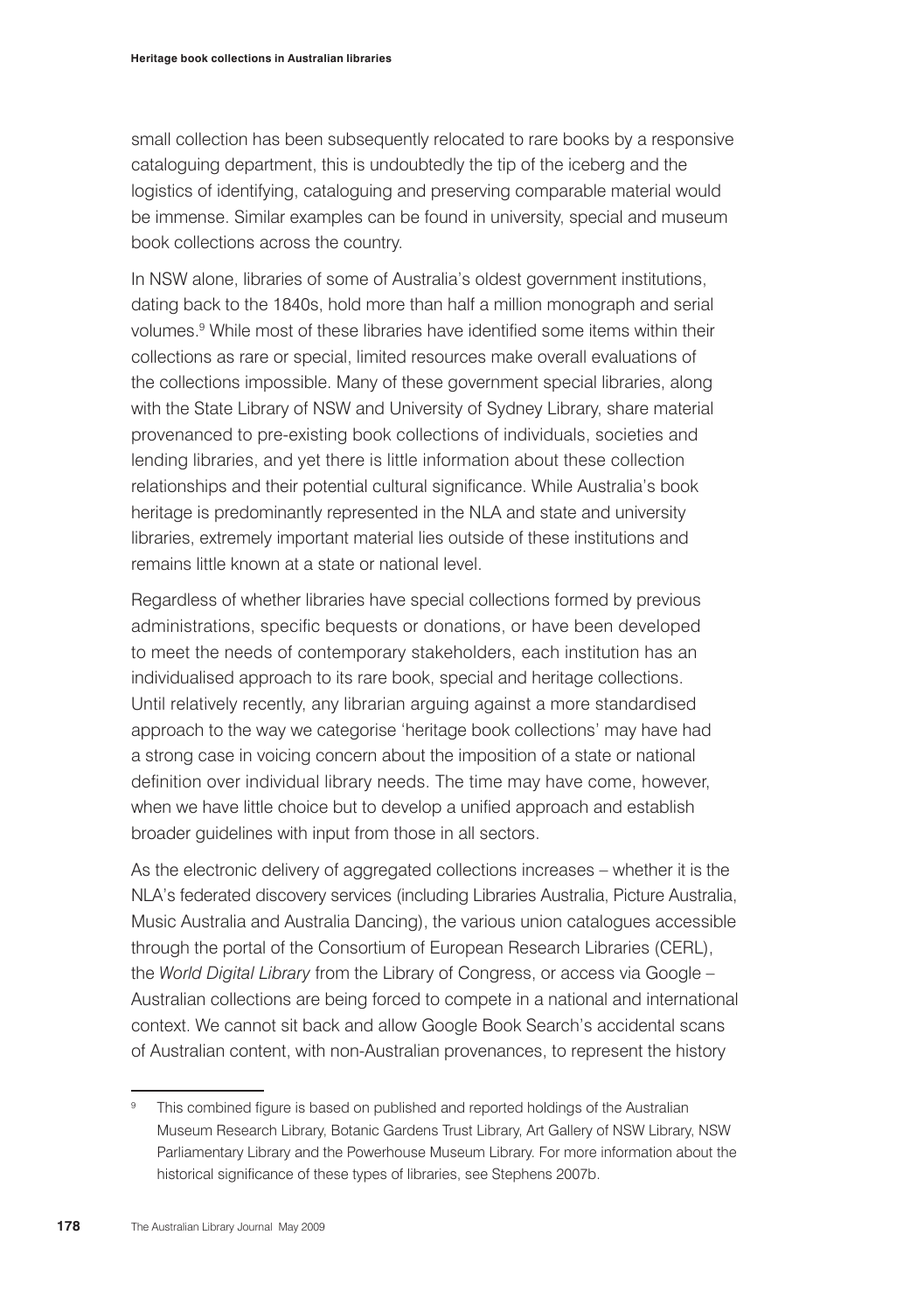small collection has been subsequently relocated to rare books by a responsive cataloguing department, this is undoubtedly the tip of the iceberg and the logistics of identifying, cataloguing and preserving comparable material would be immense. Similar examples can be found in university, special and museum book collections across the country.

In NSW alone, libraries of some of Australia's oldest government institutions, dating back to the 1840s, hold more than half a million monograph and serial volumes.[9] While most of these libraries have identified some items within their collections as rare or special, limited resources make overall evaluations of the collections impossible. Many of these government special libraries, along with the State Library of NSW and University of Sydney Library, share material provenanced to pre-existing book collections of individuals, societies and lending libraries, and yet there is little information about these collection relationships and their potential cultural significance. While Australia's book heritage is predominantly represented in the NLA and state and university libraries, extremely important material lies outside of these institutions and remains little known at a state or national level.

Regardless of whether libraries have special collections formed by previous administrations, specific bequests or donations, or have been developed to meet the needs of contemporary stakeholders, each institution has an individualised approach to its rare book, special and heritage collections. Until relatively recently, any librarian arguing against a more standardised approach to the way we categorise 'heritage book collections' may have had a strong case in voicing concern about the imposition of a state or national definition over individual library needs. The time may have come, however, when we have little choice but to develop a unified approach and establish broader guidelines with input from those in all sectors.

As the electronic delivery of aggregated collections increases – whether it is the NLA's federated discovery services (including Libraries Australia, Picture Australia, Music Australia and Australia Dancing), the various union catalogues accessible through the portal of the Consortium of European Research Libraries (CERL), the *World Digital Library* from the Library of Congress, or access via Google – Australian collections are being forced to compete in a national and international context. We cannot sit back and allow Google Book Search's accidental scans of Australian content, with non-Australian provenances, to represent the history

[9] This combined figure is based on published and reported holdings of the Australian Museum Research Library, Botanic Gardens Trust Library, Art Gallery of NSW Library, NSW Parliamentary Library and the Powerhouse Museum Library. For more information about the historical significance of these types of libraries, see Stephens 2007b.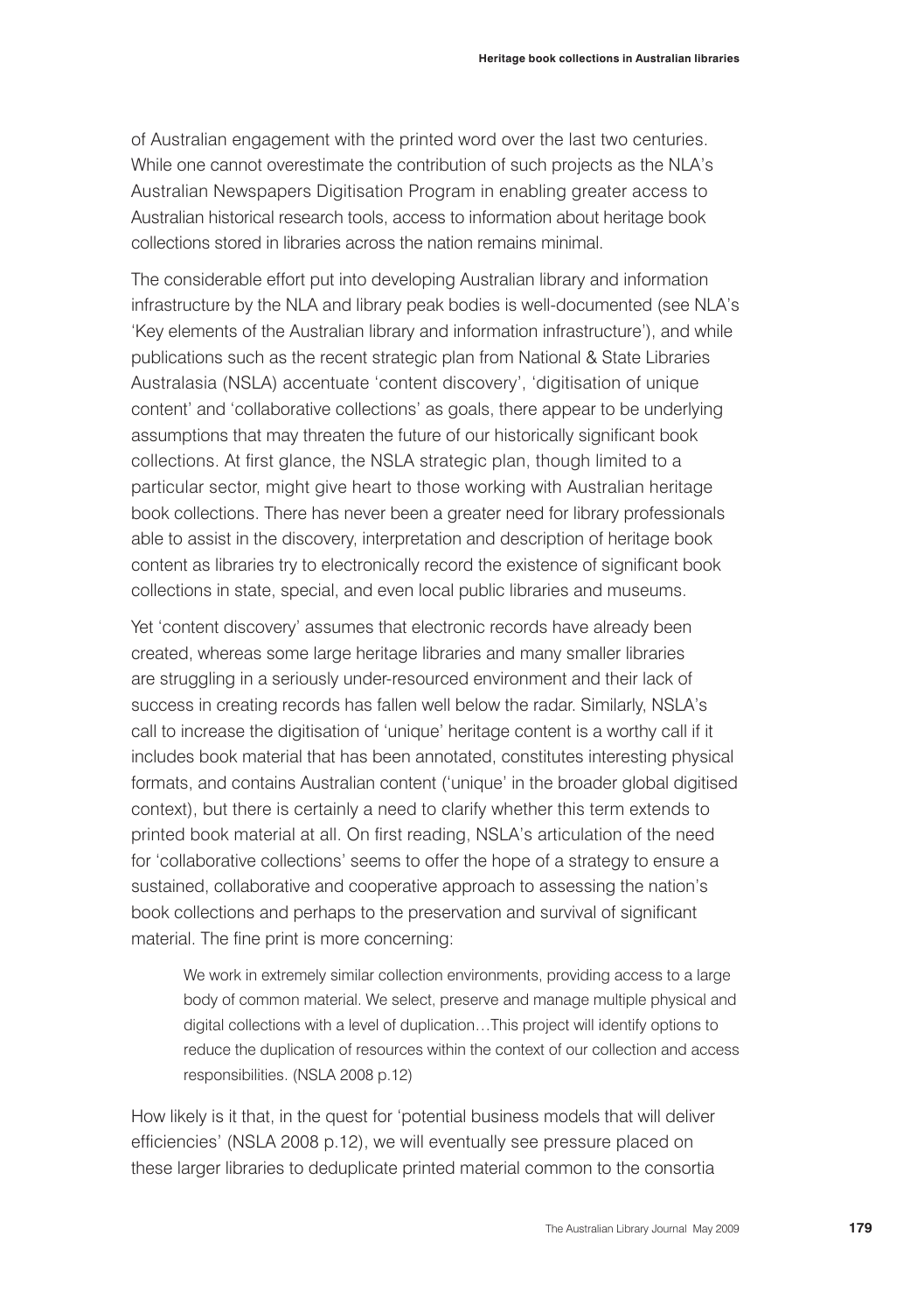of Australian engagement with the printed word over the last two centuries. While one cannot overestimate the contribution of such projects as the NLA's Australian Newspapers Digitisation Program in enabling greater access to Australian historical research tools, access to information about heritage book collections stored in libraries across the nation remains minimal.

The considerable effort put into developing Australian library and information infrastructure by the NLA and library peak bodies is well-documented (see NLA's 'Key elements of the Australian library and information infrastructure'), and while publications such as the recent strategic plan from National & State Libraries Australasia (NSLA) accentuate 'content discovery', 'digitisation of unique content' and 'collaborative collections' as goals, there appear to be underlying assumptions that may threaten the future of our historically significant book collections. At first glance, the NSLA strategic plan, though limited to a particular sector, might give heart to those working with Australian heritage book collections. There has never been a greater need for library professionals able to assist in the discovery, interpretation and description of heritage book content as libraries try to electronically record the existence of significant book collections in state, special, and even local public libraries and museums.

Yet 'content discovery' assumes that electronic records have already been created, whereas some large heritage libraries and many smaller libraries are struggling in a seriously under-resourced environment and their lack of success in creating records has fallen well below the radar. Similarly, NSLA's call to increase the digitisation of 'unique' heritage content is a worthy call if it includes book material that has been annotated, constitutes interesting physical formats, and contains Australian content ('unique' in the broader global digitised context), but there is certainly a need to clarify whether this term extends to printed book material at all. On first reading, NSLA's articulation of the need for 'collaborative collections' seems to offer the hope of a strategy to ensure a sustained, collaborative and cooperative approach to assessing the nation's book collections and perhaps to the preservation and survival of significant material. The fine print is more concerning:

> We work in extremely similar collection environments, providing access to a large body of common material. We select, preserve and manage multiple physical and digital collections with a level of duplication…This project will identify options to reduce the duplication of resources within the context of our collection and access responsibilities. (NSLA 2008 p.12)

How likely is it that, in the quest for 'potential business models that will deliver efficiencies' (NSLA 2008 p.12), we will eventually see pressure placed on these larger libraries to deduplicate printed material common to the consortia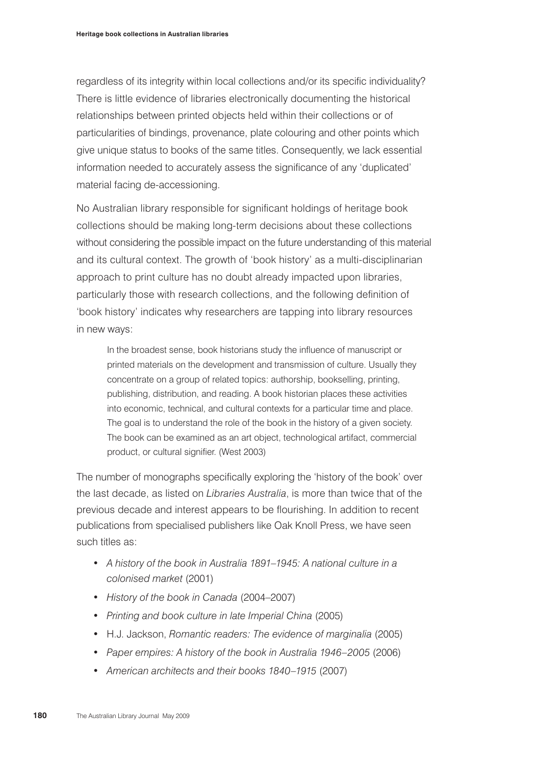regardless of its integrity within local collections and/or its specific individuality? There is little evidence of libraries electronically documenting the historical relationships between printed objects held within their collections or of particularities of bindings, provenance, plate colouring and other points which give unique status to books of the same titles. Consequently, we lack essential information needed to accurately assess the significance of any 'duplicated' material facing de-accessioning.

No Australian library responsible for significant holdings of heritage book collections should be making long-term decisions about these collections without considering the possible impact on the future understanding of this material and its cultural context. The growth of 'book history' as a multi-disciplinarian approach to print culture has no doubt already impacted upon libraries, particularly those with research collections, and the following definition of 'book history' indicates why researchers are tapping into library resources in new ways:

> In the broadest sense, book historians study the influence of manuscript or printed materials on the development and transmission of culture. Usually they concentrate on a group of related topics: authorship, bookselling, printing, publishing, distribution, and reading. A book historian places these activities into economic, technical, and cultural contexts for a particular time and place. The goal is to understand the role of the book in the history of a given society. The book can be examined as an art object, technological artifact, commercial product, or cultural signifier. (West 2003)

The number of monographs specifically exploring the 'history of the book' over the last decade, as listed on *Libraries Australia*, is more than twice that of the previous decade and interest appears to be flourishing. In addition to recent publications from specialised publishers like Oak Knoll Press, we have seen such titles as:

- *A history of the book in Australia 1891–1945: A national culture in a colonised market* (2001)
- *History of the book in Canada* (2004–2007)
- *Printing and book culture in late Imperial China* (2005)
- H.J. Jackson, *Romantic readers: The evidence of marginalia* (2005)
- *Paper empires: A history of the book in Australia 1946–2005* (2006)
- *American architects and their books 1840–1915* (2007)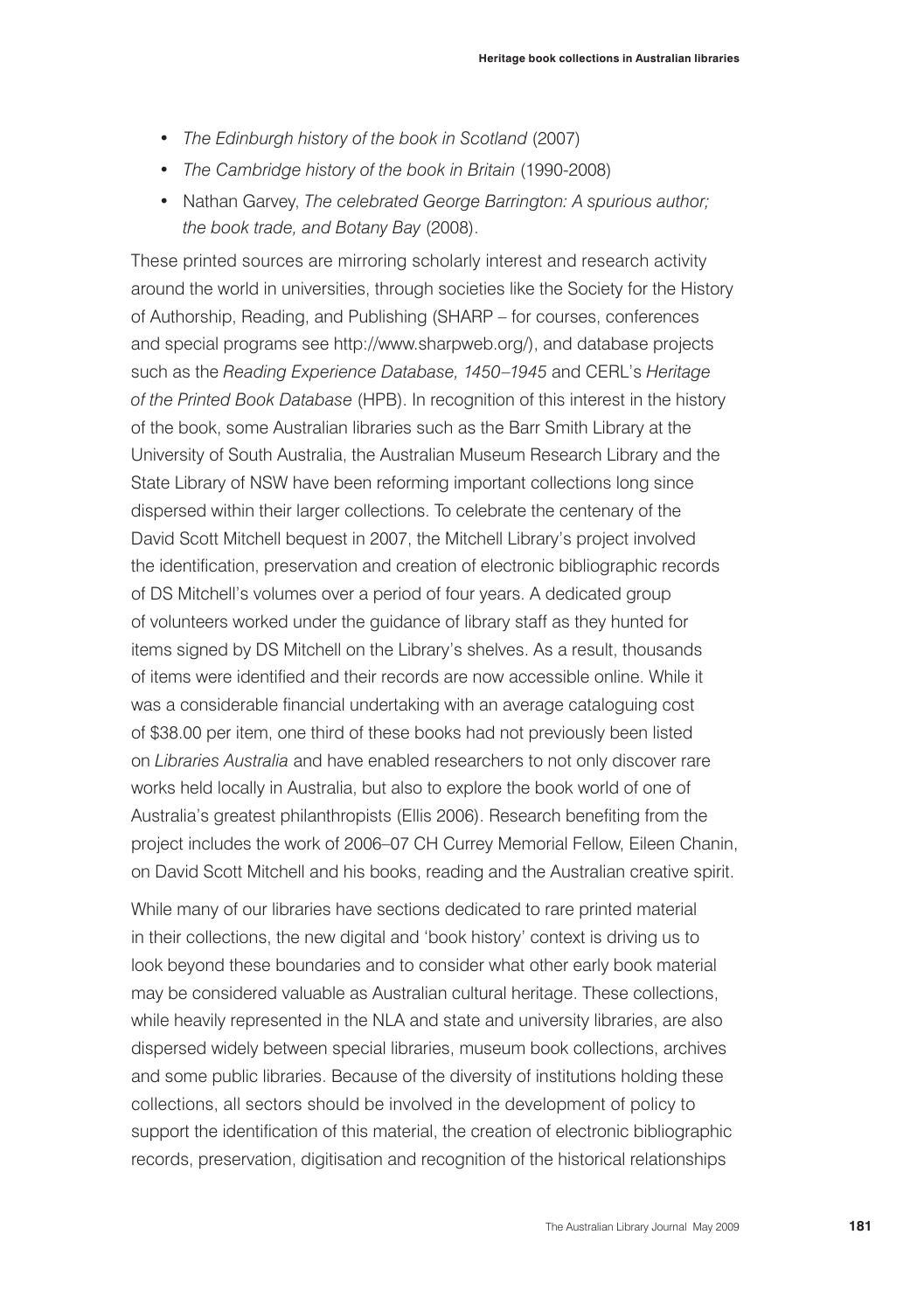- *The Edinburgh history of the book in Scotland* (2007)
- *The Cambridge history of the book in Britain* (1990-2008)
- Nathan Garvey, *The celebrated George Barrington: A spurious author; the book trade, and Botany Bay* (2008).

These printed sources are mirroring scholarly interest and research activity around the world in universities, through societies like the Society for the History of Authorship, Reading, and Publishing (SHARP – for courses, conferences and special programs see http://www.sharpweb.org/), and database projects such as the *Reading Experience Database, 1450–1945* and CERL's *Heritage of the Printed Book Database* (HPB). In recognition of this interest in the history of the book, some Australian libraries such as the Barr Smith Library at the University of South Australia, the Australian Museum Research Library and the State Library of NSW have been reforming important collections long since dispersed within their larger collections. To celebrate the centenary of the David Scott Mitchell bequest in 2007, the Mitchell Library's project involved the identification, preservation and creation of electronic bibliographic records of DS Mitchell's volumes over a period of four years. A dedicated group of volunteers worked under the guidance of library staff as they hunted for items signed by DS Mitchell on the Library's shelves. As a result, thousands of items were identified and their records are now accessible online. While it was a considerable financial undertaking with an average cataloguing cost of $38.00 per item, one third of these books had not previously been listed on *Libraries Australia* and have enabled researchers to not only discover rare works held locally in Australia, but also to explore the book world of one of Australia's greatest philanthropists (Ellis 2006). Research benefiting from the project includes the work of 2006–07 CH Currey Memorial Fellow, Eileen Chanin, on David Scott Mitchell and his books, reading and the Australian creative spirit.

While many of our libraries have sections dedicated to rare printed material in their collections, the new digital and 'book history' context is driving us to look beyond these boundaries and to consider what other early book material may be considered valuable as Australian cultural heritage. These collections, while heavily represented in the NLA and state and university libraries, are also dispersed widely between special libraries, museum book collections, archives and some public libraries. Because of the diversity of institutions holding these collections, all sectors should be involved in the development of policy to support the identification of this material, the creation of electronic bibliographic records, preservation, digitisation and recognition of the historical relationships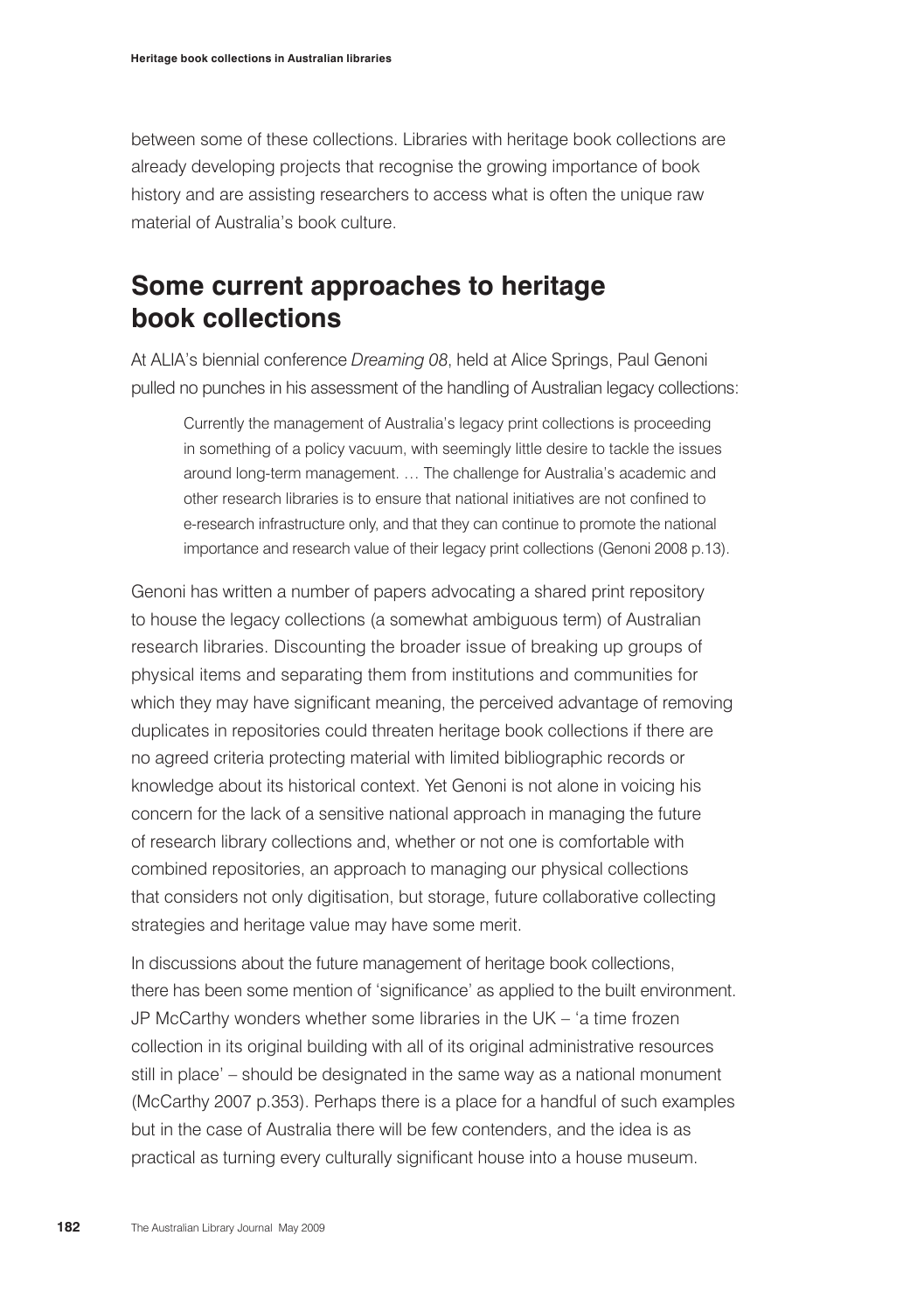between some of these collections. Libraries with heritage book collections are already developing projects that recognise the growing importance of book history and are assisting researchers to access what is often the unique raw material of Australia's book culture.

## Some current approaches to heritage book collections

At ALIA's biennial conference *Dreaming 08*, held at Alice Springs, Paul Genoni pulled no punches in his assessment of the handling of Australian legacy collections:

> Currently the management of Australia's legacy print collections is proceeding in something of a policy vacuum, with seemingly little desire to tackle the issues around long-term management. … The challenge for Australia's academic and other research libraries is to ensure that national initiatives are not confined to e-research infrastructure only, and that they can continue to promote the national importance and research value of their legacy print collections (Genoni 2008 p.13).

Genoni has written a number of papers advocating a shared print repository to house the legacy collections (a somewhat ambiguous term) of Australian research libraries. Discounting the broader issue of breaking up groups of physical items and separating them from institutions and communities for which they may have significant meaning, the perceived advantage of removing duplicates in repositories could threaten heritage book collections if there are no agreed criteria protecting material with limited bibliographic records or knowledge about its historical context. Yet Genoni is not alone in voicing his concern for the lack of a sensitive national approach in managing the future of research library collections and, whether or not one is comfortable with combined repositories, an approach to managing our physical collections that considers not only digitisation, but storage, future collaborative collecting strategies and heritage value may have some merit.

In discussions about the future management of heritage book collections, there has been some mention of 'significance' as applied to the built environment. JP McCarthy wonders whether some libraries in the UK – 'a time frozen collection in its original building with all of its original administrative resources still in place' – should be designated in the same way as a national monument (McCarthy 2007 p.353). Perhaps there is a place for a handful of such examples but in the case of Australia there will be few contenders, and the idea is as practical as turning every culturally significant house into a house museum.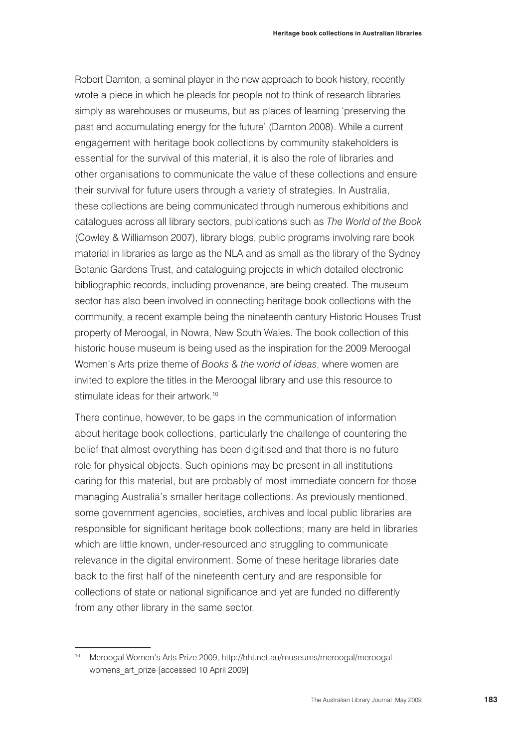Robert Darnton, a seminal player in the new approach to book history, recently wrote a piece in which he pleads for people not to think of research libraries simply as warehouses or museums, but as places of learning 'preserving the past and accumulating energy for the future' (Darnton 2008). While a current engagement with heritage book collections by community stakeholders is essential for the survival of this material, it is also the role of libraries and other organisations to communicate the value of these collections and ensure their survival for future users through a variety of strategies. In Australia, these collections are being communicated through numerous exhibitions and catalogues across all library sectors, publications such as *The World of the Book* (Cowley & Williamson 2007), library blogs, public programs involving rare book material in libraries as large as the NLA and as small as the library of the Sydney Botanic Gardens Trust, and cataloguing projects in which detailed electronic bibliographic records, including provenance, are being created. The museum sector has also been involved in connecting heritage book collections with the community, a recent example being the nineteenth century Historic Houses Trust property of Meroogal, in Nowra, New South Wales. The book collection of this historic house museum is being used as the inspiration for the 2009 Meroogal Women's Arts prize theme of *Books & the world of ideas*, where women are invited to explore the titles in the Meroogal library and use this resource to stimulate ideas for their artwork.[10]

There continue, however, to be gaps in the communication of information about heritage book collections, particularly the challenge of countering the belief that almost everything has been digitised and that there is no future role for physical objects. Such opinions may be present in all institutions caring for this material, but are probably of most immediate concern for those managing Australia's smaller heritage collections. As previously mentioned, some government agencies, societies, archives and local public libraries are responsible for significant heritage book collections; many are held in libraries which are little known, under-resourced and struggling to communicate relevance in the digital environment. Some of these heritage libraries date back to the first half of the nineteenth century and are responsible for collections of state or national significance and yet are funded no differently from any other library in the same sector.

---

[10] Meroogal Women's Arts Prize 2009, http://hht.net.au/museums/meroogal/meroogal_womens_art_prize [accessed 10 April 2009]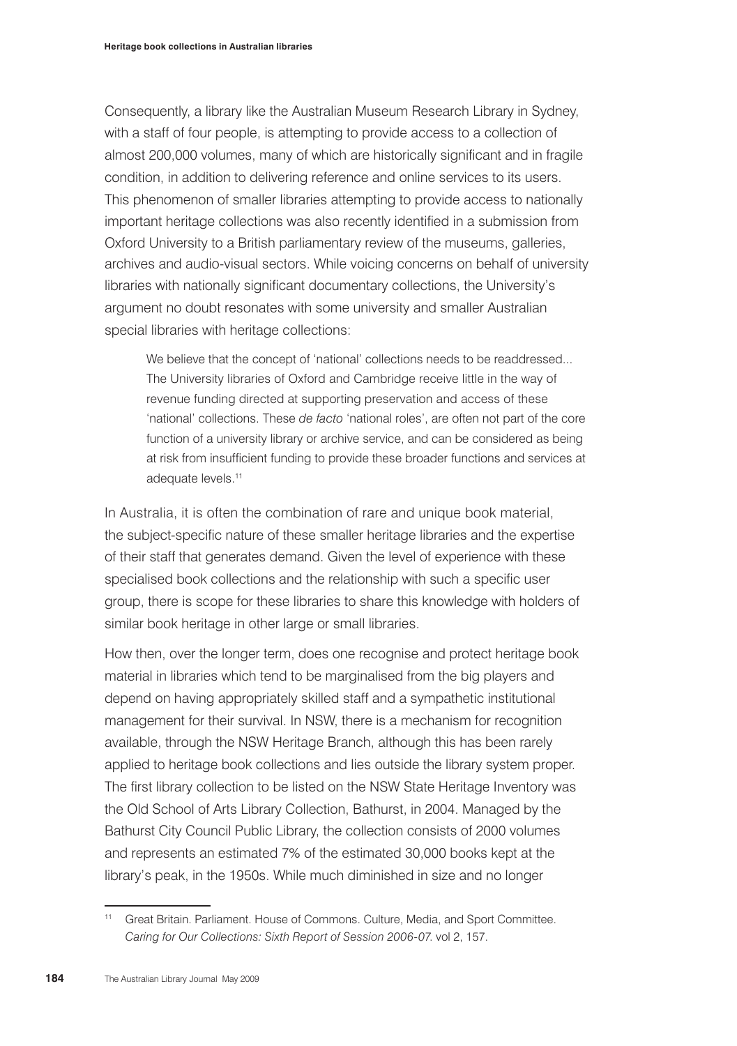Consequently, a library like the Australian Museum Research Library in Sydney, with a staff of four people, is attempting to provide access to a collection of almost 200,000 volumes, many of which are historically significant and in fragile condition, in addition to delivering reference and online services to its users. This phenomenon of smaller libraries attempting to provide access to nationally important heritage collections was also recently identified in a submission from Oxford University to a British parliamentary review of the museums, galleries, archives and audio-visual sectors. While voicing concerns on behalf of university libraries with nationally significant documentary collections, the University's argument no doubt resonates with some university and smaller Australian special libraries with heritage collections:

> We believe that the concept of 'national' collections needs to be readdressed... The University libraries of Oxford and Cambridge receive little in the way of revenue funding directed at supporting preservation and access of these 'national' collections. These *de facto* 'national roles', are often not part of the core function of a university library or archive service, and can be considered as being at risk from insufficient funding to provide these broader functions and services at adequate levels.[11]

In Australia, it is often the combination of rare and unique book material, the subject-specific nature of these smaller heritage libraries and the expertise of their staff that generates demand. Given the level of experience with these specialised book collections and the relationship with such a specific user group, there is scope for these libraries to share this knowledge with holders of similar book heritage in other large or small libraries.

How then, over the longer term, does one recognise and protect heritage book material in libraries which tend to be marginalised from the big players and depend on having appropriately skilled staff and a sympathetic institutional management for their survival. In NSW, there is a mechanism for recognition available, through the NSW Heritage Branch, although this has been rarely applied to heritage book collections and lies outside the library system proper. The first library collection to be listed on the NSW State Heritage Inventory was the Old School of Arts Library Collection, Bathurst, in 2004. Managed by the Bathurst City Council Public Library, the collection consists of 2000 volumes and represents an estimated 7% of the estimated 30,000 books kept at the library's peak, in the 1950s. While much diminished in size and no longer

---

[11] Great Britain. Parliament. House of Commons. Culture, Media, and Sport Committee. *Caring for Our Collections: Sixth Report of Session 2006-07.* vol 2, 157.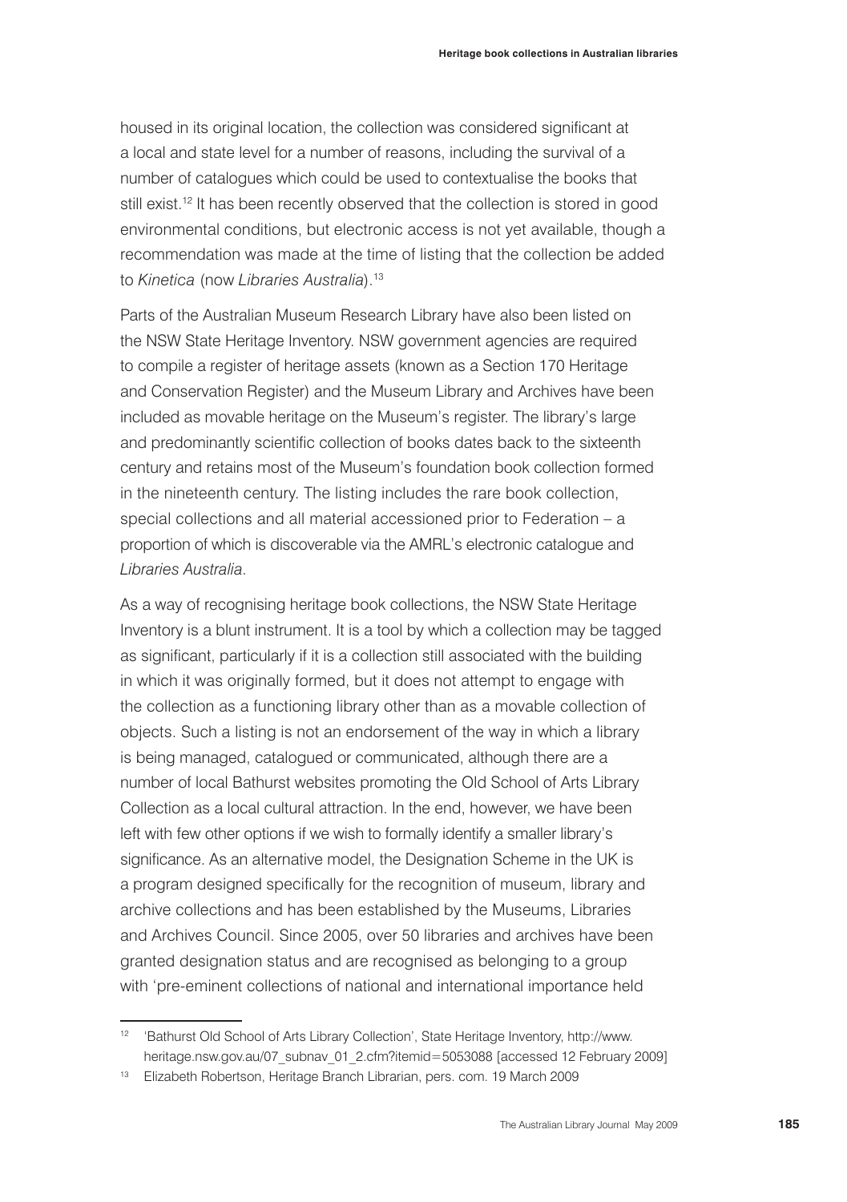housed in its original location, the collection was considered significant at a local and state level for a number of reasons, including the survival of a number of catalogues which could be used to contextualise the books that still exist.[12] It has been recently observed that the collection is stored in good environmental conditions, but electronic access is not yet available, though a recommendation was made at the time of listing that the collection be added to *Kinetica* (now *Libraries Australia*).[13]

Parts of the Australian Museum Research Library have also been listed on the NSW State Heritage Inventory. NSW government agencies are required to compile a register of heritage assets (known as a Section 170 Heritage and Conservation Register) and the Museum Library and Archives have been included as movable heritage on the Museum's register. The library's large and predominantly scientific collection of books dates back to the sixteenth century and retains most of the Museum's foundation book collection formed in the nineteenth century. The listing includes the rare book collection, special collections and all material accessioned prior to Federation – a proportion of which is discoverable via the AMRL's electronic catalogue and *Libraries Australia*.

As a way of recognising heritage book collections, the NSW State Heritage Inventory is a blunt instrument. It is a tool by which a collection may be tagged as significant, particularly if it is a collection still associated with the building in which it was originally formed, but it does not attempt to engage with the collection as a functioning library other than as a movable collection of objects. Such a listing is not an endorsement of the way in which a library is being managed, catalogued or communicated, although there are a number of local Bathurst websites promoting the Old School of Arts Library Collection as a local cultural attraction. In the end, however, we have been left with few other options if we wish to formally identify a smaller library's significance. As an alternative model, the Designation Scheme in the UK is a program designed specifically for the recognition of museum, library and archive collections and has been established by the Museums, Libraries and Archives Council. Since 2005, over 50 libraries and archives have been granted designation status and are recognised as belonging to a group with 'pre-eminent collections of national and international importance held

---

[12] 'Bathurst Old School of Arts Library Collection', State Heritage Inventory, http://www.heritage.nsw.gov.au/07_subnav_01_2.cfm?itemid=5053088 [accessed 12 February 2009]

[13] Elizabeth Robertson, Heritage Branch Librarian, pers. com. 19 March 2009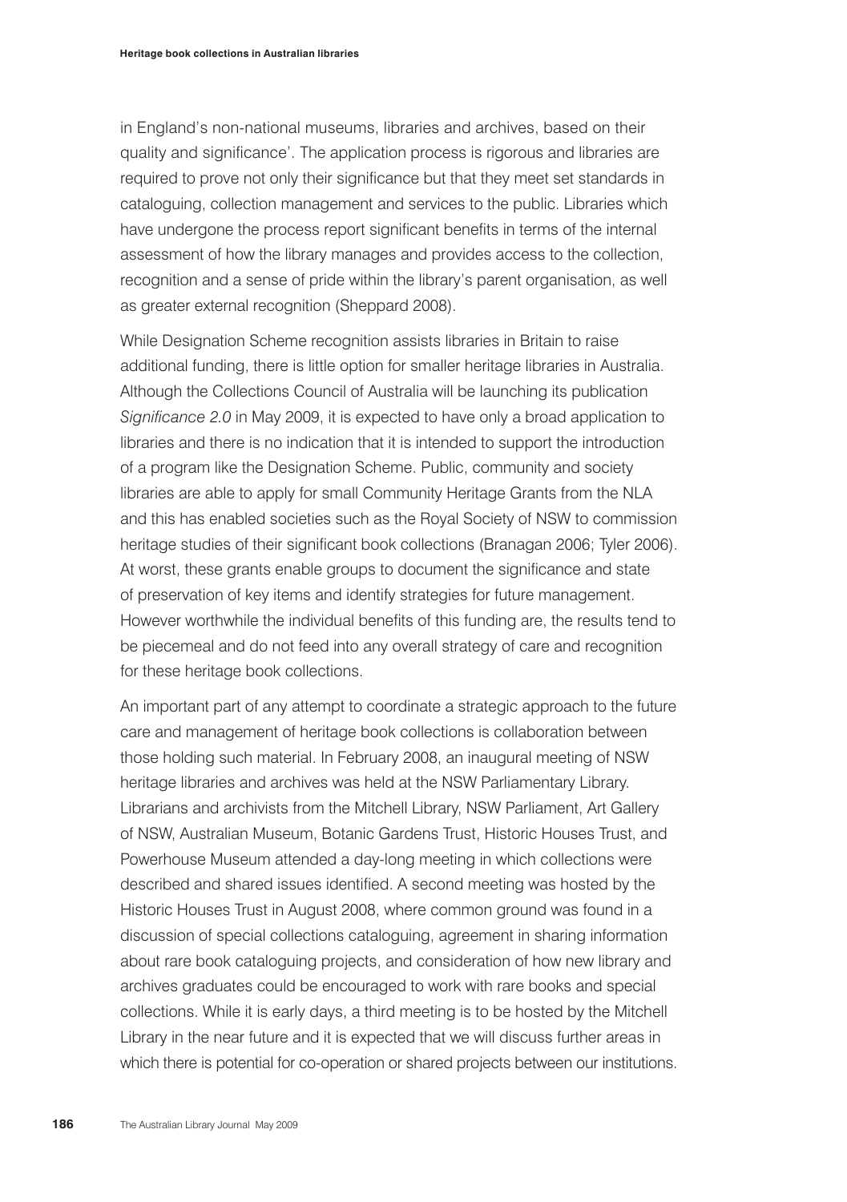in England's non-national museums, libraries and archives, based on their quality and significance'. The application process is rigorous and libraries are required to prove not only their significance but that they meet set standards in cataloguing, collection management and services to the public. Libraries which have undergone the process report significant benefits in terms of the internal assessment of how the library manages and provides access to the collection, recognition and a sense of pride within the library's parent organisation, as well as greater external recognition (Sheppard 2008).

While Designation Scheme recognition assists libraries in Britain to raise additional funding, there is little option for smaller heritage libraries in Australia. Although the Collections Council of Australia will be launching its publication *Significance 2.0* in May 2009, it is expected to have only a broad application to libraries and there is no indication that it is intended to support the introduction of a program like the Designation Scheme. Public, community and society libraries are able to apply for small Community Heritage Grants from the NLA and this has enabled societies such as the Royal Society of NSW to commission heritage studies of their significant book collections (Branagan 2006; Tyler 2006). At worst, these grants enable groups to document the significance and state of preservation of key items and identify strategies for future management. However worthwhile the individual benefits of this funding are, the results tend to be piecemeal and do not feed into any overall strategy of care and recognition for these heritage book collections.

An important part of any attempt to coordinate a strategic approach to the future care and management of heritage book collections is collaboration between those holding such material. In February 2008, an inaugural meeting of NSW heritage libraries and archives was held at the NSW Parliamentary Library. Librarians and archivists from the Mitchell Library, NSW Parliament, Art Gallery of NSW, Australian Museum, Botanic Gardens Trust, Historic Houses Trust, and Powerhouse Museum attended a day-long meeting in which collections were described and shared issues identified. A second meeting was hosted by the Historic Houses Trust in August 2008, where common ground was found in a discussion of special collections cataloguing, agreement in sharing information about rare book cataloguing projects, and consideration of how new library and archives graduates could be encouraged to work with rare books and special collections. While it is early days, a third meeting is to be hosted by the Mitchell Library in the near future and it is expected that we will discuss further areas in which there is potential for co-operation or shared projects between our institutions.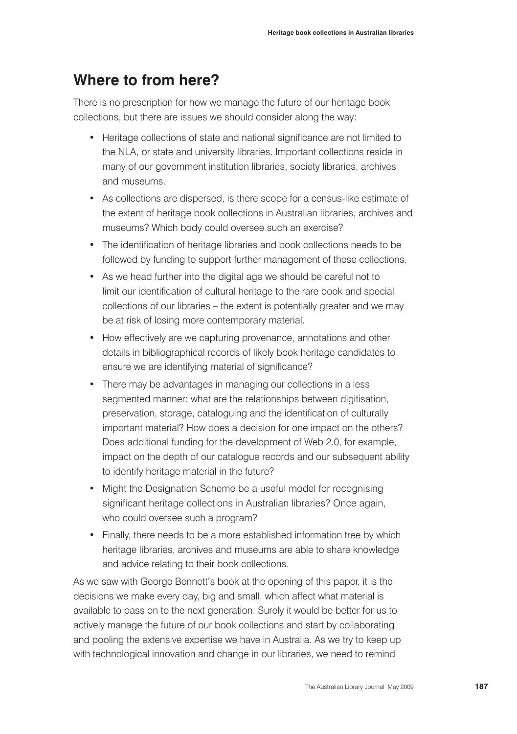## Where to from here?

There is no prescription for how we manage the future of our heritage book collections, but there are issues we should consider along the way:

- Heritage collections of state and national significance are not limited to the NLA, or state and university libraries. Important collections reside in many of our government institution libraries, society libraries, archives and museums.
- As collections are dispersed, is there scope for a census-like estimate of the extent of heritage book collections in Australian libraries, archives and museums? Which body could oversee such an exercise?
- The identification of heritage libraries and book collections needs to be followed by funding to support further management of these collections.
- As we head further into the digital age we should be careful not to limit our identification of cultural heritage to the rare book and special collections of our libraries – the extent is potentially greater and we may be at risk of losing more contemporary material.
- How effectively are we capturing provenance, annotations and other details in bibliographical records of likely book heritage candidates to ensure we are identifying material of significance?
- There may be advantages in managing our collections in a less segmented manner: what are the relationships between digitisation, preservation, storage, cataloguing and the identification of culturally important material? How does a decision for one impact on the others? Does additional funding for the development of Web 2.0, for example, impact on the depth of our catalogue records and our subsequent ability to identify heritage material in the future?
- Might the Designation Scheme be a useful model for recognising significant heritage collections in Australian libraries? Once again, who could oversee such a program?
- Finally, there needs to be a more established information tree by which heritage libraries, archives and museums are able to share knowledge and advice relating to their book collections.

As we saw with George Bennett's book at the opening of this paper, it is the decisions we make every day, big and small, which affect what material is available to pass on to the next generation. Surely it would be better for us to actively manage the future of our book collections and start by collaborating and pooling the extensive expertise we have in Australia. As we try to keep up with technological innovation and change in our libraries, we need to remind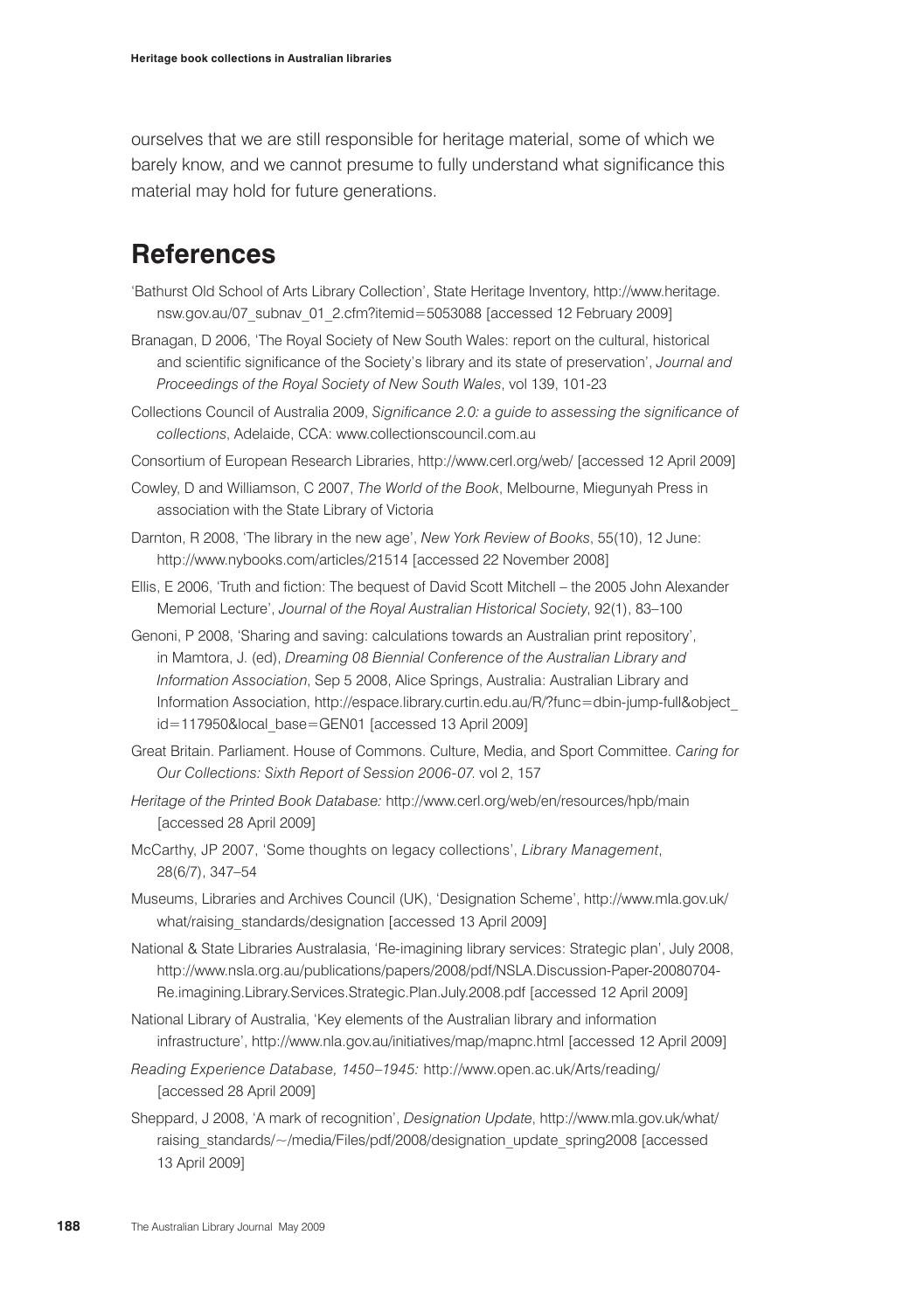ourselves that we are still responsible for heritage material, some of which we barely know, and we cannot presume to fully understand what significance this material may hold for future generations.

## References

'Bathurst Old School of Arts Library Collection', State Heritage Inventory, http://www.heritage.nsw.gov.au/07_subnav_01_2.cfm?itemid=5053088 [accessed 12 February 2009]

Branagan, D 2006, 'The Royal Society of New South Wales: report on the cultural, historical and scientific significance of the Society's library and its state of preservation', *Journal and Proceedings of the Royal Society of New South Wales*, vol 139, 101-23

Collections Council of Australia 2009, *Significance 2.0: a guide to assessing the significance of collections*, Adelaide, CCA: www.collectionscouncil.com.au

Consortium of European Research Libraries, http://www.cerl.org/web/ [accessed 12 April 2009]

Cowley, D and Williamson, C 2007, *The World of the Book*, Melbourne, Miegunyah Press in association with the State Library of Victoria

Darnton, R 2008, 'The library in the new age', *New York Review of Books*, 55(10), 12 June: http://www.nybooks.com/articles/21514 [accessed 22 November 2008]

Ellis, E 2006, 'Truth and fiction: The bequest of David Scott Mitchell – the 2005 John Alexander Memorial Lecture', *Journal of the Royal Australian Historical Society*, 92(1), 83–100

Genoni, P 2008, 'Sharing and saving: calculations towards an Australian print repository', in Mamtora, J. (ed), *Dreaming 08 Biennial Conference of the Australian Library and Information Association*, Sep 5 2008, Alice Springs, Australia: Australian Library and Information Association, http://espace.library.curtin.edu.au/R/?func=dbin-jump-full&object_id=117950&local_base=GEN01 [accessed 13 April 2009]

Great Britain. Parliament. House of Commons. Culture, Media, and Sport Committee. *Caring for Our Collections: Sixth Report of Session 2006-07.* vol 2, 157

*Heritage of the Printed Book Database:* http://www.cerl.org/web/en/resources/hpb/main [accessed 28 April 2009]

McCarthy, JP 2007, 'Some thoughts on legacy collections', *Library Management*, 28(6/7), 347–54

Museums, Libraries and Archives Council (UK), 'Designation Scheme', http://www.mla.gov.uk/what/raising_standards/designation [accessed 13 April 2009]

National & State Libraries Australasia, 'Re-imagining library services: Strategic plan', July 2008, http://www.nsla.org.au/publications/papers/2008/pdf/NSLA.Discussion-Paper-20080704-Re.imagining.Library.Services.Strategic.Plan.July.2008.pdf [accessed 12 April 2009]

National Library of Australia, 'Key elements of the Australian library and information infrastructure', http://www.nla.gov.au/initiatives/map/mapnc.html [accessed 12 April 2009]

*Reading Experience Database, 1450–1945:* http://www.open.ac.uk/Arts/reading/ [accessed 28 April 2009]

Sheppard, J 2008, 'A mark of recognition', *Designation Update*, http://www.mla.gov.uk/what/raising_standards/~/media/Files/pdf/2008/designation_update_spring2008 [accessed 13 April 2009]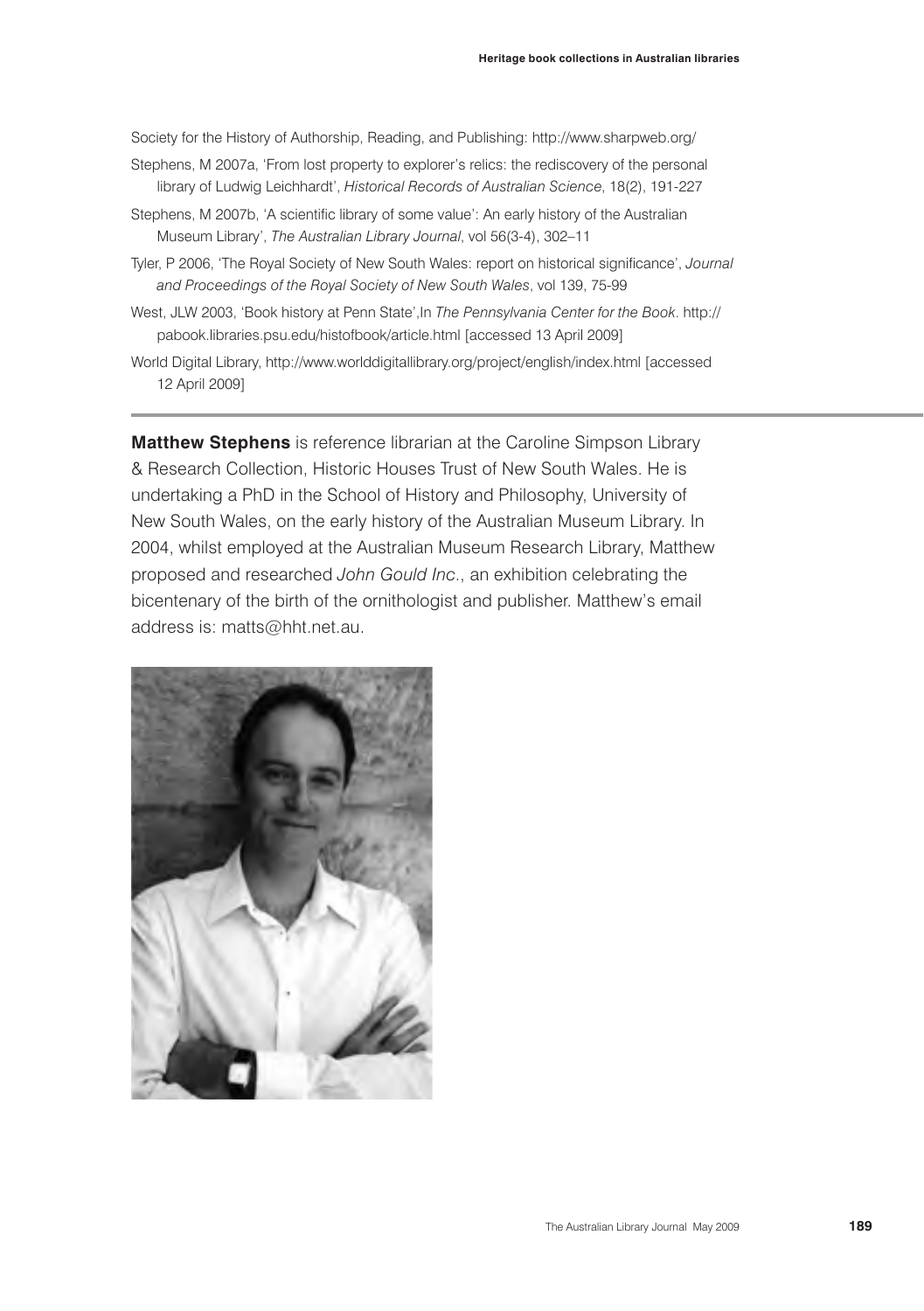Society for the History of Authorship, Reading, and Publishing: http://www.sharpweb.org/

Stephens, M 2007a, 'From lost property to explorer's relics: the rediscovery of the personal library of Ludwig Leichhardt', *Historical Records of Australian Science*, 18(2), 191-227

Stephens, M 2007b, 'A scientific library of some value': An early history of the Australian Museum Library', *The Australian Library Journal*, vol 56(3-4), 302–11

Tyler, P 2006, 'The Royal Society of New South Wales: report on historical significance', *Journal and Proceedings of the Royal Society of New South Wales*, vol 139, 75-99

West, JLW 2003, 'Book history at Penn State',In *The Pennsylvania Center for the Book*. http://pabook.libraries.psu.edu/histofbook/article.html [accessed 13 April 2009]

World Digital Library, http://www.worlddigitallibrary.org/project/english/index.html [accessed 12 April 2009]

---

**Matthew Stephens** is reference librarian at the Caroline Simpson Library & Research Collection, Historic Houses Trust of New South Wales. He is undertaking a PhD in the School of History and Philosophy, University of New South Wales, on the early history of the Australian Museum Library. In 2004, whilst employed at the Australian Museum Research Library, Matthew proposed and researched *John Gould Inc.*, an exhibition celebrating the bicentenary of the birth of the ornithologist and publisher. Matthew's email address is: matts@hht.net.au.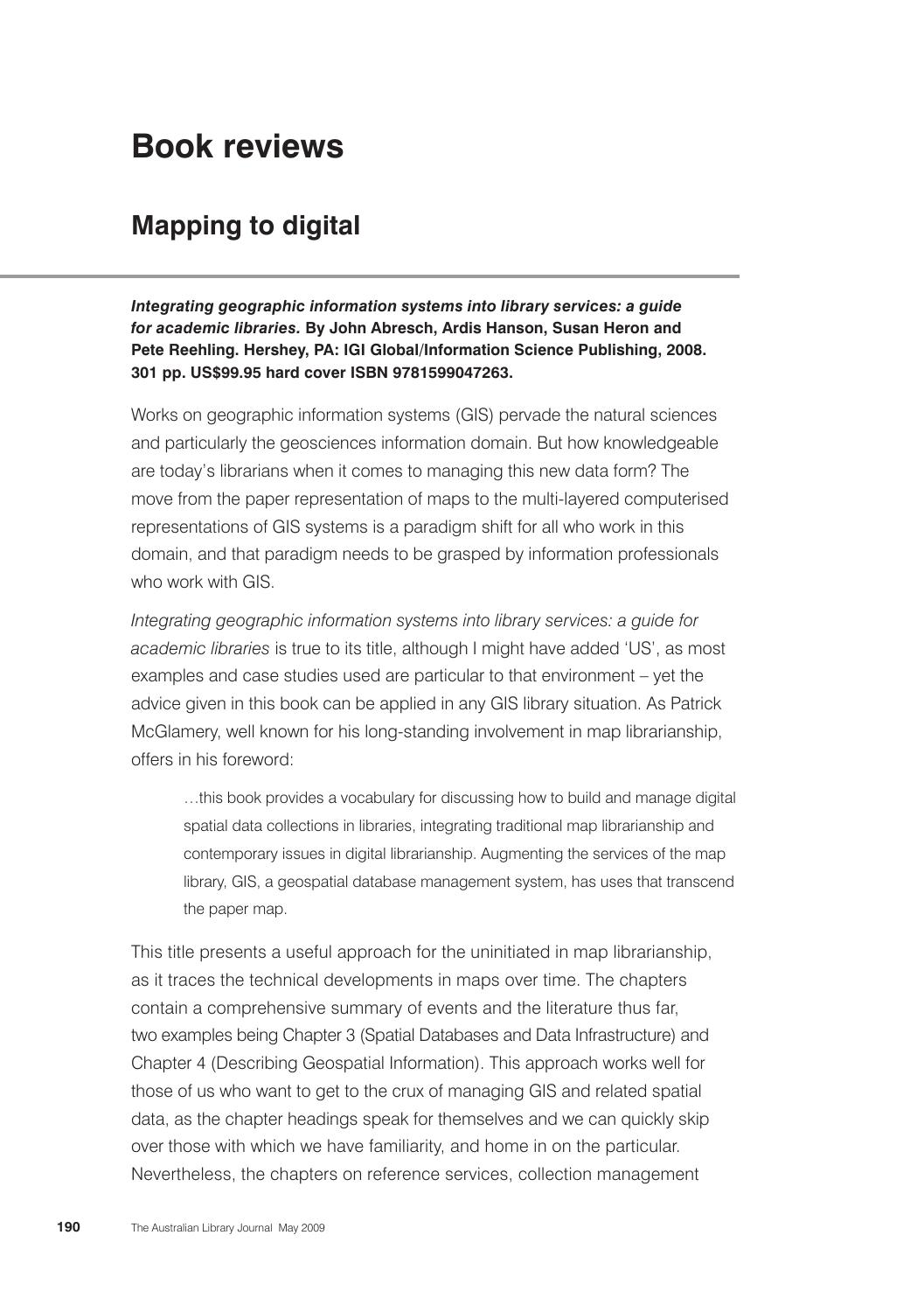# Book reviews

## Mapping to digital

***Integrating geographic information systems into library services: a guide for academic libraries.*** **By John Abresch, Ardis Hanson, Susan Heron and Pete Reehling. Hershey, PA: IGI Global/Information Science Publishing, 2008. 301 pp. US$99.95 hard cover ISBN 9781599047263.**

Works on geographic information systems (GIS) pervade the natural sciences and particularly the geosciences information domain. But how knowledgeable are today's librarians when it comes to managing this new data form? The move from the paper representation of maps to the multi-layered computerised representations of GIS systems is a paradigm shift for all who work in this domain, and that paradigm needs to be grasped by information professionals who work with GIS.

*Integrating geographic information systems into library services: a guide for academic libraries* is true to its title, although I might have added 'US', as most examples and case studies used are particular to that environment – yet the advice given in this book can be applied in any GIS library situation. As Patrick McGlamery, well known for his long-standing involvement in map librarianship, offers in his foreword:

> …this book provides a vocabulary for discussing how to build and manage digital spatial data collections in libraries, integrating traditional map librarianship and contemporary issues in digital librarianship. Augmenting the services of the map library, GIS, a geospatial database management system, has uses that transcend the paper map.

This title presents a useful approach for the uninitiated in map librarianship, as it traces the technical developments in maps over time. The chapters contain a comprehensive summary of events and the literature thus far, two examples being Chapter 3 (Spatial Databases and Data Infrastructure) and Chapter 4 (Describing Geospatial Information). This approach works well for those of us who want to get to the crux of managing GIS and related spatial data, as the chapter headings speak for themselves and we can quickly skip over those with which we have familiarity, and home in on the particular. Nevertheless, the chapters on reference services, collection management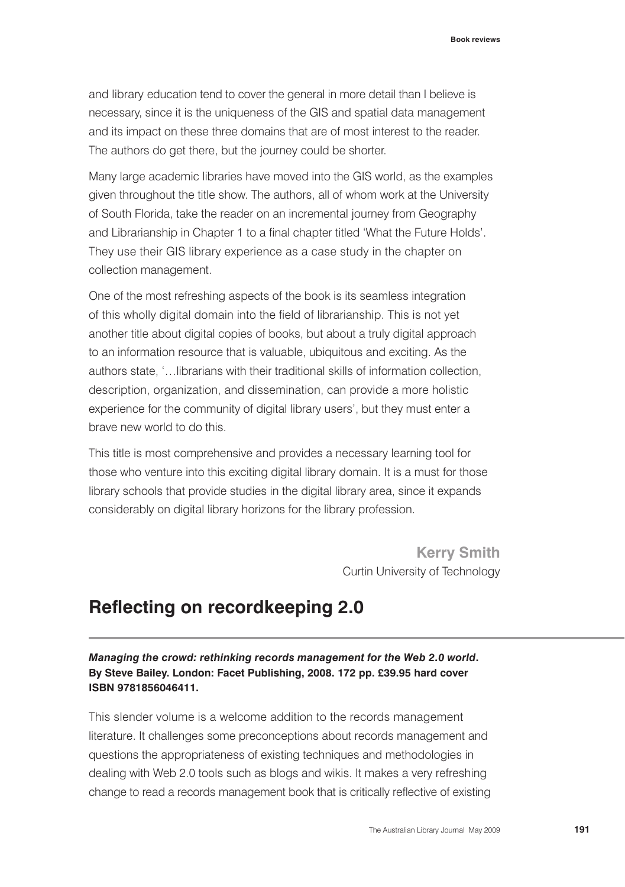and library education tend to cover the general in more detail than I believe is necessary, since it is the uniqueness of the GIS and spatial data management and its impact on these three domains that are of most interest to the reader. The authors do get there, but the journey could be shorter.

Many large academic libraries have moved into the GIS world, as the examples given throughout the title show. The authors, all of whom work at the University of South Florida, take the reader on an incremental journey from Geography and Librarianship in Chapter 1 to a final chapter titled 'What the Future Holds'. They use their GIS library experience as a case study in the chapter on collection management.

One of the most refreshing aspects of the book is its seamless integration of this wholly digital domain into the field of librarianship. This is not yet another title about digital copies of books, but about a truly digital approach to an information resource that is valuable, ubiquitous and exciting. As the authors state, '…librarians with their traditional skills of information collection, description, organization, and dissemination, can provide a more holistic experience for the community of digital library users', but they must enter a brave new world to do this.

This title is most comprehensive and provides a necessary learning tool for those who venture into this exciting digital library domain. It is a must for those library schools that provide studies in the digital library area, since it expands considerably on digital library horizons for the library profession.

**Kerry Smith**
Curtin University of Technology

## Reflecting on recordkeeping 2.0

***Managing the crowd: rethinking records management for the Web 2.0 world*. By Steve Bailey. London: Facet Publishing, 2008. 172 pp. £39.95 hard cover ISBN 9781856046411.**

This slender volume is a welcome addition to the records management literature. It challenges some preconceptions about records management and questions the appropriateness of existing techniques and methodologies in dealing with Web 2.0 tools such as blogs and wikis. It makes a very refreshing change to read a records management book that is critically reflective of existing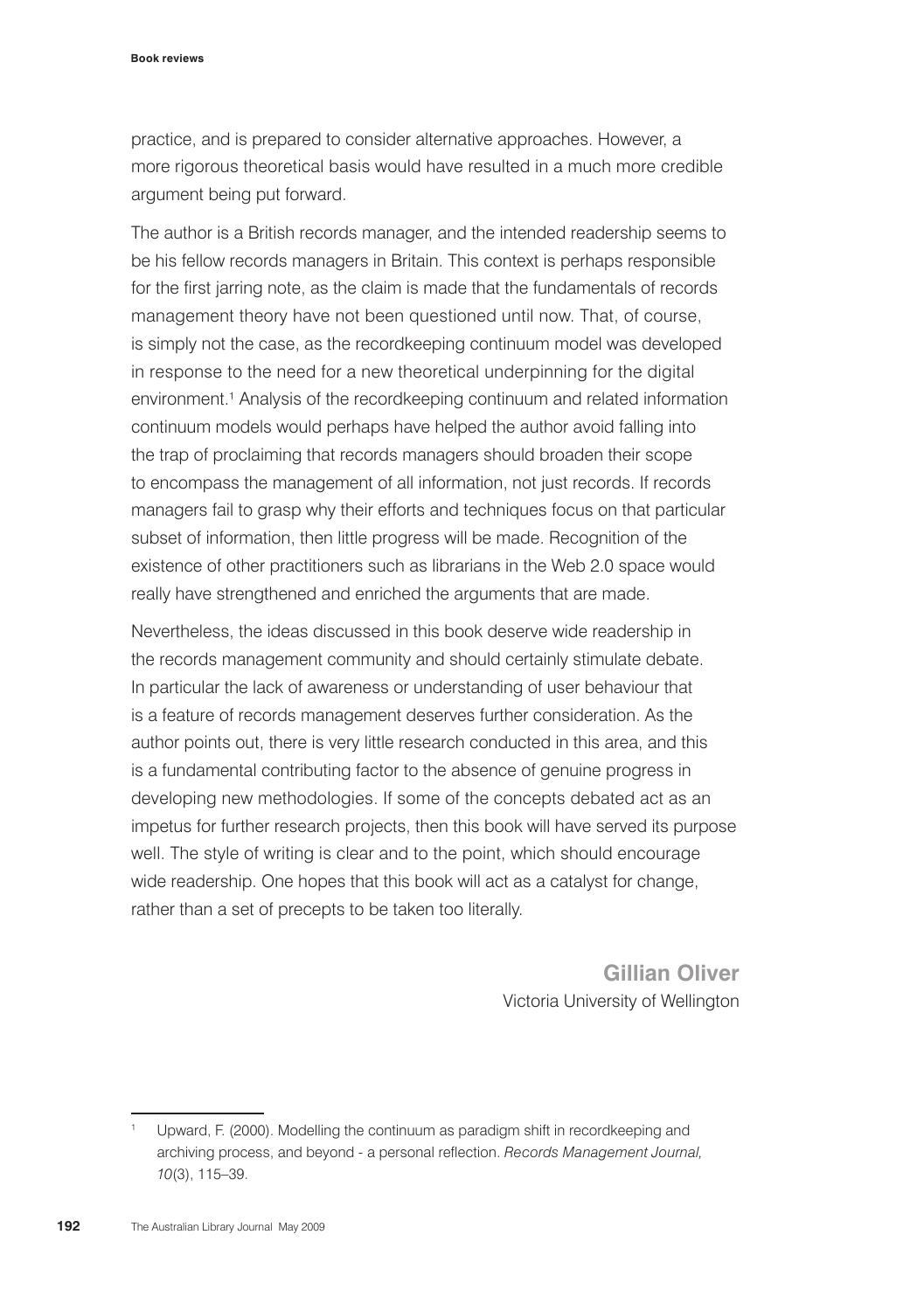practice, and is prepared to consider alternative approaches. However, a more rigorous theoretical basis would have resulted in a much more credible argument being put forward.

The author is a British records manager, and the intended readership seems to be his fellow records managers in Britain. This context is perhaps responsible for the first jarring note, as the claim is made that the fundamentals of records management theory have not been questioned until now. That, of course, is simply not the case, as the recordkeeping continuum model was developed in response to the need for a new theoretical underpinning for the digital environment.[1] Analysis of the recordkeeping continuum and related information continuum models would perhaps have helped the author avoid falling into the trap of proclaiming that records managers should broaden their scope to encompass the management of all information, not just records. If records managers fail to grasp why their efforts and techniques focus on that particular subset of information, then little progress will be made. Recognition of the existence of other practitioners such as librarians in the Web 2.0 space would really have strengthened and enriched the arguments that are made.

Nevertheless, the ideas discussed in this book deserve wide readership in the records management community and should certainly stimulate debate. In particular the lack of awareness or understanding of user behaviour that is a feature of records management deserves further consideration. As the author points out, there is very little research conducted in this area, and this is a fundamental contributing factor to the absence of genuine progress in developing new methodologies. If some of the concepts debated act as an impetus for further research projects, then this book will have served its purpose well. The style of writing is clear and to the point, which should encourage wide readership. One hopes that this book will act as a catalyst for change, rather than a set of precepts to be taken too literally.

**Gillian Oliver**
Victoria University of Wellington

---

[1] Upward, F. (2000). Modelling the continuum as paradigm shift in recordkeeping and archiving process, and beyond - a personal reflection. *Records Management Journal, 10*(3), 115–39.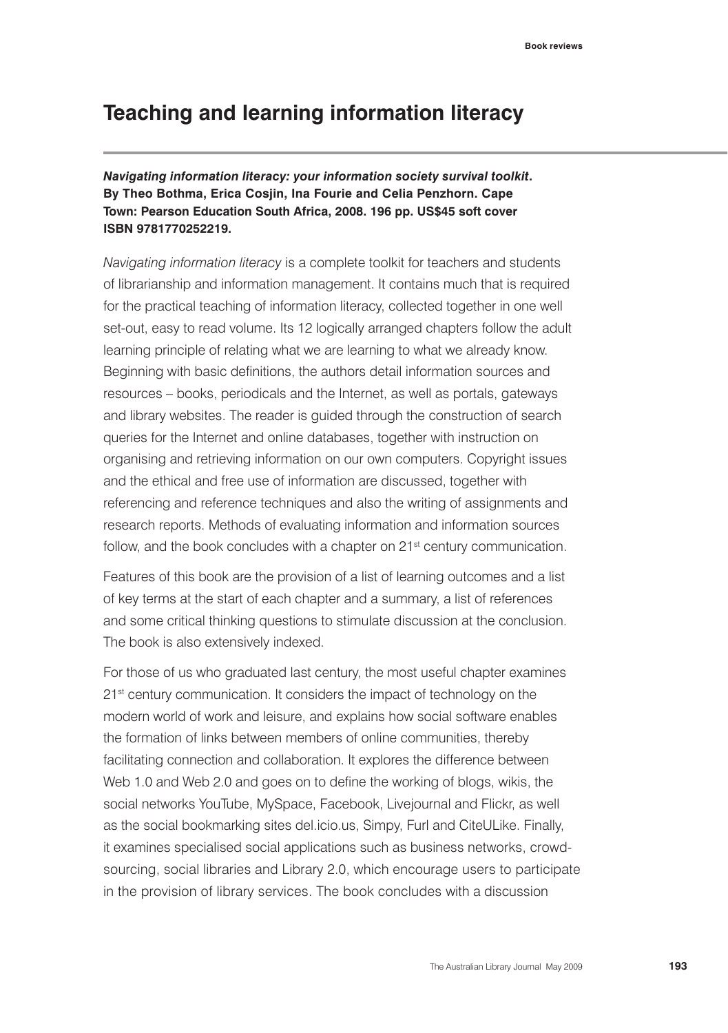## Teaching and learning information literacy

***Navigating information literacy: your information society survival toolkit*. By Theo Bothma, Erica Cosjin, Ina Fourie and Celia Penzhorn. Cape Town: Pearson Education South Africa, 2008. 196 pp. US$45 soft cover ISBN 9781770252219.**

*Navigating information literacy* is a complete toolkit for teachers and students of librarianship and information management. It contains much that is required for the practical teaching of information literacy, collected together in one well set-out, easy to read volume. Its 12 logically arranged chapters follow the adult learning principle of relating what we are learning to what we already know. Beginning with basic definitions, the authors detail information sources and resources – books, periodicals and the Internet, as well as portals, gateways and library websites. The reader is guided through the construction of search queries for the Internet and online databases, together with instruction on organising and retrieving information on our own computers. Copyright issues and the ethical and free use of information are discussed, together with referencing and reference techniques and also the writing of assignments and research reports. Methods of evaluating information and information sources follow, and the book concludes with a chapter on 21st century communication.

Features of this book are the provision of a list of learning outcomes and a list of key terms at the start of each chapter and a summary, a list of references and some critical thinking questions to stimulate discussion at the conclusion. The book is also extensively indexed.

For those of us who graduated last century, the most useful chapter examines 21st century communication. It considers the impact of technology on the modern world of work and leisure, and explains how social software enables the formation of links between members of online communities, thereby facilitating connection and collaboration. It explores the difference between Web 1.0 and Web 2.0 and goes on to define the working of blogs, wikis, the social networks YouTube, MySpace, Facebook, Livejournal and Flickr, as well as the social bookmarking sites del.icio.us, Simpy, Furl and CiteULike. Finally, it examines specialised social applications such as business networks, crowd-sourcing, social libraries and Library 2.0, which encourage users to participate in the provision of library services. The book concludes with a discussion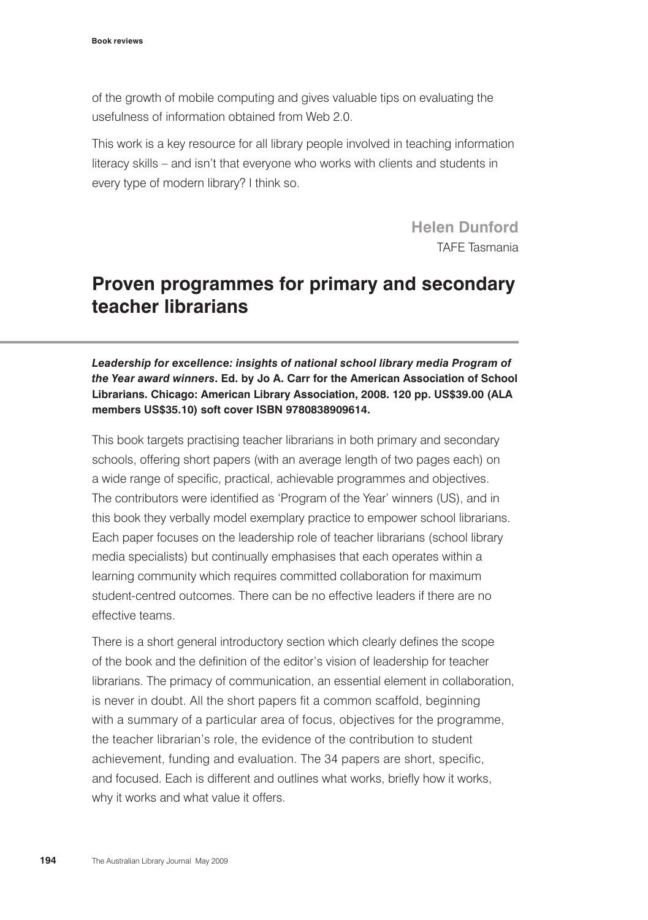of the growth of mobile computing and gives valuable tips on evaluating the usefulness of information obtained from Web 2.0.

This work is a key resource for all library people involved in teaching information literacy skills – and isn't that everyone who works with clients and students in every type of modern library? I think so.

**Helen Dunford**
TAFE Tasmania

## Proven programmes for primary and secondary teacher librarians

***Leadership for excellence: insights of national school library media Program of the Year award winners*. Ed. by Jo A. Carr for the American Association of School Librarians. Chicago: American Library Association, 2008. 120 pp. US$39.00 (ALA members US$35.10) soft cover ISBN 9780838909614.**

This book targets practising teacher librarians in both primary and secondary schools, offering short papers (with an average length of two pages each) on a wide range of specific, practical, achievable programmes and objectives. The contributors were identified as 'Program of the Year' winners (US), and in this book they verbally model exemplary practice to empower school librarians. Each paper focuses on the leadership role of teacher librarians (school library media specialists) but continually emphasises that each operates within a learning community which requires committed collaboration for maximum student-centred outcomes. There can be no effective leaders if there are no effective teams.

There is a short general introductory section which clearly defines the scope of the book and the definition of the editor's vision of leadership for teacher librarians. The primacy of communication, an essential element in collaboration, is never in doubt. All the short papers fit a common scaffold, beginning with a summary of a particular area of focus, objectives for the programme, the teacher librarian's role, the evidence of the contribution to student achievement, funding and evaluation. The 34 papers are short, specific, and focused. Each is different and outlines what works, briefly how it works, why it works and what value it offers.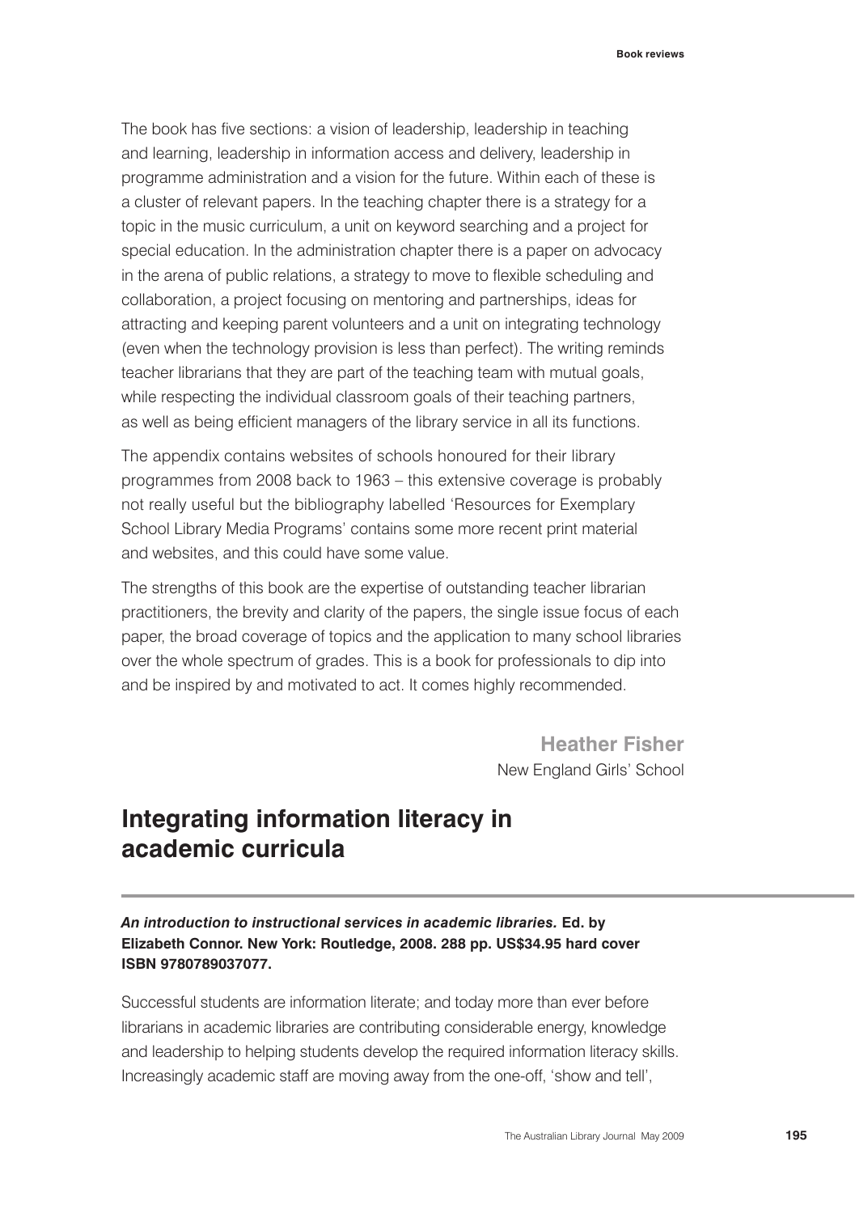The book has five sections: a vision of leadership, leadership in teaching and learning, leadership in information access and delivery, leadership in programme administration and a vision for the future. Within each of these is a cluster of relevant papers. In the teaching chapter there is a strategy for a topic in the music curriculum, a unit on keyword searching and a project for special education. In the administration chapter there is a paper on advocacy in the arena of public relations, a strategy to move to flexible scheduling and collaboration, a project focusing on mentoring and partnerships, ideas for attracting and keeping parent volunteers and a unit on integrating technology (even when the technology provision is less than perfect). The writing reminds teacher librarians that they are part of the teaching team with mutual goals, while respecting the individual classroom goals of their teaching partners, as well as being efficient managers of the library service in all its functions.

The appendix contains websites of schools honoured for their library programmes from 2008 back to 1963 – this extensive coverage is probably not really useful but the bibliography labelled 'Resources for Exemplary School Library Media Programs' contains some more recent print material and websites, and this could have some value.

The strengths of this book are the expertise of outstanding teacher librarian practitioners, the brevity and clarity of the papers, the single issue focus of each paper, the broad coverage of topics and the application to many school libraries over the whole spectrum of grades. This is a book for professionals to dip into and be inspired by and motivated to act. It comes highly recommended.

**Heather Fisher**
New England Girls' School

## Integrating information literacy in academic curricula

***An introduction to instructional services in academic libraries.*** **Ed. by Elizabeth Connor. New York: Routledge, 2008. 288 pp. US$34.95 hard cover ISBN 9780789037077.**

Successful students are information literate; and today more than ever before librarians in academic libraries are contributing considerable energy, knowledge and leadership to helping students develop the required information literacy skills. Increasingly academic staff are moving away from the one-off, 'show and tell',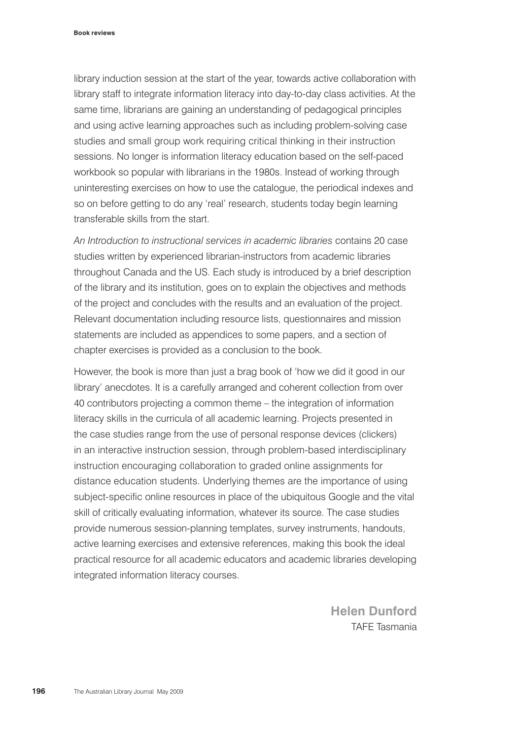library induction session at the start of the year, towards active collaboration with library staff to integrate information literacy into day-to-day class activities. At the same time, librarians are gaining an understanding of pedagogical principles and using active learning approaches such as including problem-solving case studies and small group work requiring critical thinking in their instruction sessions. No longer is information literacy education based on the self-paced workbook so popular with librarians in the 1980s. Instead of working through uninteresting exercises on how to use the catalogue, the periodical indexes and so on before getting to do any 'real' research, students today begin learning transferable skills from the start.

*An Introduction to instructional services in academic libraries* contains 20 case studies written by experienced librarian-instructors from academic libraries throughout Canada and the US. Each study is introduced by a brief description of the library and its institution, goes on to explain the objectives and methods of the project and concludes with the results and an evaluation of the project. Relevant documentation including resource lists, questionnaires and mission statements are included as appendices to some papers, and a section of chapter exercises is provided as a conclusion to the book.

However, the book is more than just a brag book of 'how we did it good in our library' anecdotes. It is a carefully arranged and coherent collection from over 40 contributors projecting a common theme – the integration of information literacy skills in the curricula of all academic learning. Projects presented in the case studies range from the use of personal response devices (clickers) in an interactive instruction session, through problem-based interdisciplinary instruction encouraging collaboration to graded online assignments for distance education students. Underlying themes are the importance of using subject-specific online resources in place of the ubiquitous Google and the vital skill of critically evaluating information, whatever its source. The case studies provide numerous session-planning templates, survey instruments, handouts, active learning exercises and extensive references, making this book the ideal practical resource for all academic educators and academic libraries developing integrated information literacy courses.

**Helen Dunford**
TAFE Tasmania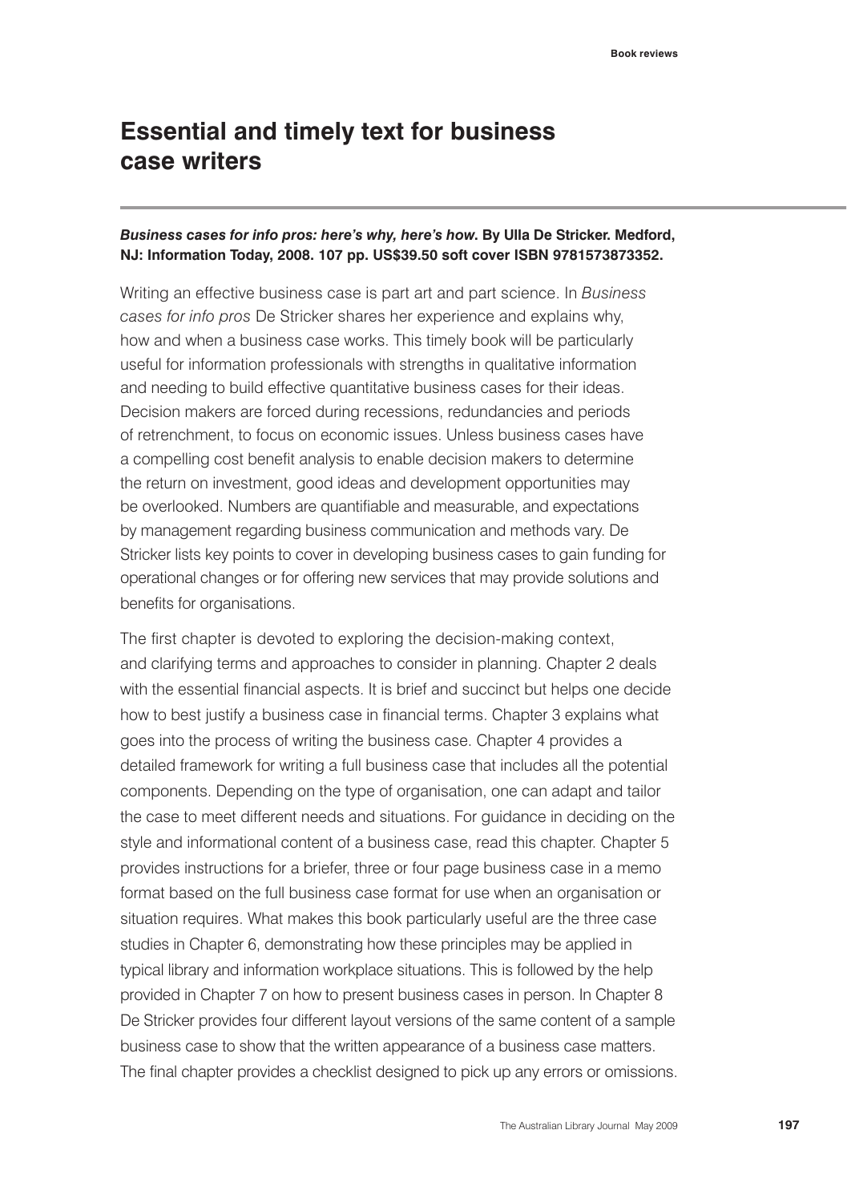# Essential and timely text for business case writers

***Business cases for info pros: here's why, here's how*. By Ulla De Stricker. Medford, NJ: Information Today, 2008. 107 pp. US$39.50 soft cover ISBN 9781573873352.**

Writing an effective business case is part art and part science. In *Business cases for info pros* De Stricker shares her experience and explains why, how and when a business case works. This timely book will be particularly useful for information professionals with strengths in qualitative information and needing to build effective quantitative business cases for their ideas. Decision makers are forced during recessions, redundancies and periods of retrenchment, to focus on economic issues. Unless business cases have a compelling cost benefit analysis to enable decision makers to determine the return on investment, good ideas and development opportunities may be overlooked. Numbers are quantifiable and measurable, and expectations by management regarding business communication and methods vary. De Stricker lists key points to cover in developing business cases to gain funding for operational changes or for offering new services that may provide solutions and benefits for organisations.

The first chapter is devoted to exploring the decision-making context, and clarifying terms and approaches to consider in planning. Chapter 2 deals with the essential financial aspects. It is brief and succinct but helps one decide how to best justify a business case in financial terms. Chapter 3 explains what goes into the process of writing the business case. Chapter 4 provides a detailed framework for writing a full business case that includes all the potential components. Depending on the type of organisation, one can adapt and tailor the case to meet different needs and situations. For guidance in deciding on the style and informational content of a business case, read this chapter. Chapter 5 provides instructions for a briefer, three or four page business case in a memo format based on the full business case format for use when an organisation or situation requires. What makes this book particularly useful are the three case studies in Chapter 6, demonstrating how these principles may be applied in typical library and information workplace situations. This is followed by the help provided in Chapter 7 on how to present business cases in person. In Chapter 8 De Stricker provides four different layout versions of the same content of a sample business case to show that the written appearance of a business case matters. The final chapter provides a checklist designed to pick up any errors or omissions.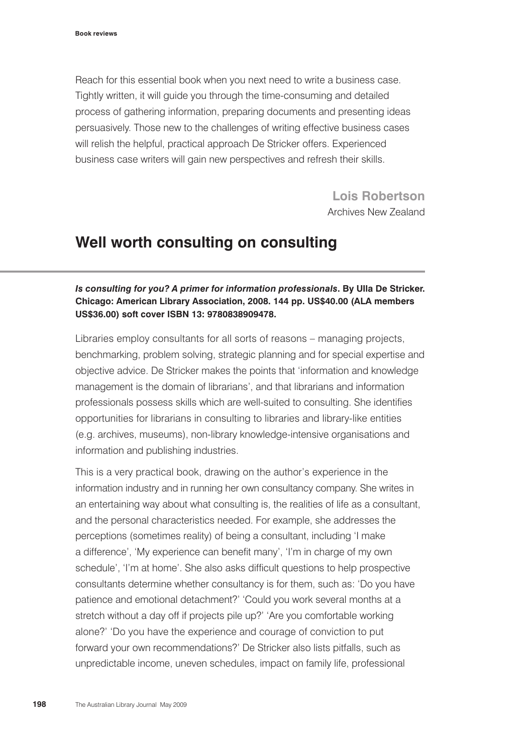Reach for this essential book when you next need to write a business case. Tightly written, it will guide you through the time-consuming and detailed process of gathering information, preparing documents and presenting ideas persuasively. Those new to the challenges of writing effective business cases will relish the helpful, practical approach De Stricker offers. Experienced business case writers will gain new perspectives and refresh their skills.

**Lois Robertson**
Archives New Zealand

## Well worth consulting on consulting

***Is consulting for you? A primer for information professionals*. By Ulla De Stricker. Chicago: American Library Association, 2008. 144 pp. US$40.00 (ALA members US$36.00) soft cover ISBN 13: 9780838909478.**

Libraries employ consultants for all sorts of reasons – managing projects, benchmarking, problem solving, strategic planning and for special expertise and objective advice. De Stricker makes the points that 'information and knowledge management is the domain of librarians', and that librarians and information professionals possess skills which are well-suited to consulting. She identifies opportunities for librarians in consulting to libraries and library-like entities (e.g. archives, museums), non-library knowledge-intensive organisations and information and publishing industries.

This is a very practical book, drawing on the author's experience in the information industry and in running her own consultancy company. She writes in an entertaining way about what consulting is, the realities of life as a consultant, and the personal characteristics needed. For example, she addresses the perceptions (sometimes reality) of being a consultant, including 'I make a difference', 'My experience can benefit many', 'I'm in charge of my own schedule', 'I'm at home'. She also asks difficult questions to help prospective consultants determine whether consultancy is for them, such as: 'Do you have patience and emotional detachment?' 'Could you work several months at a stretch without a day off if projects pile up?' 'Are you comfortable working alone?' 'Do you have the experience and courage of conviction to put forward your own recommendations?' De Stricker also lists pitfalls, such as unpredictable income, uneven schedules, impact on family life, professional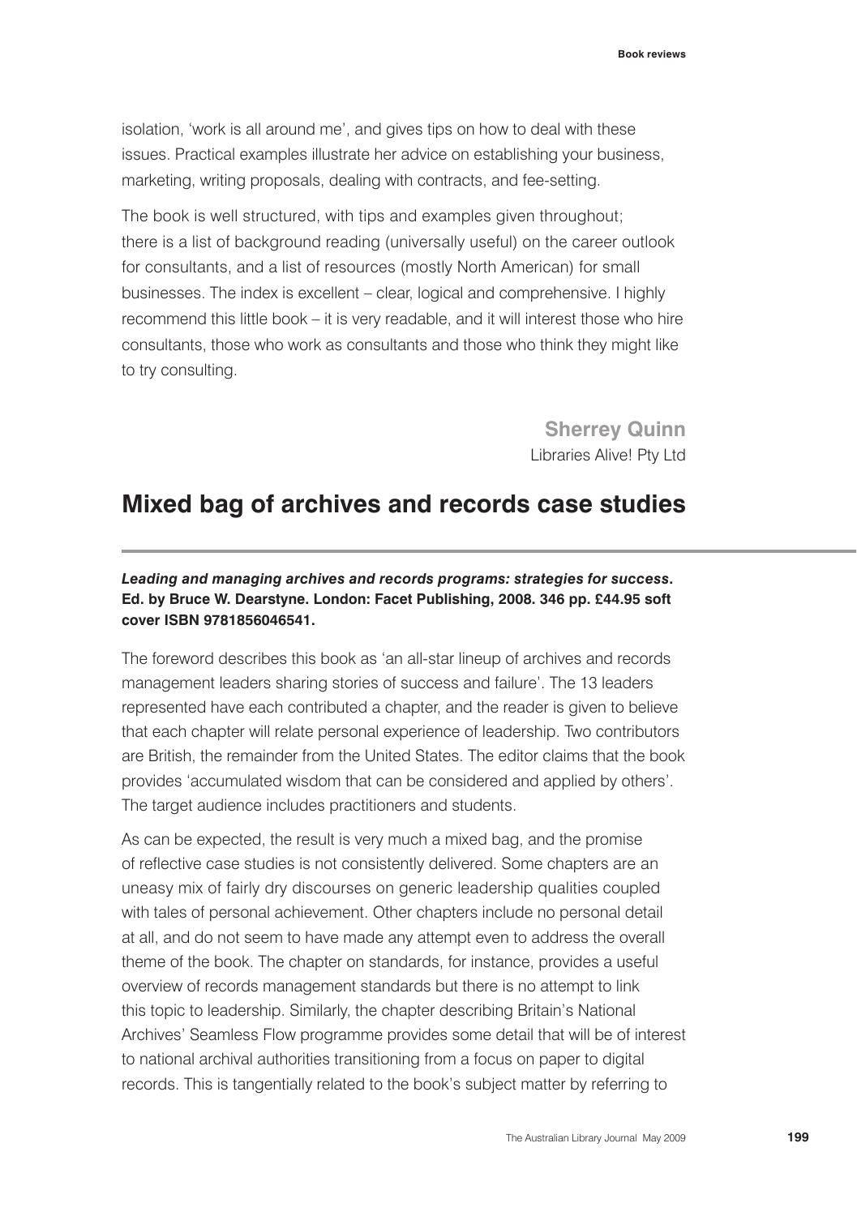isolation, 'work is all around me', and gives tips on how to deal with these issues. Practical examples illustrate her advice on establishing your business, marketing, writing proposals, dealing with contracts, and fee-setting.

The book is well structured, with tips and examples given throughout; there is a list of background reading (universally useful) on the career outlook for consultants, and a list of resources (mostly North American) for small businesses. The index is excellent – clear, logical and comprehensive. I highly recommend this little book – it is very readable, and it will interest those who hire consultants, those who work as consultants and those who think they might like to try consulting.

**Sherrey Quinn**
Libraries Alive! Pty Ltd

## Mixed bag of archives and records case studies

***Leading and managing archives and records programs: strategies for success*. Ed. by Bruce W. Dearstyne. London: Facet Publishing, 2008. 346 pp. £44.95 soft cover ISBN 9781856046541.**

The foreword describes this book as 'an all-star lineup of archives and records management leaders sharing stories of success and failure'. The 13 leaders represented have each contributed a chapter, and the reader is given to believe that each chapter will relate personal experience of leadership. Two contributors are British, the remainder from the United States. The editor claims that the book provides 'accumulated wisdom that can be considered and applied by others'. The target audience includes practitioners and students.

As can be expected, the result is very much a mixed bag, and the promise of reflective case studies is not consistently delivered. Some chapters are an uneasy mix of fairly dry discourses on generic leadership qualities coupled with tales of personal achievement. Other chapters include no personal detail at all, and do not seem to have made any attempt even to address the overall theme of the book. The chapter on standards, for instance, provides a useful overview of records management standards but there is no attempt to link this topic to leadership. Similarly, the chapter describing Britain's National Archives' Seamless Flow programme provides some detail that will be of interest to national archival authorities transitioning from a focus on paper to digital records. This is tangentially related to the book's subject matter by referring to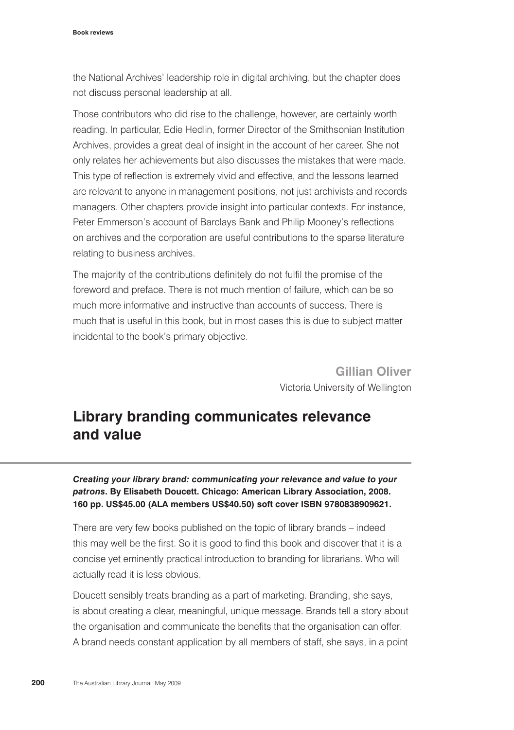the National Archives' leadership role in digital archiving, but the chapter does not discuss personal leadership at all.

Those contributors who did rise to the challenge, however, are certainly worth reading. In particular, Edie Hedlin, former Director of the Smithsonian Institution Archives, provides a great deal of insight in the account of her career. She not only relates her achievements but also discusses the mistakes that were made. This type of reflection is extremely vivid and effective, and the lessons learned are relevant to anyone in management positions, not just archivists and records managers. Other chapters provide insight into particular contexts. For instance, Peter Emmerson's account of Barclays Bank and Philip Mooney's reflections on archives and the corporation are useful contributions to the sparse literature relating to business archives.

The majority of the contributions definitely do not fulfil the promise of the foreword and preface. There is not much mention of failure, which can be so much more informative and instructive than accounts of success. There is much that is useful in this book, but in most cases this is due to subject matter incidental to the book's primary objective.

**Gillian Oliver**
Victoria University of Wellington

## Library branding communicates relevance and value

***Creating your library brand: communicating your relevance and value to your patrons*. By Elisabeth Doucett. Chicago: American Library Association, 2008. 160 pp. US$45.00 (ALA members US$40.50) soft cover ISBN 9780838909621.**

There are very few books published on the topic of library brands – indeed this may well be the first. So it is good to find this book and discover that it is a concise yet eminently practical introduction to branding for librarians. Who will actually read it is less obvious.

Doucett sensibly treats branding as a part of marketing. Branding, she says, is about creating a clear, meaningful, unique message. Brands tell a story about the organisation and communicate the benefits that the organisation can offer. A brand needs constant application by all members of staff, she says, in a point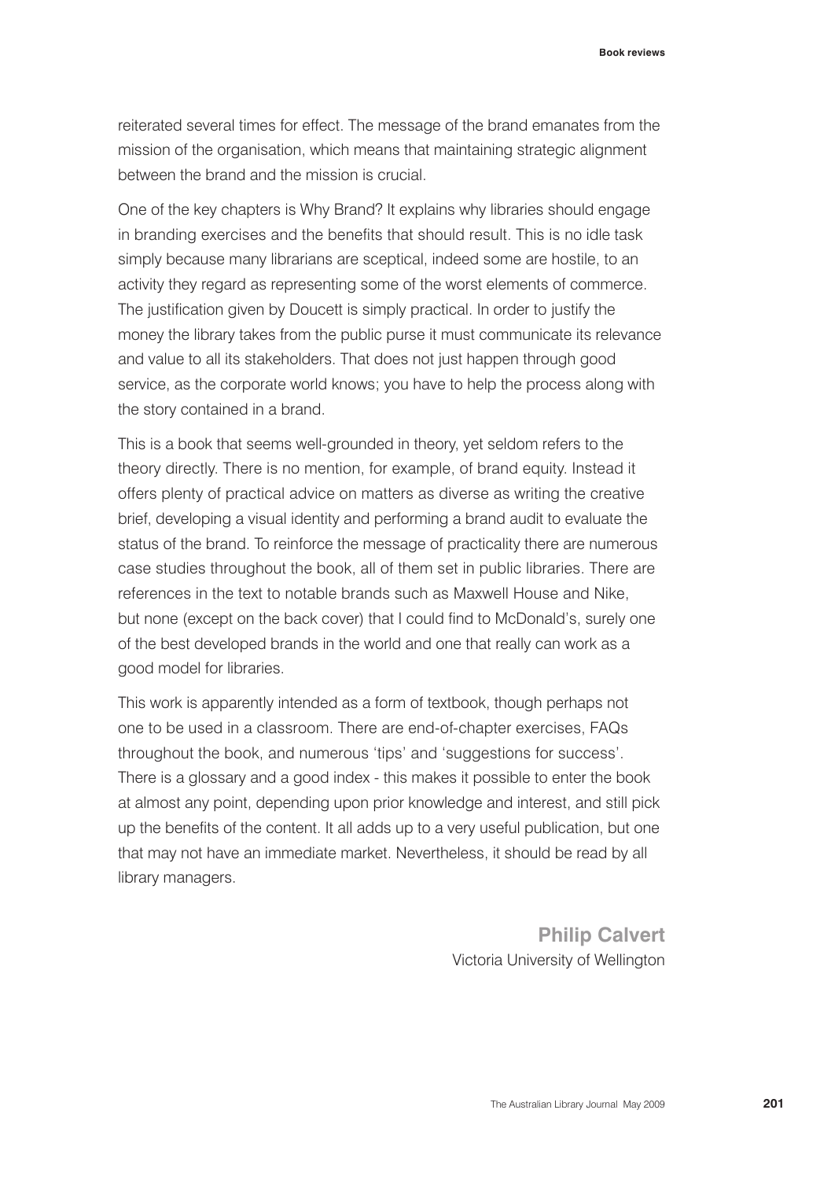reiterated several times for effect. The message of the brand emanates from the mission of the organisation, which means that maintaining strategic alignment between the brand and the mission is crucial.

One of the key chapters is Why Brand? It explains why libraries should engage in branding exercises and the benefits that should result. This is no idle task simply because many librarians are sceptical, indeed some are hostile, to an activity they regard as representing some of the worst elements of commerce. The justification given by Doucett is simply practical. In order to justify the money the library takes from the public purse it must communicate its relevance and value to all its stakeholders. That does not just happen through good service, as the corporate world knows; you have to help the process along with the story contained in a brand.

This is a book that seems well-grounded in theory, yet seldom refers to the theory directly. There is no mention, for example, of brand equity. Instead it offers plenty of practical advice on matters as diverse as writing the creative brief, developing a visual identity and performing a brand audit to evaluate the status of the brand. To reinforce the message of practicality there are numerous case studies throughout the book, all of them set in public libraries. There are references in the text to notable brands such as Maxwell House and Nike, but none (except on the back cover) that I could find to McDonald's, surely one of the best developed brands in the world and one that really can work as a good model for libraries.

This work is apparently intended as a form of textbook, though perhaps not one to be used in a classroom. There are end-of-chapter exercises, FAQs throughout the book, and numerous 'tips' and 'suggestions for success'. There is a glossary and a good index - this makes it possible to enter the book at almost any point, depending upon prior knowledge and interest, and still pick up the benefits of the content. It all adds up to a very useful publication, but one that may not have an immediate market. Nevertheless, it should be read by all library managers.

**Philip Calvert**
Victoria University of Wellington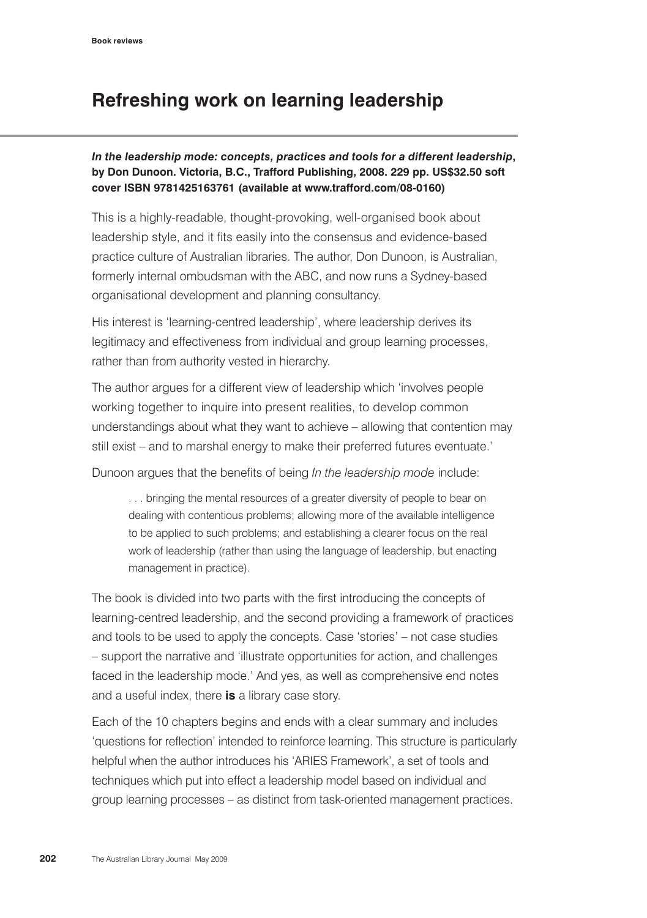# Refreshing work on learning leadership

***In the leadership mode: concepts, practices and tools for a different leadership*, by Don Dunoon. Victoria, B.C., Trafford Publishing, 2008. 229 pp. US$32.50 soft cover ISBN 9781425163761 (available at www.trafford.com/08-0160)**

This is a highly-readable, thought-provoking, well-organised book about leadership style, and it fits easily into the consensus and evidence-based practice culture of Australian libraries. The author, Don Dunoon, is Australian, formerly internal ombudsman with the ABC, and now runs a Sydney-based organisational development and planning consultancy.

His interest is 'learning-centred leadership', where leadership derives its legitimacy and effectiveness from individual and group learning processes, rather than from authority vested in hierarchy.

The author argues for a different view of leadership which 'involves people working together to inquire into present realities, to develop common understandings about what they want to achieve – allowing that contention may still exist – and to marshal energy to make their preferred futures eventuate.'

Dunoon argues that the benefits of being *In the leadership mode* include:

> . . . bringing the mental resources of a greater diversity of people to bear on dealing with contentious problems; allowing more of the available intelligence to be applied to such problems; and establishing a clearer focus on the real work of leadership (rather than using the language of leadership, but enacting management in practice).

The book is divided into two parts with the first introducing the concepts of learning-centred leadership, and the second providing a framework of practices and tools to be used to apply the concepts. Case 'stories' – not case studies – support the narrative and 'illustrate opportunities for action, and challenges faced in the leadership mode.' And yes, as well as comprehensive end notes and a useful index, there **is** a library case story.

Each of the 10 chapters begins and ends with a clear summary and includes 'questions for reflection' intended to reinforce learning. This structure is particularly helpful when the author introduces his 'ARIES Framework', a set of tools and techniques which put into effect a leadership model based on individual and group learning processes – as distinct from task-oriented management practices.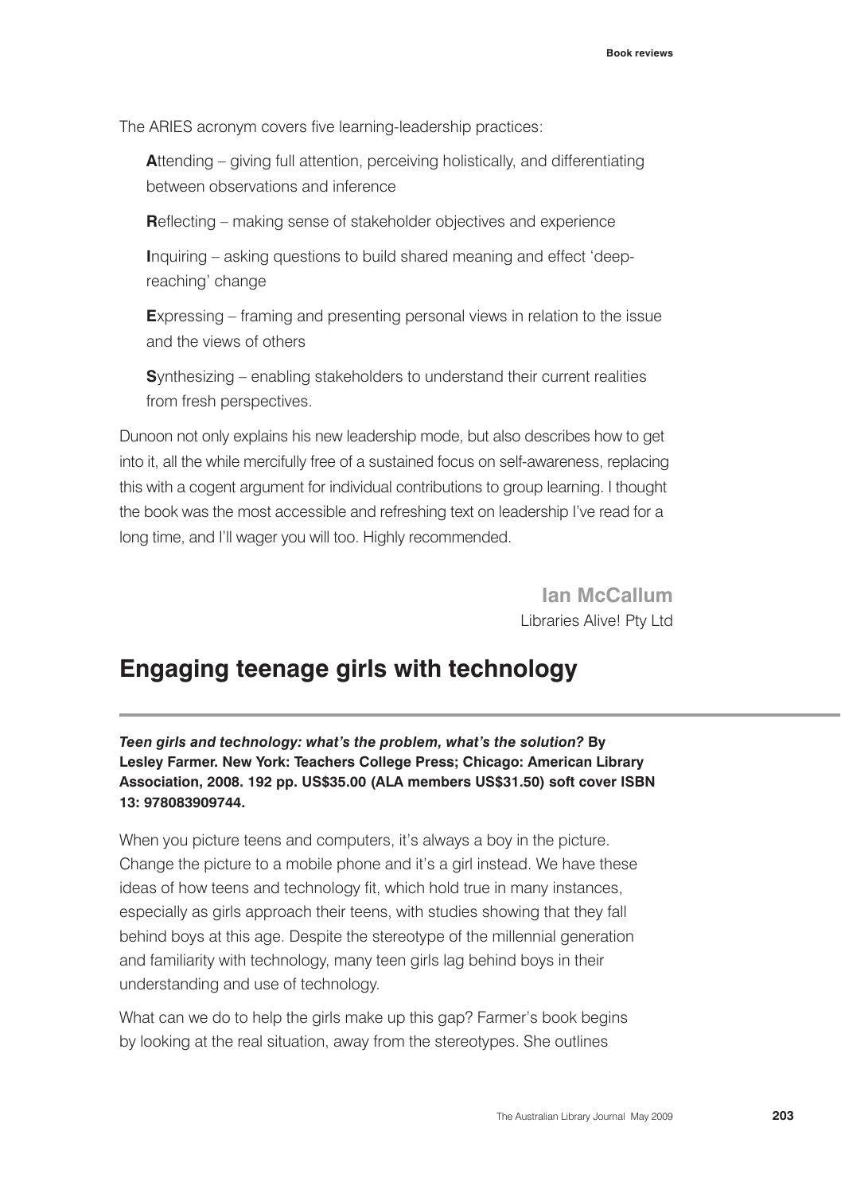The ARIES acronym covers five learning-leadership practices:

**A**ttending – giving full attention, perceiving holistically, and differentiating between observations and inference

**R**eflecting – making sense of stakeholder objectives and experience

**I**nquiring – asking questions to build shared meaning and effect 'deep-reaching' change

**E**xpressing – framing and presenting personal views in relation to the issue and the views of others

**S**ynthesizing – enabling stakeholders to understand their current realities from fresh perspectives.

Dunoon not only explains his new leadership mode, but also describes how to get into it, all the while mercifully free of a sustained focus on self-awareness, replacing this with a cogent argument for individual contributions to group learning. I thought the book was the most accessible and refreshing text on leadership I've read for a long time, and I'll wager you will too. Highly recommended.

**Ian McCallum**
Libraries Alive! Pty Ltd

## Engaging teenage girls with technology

***Teen girls and technology: what's the problem, what's the solution?* By Lesley Farmer. New York: Teachers College Press; Chicago: American Library Association, 2008. 192 pp. US$35.00 (ALA members US$31.50) soft cover ISBN 13: 978083909744.**

When you picture teens and computers, it's always a boy in the picture. Change the picture to a mobile phone and it's a girl instead. We have these ideas of how teens and technology fit, which hold true in many instances, especially as girls approach their teens, with studies showing that they fall behind boys at this age. Despite the stereotype of the millennial generation and familiarity with technology, many teen girls lag behind boys in their understanding and use of technology.

What can we do to help the girls make up this gap? Farmer's book begins by looking at the real situation, away from the stereotypes. She outlines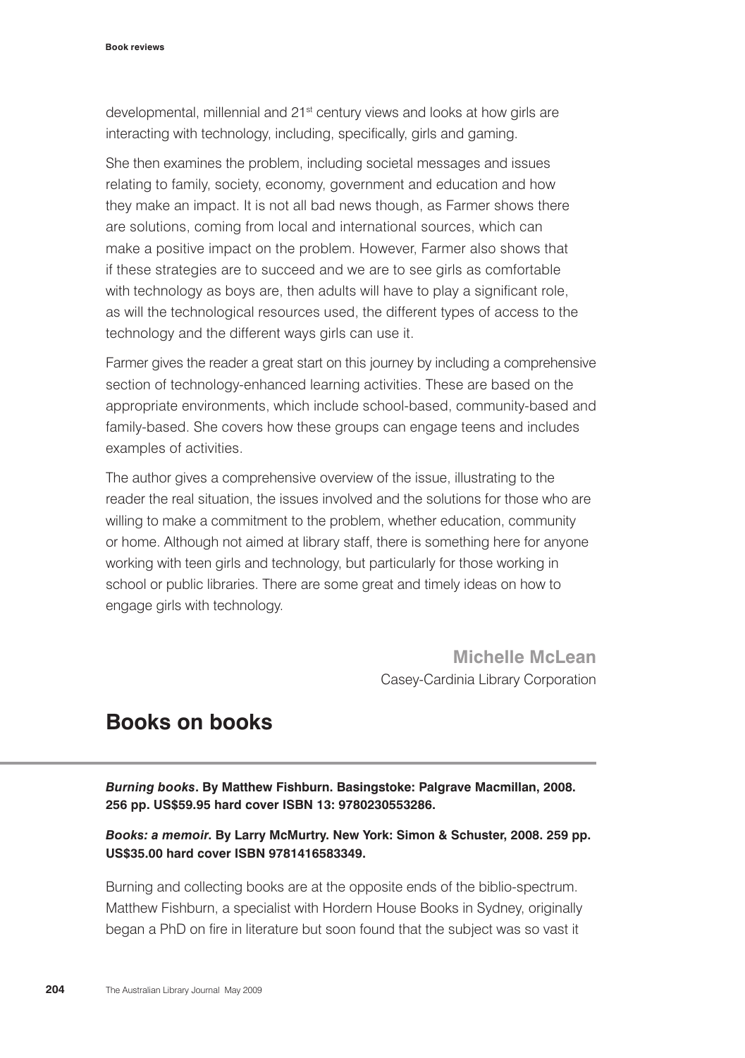developmental, millennial and 21st century views and looks at how girls are interacting with technology, including, specifically, girls and gaming.

She then examines the problem, including societal messages and issues relating to family, society, economy, government and education and how they make an impact. It is not all bad news though, as Farmer shows there are solutions, coming from local and international sources, which can make a positive impact on the problem. However, Farmer also shows that if these strategies are to succeed and we are to see girls as comfortable with technology as boys are, then adults will have to play a significant role, as will the technological resources used, the different types of access to the technology and the different ways girls can use it.

Farmer gives the reader a great start on this journey by including a comprehensive section of technology-enhanced learning activities. These are based on the appropriate environments, which include school-based, community-based and family-based. She covers how these groups can engage teens and includes examples of activities.

The author gives a comprehensive overview of the issue, illustrating to the reader the real situation, the issues involved and the solutions for those who are willing to make a commitment to the problem, whether education, community or home. Although not aimed at library staff, there is something here for anyone working with teen girls and technology, but particularly for those working in school or public libraries. There are some great and timely ideas on how to engage girls with technology.

**Michelle McLean**
Casey-Cardinia Library Corporation

## Books on books

***Burning books*. By Matthew Fishburn. Basingstoke: Palgrave Macmillan, 2008. 256 pp. US$59.95 hard cover ISBN 13: 9780230553286.**

***Books: a memoir*. By Larry McMurtry. New York: Simon & Schuster, 2008. 259 pp. US$35.00 hard cover ISBN 9781416583349.**

Burning and collecting books are at the opposite ends of the biblio-spectrum. Matthew Fishburn, a specialist with Hordern House Books in Sydney, originally began a PhD on fire in literature but soon found that the subject was so vast it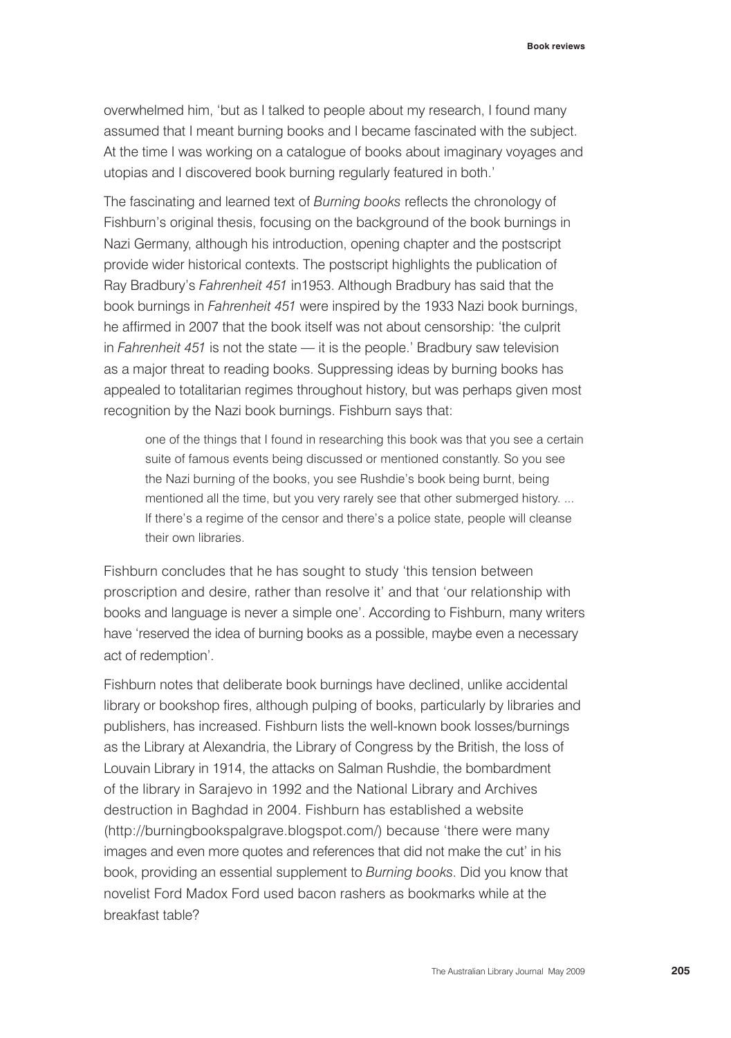overwhelmed him, 'but as I talked to people about my research, I found many assumed that I meant burning books and I became fascinated with the subject. At the time I was working on a catalogue of books about imaginary voyages and utopias and I discovered book burning regularly featured in both.'

The fascinating and learned text of *Burning books* reflects the chronology of Fishburn's original thesis, focusing on the background of the book burnings in Nazi Germany, although his introduction, opening chapter and the postscript provide wider historical contexts. The postscript highlights the publication of Ray Bradbury's *Fahrenheit 451* in1953. Although Bradbury has said that the book burnings in *Fahrenheit 451* were inspired by the 1933 Nazi book burnings, he affirmed in 2007 that the book itself was not about censorship: 'the culprit in *Fahrenheit 451* is not the state — it is the people.' Bradbury saw television as a major threat to reading books. Suppressing ideas by burning books has appealed to totalitarian regimes throughout history, but was perhaps given most recognition by the Nazi book burnings. Fishburn says that:

> one of the things that I found in researching this book was that you see a certain suite of famous events being discussed or mentioned constantly. So you see the Nazi burning of the books, you see Rushdie's book being burnt, being mentioned all the time, but you very rarely see that other submerged history. ... If there's a regime of the censor and there's a police state, people will cleanse their own libraries.

Fishburn concludes that he has sought to study 'this tension between proscription and desire, rather than resolve it' and that 'our relationship with books and language is never a simple one'. According to Fishburn, many writers have 'reserved the idea of burning books as a possible, maybe even a necessary act of redemption'.

Fishburn notes that deliberate book burnings have declined, unlike accidental library or bookshop fires, although pulping of books, particularly by libraries and publishers, has increased. Fishburn lists the well-known book losses/burnings as the Library at Alexandria, the Library of Congress by the British, the loss of Louvain Library in 1914, the attacks on Salman Rushdie, the bombardment of the library in Sarajevo in 1992 and the National Library and Archives destruction in Baghdad in 2004. Fishburn has established a website (http://burningbookspalgrave.blogspot.com/) because 'there were many images and even more quotes and references that did not make the cut' in his book, providing an essential supplement to *Burning books*. Did you know that novelist Ford Madox Ford used bacon rashers as bookmarks while at the breakfast table?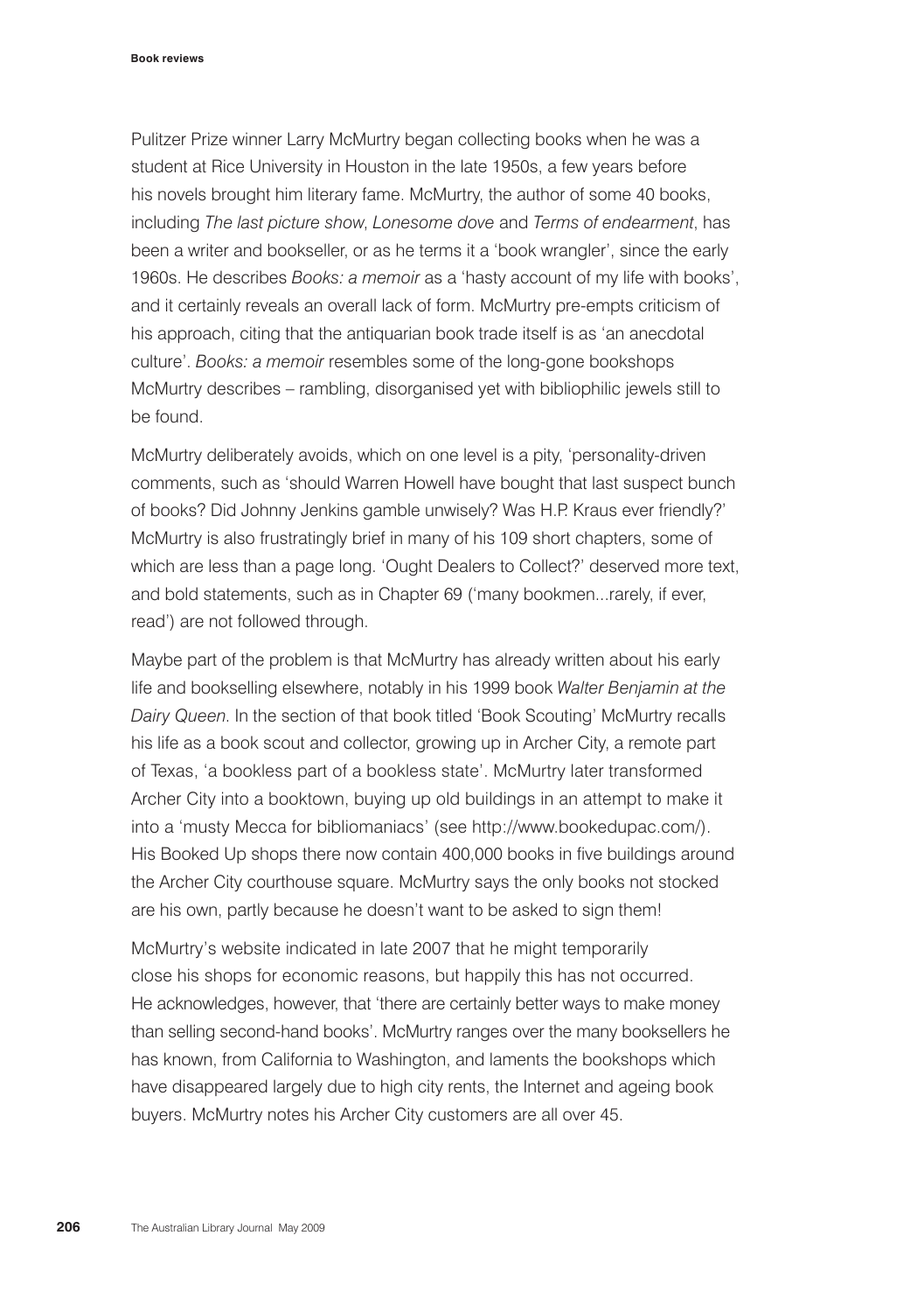Pulitzer Prize winner Larry McMurtry began collecting books when he was a student at Rice University in Houston in the late 1950s, a few years before his novels brought him literary fame. McMurtry, the author of some 40 books, including *The last picture show*, *Lonesome dove* and *Terms of endearment*, has been a writer and bookseller, or as he terms it a 'book wrangler', since the early 1960s. He describes *Books: a memoir* as a 'hasty account of my life with books', and it certainly reveals an overall lack of form. McMurtry pre-empts criticism of his approach, citing that the antiquarian book trade itself is as 'an anecdotal culture'. *Books: a memoir* resembles some of the long-gone bookshops McMurtry describes – rambling, disorganised yet with bibliophilic jewels still to be found.

McMurtry deliberately avoids, which on one level is a pity, 'personality-driven comments, such as 'should Warren Howell have bought that last suspect bunch of books? Did Johnny Jenkins gamble unwisely? Was H.P. Kraus ever friendly?' McMurtry is also frustratingly brief in many of his 109 short chapters, some of which are less than a page long. 'Ought Dealers to Collect?' deserved more text, and bold statements, such as in Chapter 69 ('many bookmen...rarely, if ever, read') are not followed through.

Maybe part of the problem is that McMurtry has already written about his early life and bookselling elsewhere, notably in his 1999 book *Walter Benjamin at the Dairy Queen*. In the section of that book titled 'Book Scouting' McMurtry recalls his life as a book scout and collector, growing up in Archer City, a remote part of Texas, 'a bookless part of a bookless state'. McMurtry later transformed Archer City into a booktown, buying up old buildings in an attempt to make it into a 'musty Mecca for bibliomaniacs' (see http://www.bookedupac.com/). His Booked Up shops there now contain 400,000 books in five buildings around the Archer City courthouse square. McMurtry says the only books not stocked are his own, partly because he doesn't want to be asked to sign them!

McMurtry's website indicated in late 2007 that he might temporarily close his shops for economic reasons, but happily this has not occurred. He acknowledges, however, that 'there are certainly better ways to make money than selling second-hand books'. McMurtry ranges over the many booksellers he has known, from California to Washington, and laments the bookshops which have disappeared largely due to high city rents, the Internet and ageing book buyers. McMurtry notes his Archer City customers are all over 45.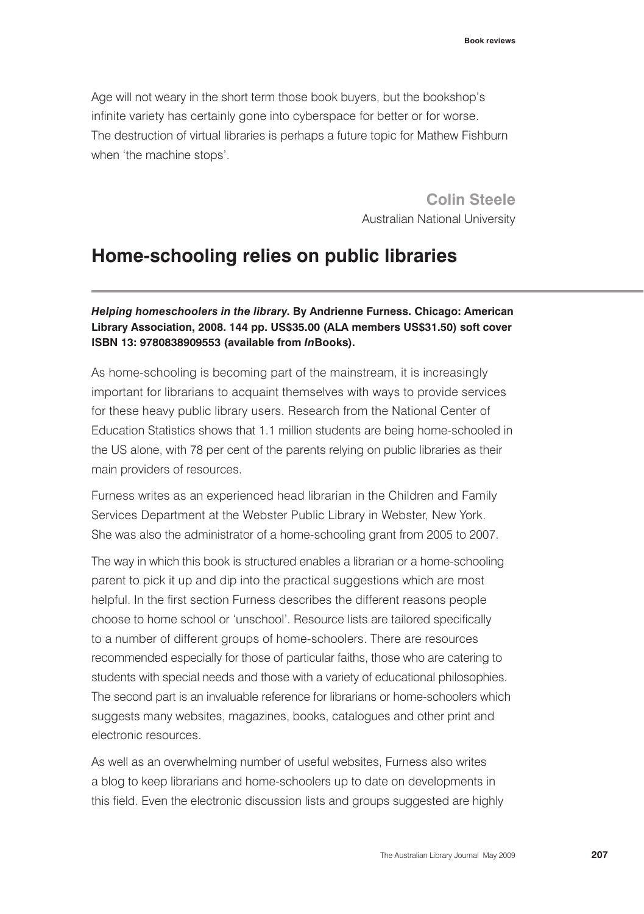Age will not weary in the short term those book buyers, but the bookshop's infinite variety has certainly gone into cyberspace for better or for worse. The destruction of virtual libraries is perhaps a future topic for Mathew Fishburn when 'the machine stops'.

**Colin Steele**
Australian National University

## Home-schooling relies on public libraries

***Helping homeschoolers in the library*. By Andrienne Furness. Chicago: American Library Association, 2008. 144 pp. US$35.00 (ALA members US$31.50) soft cover ISBN 13: 9780838909553 (available from *In*Books).**

As home-schooling is becoming part of the mainstream, it is increasingly important for librarians to acquaint themselves with ways to provide services for these heavy public library users. Research from the National Center of Education Statistics shows that 1.1 million students are being home-schooled in the US alone, with 78 per cent of the parents relying on public libraries as their main providers of resources.

Furness writes as an experienced head librarian in the Children and Family Services Department at the Webster Public Library in Webster, New York. She was also the administrator of a home-schooling grant from 2005 to 2007.

The way in which this book is structured enables a librarian or a home-schooling parent to pick it up and dip into the practical suggestions which are most helpful. In the first section Furness describes the different reasons people choose to home school or 'unschool'. Resource lists are tailored specifically to a number of different groups of home-schoolers. There are resources recommended especially for those of particular faiths, those who are catering to students with special needs and those with a variety of educational philosophies. The second part is an invaluable reference for librarians or home-schoolers which suggests many websites, magazines, books, catalogues and other print and electronic resources.

As well as an overwhelming number of useful websites, Furness also writes a blog to keep librarians and home-schoolers up to date on developments in this field. Even the electronic discussion lists and groups suggested are highly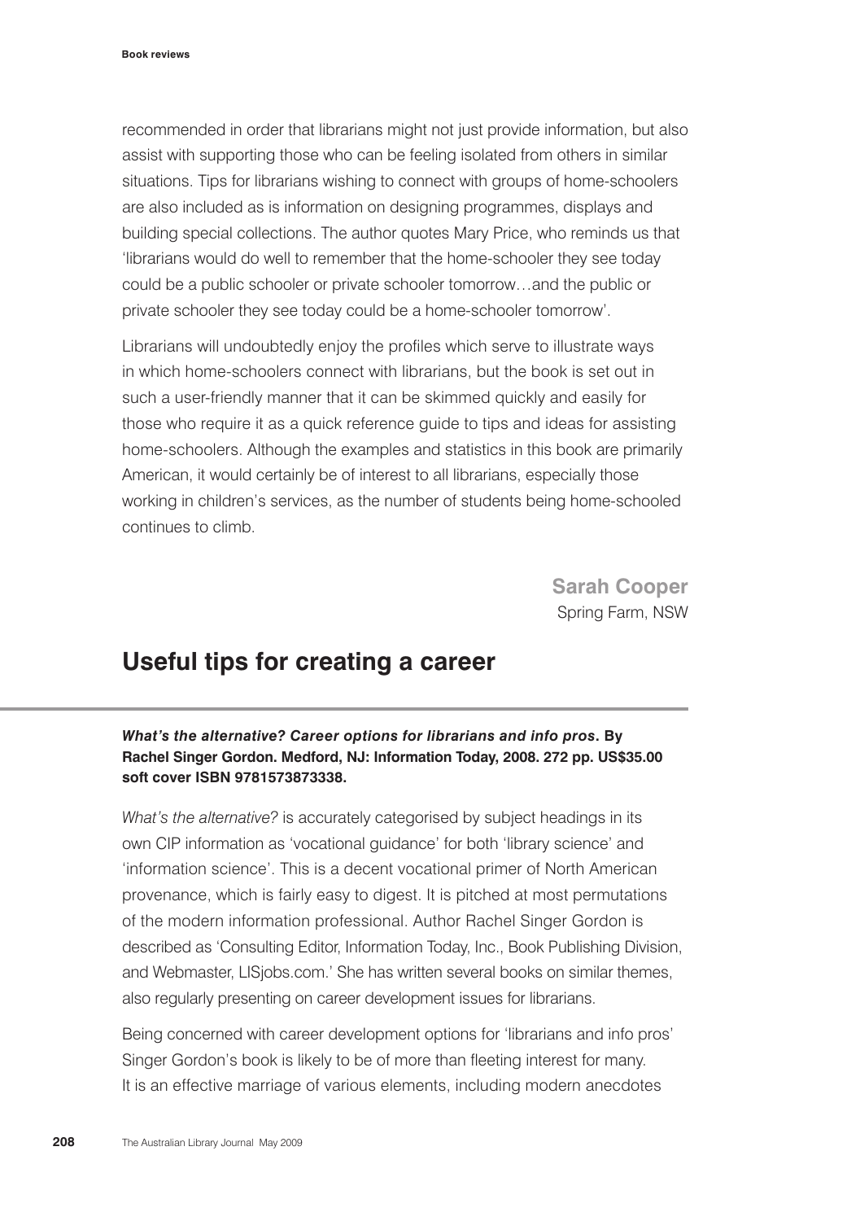recommended in order that librarians might not just provide information, but also assist with supporting those who can be feeling isolated from others in similar situations. Tips for librarians wishing to connect with groups of home-schoolers are also included as is information on designing programmes, displays and building special collections. The author quotes Mary Price, who reminds us that 'librarians would do well to remember that the home-schooler they see today could be a public schooler or private schooler tomorrow…and the public or private schooler they see today could be a home-schooler tomorrow'.

Librarians will undoubtedly enjoy the profiles which serve to illustrate ways in which home-schoolers connect with librarians, but the book is set out in such a user-friendly manner that it can be skimmed quickly and easily for those who require it as a quick reference guide to tips and ideas for assisting home-schoolers. Although the examples and statistics in this book are primarily American, it would certainly be of interest to all librarians, especially those working in children's services, as the number of students being home-schooled continues to climb.

**Sarah Cooper**
Spring Farm, NSW

## Useful tips for creating a career

***What's the alternative? Career options for librarians and info pros*. By Rachel Singer Gordon. Medford, NJ: Information Today, 2008. 272 pp. US$35.00 soft cover ISBN 9781573873338.**

*What's the alternative?* is accurately categorised by subject headings in its own CIP information as 'vocational guidance' for both 'library science' and 'information science'. This is a decent vocational primer of North American provenance, which is fairly easy to digest. It is pitched at most permutations of the modern information professional. Author Rachel Singer Gordon is described as 'Consulting Editor, Information Today, Inc., Book Publishing Division, and Webmaster, LISjobs.com.' She has written several books on similar themes, also regularly presenting on career development issues for librarians.

Being concerned with career development options for 'librarians and info pros' Singer Gordon's book is likely to be of more than fleeting interest for many. It is an effective marriage of various elements, including modern anecdotes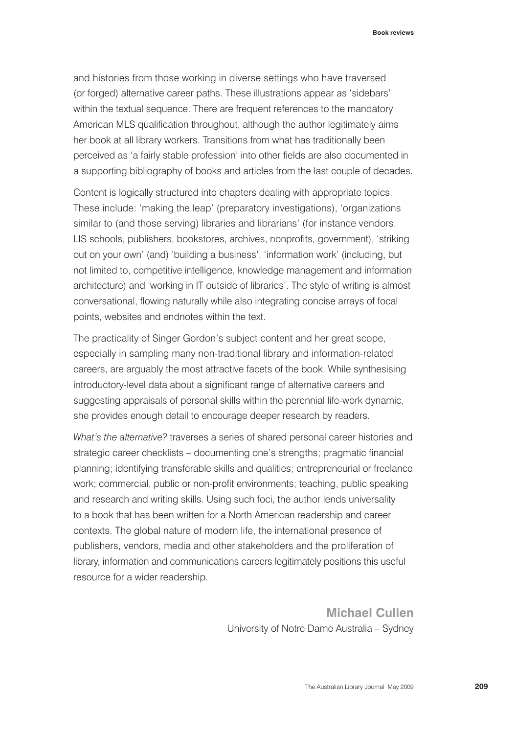and histories from those working in diverse settings who have traversed (or forged) alternative career paths. These illustrations appear as 'sidebars' within the textual sequence. There are frequent references to the mandatory American MLS qualification throughout, although the author legitimately aims her book at all library workers. Transitions from what has traditionally been perceived as 'a fairly stable profession' into other fields are also documented in a supporting bibliography of books and articles from the last couple of decades.

Content is logically structured into chapters dealing with appropriate topics. These include: 'making the leap' (preparatory investigations), 'organizations similar to (and those serving) libraries and librarians' (for instance vendors, LIS schools, publishers, bookstores, archives, nonprofits, government), 'striking out on your own' (and) 'building a business', 'information work' (including, but not limited to, competitive intelligence, knowledge management and information architecture) and 'working in IT outside of libraries'. The style of writing is almost conversational, flowing naturally while also integrating concise arrays of focal points, websites and endnotes within the text.

The practicality of Singer Gordon's subject content and her great scope, especially in sampling many non-traditional library and information-related careers, are arguably the most attractive facets of the book. While synthesising introductory-level data about a significant range of alternative careers and suggesting appraisals of personal skills within the perennial life-work dynamic, she provides enough detail to encourage deeper research by readers.

*What's the alternative?* traverses a series of shared personal career histories and strategic career checklists – documenting one's strengths; pragmatic financial planning; identifying transferable skills and qualities; entrepreneurial or freelance work; commercial, public or non-profit environments; teaching, public speaking and research and writing skills. Using such foci, the author lends universality to a book that has been written for a North American readership and career contexts. The global nature of modern life, the international presence of publishers, vendors, media and other stakeholders and the proliferation of library, information and communications careers legitimately positions this useful resource for a wider readership.

**Michael Cullen**
University of Notre Dame Australia – Sydney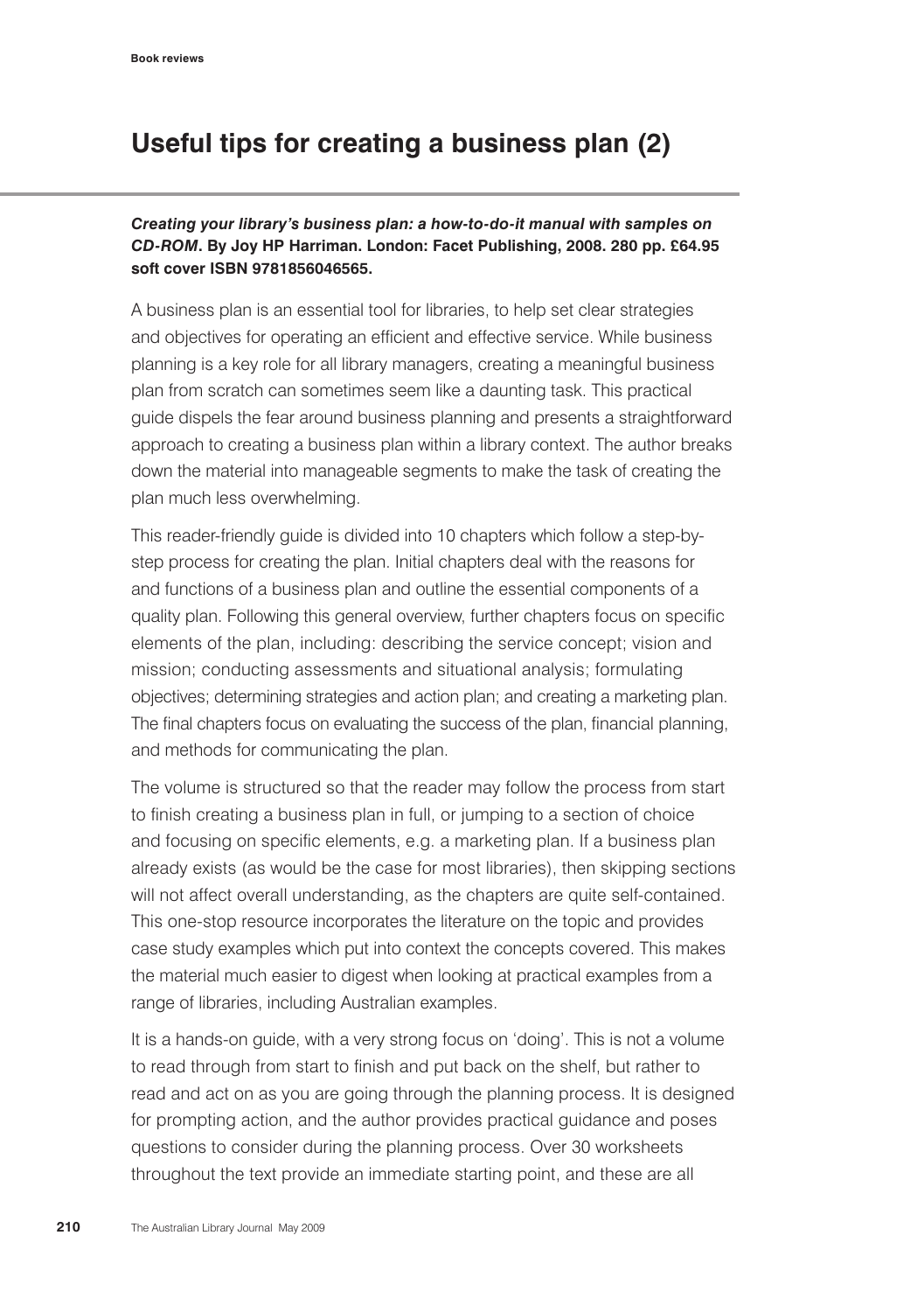# Useful tips for creating a business plan (2)

***Creating your library's business plan: a how-to-do-it manual with samples on CD-ROM*. By Joy HP Harriman. London: Facet Publishing, 2008. 280 pp. £64.95 soft cover ISBN 9781856046565.**

A business plan is an essential tool for libraries, to help set clear strategies and objectives for operating an efficient and effective service. While business planning is a key role for all library managers, creating a meaningful business plan from scratch can sometimes seem like a daunting task. This practical guide dispels the fear around business planning and presents a straightforward approach to creating a business plan within a library context. The author breaks down the material into manageable segments to make the task of creating the plan much less overwhelming.

This reader-friendly guide is divided into 10 chapters which follow a step-by-step process for creating the plan. Initial chapters deal with the reasons for and functions of a business plan and outline the essential components of a quality plan. Following this general overview, further chapters focus on specific elements of the plan, including: describing the service concept; vision and mission; conducting assessments and situational analysis; formulating objectives; determining strategies and action plan; and creating a marketing plan. The final chapters focus on evaluating the success of the plan, financial planning, and methods for communicating the plan.

The volume is structured so that the reader may follow the process from start to finish creating a business plan in full, or jumping to a section of choice and focusing on specific elements, e.g. a marketing plan. If a business plan already exists (as would be the case for most libraries), then skipping sections will not affect overall understanding, as the chapters are quite self-contained. This one-stop resource incorporates the literature on the topic and provides case study examples which put into context the concepts covered. This makes the material much easier to digest when looking at practical examples from a range of libraries, including Australian examples.

It is a hands-on guide, with a very strong focus on 'doing'. This is not a volume to read through from start to finish and put back on the shelf, but rather to read and act on as you are going through the planning process. It is designed for prompting action, and the author provides practical guidance and poses questions to consider during the planning process. Over 30 worksheets throughout the text provide an immediate starting point, and these are all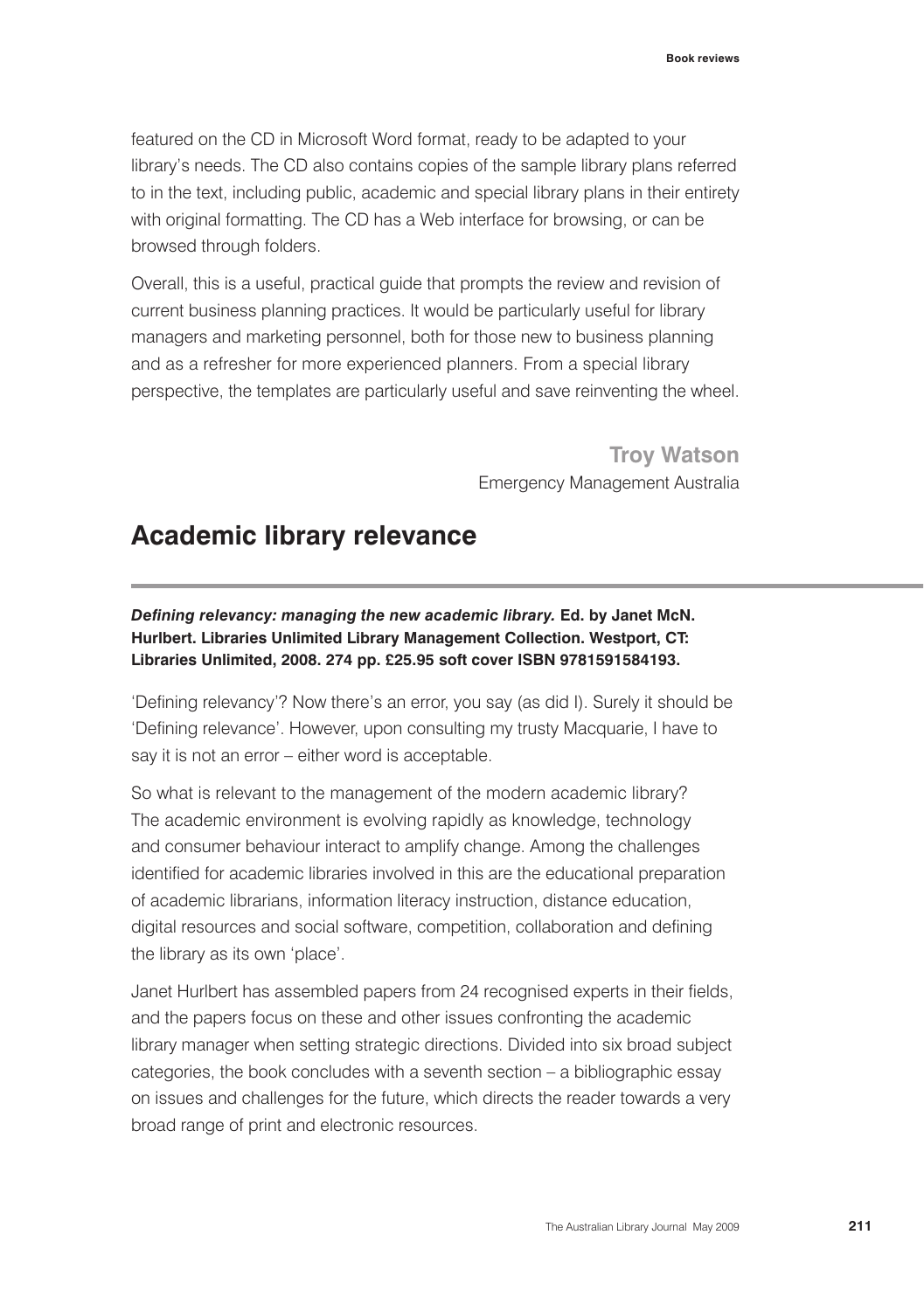featured on the CD in Microsoft Word format, ready to be adapted to your library's needs. The CD also contains copies of the sample library plans referred to in the text, including public, academic and special library plans in their entirety with original formatting. The CD has a Web interface for browsing, or can be browsed through folders.

Overall, this is a useful, practical guide that prompts the review and revision of current business planning practices. It would be particularly useful for library managers and marketing personnel, both for those new to business planning and as a refresher for more experienced planners. From a special library perspective, the templates are particularly useful and save reinventing the wheel.

**Troy Watson**
Emergency Management Australia

## Academic library relevance

***Defining relevancy: managing the new academic library.*** **Ed. by Janet McN. Hurlbert. Libraries Unlimited Library Management Collection. Westport, CT: Libraries Unlimited, 2008. 274 pp. £25.95 soft cover ISBN 9781591584193.**

'Defining relevancy'? Now there's an error, you say (as did I). Surely it should be 'Defining relevance'. However, upon consulting my trusty Macquarie, I have to say it is not an error – either word is acceptable.

So what is relevant to the management of the modern academic library? The academic environment is evolving rapidly as knowledge, technology and consumer behaviour interact to amplify change. Among the challenges identified for academic libraries involved in this are the educational preparation of academic librarians, information literacy instruction, distance education, digital resources and social software, competition, collaboration and defining the library as its own 'place'.

Janet Hurlbert has assembled papers from 24 recognised experts in their fields, and the papers focus on these and other issues confronting the academic library manager when setting strategic directions. Divided into six broad subject categories, the book concludes with a seventh section – a bibliographic essay on issues and challenges for the future, which directs the reader towards a very broad range of print and electronic resources.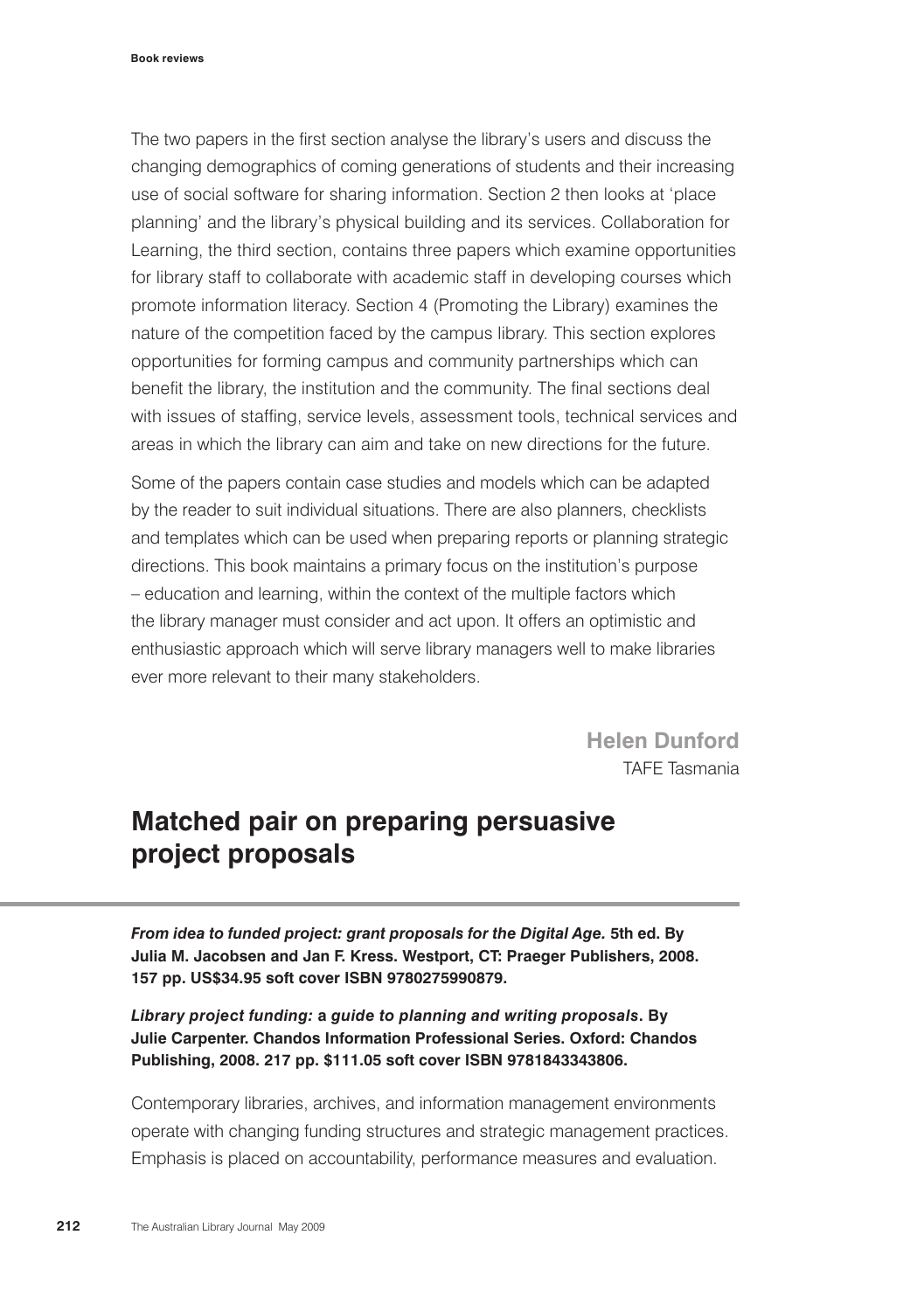The two papers in the first section analyse the library's users and discuss the changing demographics of coming generations of students and their increasing use of social software for sharing information. Section 2 then looks at 'place planning' and the library's physical building and its services. Collaboration for Learning, the third section, contains three papers which examine opportunities for library staff to collaborate with academic staff in developing courses which promote information literacy. Section 4 (Promoting the Library) examines the nature of the competition faced by the campus library. This section explores opportunities for forming campus and community partnerships which can benefit the library, the institution and the community. The final sections deal with issues of staffing, service levels, assessment tools, technical services and areas in which the library can aim and take on new directions for the future.

Some of the papers contain case studies and models which can be adapted by the reader to suit individual situations. There are also planners, checklists and templates which can be used when preparing reports or planning strategic directions. This book maintains a primary focus on the institution's purpose – education and learning, within the context of the multiple factors which the library manager must consider and act upon. It offers an optimistic and enthusiastic approach which will serve library managers well to make libraries ever more relevant to their many stakeholders.

**Helen Dunford**
TAFE Tasmania

## Matched pair on preparing persuasive project proposals

***From idea to funded project: grant proposals for the Digital Age.*** **5th ed. By Julia M. Jacobsen and Jan F. Kress. Westport, CT: Praeger Publishers, 2008. 157 pp. US$34.95 soft cover ISBN 9780275990879.**

***Library project funding:*** **a** ***guide to planning and writing proposals*****. By Julie Carpenter. Chandos Information Professional Series. Oxford: Chandos Publishing, 2008. 217 pp. $111.05 soft cover ISBN 9781843343806.**

Contemporary libraries, archives, and information management environments operate with changing funding structures and strategic management practices. Emphasis is placed on accountability, performance measures and evaluation.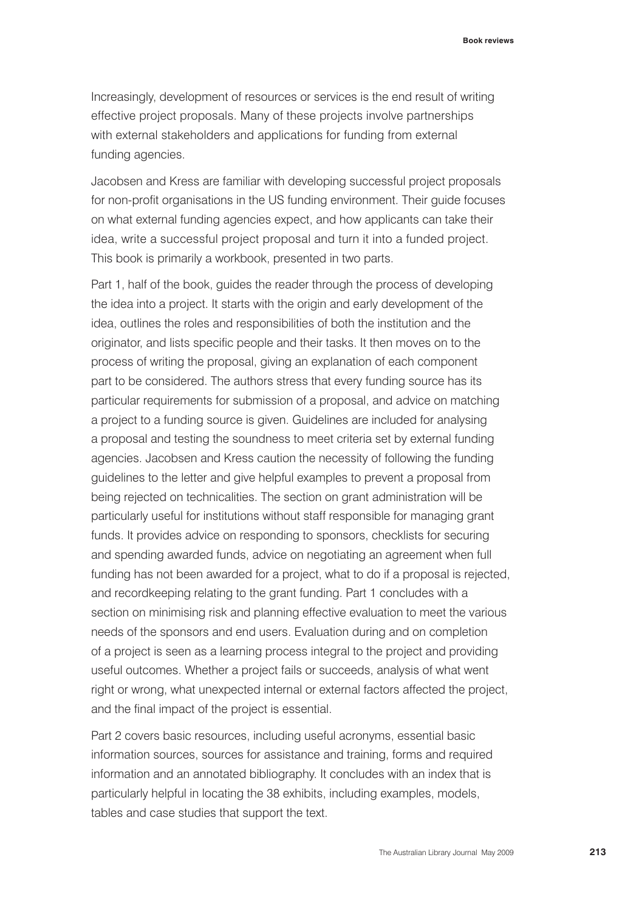Increasingly, development of resources or services is the end result of writing effective project proposals. Many of these projects involve partnerships with external stakeholders and applications for funding from external funding agencies.

Jacobsen and Kress are familiar with developing successful project proposals for non-profit organisations in the US funding environment. Their guide focuses on what external funding agencies expect, and how applicants can take their idea, write a successful project proposal and turn it into a funded project. This book is primarily a workbook, presented in two parts.

Part 1, half of the book, guides the reader through the process of developing the idea into a project. It starts with the origin and early development of the idea, outlines the roles and responsibilities of both the institution and the originator, and lists specific people and their tasks. It then moves on to the process of writing the proposal, giving an explanation of each component part to be considered. The authors stress that every funding source has its particular requirements for submission of a proposal, and advice on matching a project to a funding source is given. Guidelines are included for analysing a proposal and testing the soundness to meet criteria set by external funding agencies. Jacobsen and Kress caution the necessity of following the funding guidelines to the letter and give helpful examples to prevent a proposal from being rejected on technicalities. The section on grant administration will be particularly useful for institutions without staff responsible for managing grant funds. It provides advice on responding to sponsors, checklists for securing and spending awarded funds, advice on negotiating an agreement when full funding has not been awarded for a project, what to do if a proposal is rejected, and recordkeeping relating to the grant funding. Part 1 concludes with a section on minimising risk and planning effective evaluation to meet the various needs of the sponsors and end users. Evaluation during and on completion of a project is seen as a learning process integral to the project and providing useful outcomes. Whether a project fails or succeeds, analysis of what went right or wrong, what unexpected internal or external factors affected the project, and the final impact of the project is essential.

Part 2 covers basic resources, including useful acronyms, essential basic information sources, sources for assistance and training, forms and required information and an annotated bibliography. It concludes with an index that is particularly helpful in locating the 38 exhibits, including examples, models, tables and case studies that support the text.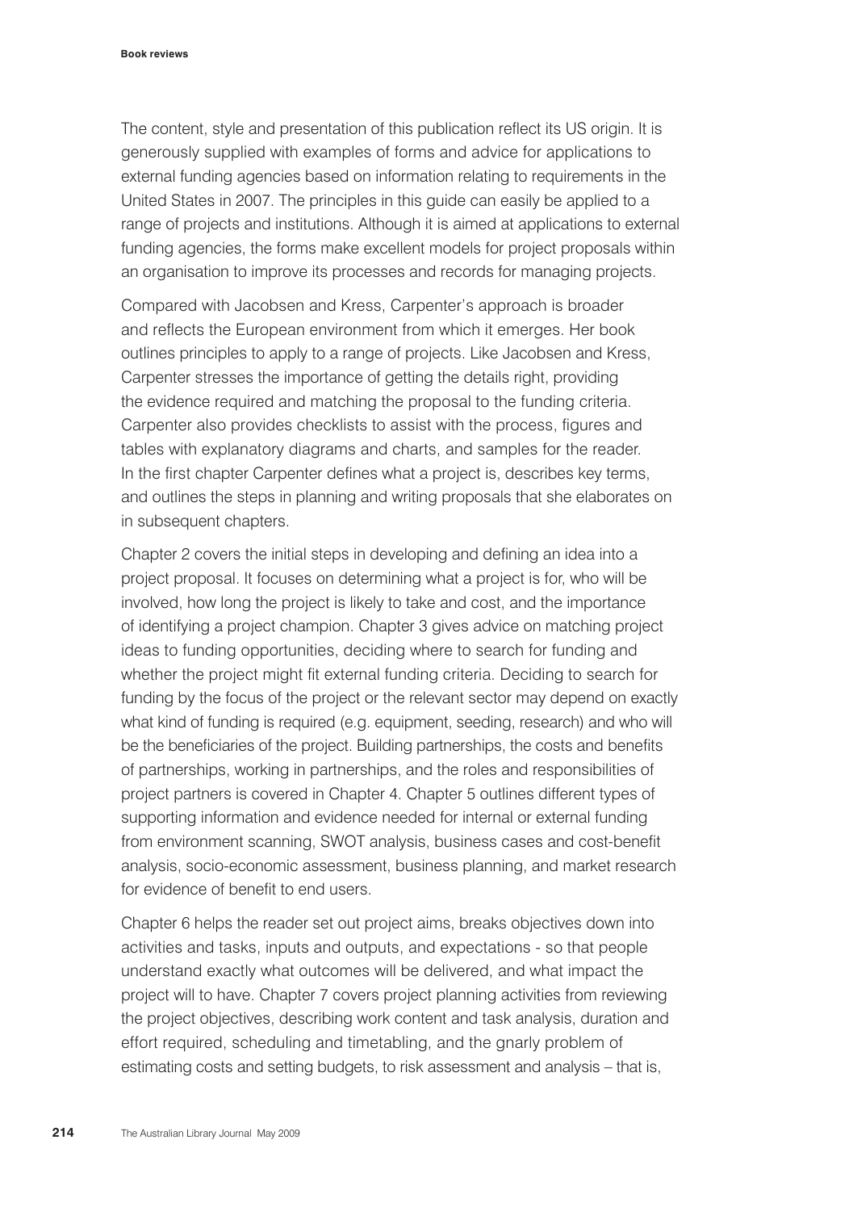The content, style and presentation of this publication reflect its US origin. It is generously supplied with examples of forms and advice for applications to external funding agencies based on information relating to requirements in the United States in 2007. The principles in this guide can easily be applied to a range of projects and institutions. Although it is aimed at applications to external funding agencies, the forms make excellent models for project proposals within an organisation to improve its processes and records for managing projects.

Compared with Jacobsen and Kress, Carpenter's approach is broader and reflects the European environment from which it emerges. Her book outlines principles to apply to a range of projects. Like Jacobsen and Kress, Carpenter stresses the importance of getting the details right, providing the evidence required and matching the proposal to the funding criteria. Carpenter also provides checklists to assist with the process, figures and tables with explanatory diagrams and charts, and samples for the reader. In the first chapter Carpenter defines what a project is, describes key terms, and outlines the steps in planning and writing proposals that she elaborates on in subsequent chapters.

Chapter 2 covers the initial steps in developing and defining an idea into a project proposal. It focuses on determining what a project is for, who will be involved, how long the project is likely to take and cost, and the importance of identifying a project champion. Chapter 3 gives advice on matching project ideas to funding opportunities, deciding where to search for funding and whether the project might fit external funding criteria. Deciding to search for funding by the focus of the project or the relevant sector may depend on exactly what kind of funding is required (e.g. equipment, seeding, research) and who will be the beneficiaries of the project. Building partnerships, the costs and benefits of partnerships, working in partnerships, and the roles and responsibilities of project partners is covered in Chapter 4. Chapter 5 outlines different types of supporting information and evidence needed for internal or external funding from environment scanning, SWOT analysis, business cases and cost-benefit analysis, socio-economic assessment, business planning, and market research for evidence of benefit to end users.

Chapter 6 helps the reader set out project aims, breaks objectives down into activities and tasks, inputs and outputs, and expectations - so that people understand exactly what outcomes will be delivered, and what impact the project will to have. Chapter 7 covers project planning activities from reviewing the project objectives, describing work content and task analysis, duration and effort required, scheduling and timetabling, and the gnarly problem of estimating costs and setting budgets, to risk assessment and analysis – that is,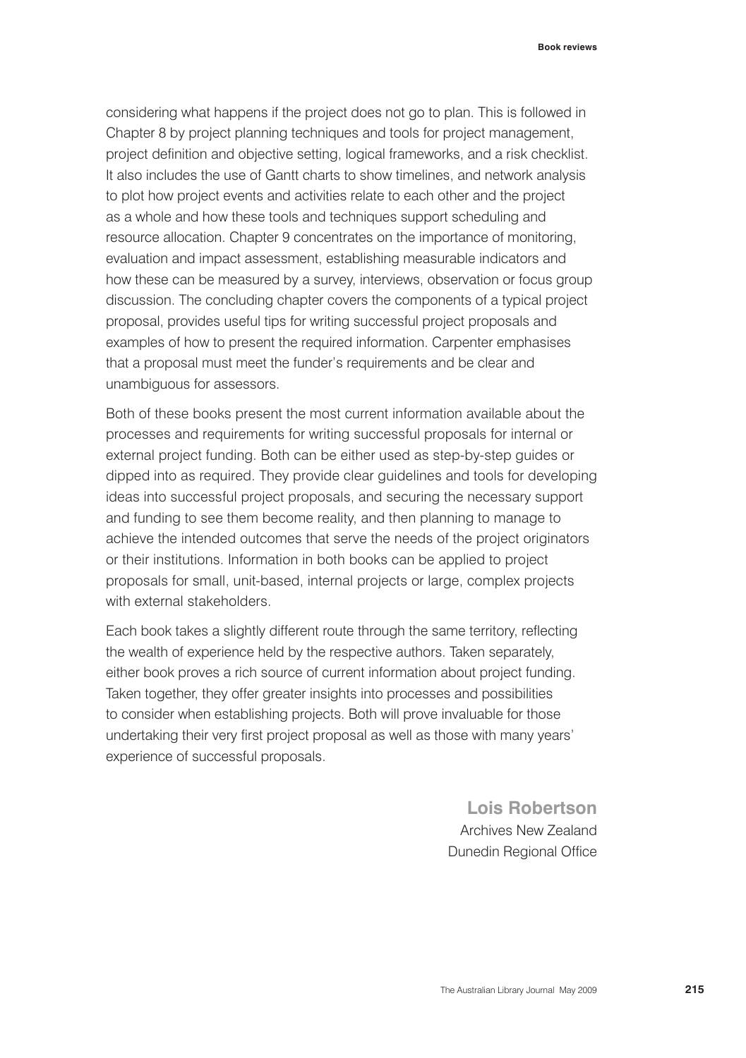considering what happens if the project does not go to plan. This is followed in Chapter 8 by project planning techniques and tools for project management, project definition and objective setting, logical frameworks, and a risk checklist. It also includes the use of Gantt charts to show timelines, and network analysis to plot how project events and activities relate to each other and the project as a whole and how these tools and techniques support scheduling and resource allocation. Chapter 9 concentrates on the importance of monitoring, evaluation and impact assessment, establishing measurable indicators and how these can be measured by a survey, interviews, observation or focus group discussion. The concluding chapter covers the components of a typical project proposal, provides useful tips for writing successful project proposals and examples of how to present the required information. Carpenter emphasises that a proposal must meet the funder's requirements and be clear and unambiguous for assessors.

Both of these books present the most current information available about the processes and requirements for writing successful proposals for internal or external project funding. Both can be either used as step-by-step guides or dipped into as required. They provide clear guidelines and tools for developing ideas into successful project proposals, and securing the necessary support and funding to see them become reality, and then planning to manage to achieve the intended outcomes that serve the needs of the project originators or their institutions. Information in both books can be applied to project proposals for small, unit-based, internal projects or large, complex projects with external stakeholders.

Each book takes a slightly different route through the same territory, reflecting the wealth of experience held by the respective authors. Taken separately, either book proves a rich source of current information about project funding. Taken together, they offer greater insights into processes and possibilities to consider when establishing projects. Both will prove invaluable for those undertaking their very first project proposal as well as those with many years' experience of successful proposals.

**Lois Robertson**
Archives New Zealand
Dunedin Regional Office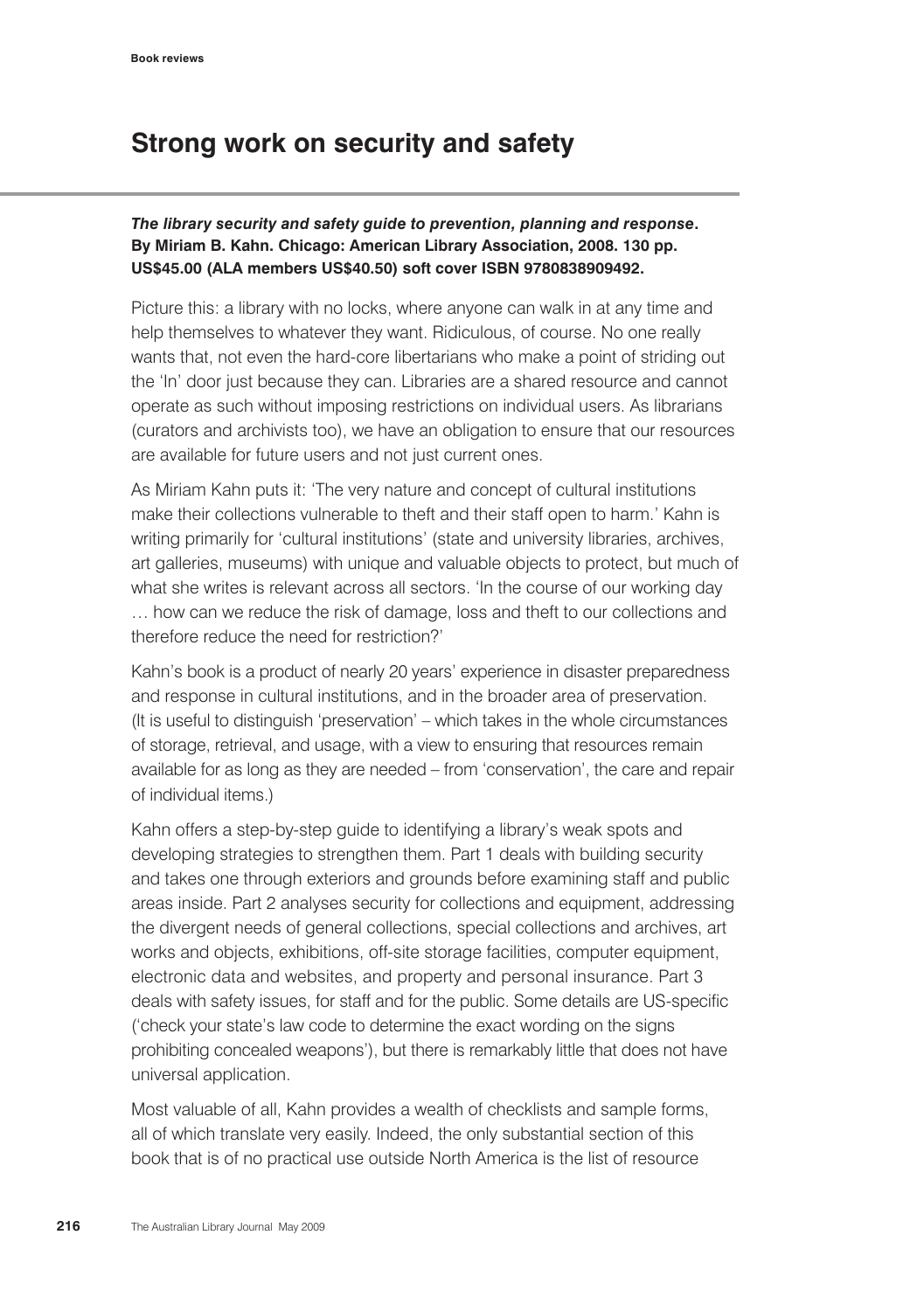# Strong work on security and safety

***The library security and safety guide to prevention, planning and response*. By Miriam B. Kahn. Chicago: American Library Association, 2008. 130 pp. US$45.00 (ALA members US$40.50) soft cover ISBN 9780838909492.**

Picture this: a library with no locks, where anyone can walk in at any time and help themselves to whatever they want. Ridiculous, of course. No one really wants that, not even the hard-core libertarians who make a point of striding out the 'In' door just because they can. Libraries are a shared resource and cannot operate as such without imposing restrictions on individual users. As librarians (curators and archivists too), we have an obligation to ensure that our resources are available for future users and not just current ones.

As Miriam Kahn puts it: 'The very nature and concept of cultural institutions make their collections vulnerable to theft and their staff open to harm.' Kahn is writing primarily for 'cultural institutions' (state and university libraries, archives, art galleries, museums) with unique and valuable objects to protect, but much of what she writes is relevant across all sectors. 'In the course of our working day … how can we reduce the risk of damage, loss and theft to our collections and therefore reduce the need for restriction?'

Kahn's book is a product of nearly 20 years' experience in disaster preparedness and response in cultural institutions, and in the broader area of preservation. (It is useful to distinguish 'preservation' – which takes in the whole circumstances of storage, retrieval, and usage, with a view to ensuring that resources remain available for as long as they are needed – from 'conservation', the care and repair of individual items.)

Kahn offers a step-by-step guide to identifying a library's weak spots and developing strategies to strengthen them. Part 1 deals with building security and takes one through exteriors and grounds before examining staff and public areas inside. Part 2 analyses security for collections and equipment, addressing the divergent needs of general collections, special collections and archives, art works and objects, exhibitions, off-site storage facilities, computer equipment, electronic data and websites, and property and personal insurance. Part 3 deals with safety issues, for staff and for the public. Some details are US-specific ('check your state's law code to determine the exact wording on the signs prohibiting concealed weapons'), but there is remarkably little that does not have universal application.

Most valuable of all, Kahn provides a wealth of checklists and sample forms, all of which translate very easily. Indeed, the only substantial section of this book that is of no practical use outside North America is the list of resource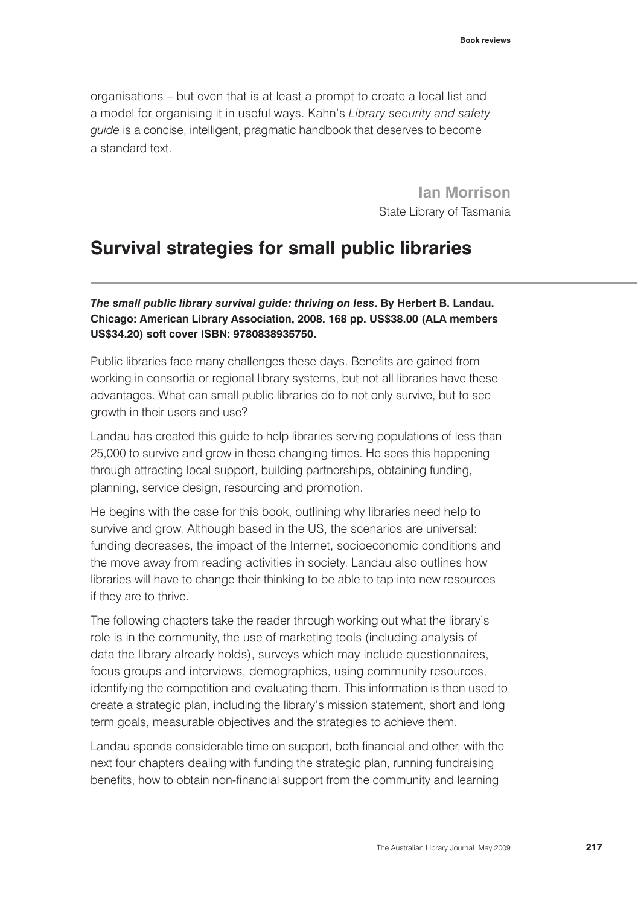organisations – but even that is at least a prompt to create a local list and a model for organising it in useful ways. Kahn's *Library security and safety guide* is a concise, intelligent, pragmatic handbook that deserves to become a standard text.

**Ian Morrison**
State Library of Tasmania

## Survival strategies for small public libraries

***The small public library survival guide: thriving on less*. By Herbert B. Landau. Chicago: American Library Association, 2008. 168 pp. US$38.00 (ALA members US$34.20) soft cover ISBN: 9780838935750.**

Public libraries face many challenges these days. Benefits are gained from working in consortia or regional library systems, but not all libraries have these advantages. What can small public libraries do to not only survive, but to see growth in their users and use?

Landau has created this guide to help libraries serving populations of less than 25,000 to survive and grow in these changing times. He sees this happening through attracting local support, building partnerships, obtaining funding, planning, service design, resourcing and promotion.

He begins with the case for this book, outlining why libraries need help to survive and grow. Although based in the US, the scenarios are universal: funding decreases, the impact of the Internet, socioeconomic conditions and the move away from reading activities in society. Landau also outlines how libraries will have to change their thinking to be able to tap into new resources if they are to thrive.

The following chapters take the reader through working out what the library's role is in the community, the use of marketing tools (including analysis of data the library already holds), surveys which may include questionnaires, focus groups and interviews, demographics, using community resources, identifying the competition and evaluating them. This information is then used to create a strategic plan, including the library's mission statement, short and long term goals, measurable objectives and the strategies to achieve them.

Landau spends considerable time on support, both financial and other, with the next four chapters dealing with funding the strategic plan, running fundraising benefits, how to obtain non-financial support from the community and learning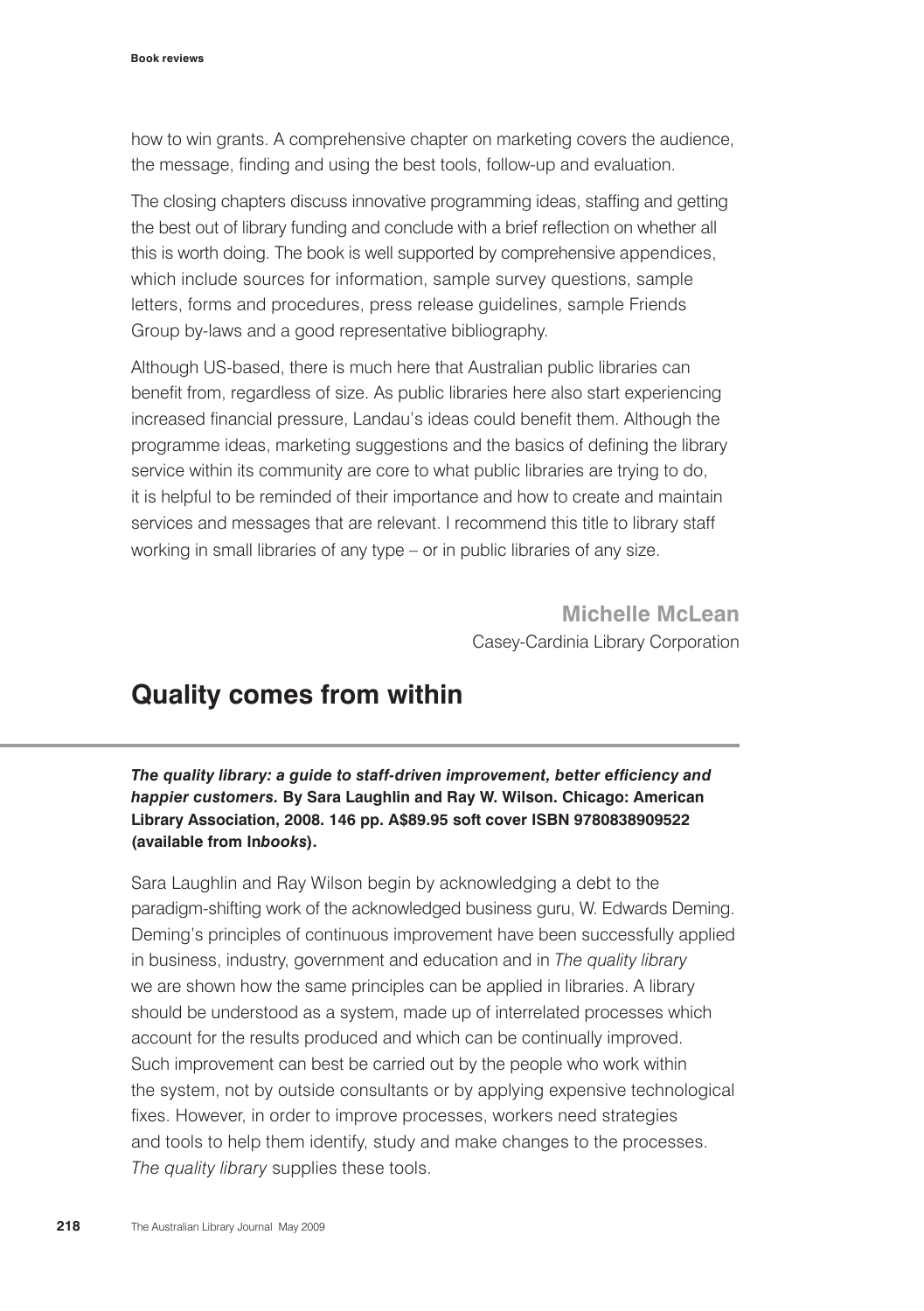how to win grants. A comprehensive chapter on marketing covers the audience, the message, finding and using the best tools, follow-up and evaluation.

The closing chapters discuss innovative programming ideas, staffing and getting the best out of library funding and conclude with a brief reflection on whether all this is worth doing. The book is well supported by comprehensive appendices, which include sources for information, sample survey questions, sample letters, forms and procedures, press release guidelines, sample Friends Group by-laws and a good representative bibliography.

Although US-based, there is much here that Australian public libraries can benefit from, regardless of size. As public libraries here also start experiencing increased financial pressure, Landau's ideas could benefit them. Although the programme ideas, marketing suggestions and the basics of defining the library service within its community are core to what public libraries are trying to do, it is helpful to be reminded of their importance and how to create and maintain services and messages that are relevant. I recommend this title to library staff working in small libraries of any type – or in public libraries of any size.

**Michelle McLean**
Casey-Cardinia Library Corporation

## Quality comes from within

***The quality library: a guide to staff-driven improvement, better efficiency and happier customers.*** **By Sara Laughlin and Ray W. Wilson. Chicago: American Library Association, 2008. 146 pp. A$89.95 soft cover ISBN 9780838909522 (available from In*books*).**

Sara Laughlin and Ray Wilson begin by acknowledging a debt to the paradigm-shifting work of the acknowledged business guru, W. Edwards Deming. Deming's principles of continuous improvement have been successfully applied in business, industry, government and education and in *The quality library* we are shown how the same principles can be applied in libraries. A library should be understood as a system, made up of interrelated processes which account for the results produced and which can be continually improved. Such improvement can best be carried out by the people who work within the system, not by outside consultants or by applying expensive technological fixes. However, in order to improve processes, workers need strategies and tools to help them identify, study and make changes to the processes. *The quality library* supplies these tools.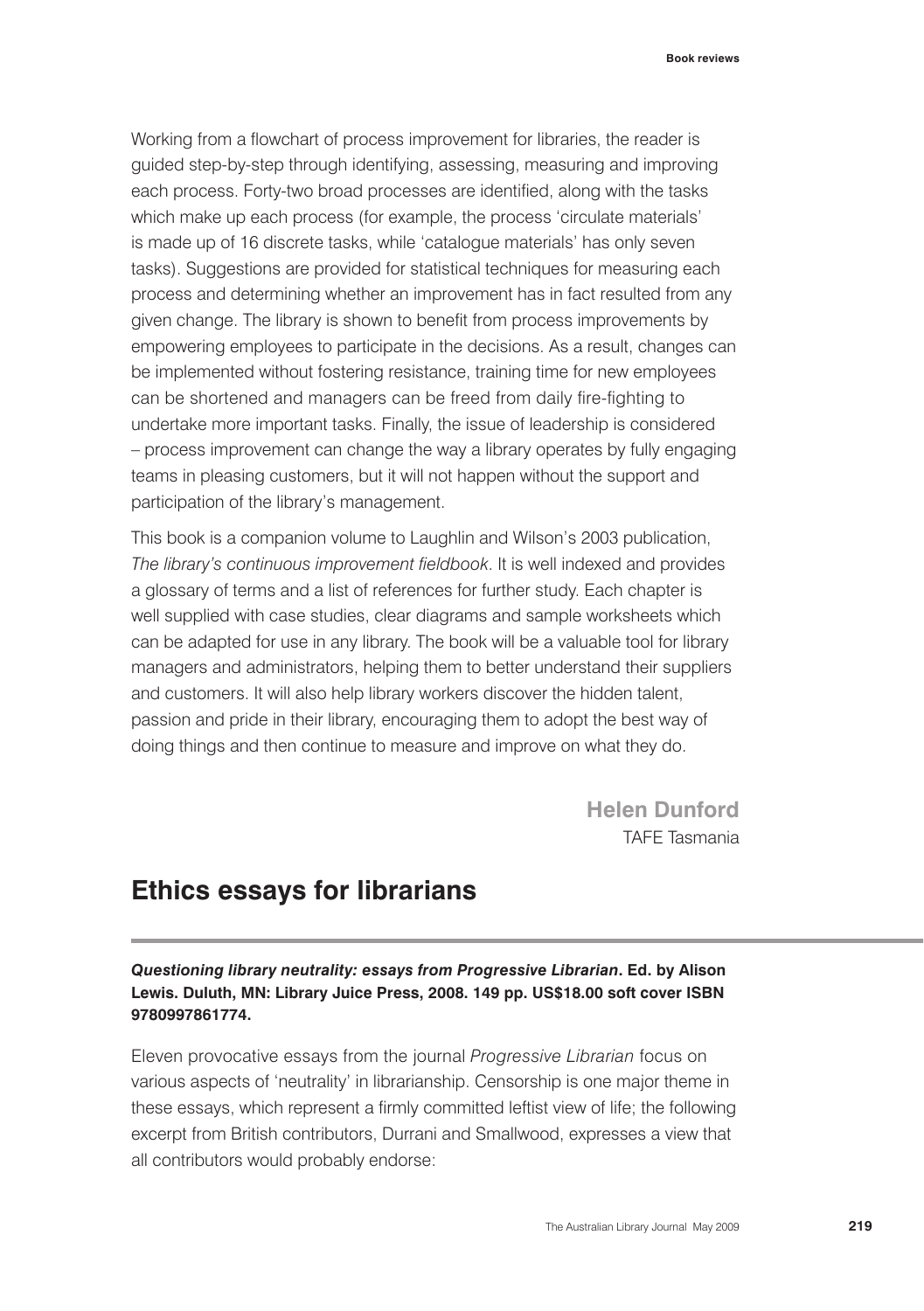Working from a flowchart of process improvement for libraries, the reader is guided step-by-step through identifying, assessing, measuring and improving each process. Forty-two broad processes are identified, along with the tasks which make up each process (for example, the process 'circulate materials' is made up of 16 discrete tasks, while 'catalogue materials' has only seven tasks). Suggestions are provided for statistical techniques for measuring each process and determining whether an improvement has in fact resulted from any given change. The library is shown to benefit from process improvements by empowering employees to participate in the decisions. As a result, changes can be implemented without fostering resistance, training time for new employees can be shortened and managers can be freed from daily fire-fighting to undertake more important tasks. Finally, the issue of leadership is considered – process improvement can change the way a library operates by fully engaging teams in pleasing customers, but it will not happen without the support and participation of the library's management.

This book is a companion volume to Laughlin and Wilson's 2003 publication, *The library's continuous improvement fieldbook*. It is well indexed and provides a glossary of terms and a list of references for further study. Each chapter is well supplied with case studies, clear diagrams and sample worksheets which can be adapted for use in any library. The book will be a valuable tool for library managers and administrators, helping them to better understand their suppliers and customers. It will also help library workers discover the hidden talent, passion and pride in their library, encouraging them to adopt the best way of doing things and then continue to measure and improve on what they do.

**Helen Dunford**
TAFE Tasmania

## Ethics essays for librarians

***Questioning library neutrality: essays from Progressive Librarian*. Ed. by Alison Lewis. Duluth, MN: Library Juice Press, 2008. 149 pp. US$18.00 soft cover ISBN 9780997861774.**

Eleven provocative essays from the journal *Progressive Librarian* focus on various aspects of 'neutrality' in librarianship. Censorship is one major theme in these essays, which represent a firmly committed leftist view of life; the following excerpt from British contributors, Durrani and Smallwood, expresses a view that all contributors would probably endorse: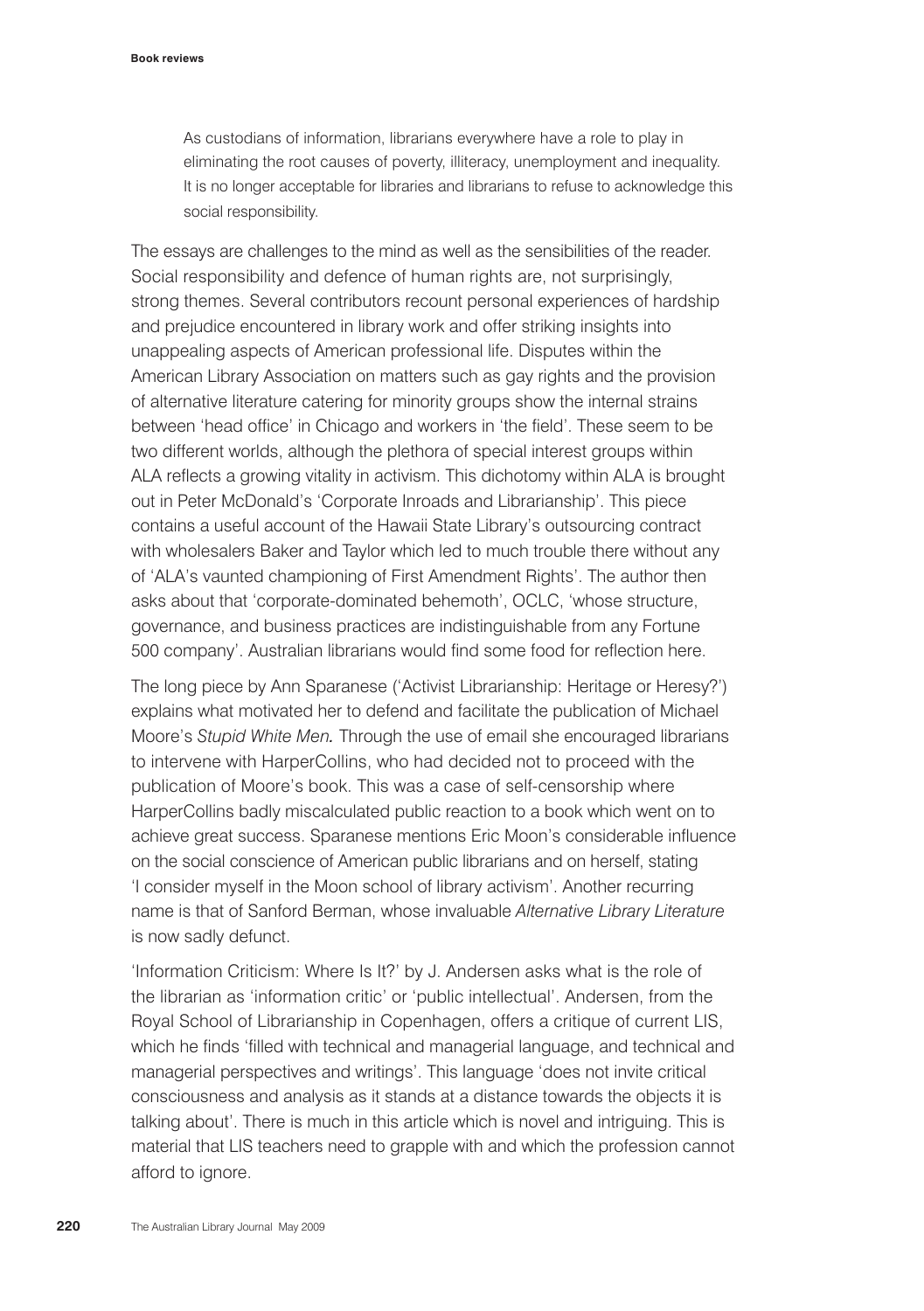> As custodians of information, librarians everywhere have a role to play in eliminating the root causes of poverty, illiteracy, unemployment and inequality. It is no longer acceptable for libraries and librarians to refuse to acknowledge this social responsibility.

The essays are challenges to the mind as well as the sensibilities of the reader. Social responsibility and defence of human rights are, not surprisingly, strong themes. Several contributors recount personal experiences of hardship and prejudice encountered in library work and offer striking insights into unappealing aspects of American professional life. Disputes within the American Library Association on matters such as gay rights and the provision of alternative literature catering for minority groups show the internal strains between 'head office' in Chicago and workers in 'the field'. These seem to be two different worlds, although the plethora of special interest groups within ALA reflects a growing vitality in activism. This dichotomy within ALA is brought out in Peter McDonald's 'Corporate Inroads and Librarianship'. This piece contains a useful account of the Hawaii State Library's outsourcing contract with wholesalers Baker and Taylor which led to much trouble there without any of 'ALA's vaunted championing of First Amendment Rights'. The author then asks about that 'corporate-dominated behemoth', OCLC, 'whose structure, governance, and business practices are indistinguishable from any Fortune 500 company'. Australian librarians would find some food for reflection here.

The long piece by Ann Sparanese ('Activist Librarianship: Heritage or Heresy?') explains what motivated her to defend and facilitate the publication of Michael Moore's *Stupid White Men.* Through the use of email she encouraged librarians to intervene with HarperCollins, who had decided not to proceed with the publication of Moore's book. This was a case of self-censorship where HarperCollins badly miscalculated public reaction to a book which went on to achieve great success. Sparanese mentions Eric Moon's considerable influence on the social conscience of American public librarians and on herself, stating 'I consider myself in the Moon school of library activism'. Another recurring name is that of Sanford Berman, whose invaluable *Alternative Library Literature* is now sadly defunct.

'Information Criticism: Where Is It?' by J. Andersen asks what is the role of the librarian as 'information critic' or 'public intellectual'. Andersen, from the Royal School of Librarianship in Copenhagen, offers a critique of current LIS, which he finds 'filled with technical and managerial language, and technical and managerial perspectives and writings'. This language 'does not invite critical consciousness and analysis as it stands at a distance towards the objects it is talking about'. There is much in this article which is novel and intriguing. This is material that LIS teachers need to grapple with and which the profession cannot afford to ignore.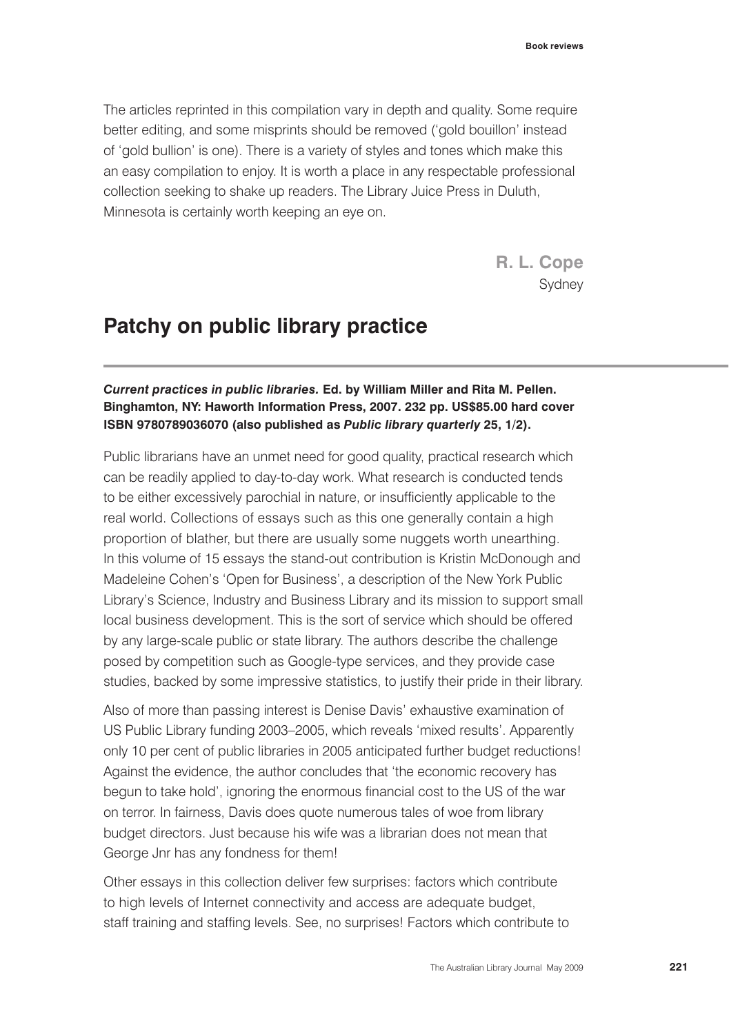The articles reprinted in this compilation vary in depth and quality. Some require better editing, and some misprints should be removed ('gold bouillon' instead of 'gold bullion' is one). There is a variety of styles and tones which make this an easy compilation to enjoy. It is worth a place in any respectable professional collection seeking to shake up readers. The Library Juice Press in Duluth, Minnesota is certainly worth keeping an eye on.

**R. L. Cope**
Sydney

## Patchy on public library practice

***Current practices in public libraries.*** **Ed. by William Miller and Rita M. Pellen. Binghamton, NY: Haworth Information Press, 2007. 232 pp. US$85.00 hard cover ISBN 9780789036070 (also published as *Public library quarterly* 25, 1/2).**

Public librarians have an unmet need for good quality, practical research which can be readily applied to day-to-day work. What research is conducted tends to be either excessively parochial in nature, or insufficiently applicable to the real world. Collections of essays such as this one generally contain a high proportion of blather, but there are usually some nuggets worth unearthing. In this volume of 15 essays the stand-out contribution is Kristin McDonough and Madeleine Cohen's 'Open for Business', a description of the New York Public Library's Science, Industry and Business Library and its mission to support small local business development. This is the sort of service which should be offered by any large-scale public or state library. The authors describe the challenge posed by competition such as Google-type services, and they provide case studies, backed by some impressive statistics, to justify their pride in their library.

Also of more than passing interest is Denise Davis' exhaustive examination of US Public Library funding 2003–2005, which reveals 'mixed results'. Apparently only 10 per cent of public libraries in 2005 anticipated further budget reductions! Against the evidence, the author concludes that 'the economic recovery has begun to take hold', ignoring the enormous financial cost to the US of the war on terror. In fairness, Davis does quote numerous tales of woe from library budget directors. Just because his wife was a librarian does not mean that George Jnr has any fondness for them!

Other essays in this collection deliver few surprises: factors which contribute to high levels of Internet connectivity and access are adequate budget, staff training and staffing levels. See, no surprises! Factors which contribute to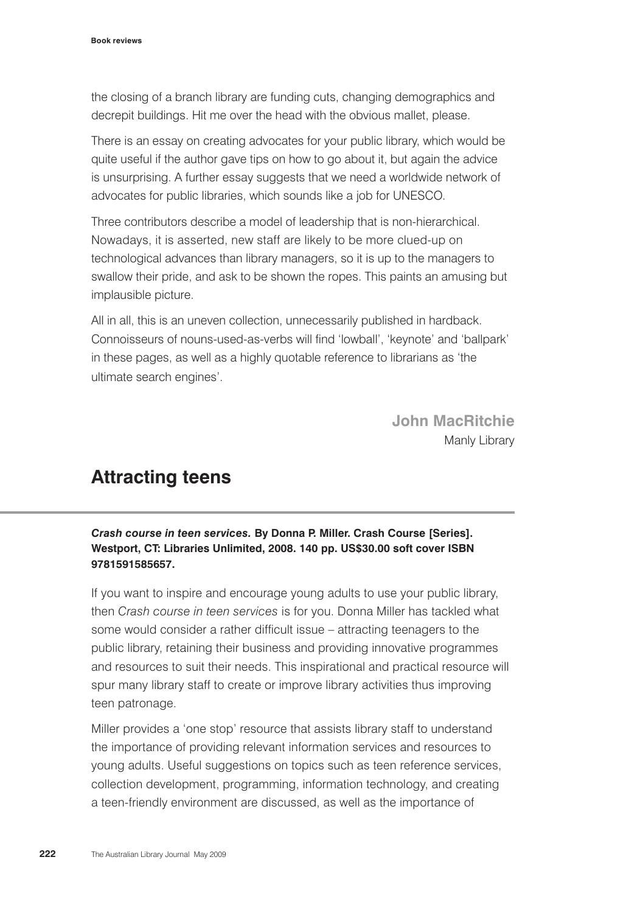the closing of a branch library are funding cuts, changing demographics and decrepit buildings. Hit me over the head with the obvious mallet, please.

There is an essay on creating advocates for your public library, which would be quite useful if the author gave tips on how to go about it, but again the advice is unsurprising. A further essay suggests that we need a worldwide network of advocates for public libraries, which sounds like a job for UNESCO.

Three contributors describe a model of leadership that is non-hierarchical. Nowadays, it is asserted, new staff are likely to be more clued-up on technological advances than library managers, so it is up to the managers to swallow their pride, and ask to be shown the ropes. This paints an amusing but implausible picture.

All in all, this is an uneven collection, unnecessarily published in hardback. Connoisseurs of nouns-used-as-verbs will find 'lowball', 'keynote' and 'ballpark' in these pages, as well as a highly quotable reference to librarians as 'the ultimate search engines'.

**John MacRitchie**
Manly Library

## Attracting teens

***Crash course in teen services.*** **By Donna P. Miller. Crash Course [Series]. Westport, CT: Libraries Unlimited, 2008. 140 pp. US$30.00 soft cover ISBN 9781591585657.**

If you want to inspire and encourage young adults to use your public library, then *Crash course in teen services* is for you. Donna Miller has tackled what some would consider a rather difficult issue – attracting teenagers to the public library, retaining their business and providing innovative programmes and resources to suit their needs. This inspirational and practical resource will spur many library staff to create or improve library activities thus improving teen patronage.

Miller provides a 'one stop' resource that assists library staff to understand the importance of providing relevant information services and resources to young adults. Useful suggestions on topics such as teen reference services, collection development, programming, information technology, and creating a teen-friendly environment are discussed, as well as the importance of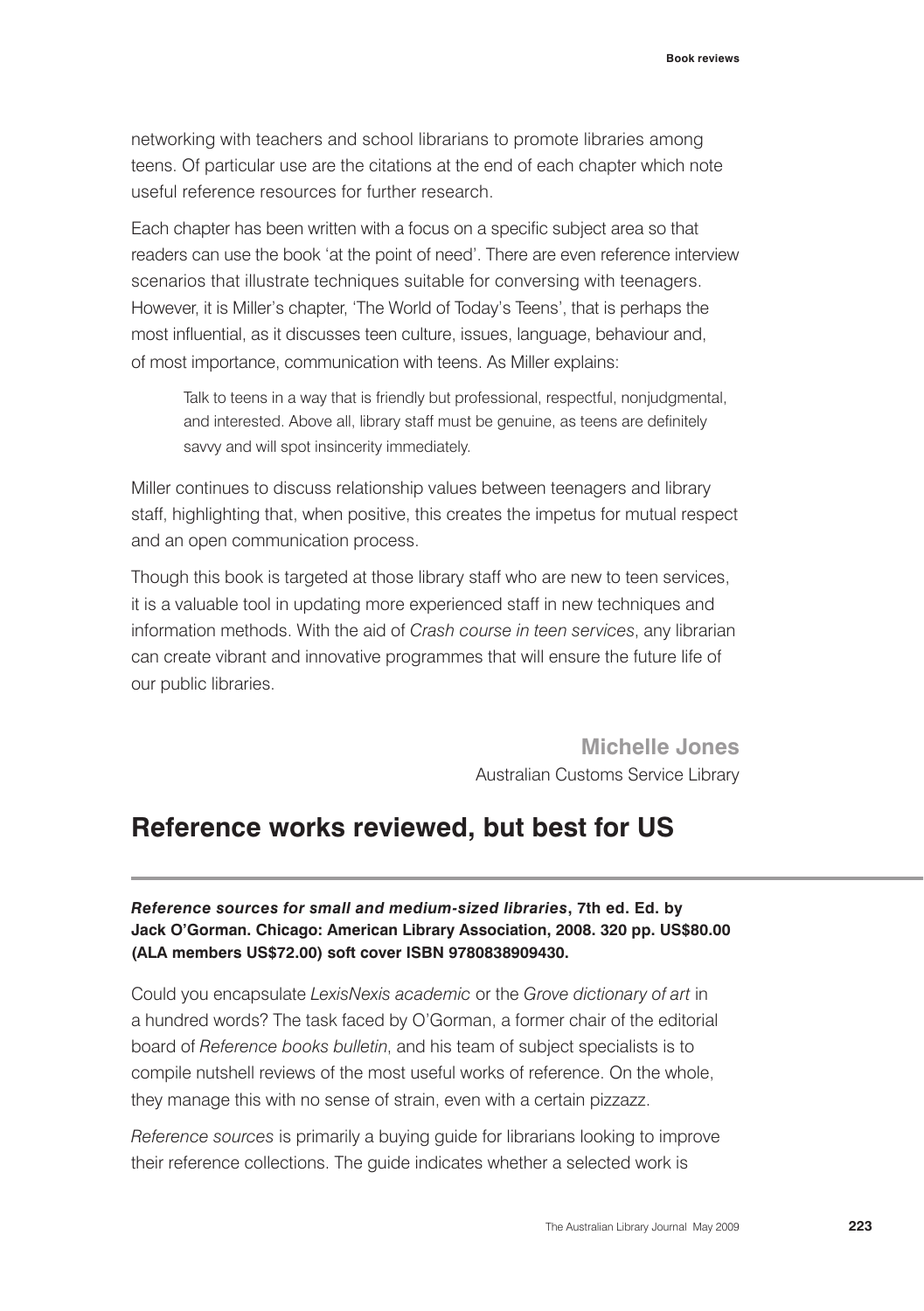networking with teachers and school librarians to promote libraries among teens. Of particular use are the citations at the end of each chapter which note useful reference resources for further research.

Each chapter has been written with a focus on a specific subject area so that readers can use the book 'at the point of need'. There are even reference interview scenarios that illustrate techniques suitable for conversing with teenagers. However, it is Miller's chapter, 'The World of Today's Teens', that is perhaps the most influential, as it discusses teen culture, issues, language, behaviour and, of most importance, communication with teens. As Miller explains:

> Talk to teens in a way that is friendly but professional, respectful, nonjudgmental, and interested. Above all, library staff must be genuine, as teens are definitely savvy and will spot insincerity immediately.

Miller continues to discuss relationship values between teenagers and library staff, highlighting that, when positive, this creates the impetus for mutual respect and an open communication process.

Though this book is targeted at those library staff who are new to teen services, it is a valuable tool in updating more experienced staff in new techniques and information methods. With the aid of *Crash course in teen services*, any librarian can create vibrant and innovative programmes that will ensure the future life of our public libraries.

**Michelle Jones**
Australian Customs Service Library

## Reference works reviewed, but best for US

***Reference sources for small and medium-sized libraries*, 7th ed. Ed. by Jack O'Gorman. Chicago: American Library Association, 2008. 320 pp. US$80.00 (ALA members US$72.00) soft cover ISBN 9780838909430.**

Could you encapsulate *LexisNexis academic* or the *Grove dictionary of art* in a hundred words? The task faced by O'Gorman, a former chair of the editorial board of *Reference books bulletin*, and his team of subject specialists is to compile nutshell reviews of the most useful works of reference. On the whole, they manage this with no sense of strain, even with a certain pizzazz.

*Reference sources* is primarily a buying guide for librarians looking to improve their reference collections. The guide indicates whether a selected work is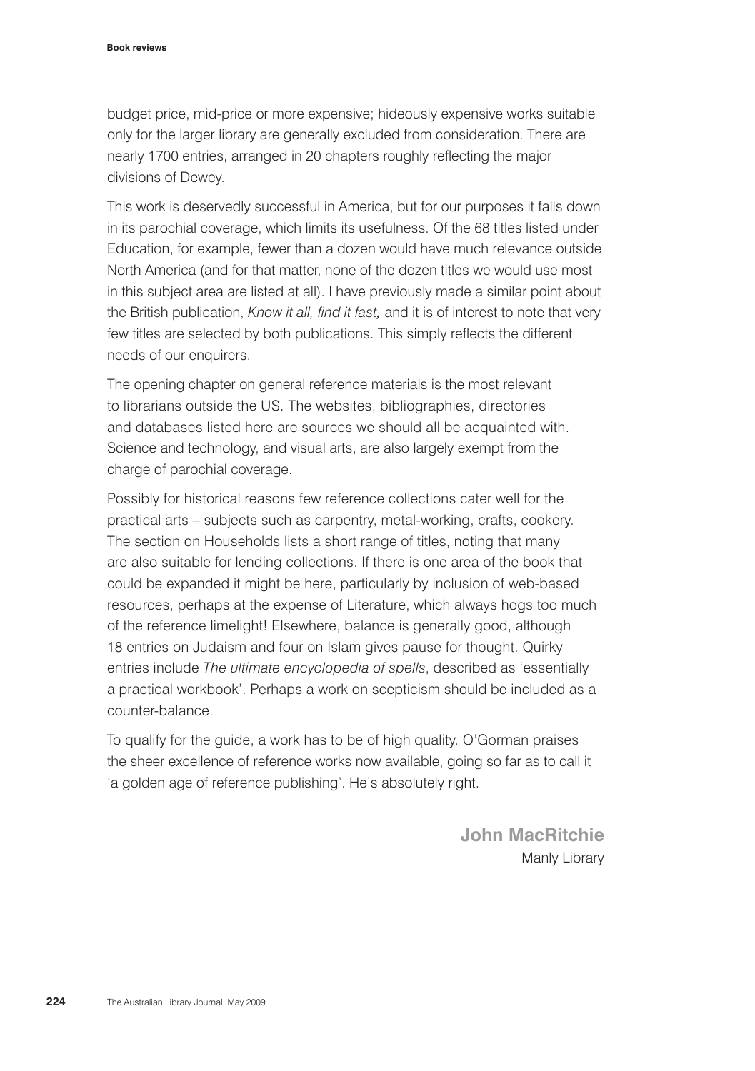budget price, mid-price or more expensive; hideously expensive works suitable only for the larger library are generally excluded from consideration. There are nearly 1700 entries, arranged in 20 chapters roughly reflecting the major divisions of Dewey.

This work is deservedly successful in America, but for our purposes it falls down in its parochial coverage, which limits its usefulness. Of the 68 titles listed under Education, for example, fewer than a dozen would have much relevance outside North America (and for that matter, none of the dozen titles we would use most in this subject area are listed at all). I have previously made a similar point about the British publication, *Know it all, find it fast,* and it is of interest to note that very few titles are selected by both publications. This simply reflects the different needs of our enquirers.

The opening chapter on general reference materials is the most relevant to librarians outside the US. The websites, bibliographies, directories and databases listed here are sources we should all be acquainted with. Science and technology, and visual arts, are also largely exempt from the charge of parochial coverage.

Possibly for historical reasons few reference collections cater well for the practical arts – subjects such as carpentry, metal-working, crafts, cookery. The section on Households lists a short range of titles, noting that many are also suitable for lending collections. If there is one area of the book that could be expanded it might be here, particularly by inclusion of web-based resources, perhaps at the expense of Literature, which always hogs too much of the reference limelight! Elsewhere, balance is generally good, although 18 entries on Judaism and four on Islam gives pause for thought. Quirky entries include *The ultimate encyclopedia of spells*, described as 'essentially a practical workbook'. Perhaps a work on scepticism should be included as a counter-balance.

To qualify for the guide, a work has to be of high quality. O'Gorman praises the sheer excellence of reference works now available, going so far as to call it 'a golden age of reference publishing'. He's absolutely right.

**John MacRitchie**
Manly Library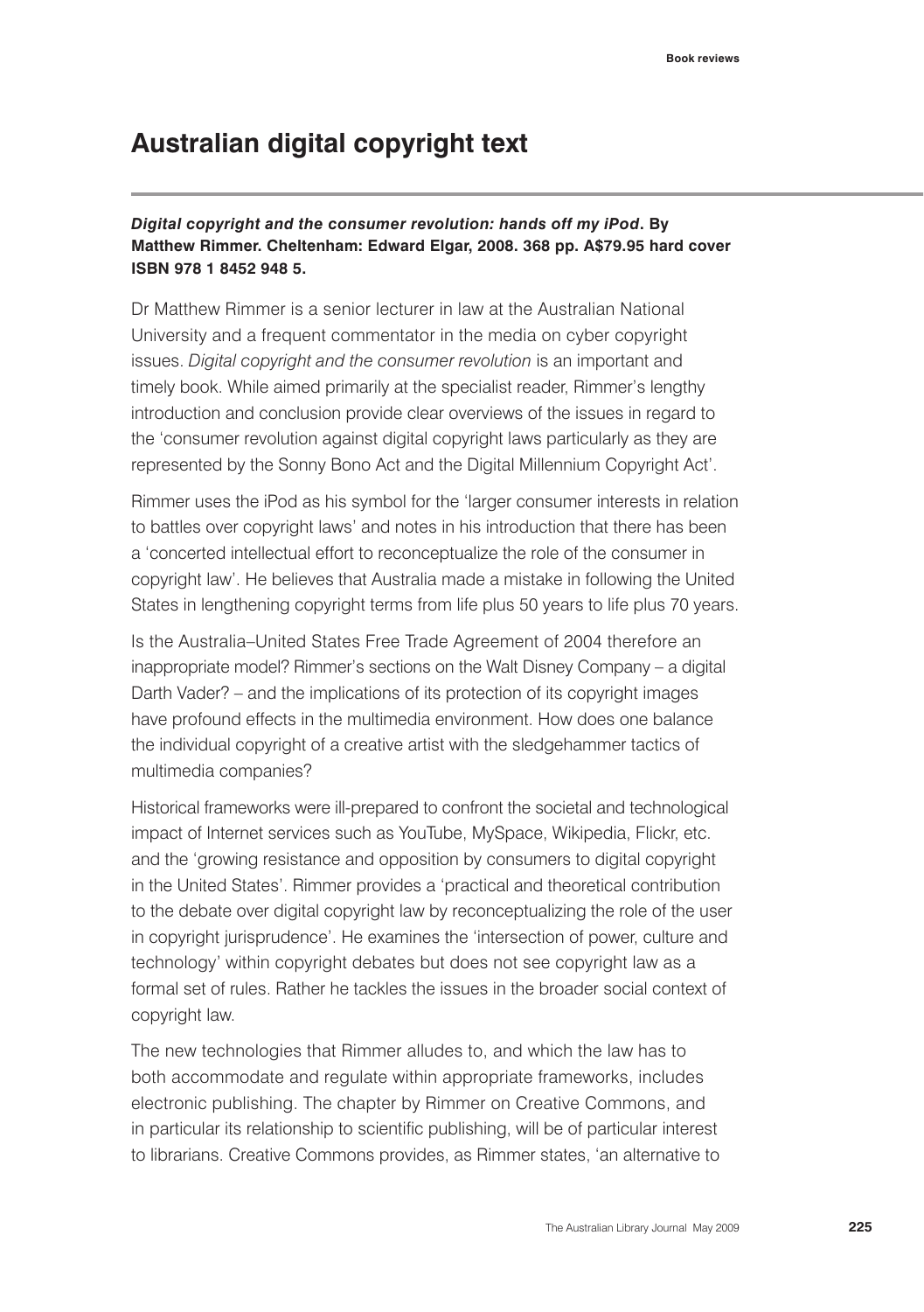# Australian digital copyright text

***Digital copyright and the consumer revolution: hands off my iPod*. By Matthew Rimmer. Cheltenham: Edward Elgar, 2008. 368 pp. A$79.95 hard cover ISBN 978 1 8452 948 5.**

Dr Matthew Rimmer is a senior lecturer in law at the Australian National University and a frequent commentator in the media on cyber copyright issues. *Digital copyright and the consumer revolution* is an important and timely book. While aimed primarily at the specialist reader, Rimmer's lengthy introduction and conclusion provide clear overviews of the issues in regard to the 'consumer revolution against digital copyright laws particularly as they are represented by the Sonny Bono Act and the Digital Millennium Copyright Act'.

Rimmer uses the iPod as his symbol for the 'larger consumer interests in relation to battles over copyright laws' and notes in his introduction that there has been a 'concerted intellectual effort to reconceptualize the role of the consumer in copyright law'. He believes that Australia made a mistake in following the United States in lengthening copyright terms from life plus 50 years to life plus 70 years.

Is the Australia–United States Free Trade Agreement of 2004 therefore an inappropriate model? Rimmer's sections on the Walt Disney Company – a digital Darth Vader? – and the implications of its protection of its copyright images have profound effects in the multimedia environment. How does one balance the individual copyright of a creative artist with the sledgehammer tactics of multimedia companies?

Historical frameworks were ill-prepared to confront the societal and technological impact of Internet services such as YouTube, MySpace, Wikipedia, Flickr, etc. and the 'growing resistance and opposition by consumers to digital copyright in the United States'. Rimmer provides a 'practical and theoretical contribution to the debate over digital copyright law by reconceptualizing the role of the user in copyright jurisprudence'. He examines the 'intersection of power, culture and technology' within copyright debates but does not see copyright law as a formal set of rules. Rather he tackles the issues in the broader social context of copyright law.

The new technologies that Rimmer alludes to, and which the law has to both accommodate and regulate within appropriate frameworks, includes electronic publishing. The chapter by Rimmer on Creative Commons, and in particular its relationship to scientific publishing, will be of particular interest to librarians. Creative Commons provides, as Rimmer states, 'an alternative to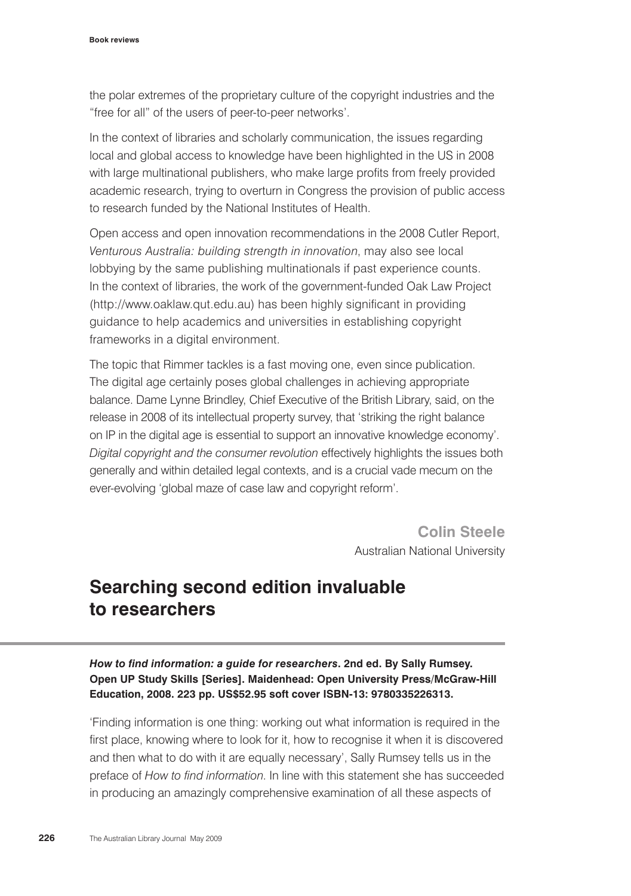the polar extremes of the proprietary culture of the copyright industries and the "free for all" of the users of peer-to-peer networks'.

In the context of libraries and scholarly communication, the issues regarding local and global access to knowledge have been highlighted in the US in 2008 with large multinational publishers, who make large profits from freely provided academic research, trying to overturn in Congress the provision of public access to research funded by the National Institutes of Health.

Open access and open innovation recommendations in the 2008 Cutler Report, *Venturous Australia: building strength in innovation*, may also see local lobbying by the same publishing multinationals if past experience counts. In the context of libraries, the work of the government-funded Oak Law Project (http://www.oaklaw.qut.edu.au) has been highly significant in providing guidance to help academics and universities in establishing copyright frameworks in a digital environment.

The topic that Rimmer tackles is a fast moving one, even since publication. The digital age certainly poses global challenges in achieving appropriate balance. Dame Lynne Brindley, Chief Executive of the British Library, said, on the release in 2008 of its intellectual property survey, that 'striking the right balance on IP in the digital age is essential to support an innovative knowledge economy'. *Digital copyright and the consumer revolution* effectively highlights the issues both generally and within detailed legal contexts, and is a crucial vade mecum on the ever-evolving 'global maze of case law and copyright reform'.

**Colin Steele**
Australian National University

## Searching second edition invaluable to researchers

***How to find information: a guide for researchers*. 2nd ed. By Sally Rumsey. Open UP Study Skills [Series]. Maidenhead: Open University Press/McGraw-Hill Education, 2008. 223 pp. US$52.95 soft cover ISBN-13: 9780335226313.**

'Finding information is one thing: working out what information is required in the first place, knowing where to look for it, how to recognise it when it is discovered and then what to do with it are equally necessary', Sally Rumsey tells us in the preface of *How to find information*. In line with this statement she has succeeded in producing an amazingly comprehensive examination of all these aspects of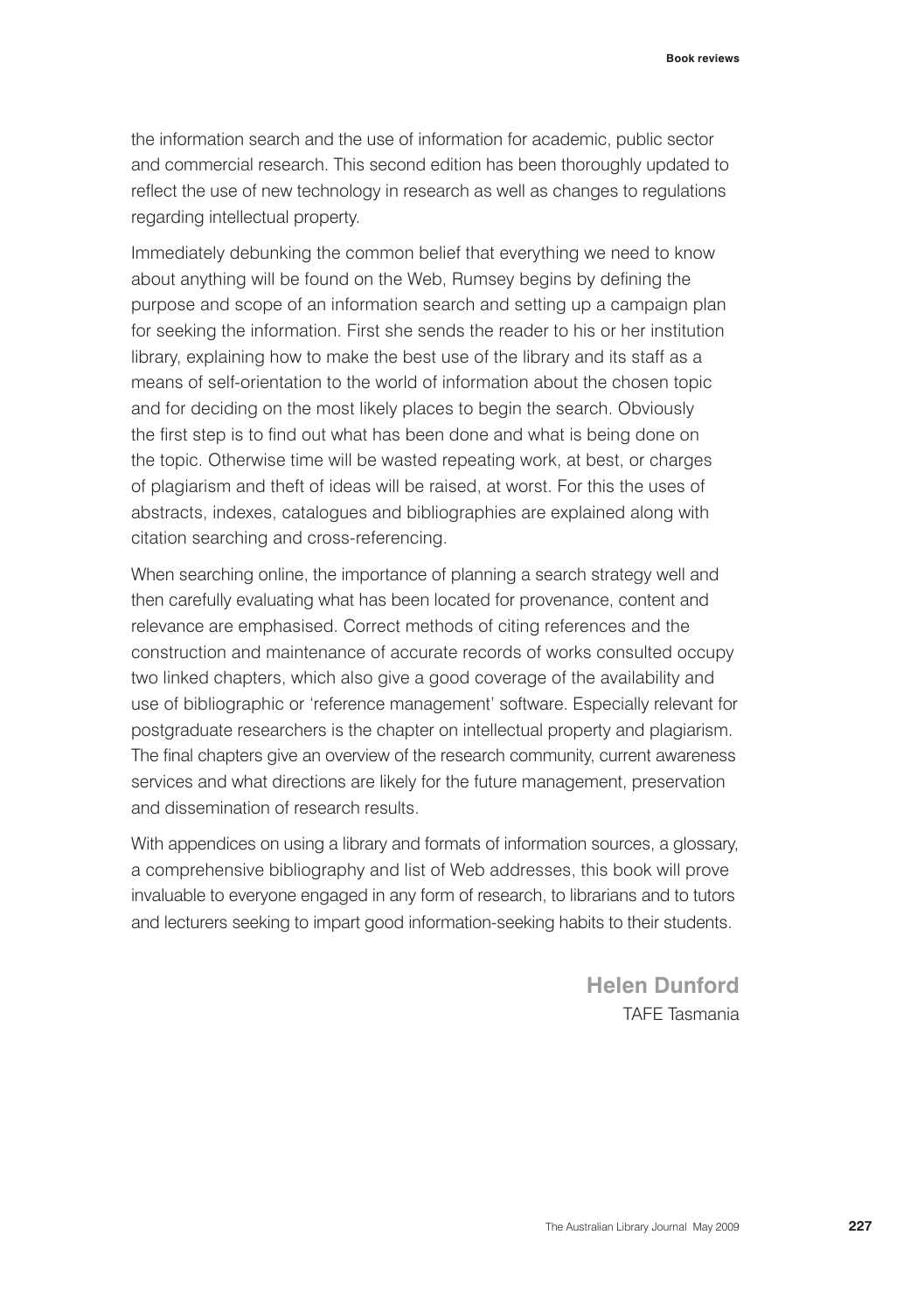the information search and the use of information for academic, public sector and commercial research. This second edition has been thoroughly updated to reflect the use of new technology in research as well as changes to regulations regarding intellectual property.

Immediately debunking the common belief that everything we need to know about anything will be found on the Web, Rumsey begins by defining the purpose and scope of an information search and setting up a campaign plan for seeking the information. First she sends the reader to his or her institution library, explaining how to make the best use of the library and its staff as a means of self-orientation to the world of information about the chosen topic and for deciding on the most likely places to begin the search. Obviously the first step is to find out what has been done and what is being done on the topic. Otherwise time will be wasted repeating work, at best, or charges of plagiarism and theft of ideas will be raised, at worst. For this the uses of abstracts, indexes, catalogues and bibliographies are explained along with citation searching and cross-referencing.

When searching online, the importance of planning a search strategy well and then carefully evaluating what has been located for provenance, content and relevance are emphasised. Correct methods of citing references and the construction and maintenance of accurate records of works consulted occupy two linked chapters, which also give a good coverage of the availability and use of bibliographic or 'reference management' software. Especially relevant for postgraduate researchers is the chapter on intellectual property and plagiarism. The final chapters give an overview of the research community, current awareness services and what directions are likely for the future management, preservation and dissemination of research results.

With appendices on using a library and formats of information sources, a glossary, a comprehensive bibliography and list of Web addresses, this book will prove invaluable to everyone engaged in any form of research, to librarians and to tutors and lecturers seeking to impart good information-seeking habits to their students.

**Helen Dunford**
TAFE Tasmania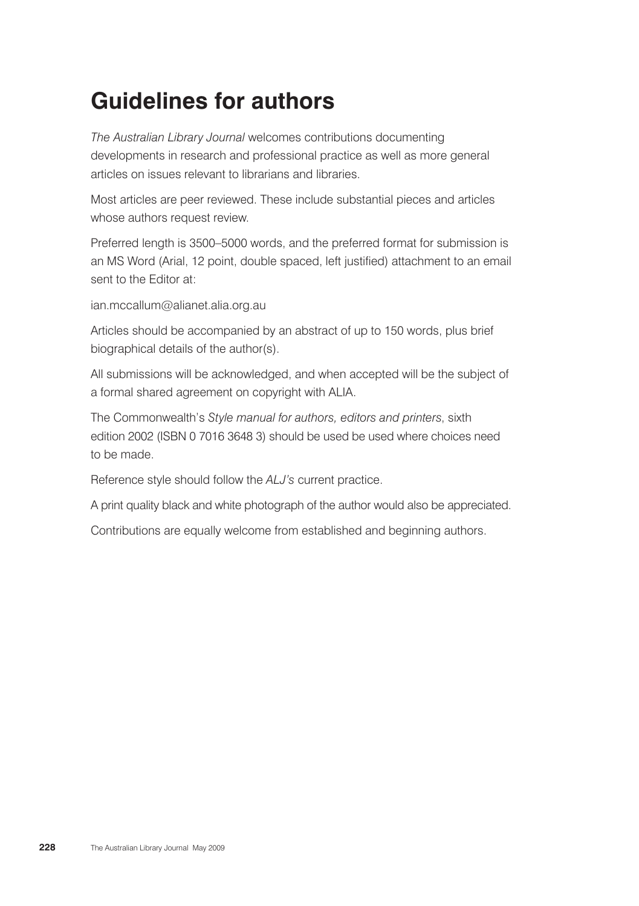# Guidelines for authors

*The Australian Library Journal* welcomes contributions documenting developments in research and professional practice as well as more general articles on issues relevant to librarians and libraries.

Most articles are peer reviewed. These include substantial pieces and articles whose authors request review.

Preferred length is 3500–5000 words, and the preferred format for submission is an MS Word (Arial, 12 point, double spaced, left justified) attachment to an email sent to the Editor at:

ian.mccallum@alianet.alia.org.au

Articles should be accompanied by an abstract of up to 150 words, plus brief biographical details of the author(s).

All submissions will be acknowledged, and when accepted will be the subject of a formal shared agreement on copyright with ALIA.

The Commonwealth's *Style manual for authors, editors and printers*, sixth edition 2002 (ISBN 0 7016 3648 3) should be used be used where choices need to be made.

Reference style should follow the *ALJ's* current practice.

A print quality black and white photograph of the author would also be appreciated.

Contributions are equally welcome from established and beginning authors.